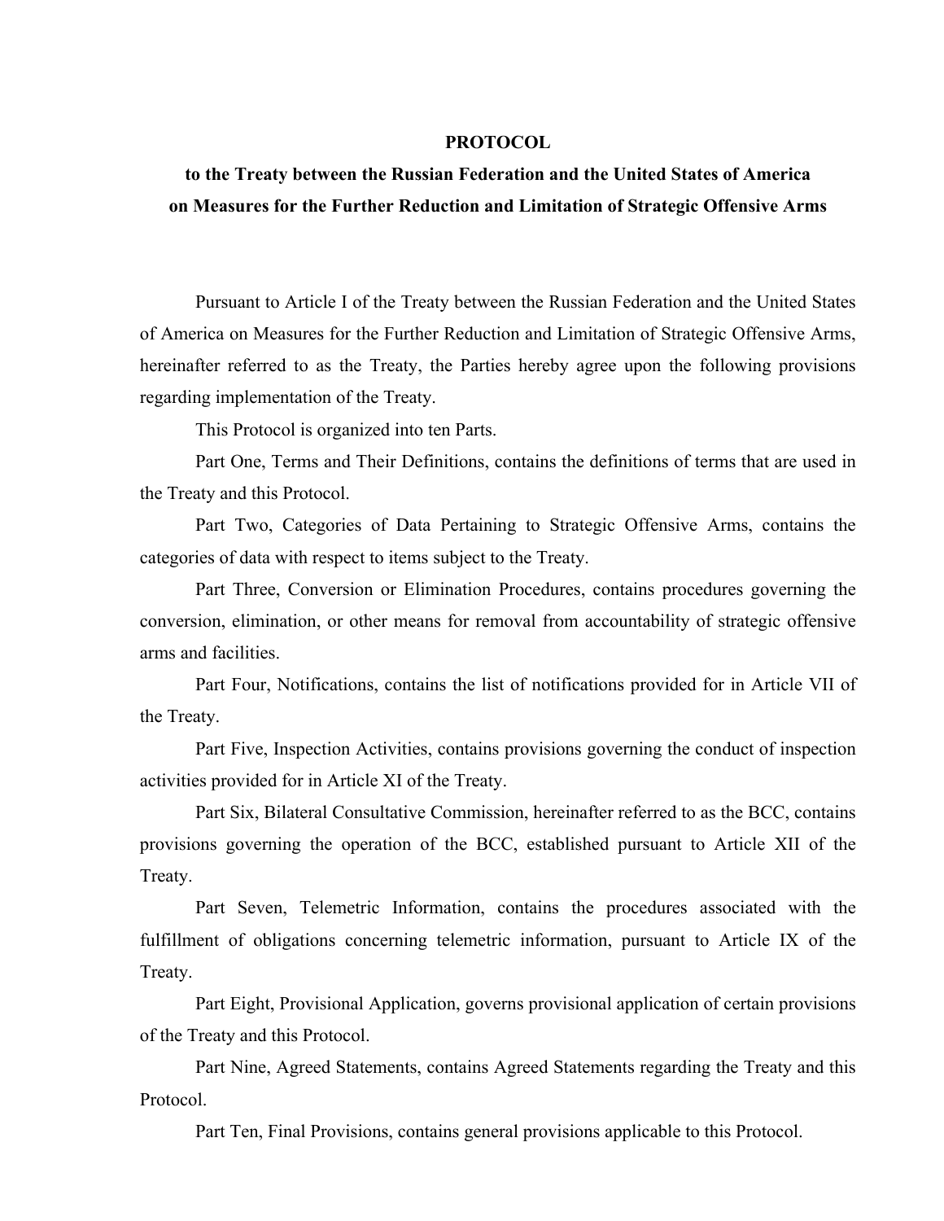# PROTOCOL

## to the Treaty between the Russian Federation and the United States of America on Measures for the Further Reduction and Limitation of Strategic Offensive Arms

Pursuant to Article I of the Treaty between the Russian Federation and the United States of America on Measures for the Further Reduction and Limitation of Strategic Offensive Arms, hereinafter referred to as the Treaty, the Parties hereby agree upon the following provisions regarding implementation of the Treaty.

This Protocol is organized into ten Parts.

Part One, Terms and Their Definitions, contains the definitions of terms that are used in the Treaty and this Protocol.

Part Two, Categories of Data Pertaining to Strategic Offensive Arms, contains the categories of data with respect to items subject to the Treaty.

Part Three, Conversion or Elimination Procedures, contains procedures governing the conversion, elimination, or other means for removal from accountability of strategic offensive arms and facilities.

Part Four, Notifications, contains the list of notifications provided for in Article VII of the Treaty.

Part Five, Inspection Activities, contains provisions governing the conduct of inspection activities provided for in Article XI of the Treaty.

Part Six, Bilateral Consultative Commission, hereinafter referred to as the BCC, contains provisions governing the operation of the BCC, established pursuant to Article XII of the Treaty.

Part Seven, Telemetric Information, contains the procedures associated with the fulfillment of obligations concerning telemetric information, pursuant to Article IX of the Treaty.

Part Eight, Provisional Application, governs provisional application of certain provisions of the Treaty and this Protocol.

Part Nine, Agreed Statements, contains Agreed Statements regarding the Treaty and this Protocol.

Part Ten, Final Provisions, contains general provisions applicable to this Protocol.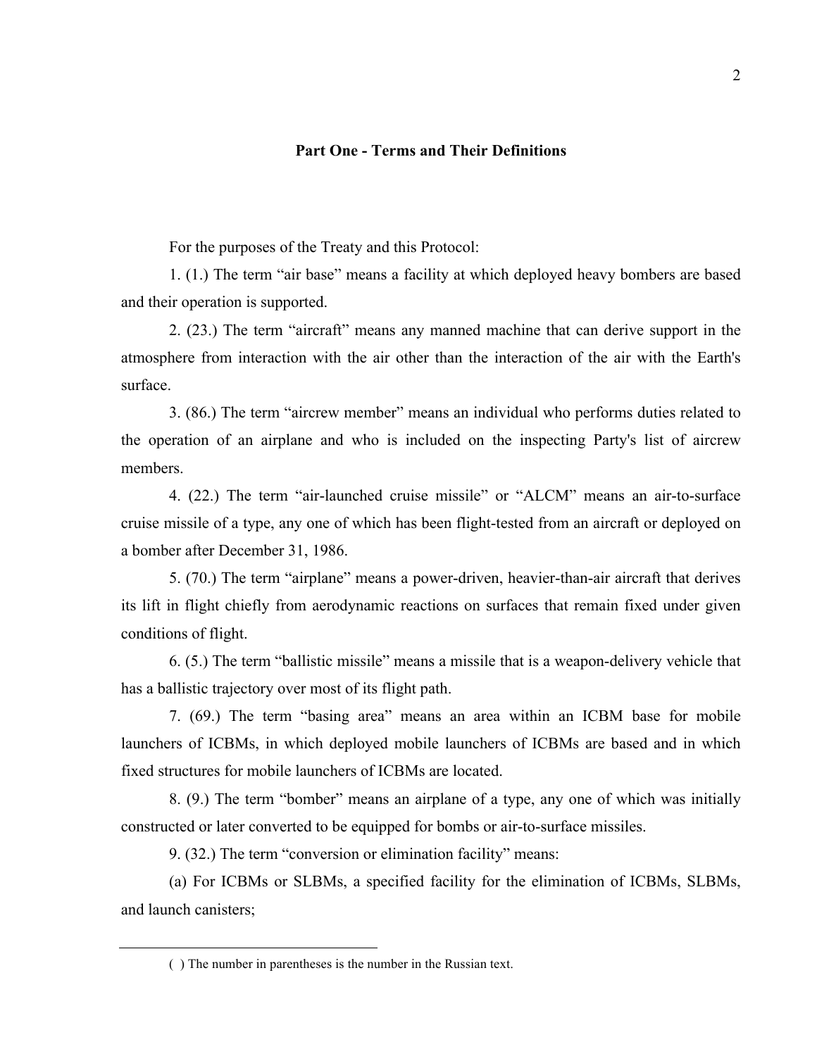## Part One - Terms and Their Definitions

For the purposes of the Treaty and this Protocol:

1. (1.) The term "air base" means a facility at which deployed heavy bombers are based and their operation is supported.

2. (23.) The term "aircraft" means any manned machine that can derive support in the atmosphere from interaction with the air other than the interaction of the air with the Earth's surface.

3. (86.) The term "aircrew member" means an individual who performs duties related to the operation of an airplane and who is included on the inspecting Party's list of aircrew members.

4. (22.) The term "air-launched cruise missile" or "ALCM" means an air-to-surface cruise missile of a type, any one of which has been flight-tested from an aircraft or deployed on a bomber after December 31, 1986.

5. (70.) The term "airplane" means a power-driven, heavier-than-air aircraft that derives its lift in flight chiefly from aerodynamic reactions on surfaces that remain fixed under given conditions of flight.

6. (5.) The term "ballistic missile" means a missile that is a weapon-delivery vehicle that has a ballistic trajectory over most of its flight path.

7. (69.) The term "basing area" means an area within an ICBM base for mobile launchers of ICBMs, in which deployed mobile launchers of ICBMs are based and in which fixed structures for mobile launchers of ICBMs are located.

8. (9.) The term "bomber" means an airplane of a type, any one of which was initially constructed or later converted to be equipped for bombs or air-to-surface missiles.

9. (32.) The term "conversion or elimination facility" means:

(a) For ICBMs or SLBMs, a specified facility for the elimination of ICBMs, SLBMs, and launch canisters;

---

( ) The number in parentheses is the number in the Russian text.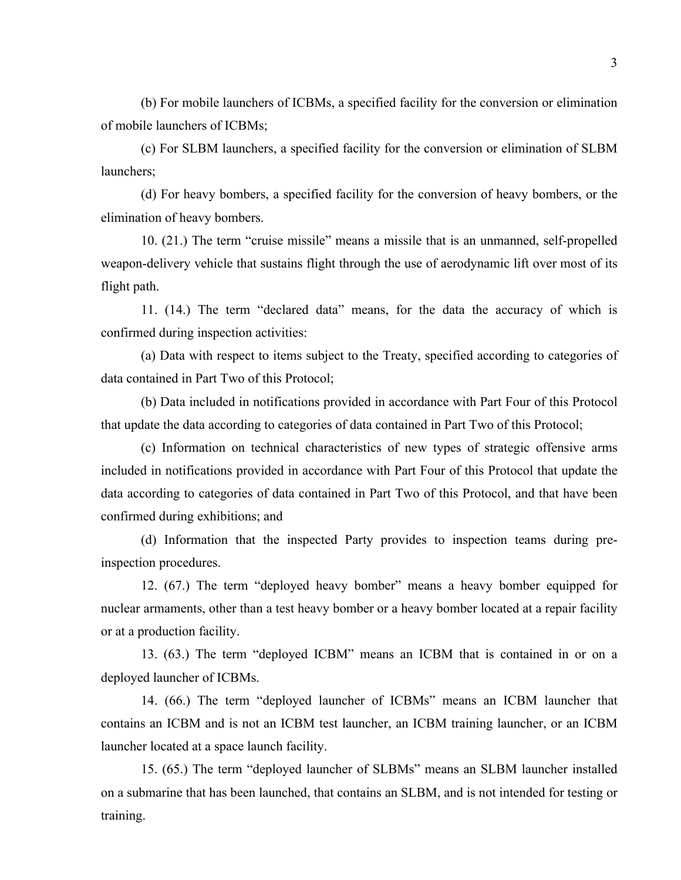(b) For mobile launchers of ICBMs, a specified facility for the conversion or elimination of mobile launchers of ICBMs;

(c) For SLBM launchers, a specified facility for the conversion or elimination of SLBM launchers;

(d) For heavy bombers, a specified facility for the conversion of heavy bombers, or the elimination of heavy bombers.

10. (21.) The term "cruise missile" means a missile that is an unmanned, self-propelled weapon-delivery vehicle that sustains flight through the use of aerodynamic lift over most of its flight path.

11. (14.) The term "declared data" means, for the data the accuracy of which is confirmed during inspection activities:

(a) Data with respect to items subject to the Treaty, specified according to categories of data contained in Part Two of this Protocol;

(b) Data included in notifications provided in accordance with Part Four of this Protocol that update the data according to categories of data contained in Part Two of this Protocol;

(c) Information on technical characteristics of new types of strategic offensive arms included in notifications provided in accordance with Part Four of this Protocol that update the data according to categories of data contained in Part Two of this Protocol, and that have been confirmed during exhibitions; and

(d) Information that the inspected Party provides to inspection teams during pre-inspection procedures.

12. (67.) The term "deployed heavy bomber" means a heavy bomber equipped for nuclear armaments, other than a test heavy bomber or a heavy bomber located at a repair facility or at a production facility.

13. (63.) The term "deployed ICBM" means an ICBM that is contained in or on a deployed launcher of ICBMs.

14. (66.) The term "deployed launcher of ICBMs" means an ICBM launcher that contains an ICBM and is not an ICBM test launcher, an ICBM training launcher, or an ICBM launcher located at a space launch facility.

15. (65.) The term "deployed launcher of SLBMs" means an SLBM launcher installed on a submarine that has been launched, that contains an SLBM, and is not intended for testing or training.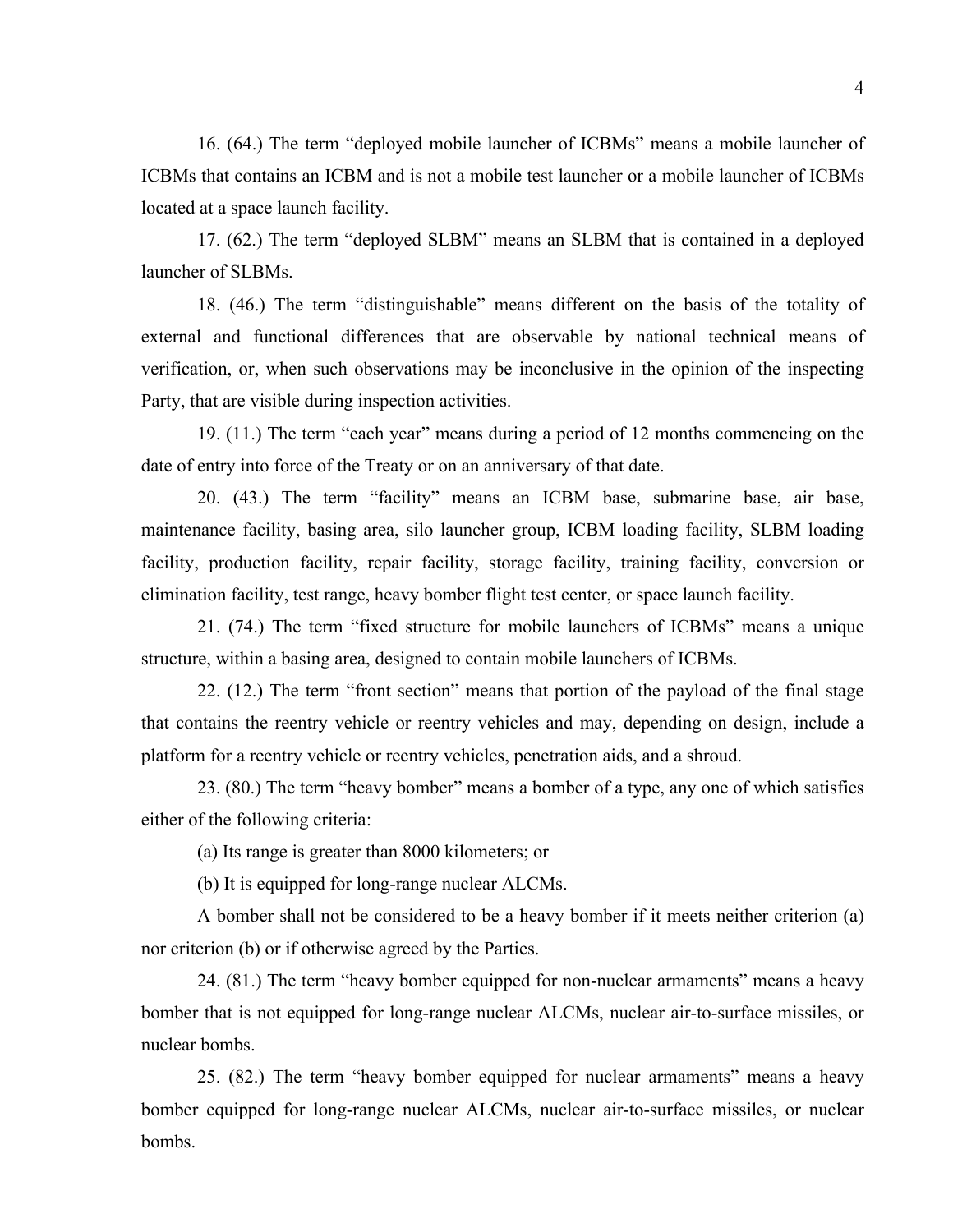16. (64.) The term “deployed mobile launcher of ICBMs” means a mobile launcher of ICBMs that contains an ICBM and is not a mobile test launcher or a mobile launcher of ICBMs located at a space launch facility.

17. (62.) The term “deployed SLBM” means an SLBM that is contained in a deployed launcher of SLBMs.

18. (46.) The term “distinguishable” means different on the basis of the totality of external and functional differences that are observable by national technical means of verification, or, when such observations may be inconclusive in the opinion of the inspecting Party, that are visible during inspection activities.

19. (11.) The term “each year” means during a period of 12 months commencing on the date of entry into force of the Treaty or on an anniversary of that date.

20. (43.) The term “facility” means an ICBM base, submarine base, air base, maintenance facility, basing area, silo launcher group, ICBM loading facility, SLBM loading facility, production facility, repair facility, storage facility, training facility, conversion or elimination facility, test range, heavy bomber flight test center, or space launch facility.

21. (74.) The term “fixed structure for mobile launchers of ICBMs” means a unique structure, within a basing area, designed to contain mobile launchers of ICBMs.

22. (12.) The term “front section” means that portion of the payload of the final stage that contains the reentry vehicle or reentry vehicles and may, depending on design, include a platform for a reentry vehicle or reentry vehicles, penetration aids, and a shroud.

23. (80.) The term “heavy bomber” means a bomber of a type, any one of which satisfies either of the following criteria:

(a) Its range is greater than 8000 kilometers; or

(b) It is equipped for long-range nuclear ALCMs.

A bomber shall not be considered to be a heavy bomber if it meets neither criterion (a) nor criterion (b) or if otherwise agreed by the Parties.

24. (81.) The term “heavy bomber equipped for non-nuclear armaments” means a heavy bomber that is not equipped for long-range nuclear ALCMs, nuclear air-to-surface missiles, or nuclear bombs.

25. (82.) The term “heavy bomber equipped for nuclear armaments” means a heavy bomber equipped for long-range nuclear ALCMs, nuclear air-to-surface missiles, or nuclear bombs.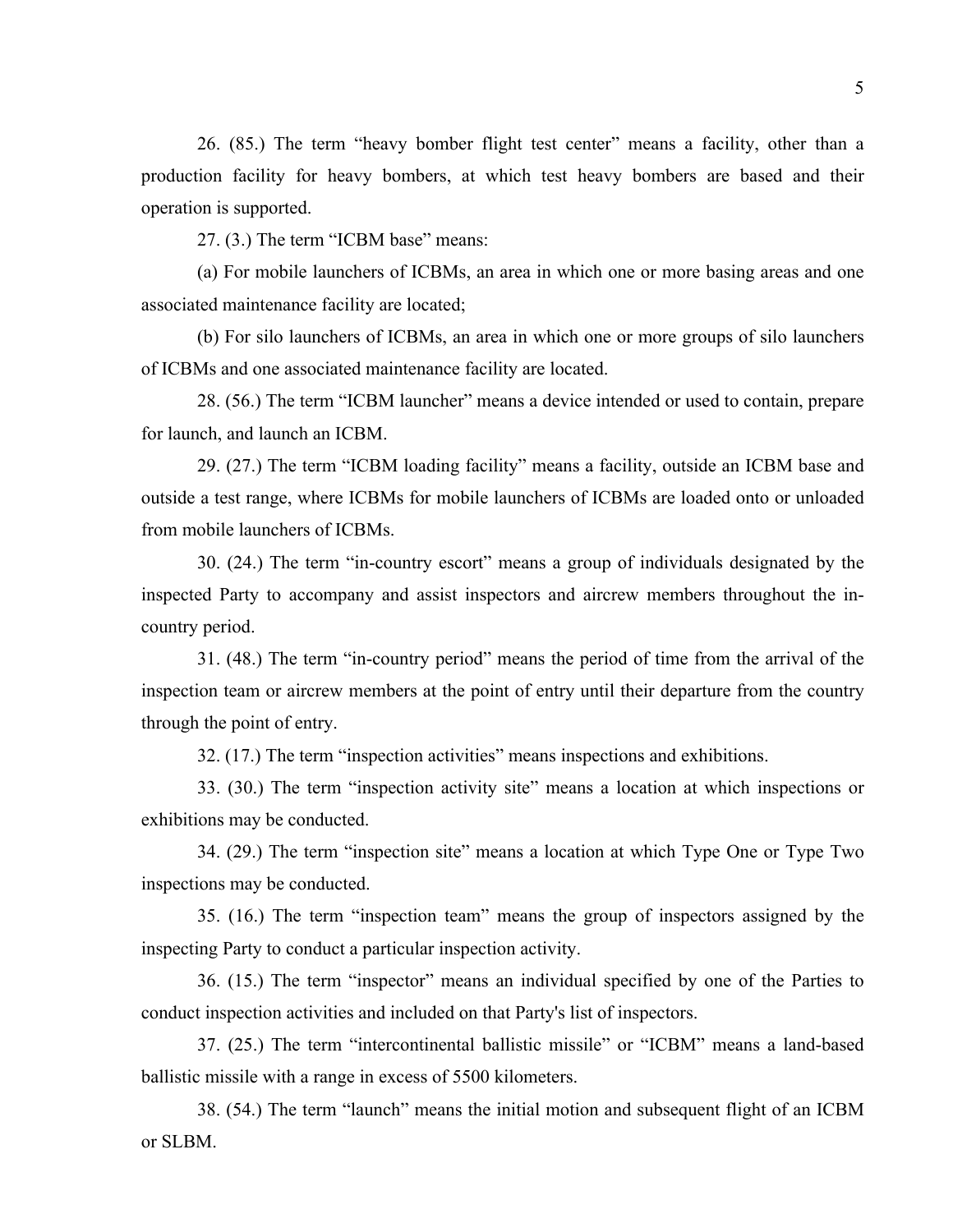26. (85.) The term "heavy bomber flight test center" means a facility, other than a production facility for heavy bombers, at which test heavy bombers are based and their operation is supported.

27. (3.) The term "ICBM base" means:

(a) For mobile launchers of ICBMs, an area in which one or more basing areas and one associated maintenance facility are located;

(b) For silo launchers of ICBMs, an area in which one or more groups of silo launchers of ICBMs and one associated maintenance facility are located.

28. (56.) The term "ICBM launcher" means a device intended or used to contain, prepare for launch, and launch an ICBM.

29. (27.) The term "ICBM loading facility" means a facility, outside an ICBM base and outside a test range, where ICBMs for mobile launchers of ICBMs are loaded onto or unloaded from mobile launchers of ICBMs.

30. (24.) The term "in-country escort" means a group of individuals designated by the inspected Party to accompany and assist inspectors and aircrew members throughout the in-country period.

31. (48.) The term "in-country period" means the period of time from the arrival of the inspection team or aircrew members at the point of entry until their departure from the country through the point of entry.

32. (17.) The term "inspection activities" means inspections and exhibitions.

33. (30.) The term "inspection activity site" means a location at which inspections or exhibitions may be conducted.

34. (29.) The term "inspection site" means a location at which Type One or Type Two inspections may be conducted.

35. (16.) The term "inspection team" means the group of inspectors assigned by the inspecting Party to conduct a particular inspection activity.

36. (15.) The term "inspector" means an individual specified by one of the Parties to conduct inspection activities and included on that Party's list of inspectors.

37. (25.) The term "intercontinental ballistic missile" or "ICBM" means a land-based ballistic missile with a range in excess of 5500 kilometers.

38. (54.) The term "launch" means the initial motion and subsequent flight of an ICBM or SLBM.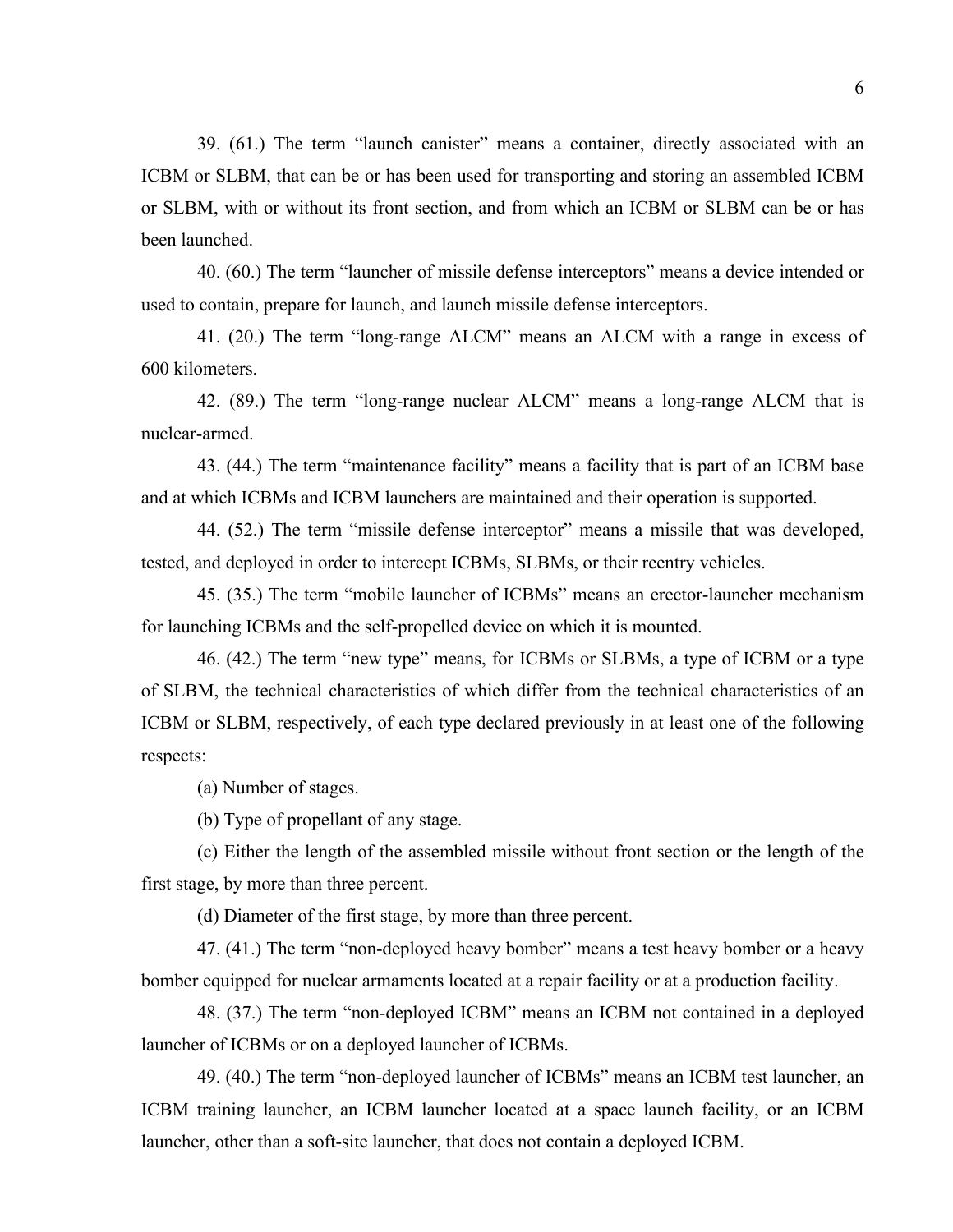39. (61.) The term “launch canister” means a container, directly associated with an ICBM or SLBM, that can be or has been used for transporting and storing an assembled ICBM or SLBM, with or without its front section, and from which an ICBM or SLBM can be or has been launched.

40. (60.) The term “launcher of missile defense interceptors” means a device intended or used to contain, prepare for launch, and launch missile defense interceptors.

41. (20.) The term “long-range ALCM” means an ALCM with a range in excess of 600 kilometers.

42. (89.) The term “long-range nuclear ALCM” means a long-range ALCM that is nuclear-armed.

43. (44.) The term “maintenance facility” means a facility that is part of an ICBM base and at which ICBMs and ICBM launchers are maintained and their operation is supported.

44. (52.) The term “missile defense interceptor” means a missile that was developed, tested, and deployed in order to intercept ICBMs, SLBMs, or their reentry vehicles.

45. (35.) The term “mobile launcher of ICBMs” means an erector-launcher mechanism for launching ICBMs and the self-propelled device on which it is mounted.

46. (42.) The term “new type” means, for ICBMs or SLBMs, a type of ICBM or a type of SLBM, the technical characteristics of which differ from the technical characteristics of an ICBM or SLBM, respectively, of each type declared previously in at least one of the following respects:

(a) Number of stages.

(b) Type of propellant of any stage.

(c) Either the length of the assembled missile without front section or the length of the first stage, by more than three percent.

(d) Diameter of the first stage, by more than three percent.

47. (41.) The term “non-deployed heavy bomber” means a test heavy bomber or a heavy bomber equipped for nuclear armaments located at a repair facility or at a production facility.

48. (37.) The term “non-deployed ICBM” means an ICBM not contained in a deployed launcher of ICBMs or on a deployed launcher of ICBMs.

49. (40.) The term “non-deployed launcher of ICBMs” means an ICBM test launcher, an ICBM training launcher, an ICBM launcher located at a space launch facility, or an ICBM launcher, other than a soft-site launcher, that does not contain a deployed ICBM.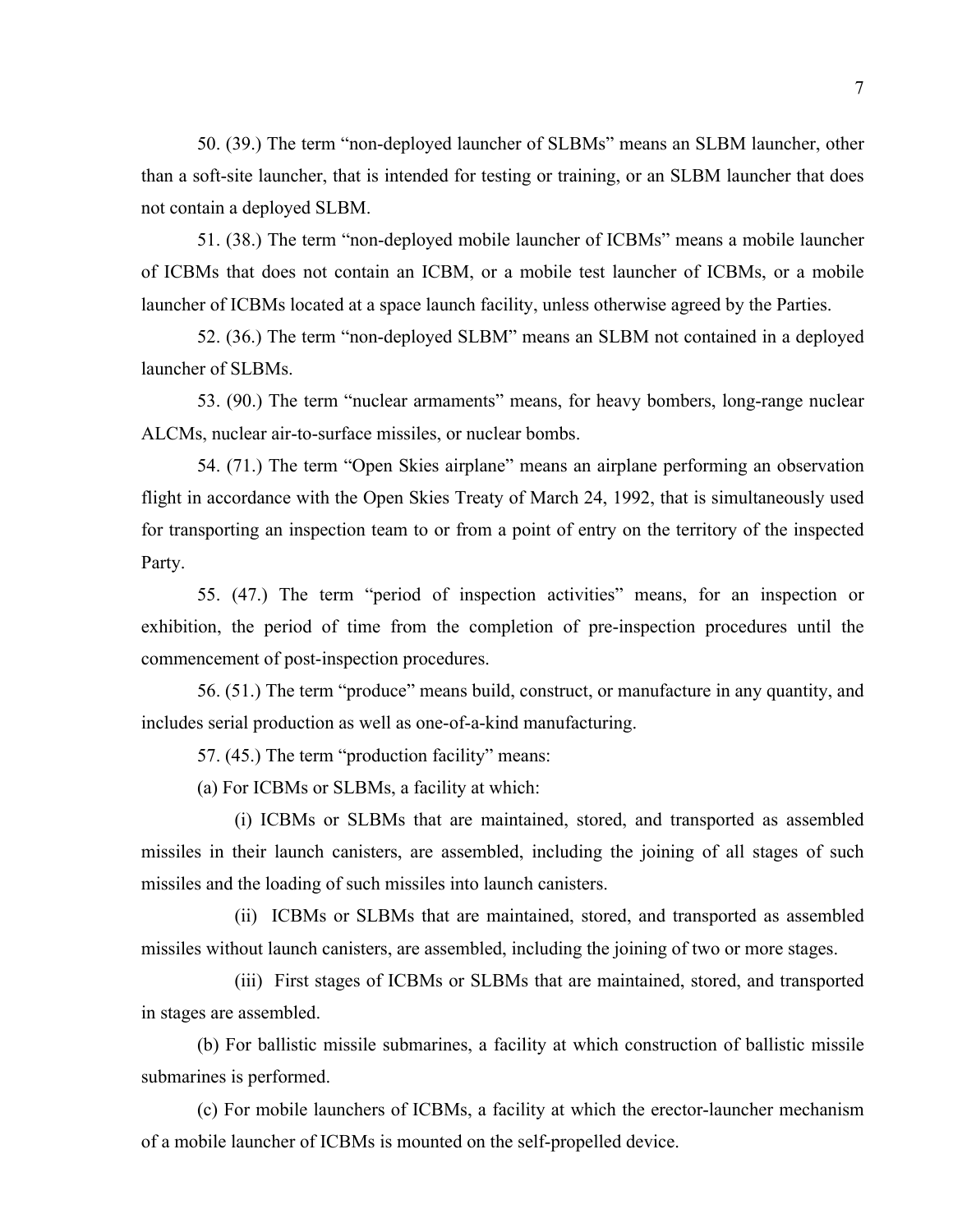50. (39.) The term “non-deployed launcher of SLBMs” means an SLBM launcher, other than a soft-site launcher, that is intended for testing or training, or an SLBM launcher that does not contain a deployed SLBM.

51. (38.) The term “non-deployed mobile launcher of ICBMs” means a mobile launcher of ICBMs that does not contain an ICBM, or a mobile test launcher of ICBMs, or a mobile launcher of ICBMs located at a space launch facility, unless otherwise agreed by the Parties.

52. (36.) The term “non-deployed SLBM” means an SLBM not contained in a deployed launcher of SLBMs.

53. (90.) The term “nuclear armaments” means, for heavy bombers, long-range nuclear ALCMs, nuclear air-to-surface missiles, or nuclear bombs.

54. (71.) The term “Open Skies airplane” means an airplane performing an observation flight in accordance with the Open Skies Treaty of March 24, 1992, that is simultaneously used for transporting an inspection team to or from a point of entry on the territory of the inspected Party.

55. (47.) The term “period of inspection activities” means, for an inspection or exhibition, the period of time from the completion of pre-inspection procedures until the commencement of post-inspection procedures.

56. (51.) The term “produce” means build, construct, or manufacture in any quantity, and includes serial production as well as one-of-a-kind manufacturing.

57. (45.) The term “production facility” means:

(a) For ICBMs or SLBMs, a facility at which:

(i) ICBMs or SLBMs that are maintained, stored, and transported as assembled missiles in their launch canisters, are assembled, including the joining of all stages of such missiles and the loading of such missiles into launch canisters.

(ii) ICBMs or SLBMs that are maintained, stored, and transported as assembled missiles without launch canisters, are assembled, including the joining of two or more stages.

(iii) First stages of ICBMs or SLBMs that are maintained, stored, and transported in stages are assembled.

(b) For ballistic missile submarines, a facility at which construction of ballistic missile submarines is performed.

(c) For mobile launchers of ICBMs, a facility at which the erector-launcher mechanism of a mobile launcher of ICBMs is mounted on the self-propelled device.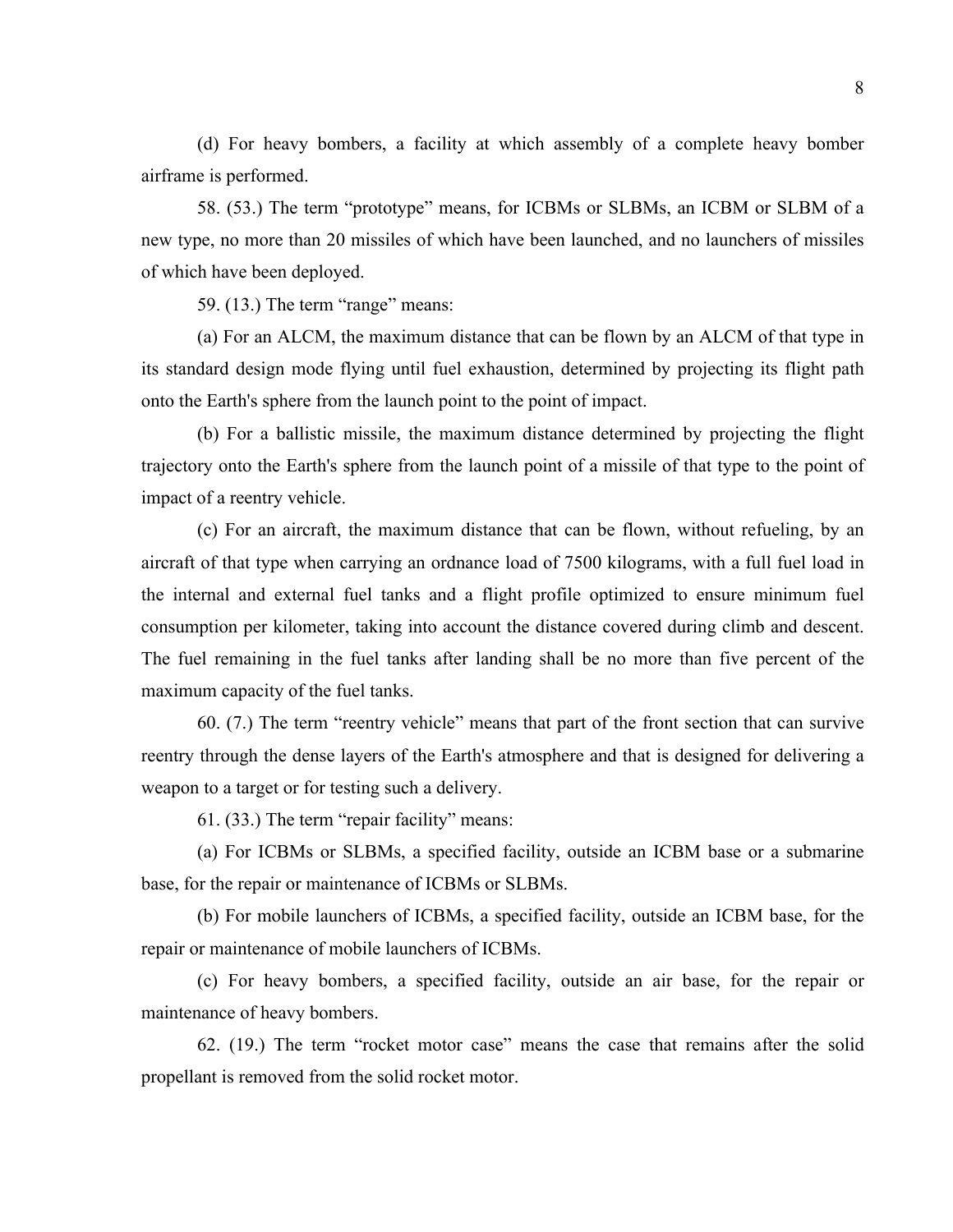(d) For heavy bombers, a facility at which assembly of a complete heavy bomber airframe is performed.

58. (53.) The term “prototype” means, for ICBMs or SLBMs, an ICBM or SLBM of a new type, no more than 20 missiles of which have been launched, and no launchers of missiles of which have been deployed.

59. (13.) The term “range” means:

(a) For an ALCM, the maximum distance that can be flown by an ALCM of that type in its standard design mode flying until fuel exhaustion, determined by projecting its flight path onto the Earth's sphere from the launch point to the point of impact.

(b) For a ballistic missile, the maximum distance determined by projecting the flight trajectory onto the Earth's sphere from the launch point of a missile of that type to the point of impact of a reentry vehicle.

(c) For an aircraft, the maximum distance that can be flown, without refueling, by an aircraft of that type when carrying an ordnance load of 7500 kilograms, with a full fuel load in the internal and external fuel tanks and a flight profile optimized to ensure minimum fuel consumption per kilometer, taking into account the distance covered during climb and descent. The fuel remaining in the fuel tanks after landing shall be no more than five percent of the maximum capacity of the fuel tanks.

60. (7.) The term “reentry vehicle” means that part of the front section that can survive reentry through the dense layers of the Earth's atmosphere and that is designed for delivering a weapon to a target or for testing such a delivery.

61. (33.) The term “repair facility” means:

(a) For ICBMs or SLBMs, a specified facility, outside an ICBM base or a submarine base, for the repair or maintenance of ICBMs or SLBMs.

(b) For mobile launchers of ICBMs, a specified facility, outside an ICBM base, for the repair or maintenance of mobile launchers of ICBMs.

(c) For heavy bombers, a specified facility, outside an air base, for the repair or maintenance of heavy bombers.

62. (19.) The term “rocket motor case” means the case that remains after the solid propellant is removed from the solid rocket motor.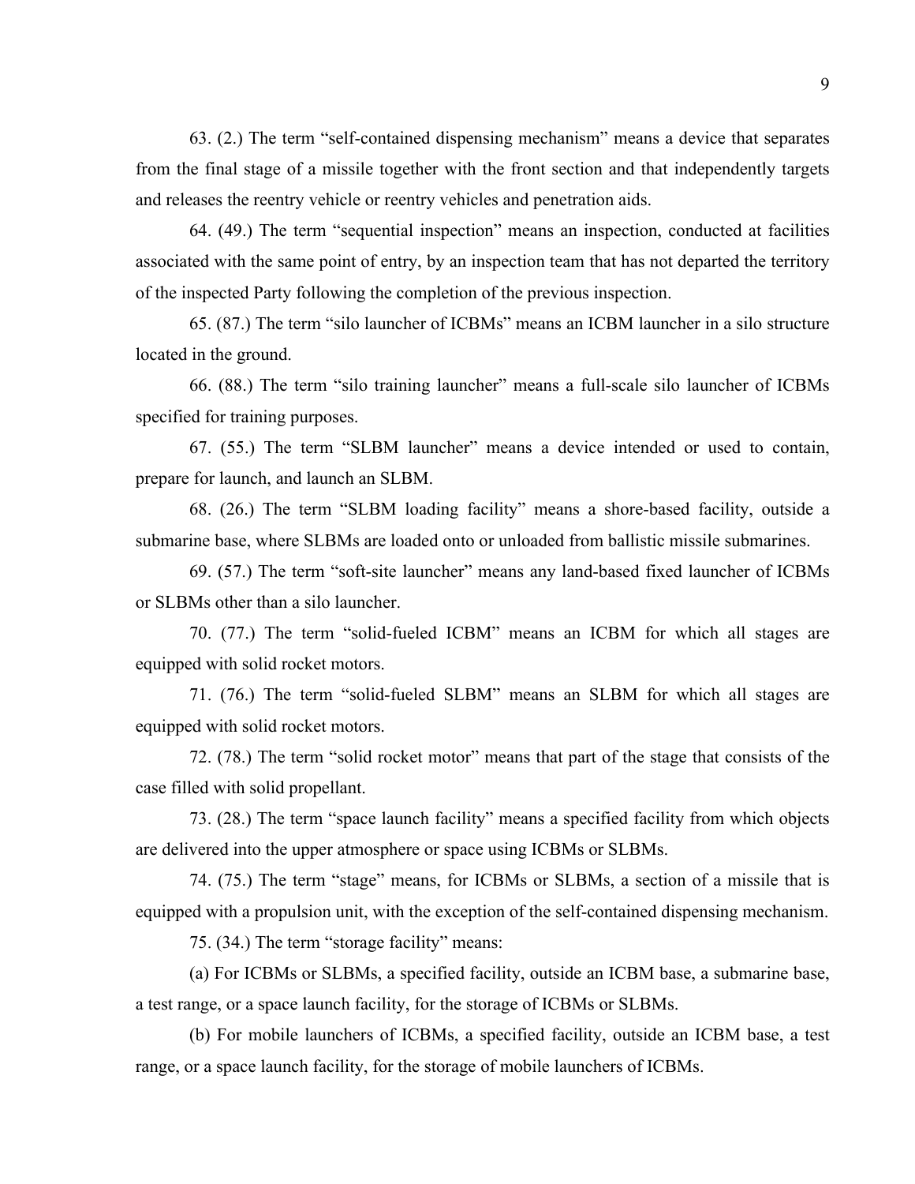63. (2.) The term “self-contained dispensing mechanism” means a device that separates from the final stage of a missile together with the front section and that independently targets and releases the reentry vehicle or reentry vehicles and penetration aids.

64. (49.) The term “sequential inspection” means an inspection, conducted at facilities associated with the same point of entry, by an inspection team that has not departed the territory of the inspected Party following the completion of the previous inspection.

65. (87.) The term “silo launcher of ICBMs” means an ICBM launcher in a silo structure located in the ground.

66. (88.) The term “silo training launcher” means a full-scale silo launcher of ICBMs specified for training purposes.

67. (55.) The term “SLBM launcher” means a device intended or used to contain, prepare for launch, and launch an SLBM.

68. (26.) The term “SLBM loading facility” means a shore-based facility, outside a submarine base, where SLBMs are loaded onto or unloaded from ballistic missile submarines.

69. (57.) The term “soft-site launcher” means any land-based fixed launcher of ICBMs or SLBMs other than a silo launcher.

70. (77.) The term “solid-fueled ICBM” means an ICBM for which all stages are equipped with solid rocket motors.

71. (76.) The term “solid-fueled SLBM” means an SLBM for which all stages are equipped with solid rocket motors.

72. (78.) The term “solid rocket motor” means that part of the stage that consists of the case filled with solid propellant.

73. (28.) The term “space launch facility” means a specified facility from which objects are delivered into the upper atmosphere or space using ICBMs or SLBMs.

74. (75.) The term “stage” means, for ICBMs or SLBMs, a section of a missile that is equipped with a propulsion unit, with the exception of the self-contained dispensing mechanism.

75. (34.) The term “storage facility” means:

(a) For ICBMs or SLBMs, a specified facility, outside an ICBM base, a submarine base, a test range, or a space launch facility, for the storage of ICBMs or SLBMs.

(b) For mobile launchers of ICBMs, a specified facility, outside an ICBM base, a test range, or a space launch facility, for the storage of mobile launchers of ICBMs.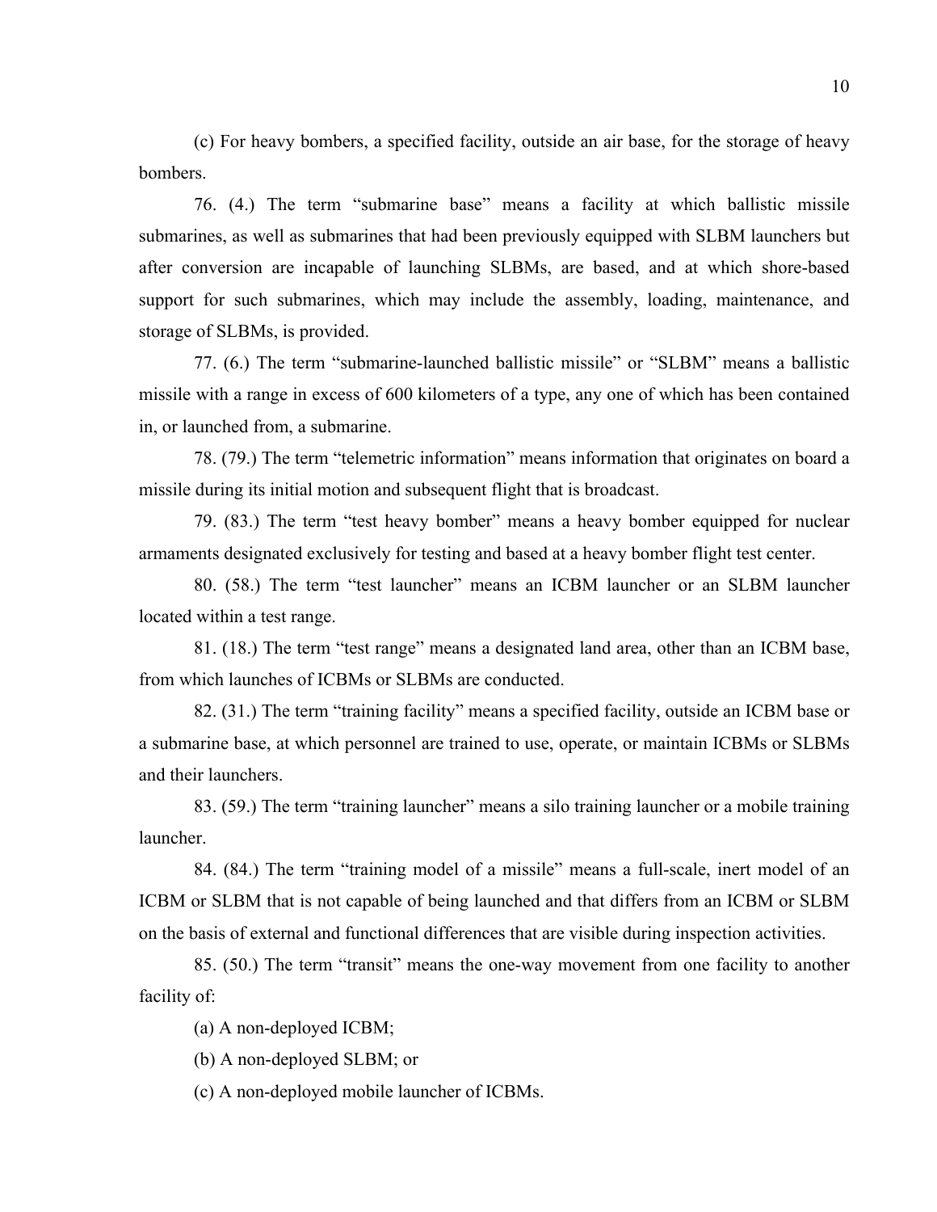(c) For heavy bombers, a specified facility, outside an air base, for the storage of heavy bombers.

76. (4.) The term “submarine base” means a facility at which ballistic missile submarines, as well as submarines that had been previously equipped with SLBM launchers but after conversion are incapable of launching SLBMs, are based, and at which shore-based support for such submarines, which may include the assembly, loading, maintenance, and storage of SLBMs, is provided.

77. (6.) The term “submarine-launched ballistic missile” or “SLBM” means a ballistic missile with a range in excess of 600 kilometers of a type, any one of which has been contained in, or launched from, a submarine.

78. (79.) The term “telemetric information” means information that originates on board a missile during its initial motion and subsequent flight that is broadcast.

79. (83.) The term “test heavy bomber” means a heavy bomber equipped for nuclear armaments designated exclusively for testing and based at a heavy bomber flight test center.

80. (58.) The term “test launcher” means an ICBM launcher or an SLBM launcher located within a test range.

81. (18.) The term “test range” means a designated land area, other than an ICBM base, from which launches of ICBMs or SLBMs are conducted.

82. (31.) The term “training facility” means a specified facility, outside an ICBM base or a submarine base, at which personnel are trained to use, operate, or maintain ICBMs or SLBMs and their launchers.

83. (59.) The term “training launcher” means a silo training launcher or a mobile training launcher.

84. (84.) The term “training model of a missile” means a full-scale, inert model of an ICBM or SLBM that is not capable of being launched and that differs from an ICBM or SLBM on the basis of external and functional differences that are visible during inspection activities.

85. (50.) The term “transit” means the one-way movement from one facility to another facility of:

(a) A non-deployed ICBM;

(b) A non-deployed SLBM; or

(c) A non-deployed mobile launcher of ICBMs.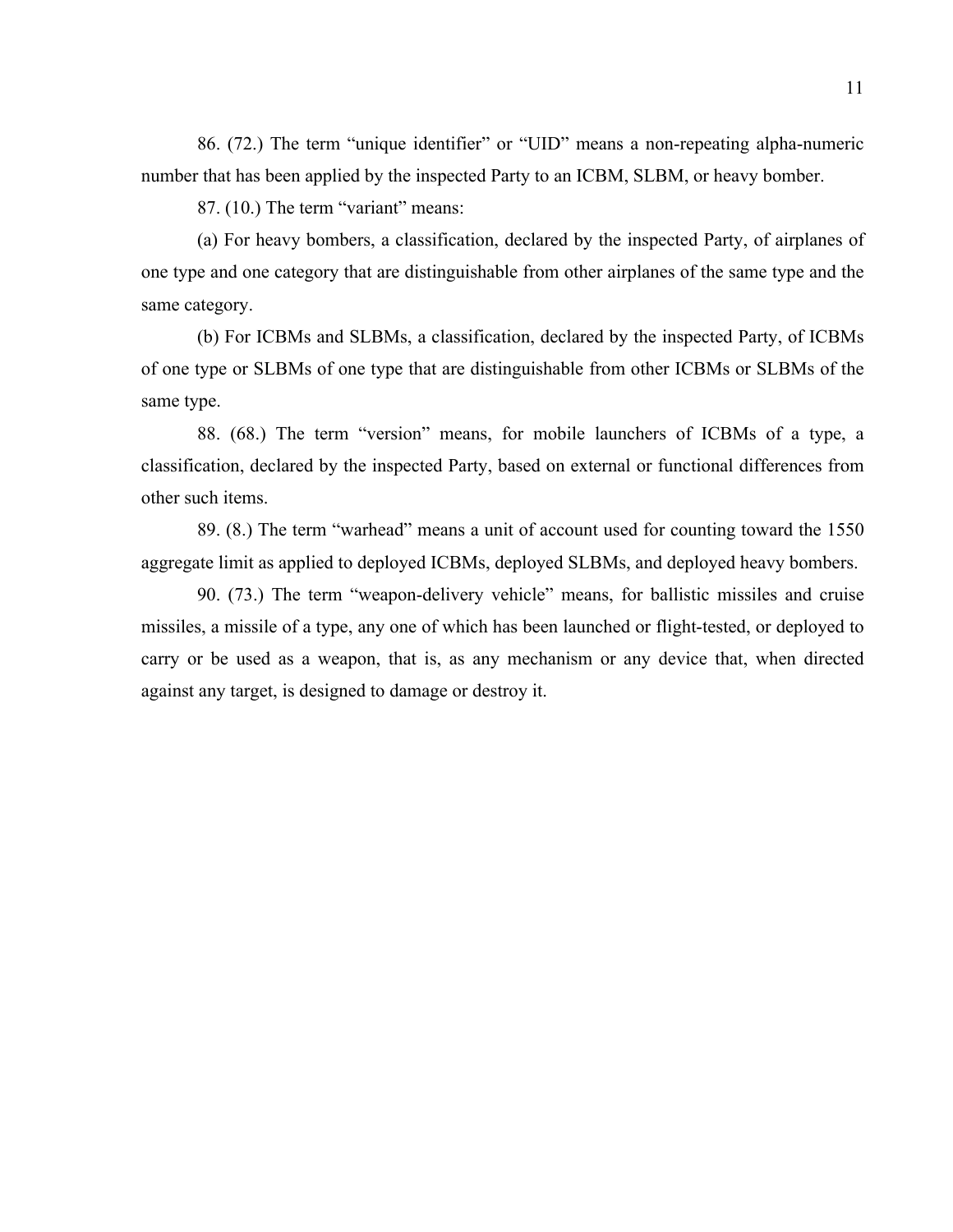86. (72.) The term “unique identifier” or “UID” means a non-repeating alpha-numeric number that has been applied by the inspected Party to an ICBM, SLBM, or heavy bomber.

87. (10.) The term “variant” means:

(a) For heavy bombers, a classification, declared by the inspected Party, of airplanes of one type and one category that are distinguishable from other airplanes of the same type and the same category.

(b) For ICBMs and SLBMs, a classification, declared by the inspected Party, of ICBMs of one type or SLBMs of one type that are distinguishable from other ICBMs or SLBMs of the same type.

88. (68.) The term “version” means, for mobile launchers of ICBMs of a type, a classification, declared by the inspected Party, based on external or functional differences from other such items.

89. (8.) The term “warhead” means a unit of account used for counting toward the 1550 aggregate limit as applied to deployed ICBMs, deployed SLBMs, and deployed heavy bombers.

90. (73.) The term “weapon-delivery vehicle” means, for ballistic missiles and cruise missiles, a missile of a type, any one of which has been launched or flight-tested, or deployed to carry or be used as a weapon, that is, as any mechanism or any device that, when directed against any target, is designed to damage or destroy it.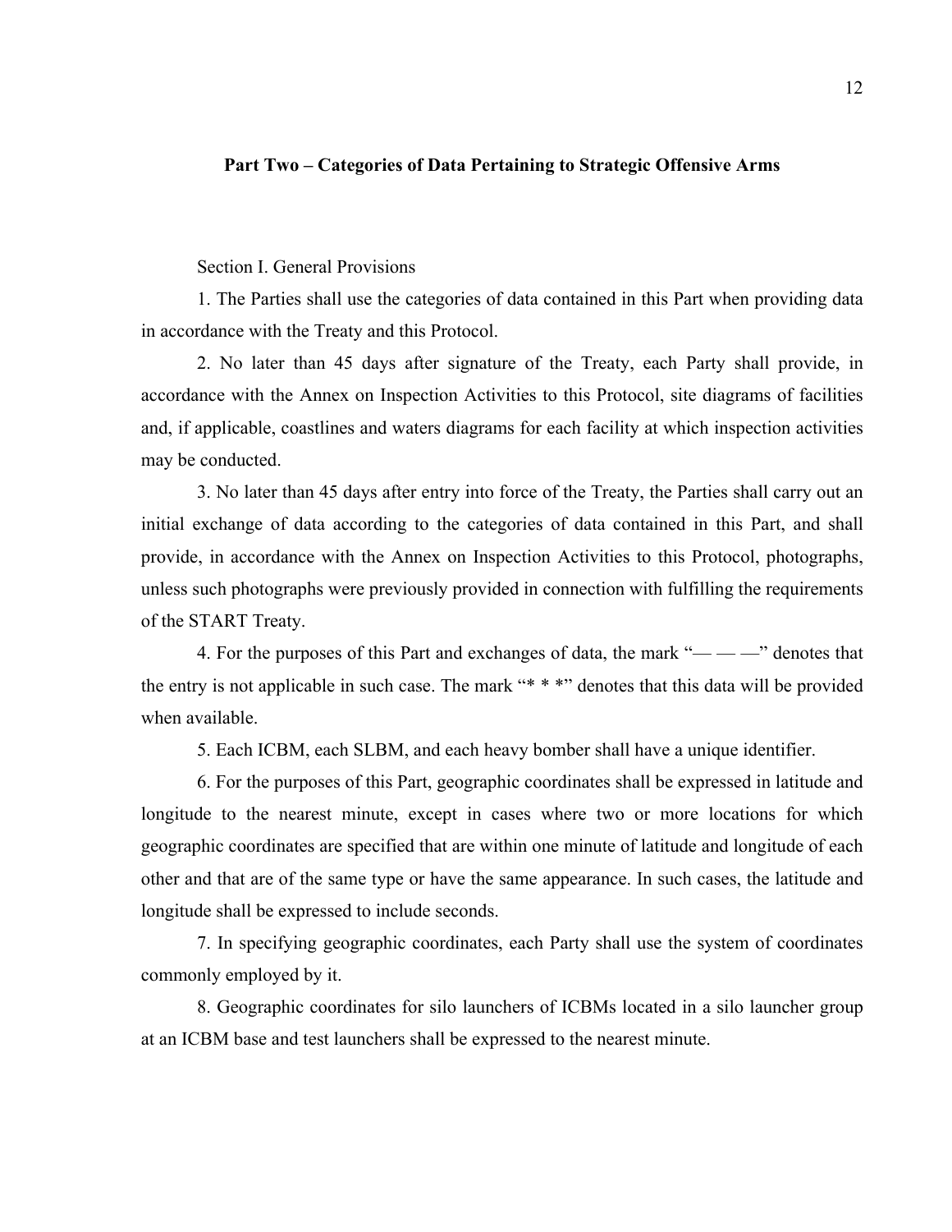## Part Two – Categories of Data Pertaining to Strategic Offensive Arms

Section I. General Provisions

1. The Parties shall use the categories of data contained in this Part when providing data in accordance with the Treaty and this Protocol.

2. No later than 45 days after signature of the Treaty, each Party shall provide, in accordance with the Annex on Inspection Activities to this Protocol, site diagrams of facilities and, if applicable, coastlines and waters diagrams for each facility at which inspection activities may be conducted.

3. No later than 45 days after entry into force of the Treaty, the Parties shall carry out an initial exchange of data according to the categories of data contained in this Part, and shall provide, in accordance with the Annex on Inspection Activities to this Protocol, photographs, unless such photographs were previously provided in connection with fulfilling the requirements of the START Treaty.

4. For the purposes of this Part and exchanges of data, the mark "— — —" denotes that the entry is not applicable in such case. The mark "* * *" denotes that this data will be provided when available.

5. Each ICBM, each SLBM, and each heavy bomber shall have a unique identifier.

6. For the purposes of this Part, geographic coordinates shall be expressed in latitude and longitude to the nearest minute, except in cases where two or more locations for which geographic coordinates are specified that are within one minute of latitude and longitude of each other and that are of the same type or have the same appearance. In such cases, the latitude and longitude shall be expressed to include seconds.

7. In specifying geographic coordinates, each Party shall use the system of coordinates commonly employed by it.

8. Geographic coordinates for silo launchers of ICBMs located in a silo launcher group at an ICBM base and test launchers shall be expressed to the nearest minute.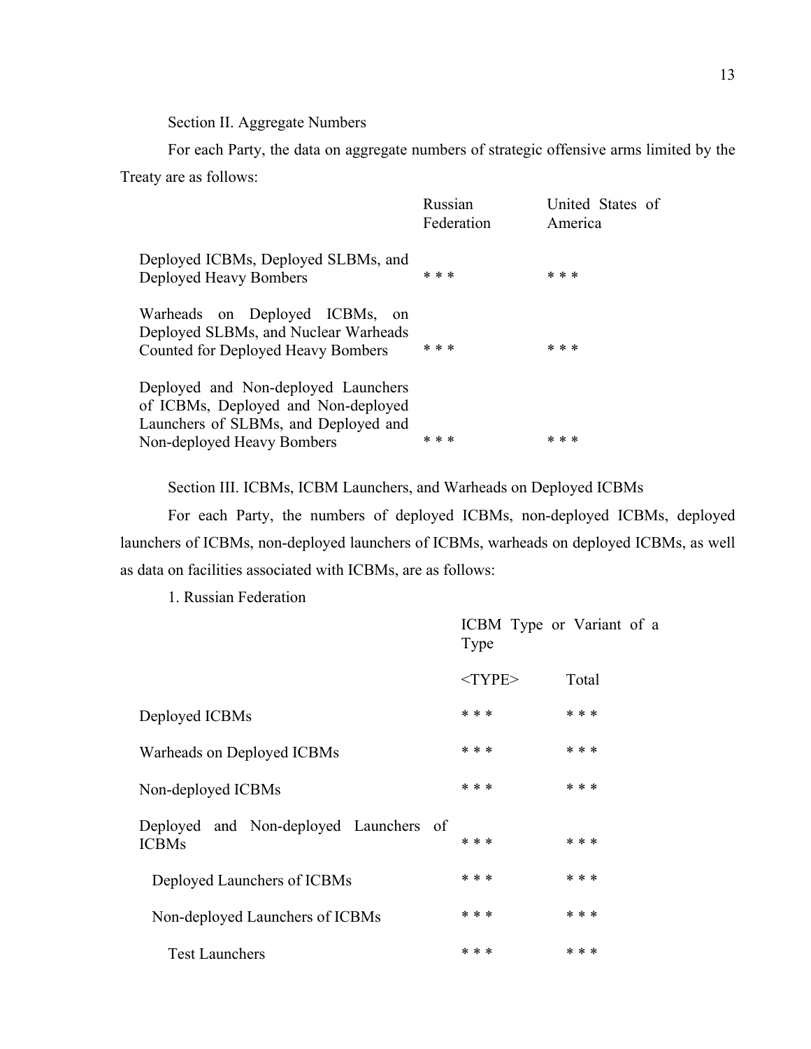Section II. Aggregate Numbers

For each Party, the data on aggregate numbers of strategic offensive arms limited by the Treaty are as follows:

| | Russian Federation | United States of America |
|---|---|---|
| Deployed ICBMs, Deployed SLBMs, and Deployed Heavy Bombers | * * * | * * * |
| Warheads on Deployed ICBMs, on Deployed SLBMs, and Nuclear Warheads Counted for Deployed Heavy Bombers | * * * | * * * |
| Deployed and Non-deployed Launchers of ICBMs, Deployed and Non-deployed Launchers of SLBMs, and Deployed and Non-deployed Heavy Bombers | * * * | * * * |

Section III. ICBMs, ICBM Launchers, and Warheads on Deployed ICBMs

For each Party, the numbers of deployed ICBMs, non-deployed ICBMs, deployed launchers of ICBMs, non-deployed launchers of ICBMs, warheads on deployed ICBMs, as well as data on facilities associated with ICBMs, are as follows:

1. Russian Federation

| | ICBM Type or Variant of a Type | |
|---|---|---|
| | <TYPE> | Total |
| Deployed ICBMs | * * * | * * * |
| Warheads on Deployed ICBMs | * * * | * * * |
| Non-deployed ICBMs | * * * | * * * |
| Deployed and Non-deployed Launchers of ICBMs | * * * | * * * |
| Deployed Launchers of ICBMs | * * * | * * * |
| Non-deployed Launchers of ICBMs | * * * | * * * |
| Test Launchers | * * * | * * * |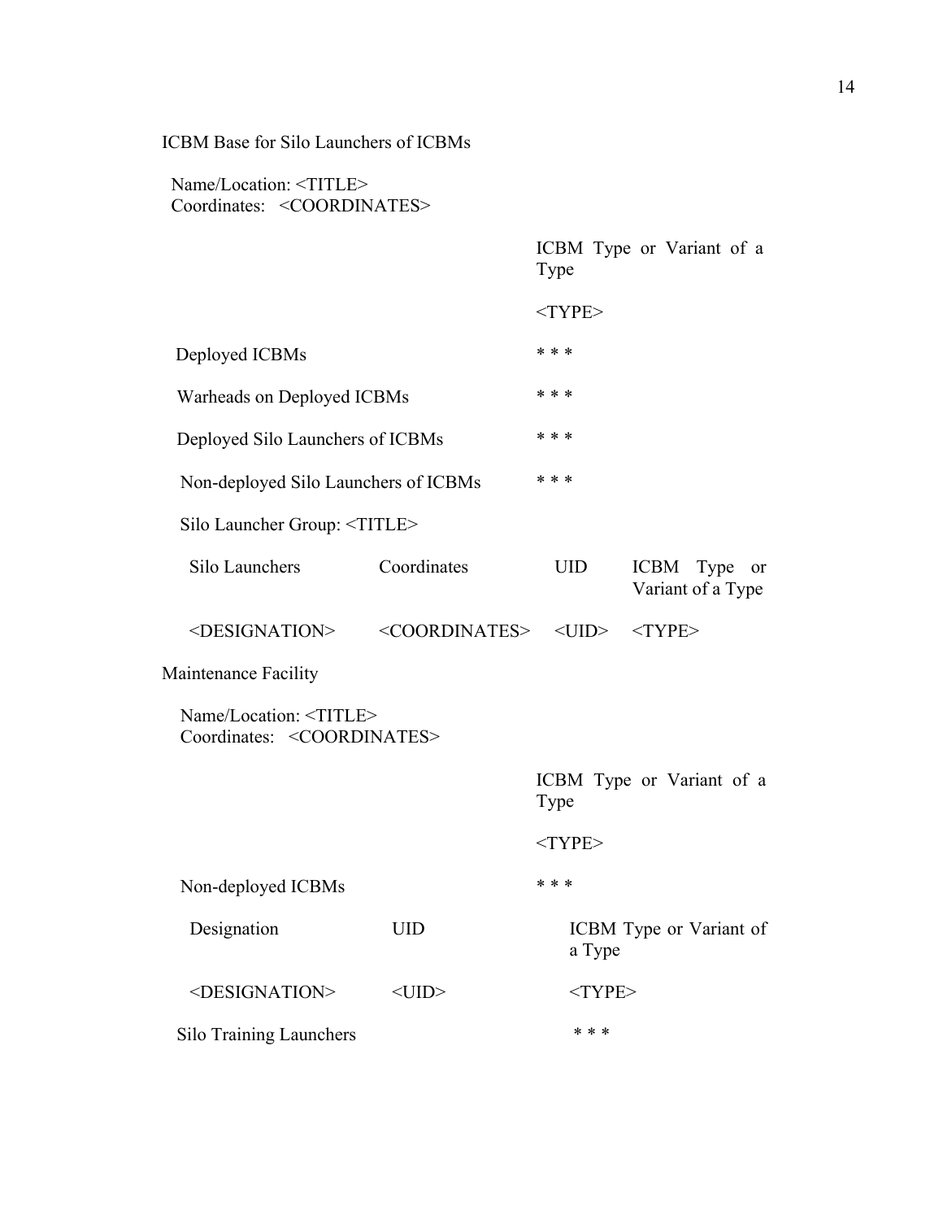ICBM Base for Silo Launchers of ICBMs

Name/Location: <TITLE>
Coordinates: <COORDINATES>

| | ICBM Type or Variant of a Type |
|---|---|
| | <TYPE> |
| Deployed ICBMs | * * * |
| Warheads on Deployed ICBMs | * * * |
| Deployed Silo Launchers of ICBMs | * * * |
| Non-deployed Silo Launchers of ICBMs | * * * |

Silo Launcher Group: <TITLE>

| Silo Launchers | Coordinates | UID | ICBM Type or Variant of a Type |
|---|---|---|---|
| <DESIGNATION> | <COORDINATES> | <UID> | <TYPE> |

Maintenance Facility

Name/Location: <TITLE>
Coordinates: <COORDINATES>

| | ICBM Type or Variant of a Type |
|---|---|
| | <TYPE> |
| Non-deployed ICBMs | * * * |

| Designation | UID | ICBM Type or Variant of a Type |
|---|---|---|
| <DESIGNATION> | <UID> | <TYPE> |

| Silo Training Launchers | * * * |
|---|---|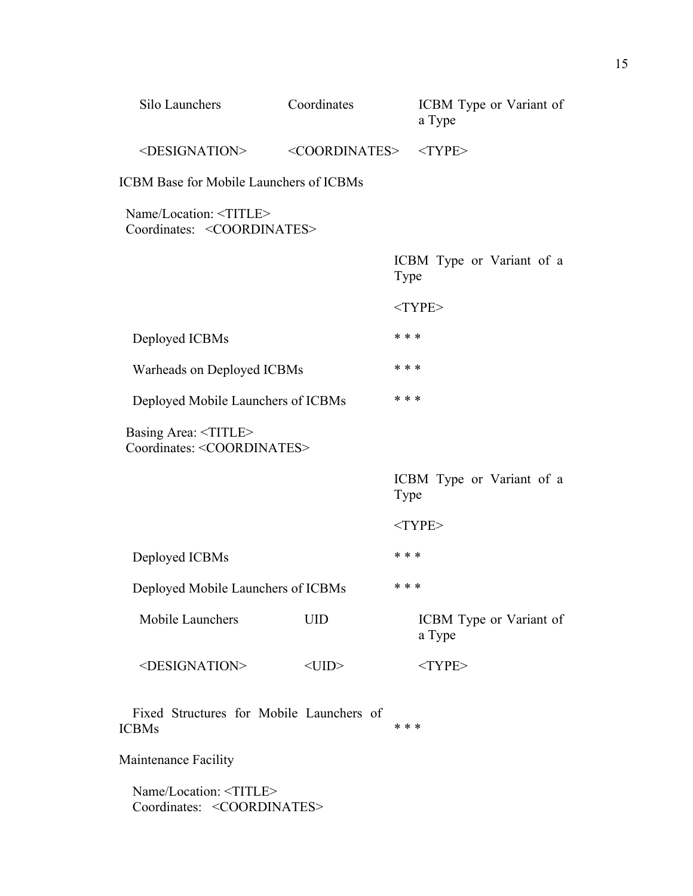| Silo Launchers | Coordinates | ICBM Type or Variant of a Type |
|---|---|---|
| <DESIGNATION> | <COORDINATES> | <TYPE> |

ICBM Base for Mobile Launchers of ICBMs

Name/Location: <TITLE>
Coordinates: <COORDINATES>

| | ICBM Type or Variant of a Type |
|---|---|
| | <TYPE> |
| Deployed ICBMs | * * * |
| Warheads on Deployed ICBMs | * * * |
| Deployed Mobile Launchers of ICBMs | * * * |

Basing Area: <TITLE>
Coordinates: <COORDINATES>

| | ICBM Type or Variant of a Type |
|---|---|
| | <TYPE> |
| Deployed ICBMs | * * * |
| Deployed Mobile Launchers of ICBMs | * * * |

| Mobile Launchers | UID | ICBM Type or Variant of a Type |
|---|---|---|
| <DESIGNATION> | <UID> | <TYPE> |

| Fixed Structures for Mobile Launchers of ICBMs | * * * |
|---|---|

Maintenance Facility

Name/Location: <TITLE>
Coordinates: <COORDINATES>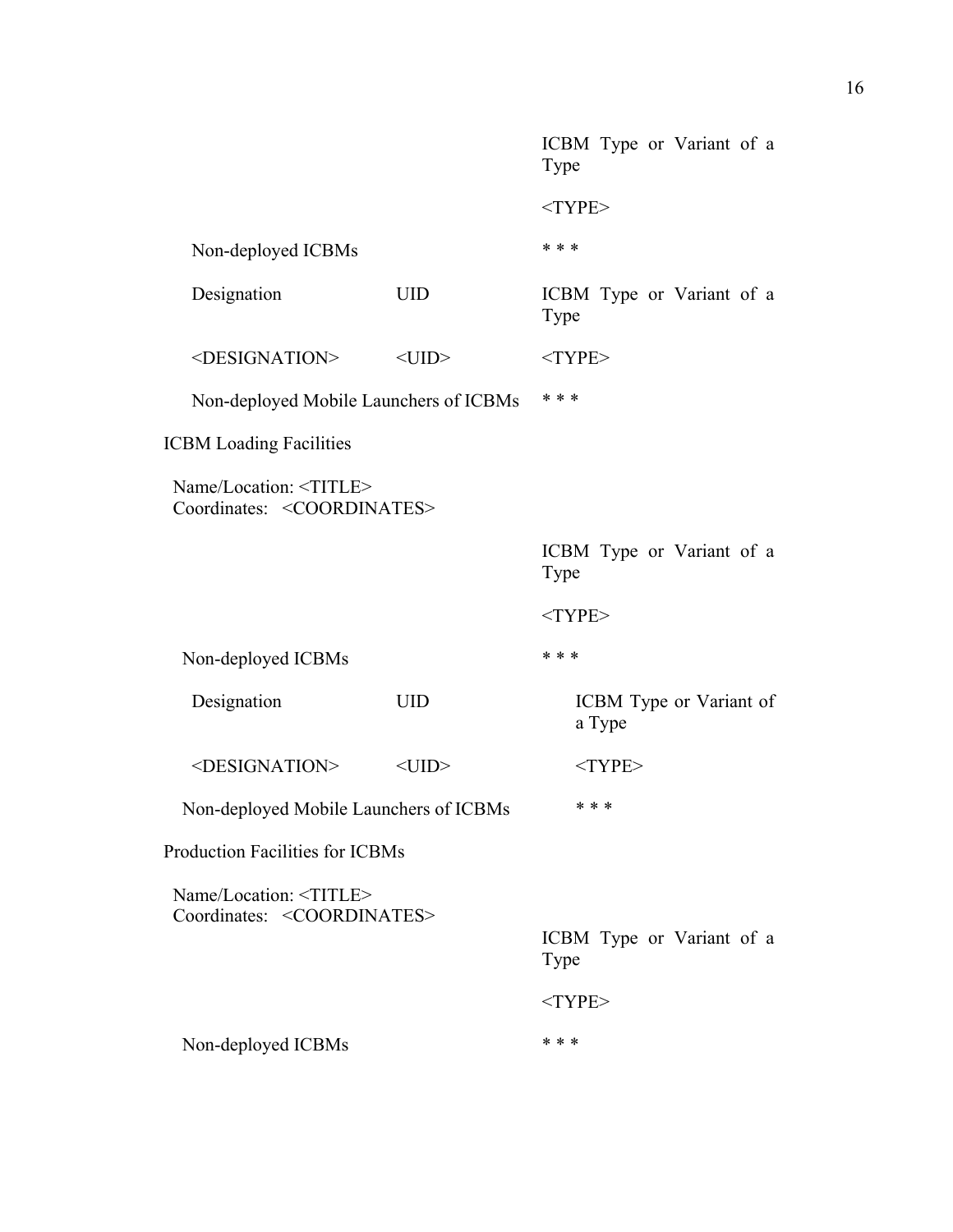| | | ICBM Type or Variant of a Type |
|---|---|---|
| | | <TYPE> |
| Non-deployed ICBMs | | * * * |

| Designation | UID | ICBM Type or Variant of a Type |
|---|---|---|
| <DESIGNATION> | <UID> | <TYPE> |

| Non-deployed Mobile Launchers of ICBMs | * * * |
|---|---|

ICBM Loading Facilities

Name/Location: <TITLE>
Coordinates: <COORDINATES>

| | | ICBM Type or Variant of a Type |
|---|---|---|
| | | <TYPE> |
| Non-deployed ICBMs | | * * * |

| Designation | UID | ICBM Type or Variant of a Type |
|---|---|---|
| <DESIGNATION> | <UID> | <TYPE> |

| Non-deployed Mobile Launchers of ICBMs | * * * |
|---|---|

Production Facilities for ICBMs

Name/Location: <TITLE>
Coordinates: <COORDINATES>

| | | ICBM Type or Variant of a Type |
|---|---|---|
| | | <TYPE> |
| Non-deployed ICBMs | | * * * |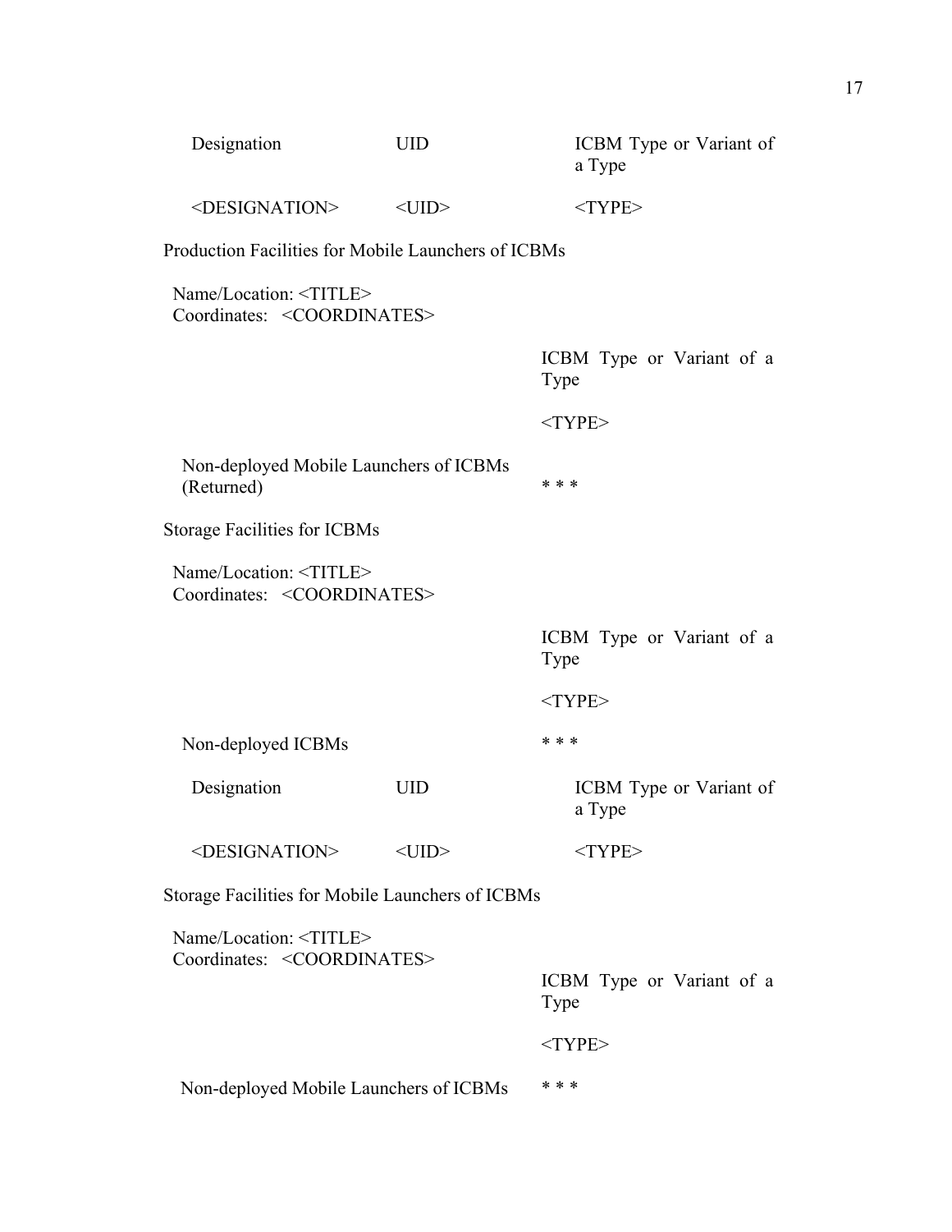| Designation | UID | ICBM Type or Variant of a Type |
|---|---|---|
| <DESIGNATION> | <UID> | <TYPE> |

Production Facilities for Mobile Launchers of ICBMs

Name/Location: <TITLE>
Coordinates: <COORDINATES>

| | ICBM Type or Variant of a Type |
|---|---|
| | <TYPE> |
| Non-deployed Mobile Launchers of ICBMs (Returned) | * * * |

Storage Facilities for ICBMs

Name/Location: <TITLE>
Coordinates: <COORDINATES>

| | ICBM Type or Variant of a Type |
|---|---|
| | <TYPE> |
| Non-deployed ICBMs | * * * |

| Designation | UID | ICBM Type or Variant of a Type |
|---|---|---|
| <DESIGNATION> | <UID> | <TYPE> |

Storage Facilities for Mobile Launchers of ICBMs

Name/Location: <TITLE>
Coordinates: <COORDINATES>

| | ICBM Type or Variant of a Type |
|---|---|
| | <TYPE> |
| Non-deployed Mobile Launchers of ICBMs | * * * |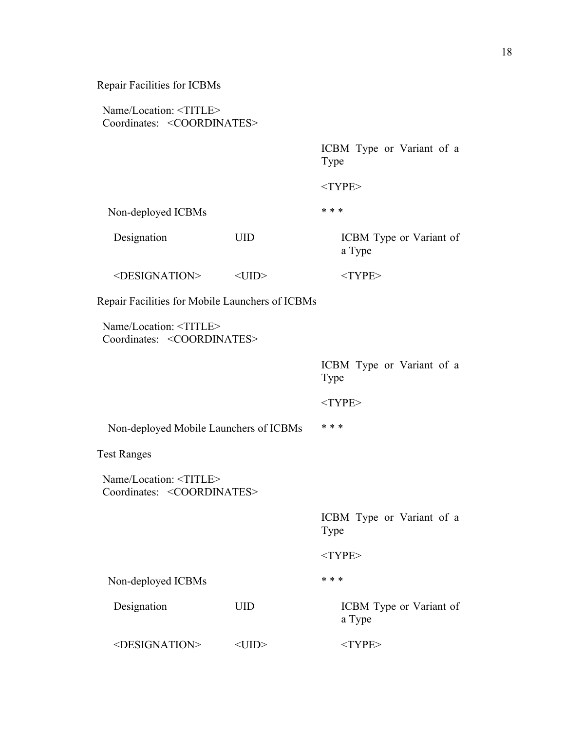Repair Facilities for ICBMs

Name/Location: <TITLE>
Coordinates: <COORDINATES>

| | ICBM Type or Variant of a Type |
|---|---|
| | <TYPE> |
| Non-deployed ICBMs | * * * |

| Designation | UID | ICBM Type or Variant of a Type |
|---|---|---|
| <DESIGNATION> | <UID> | <TYPE> |

Repair Facilities for Mobile Launchers of ICBMs

Name/Location: <TITLE>
Coordinates: <COORDINATES>

| | ICBM Type or Variant of a Type |
|---|---|
| | <TYPE> |
| Non-deployed Mobile Launchers of ICBMs | * * * |

Test Ranges

Name/Location: <TITLE>
Coordinates: <COORDINATES>

| | ICBM Type or Variant of a Type |
|---|---|
| | <TYPE> |
| Non-deployed ICBMs | * * * |

| Designation | UID | ICBM Type or Variant of a Type |
|---|---|---|
| <DESIGNATION> | <UID> | <TYPE> |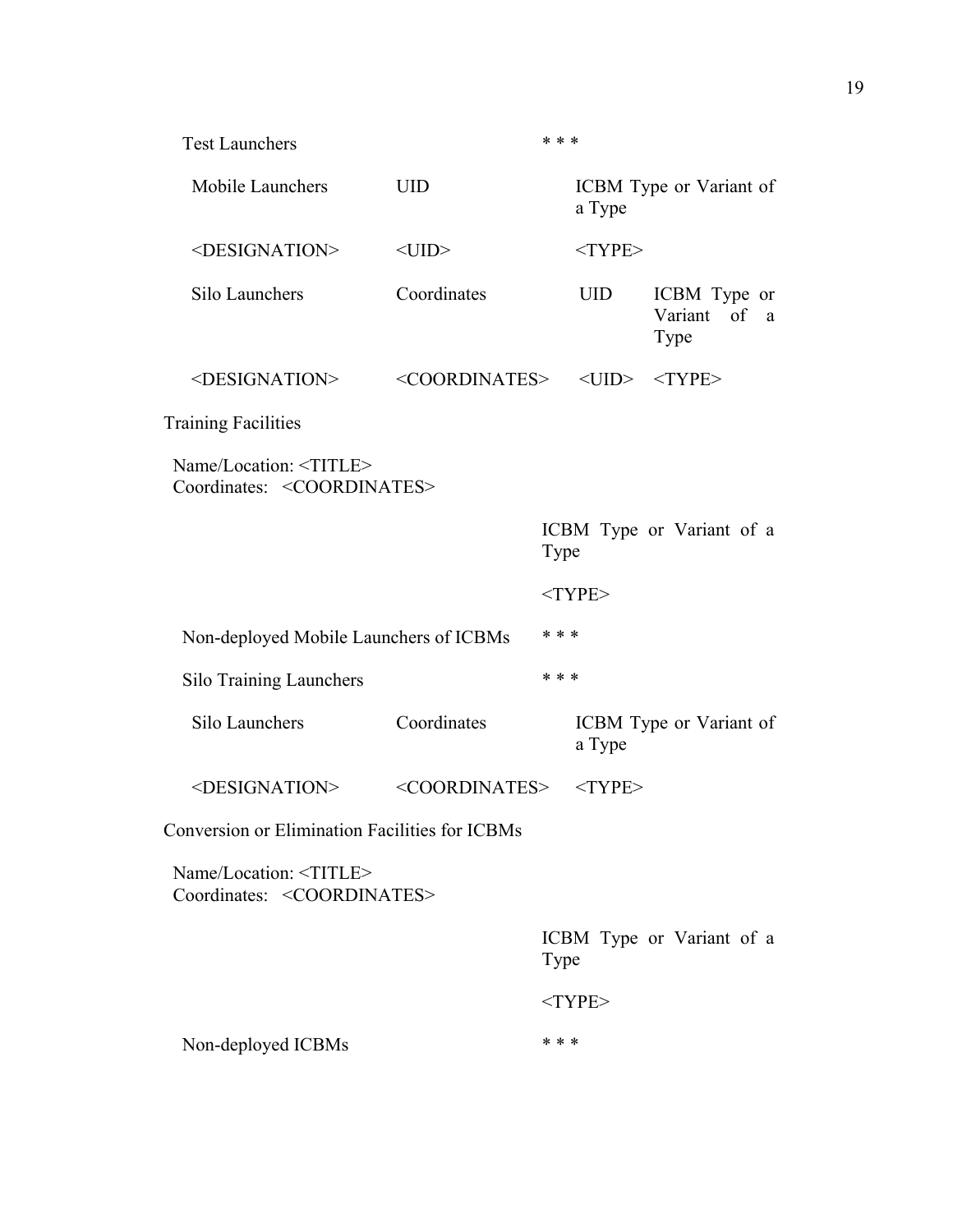Test Launchers * * *

| Mobile Launchers | UID | ICBM Type or Variant of a Type |
|---|---|---|
| <DESIGNATION> | <UID> | <TYPE> |

| Silo Launchers | Coordinates | UID | ICBM Type or Variant of a Type |
|---|---|---|---|
| <DESIGNATION> | <COORDINATES> | <UID> | <TYPE> |

Training Facilities

Name/Location: <TITLE>
Coordinates: <COORDINATES>

| ICBM Type or Variant of a Type |
|---|
| <TYPE> |

Non-deployed Mobile Launchers of ICBMs * * *

Silo Training Launchers * * *

| Silo Launchers | Coordinates | ICBM Type or Variant of a Type |
|---|---|---|
| <DESIGNATION> | <COORDINATES> | <TYPE> |

Conversion or Elimination Facilities for ICBMs

Name/Location: <TITLE>
Coordinates: <COORDINATES>

| ICBM Type or Variant of a Type |
|---|
| <TYPE> |

Non-deployed ICBMs * * *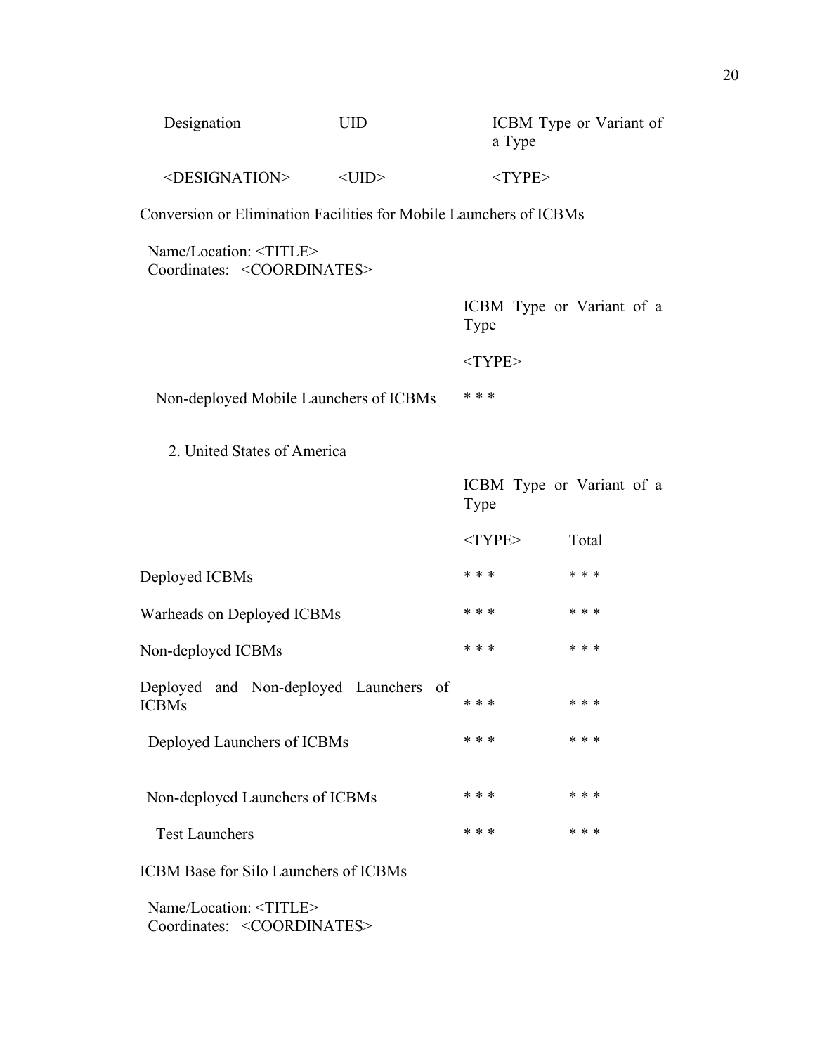| Designation | UID | ICBM Type or Variant of a Type |
| --- | --- | --- |
| <DESIGNATION> | <UID> | <TYPE> |

Conversion or Elimination Facilities for Mobile Launchers of ICBMs

Name/Location: <TITLE>
Coordinates: <COORDINATES>

| | ICBM Type or Variant of a Type |
| --- | --- |
| | <TYPE> |
| Non-deployed Mobile Launchers of ICBMs | * * * |

2. United States of America

| | ICBM Type or Variant of a Type | |
| --- | --- | --- |
| | <TYPE> | Total |
| Deployed ICBMs | * * * | * * * |
| Warheads on Deployed ICBMs | * * * | * * * |
| Non-deployed ICBMs | * * * | * * * |
| Deployed and Non-deployed Launchers of ICBMs | * * * | * * * |
| Deployed Launchers of ICBMs | * * * | * * * |
| Non-deployed Launchers of ICBMs | * * * | * * * |
| Test Launchers | * * * | * * * |

ICBM Base for Silo Launchers of ICBMs

Name/Location: <TITLE>
Coordinates: <COORDINATES>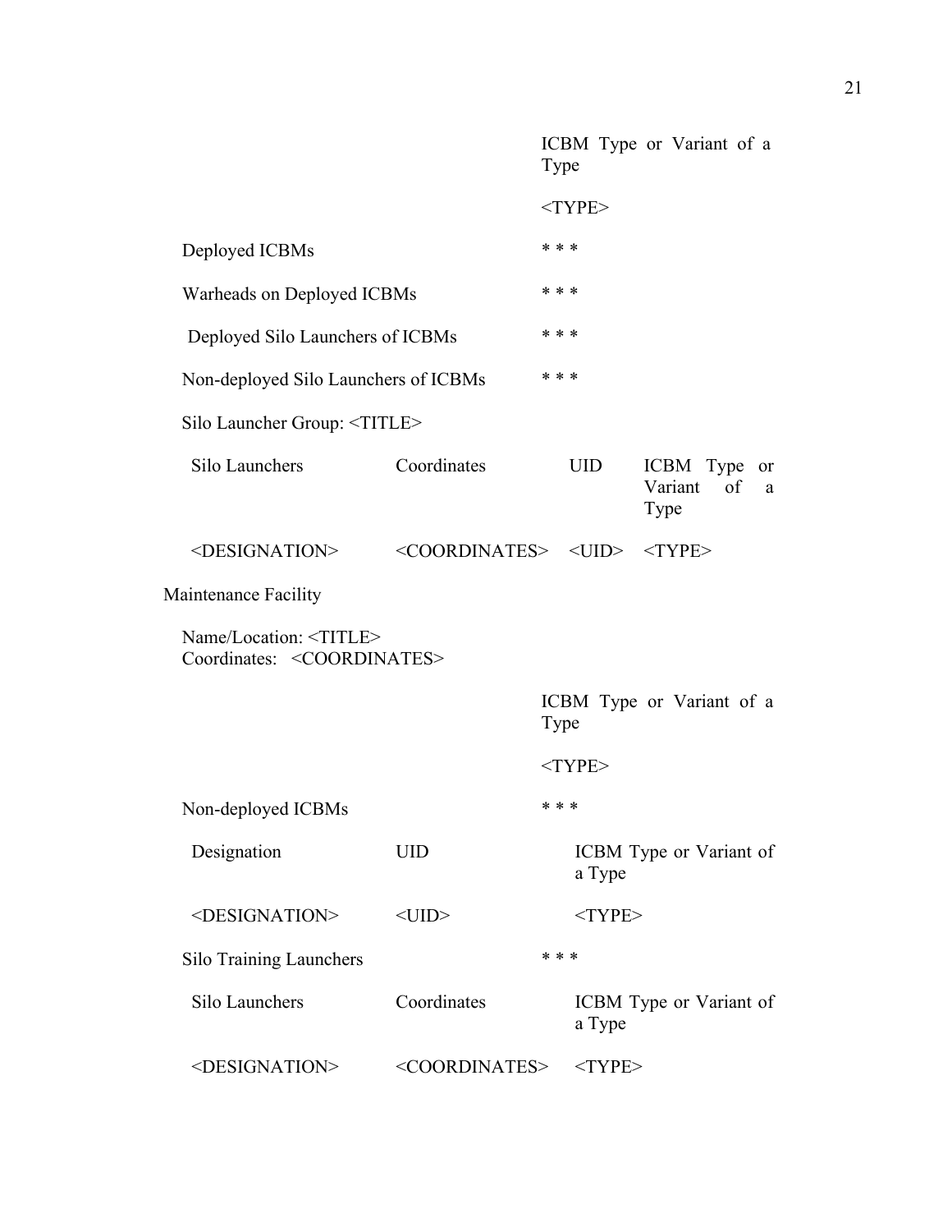| | ICBM Type or Variant of a Type |
|---|---|
| | <TYPE> |
| Deployed ICBMs | * * * |
| Warheads on Deployed ICBMs | * * * |
| Deployed Silo Launchers of ICBMs | * * * |
| Non-deployed Silo Launchers of ICBMs | * * * |

Silo Launcher Group: <TITLE>

| Silo Launchers | Coordinates | UID | ICBM Type or Variant of a Type |
|---|---|---|---|
| <DESIGNATION> | <COORDINATES> | <UID> | <TYPE> |

Maintenance Facility

Name/Location: <TITLE>
Coordinates: <COORDINATES>

| | ICBM Type or Variant of a Type |
|---|---|
| | <TYPE> |
| Non-deployed ICBMs | * * * |

| Designation | UID | ICBM Type or Variant of a Type |
|---|---|---|
| <DESIGNATION> | <UID> | <TYPE> |

| | ICBM Type or Variant of a Type |
|---|---|
| Silo Training Launchers | * * * |

| Silo Launchers | Coordinates | ICBM Type or Variant of a Type |
|---|---|---|
| <DESIGNATION> | <COORDINATES> | <TYPE> |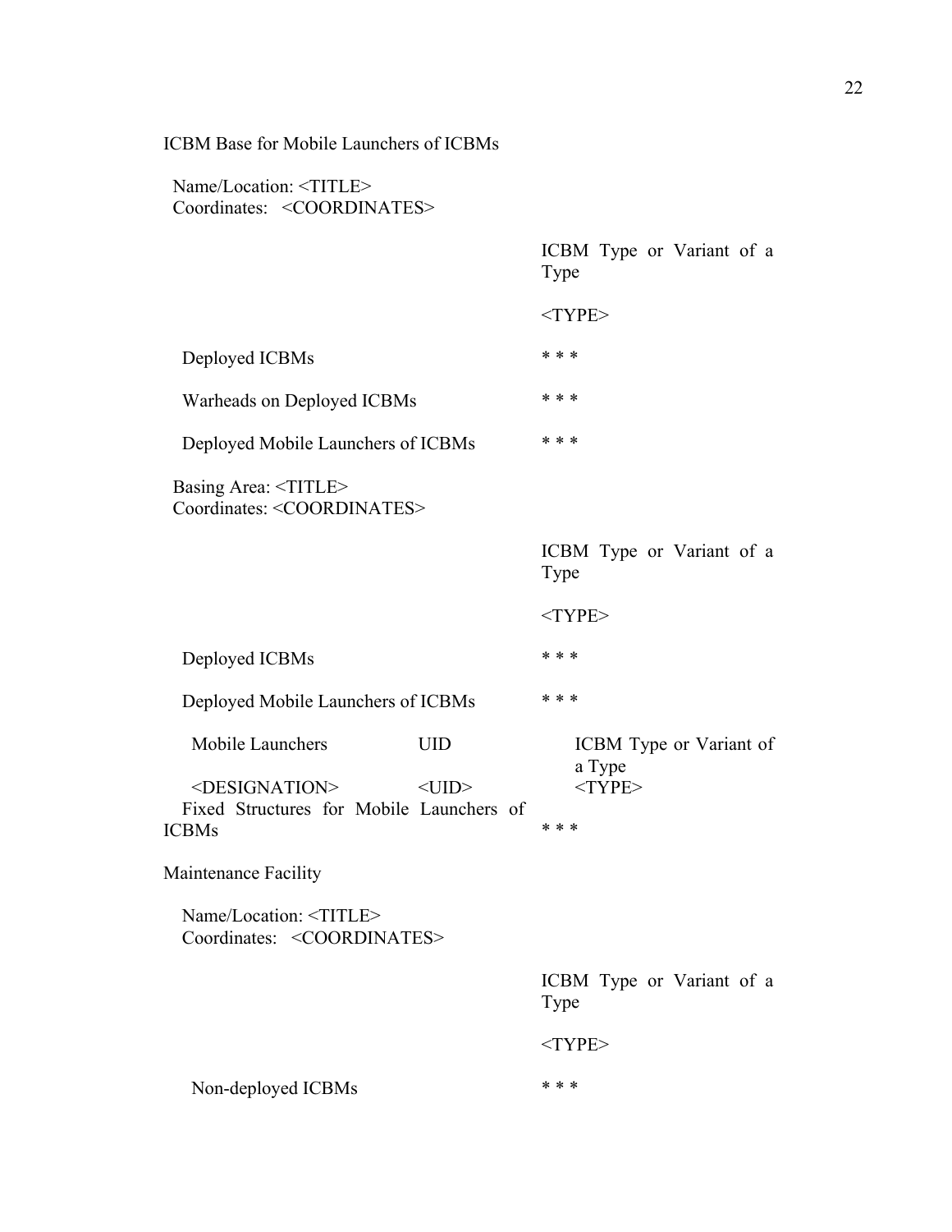ICBM Base for Mobile Launchers of ICBMs

Name/Location: <TITLE>
Coordinates: <COORDINATES>

| | ICBM Type or Variant of a Type |
|---|---|
| | <TYPE> |
| Deployed ICBMs | * * * |
| Warheads on Deployed ICBMs | * * * |
| Deployed Mobile Launchers of ICBMs | * * * |

Basing Area: <TITLE>
Coordinates: <COORDINATES>

| | ICBM Type or Variant of a Type |
|---|---|
| | <TYPE> |
| Deployed ICBMs | * * * |
| Deployed Mobile Launchers of ICBMs | * * * |

| Mobile Launchers | UID | ICBM Type or Variant of a Type |
|---|---|---|
| <DESIGNATION> | <UID> | <TYPE> |

| Fixed Structures for Mobile Launchers of ICBMs | * * * |
|---|---|

Maintenance Facility

Name/Location: <TITLE>
Coordinates: <COORDINATES>

| | ICBM Type or Variant of a Type |
|---|---|
| | <TYPE> |
| Non-deployed ICBMs | * * * |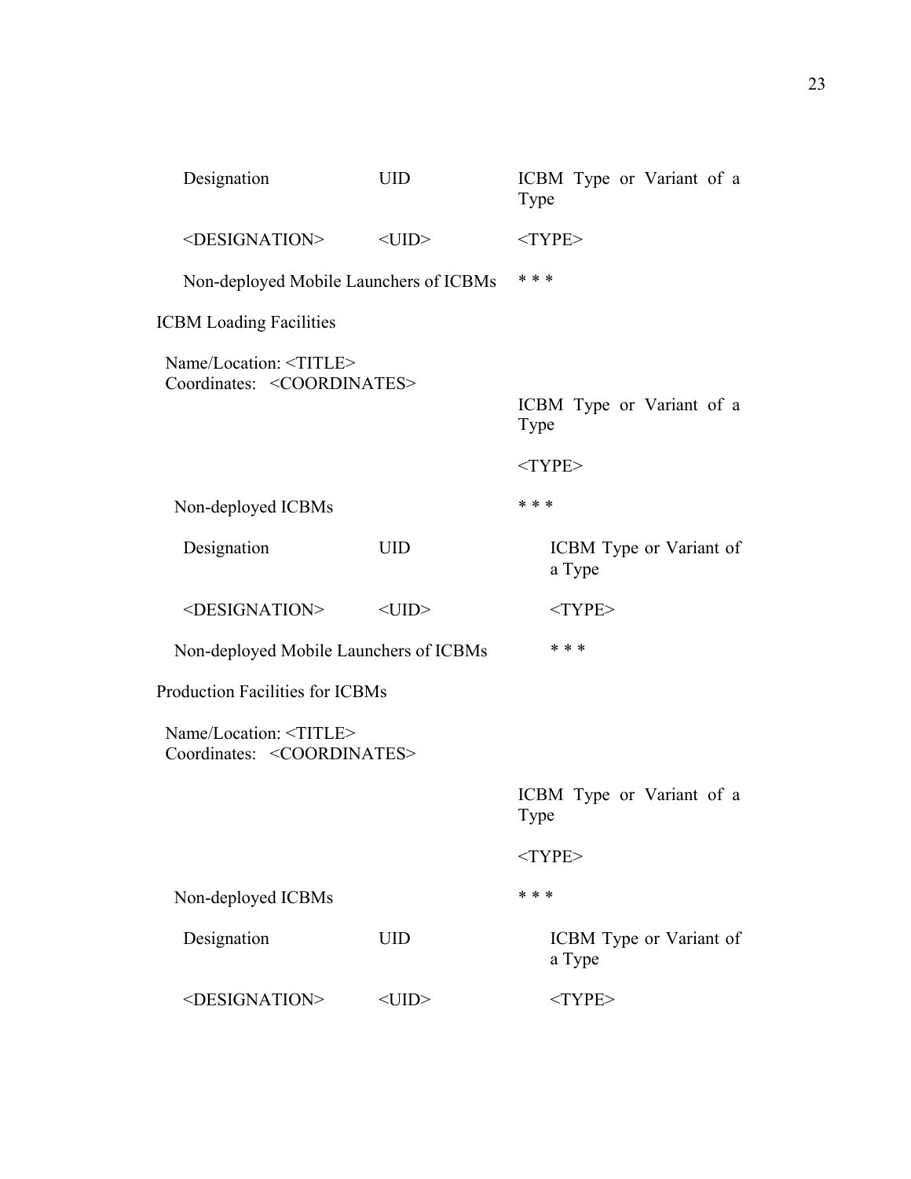| Designation | UID | ICBM Type or Variant of a Type |
|---|---|---|
| <DESIGNATION> | <UID> | <TYPE> |

Non-deployed Mobile Launchers of ICBMs * * *

ICBM Loading Facilities

Name/Location: <TITLE>
Coordinates: <COORDINATES>

ICBM Type or Variant of a Type

<TYPE>

Non-deployed ICBMs * * *

| Designation | UID | ICBM Type or Variant of a Type |
|---|---|---|
| <DESIGNATION> | <UID> | <TYPE> |

Non-deployed Mobile Launchers of ICBMs * * *

Production Facilities for ICBMs

Name/Location: <TITLE>
Coordinates: <COORDINATES>

ICBM Type or Variant of a Type

<TYPE>

Non-deployed ICBMs * * *

| Designation | UID | ICBM Type or Variant of a Type |
|---|---|---|
| <DESIGNATION> | <UID> | <TYPE> |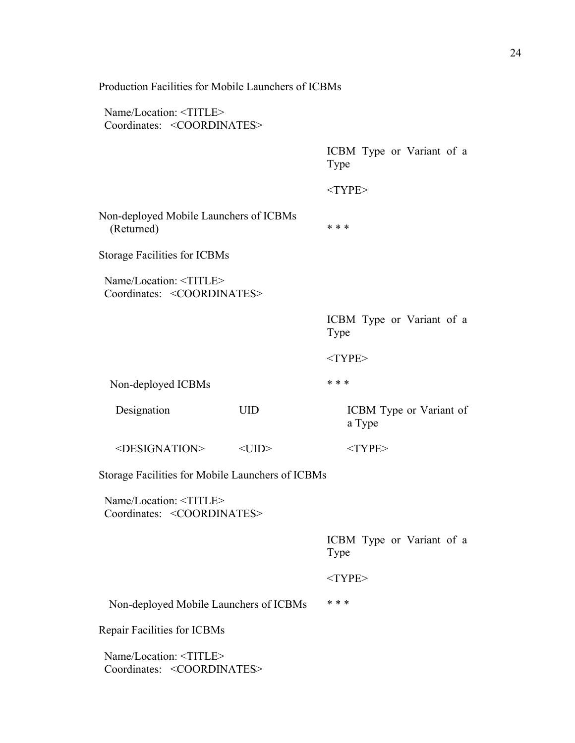Production Facilities for Mobile Launchers of ICBMs

Name/Location: <TITLE>
Coordinates: <COORDINATES>

| | ICBM Type or Variant of a Type |
|---|---|
| | <TYPE> |
| Non-deployed Mobile Launchers of ICBMs (Returned) | * * * |

Storage Facilities for ICBMs

Name/Location: <TITLE>
Coordinates: <COORDINATES>

| | ICBM Type or Variant of a Type |
|---|---|
| | <TYPE> |
| Non-deployed ICBMs | * * * |

| Designation | UID | ICBM Type or Variant of a Type |
|---|---|---|
| <DESIGNATION> | <UID> | <TYPE> |

Storage Facilities for Mobile Launchers of ICBMs

Name/Location: <TITLE>
Coordinates: <COORDINATES>

| | ICBM Type or Variant of a Type |
|---|---|
| | <TYPE> |
| Non-deployed Mobile Launchers of ICBMs | * * * |

Repair Facilities for ICBMs

Name/Location: <TITLE>
Coordinates: <COORDINATES>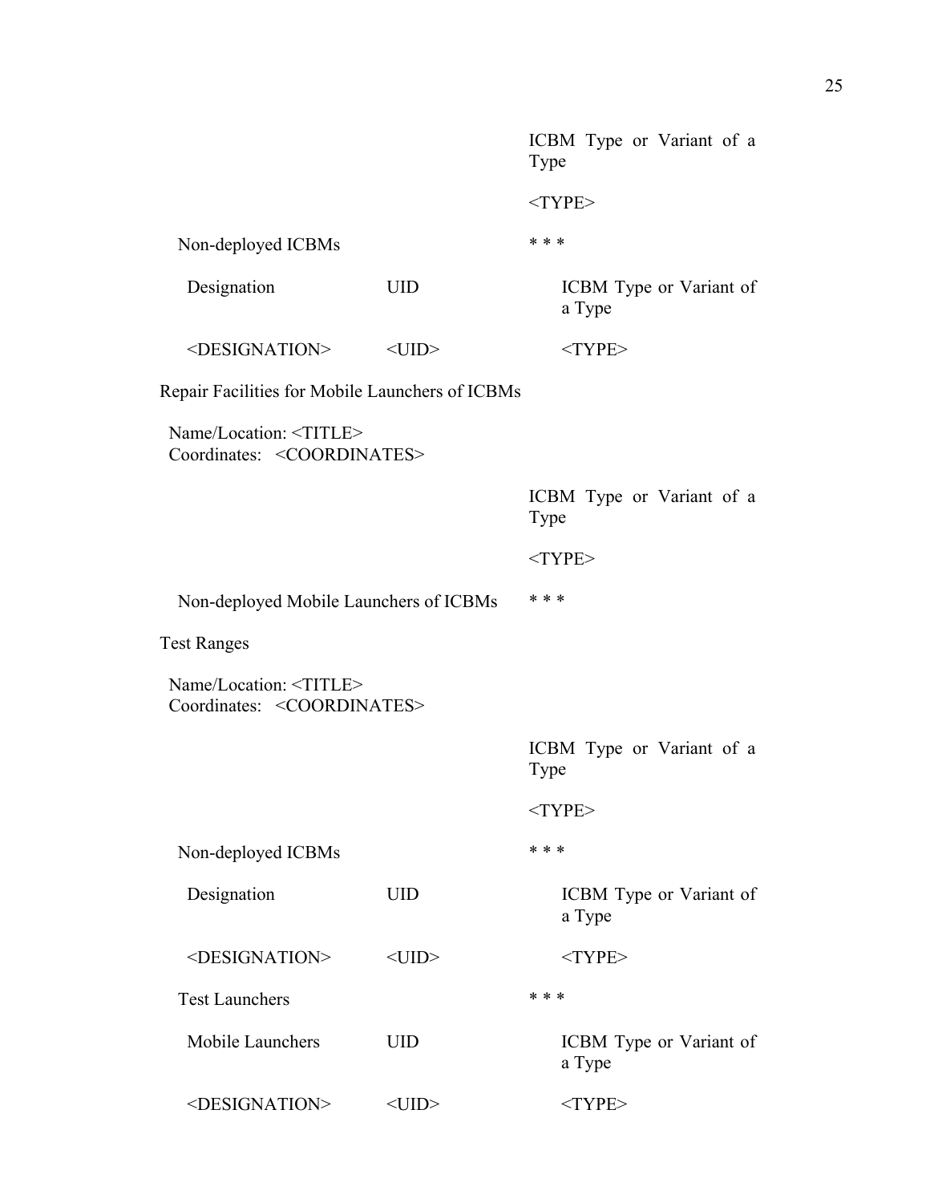| | | ICBM Type or Variant of a Type |
|---|---|---|
| | | <TYPE> |
| Non-deployed ICBMs | | * * * |

| Designation | UID | ICBM Type or Variant of a Type |
|---|---|---|
| <DESIGNATION> | <UID> | <TYPE> |

Repair Facilities for Mobile Launchers of ICBMs

Name/Location: <TITLE>
Coordinates: <COORDINATES>

| | ICBM Type or Variant of a Type |
|---|---|
| | <TYPE> |
| Non-deployed Mobile Launchers of ICBMs | * * * |

Test Ranges

Name/Location: <TITLE>
Coordinates: <COORDINATES>

| | | ICBM Type or Variant of a Type |
|---|---|---|
| | | <TYPE> |
| Non-deployed ICBMs | | * * * |

| Designation | UID | ICBM Type or Variant of a Type |
|---|---|---|
| <DESIGNATION> | <UID> | <TYPE> |

| Test Launchers | | * * * |
|---|---|---|

| Mobile Launchers | UID | ICBM Type or Variant of a Type |
|---|---|---|
| <DESIGNATION> | <UID> | <TYPE> |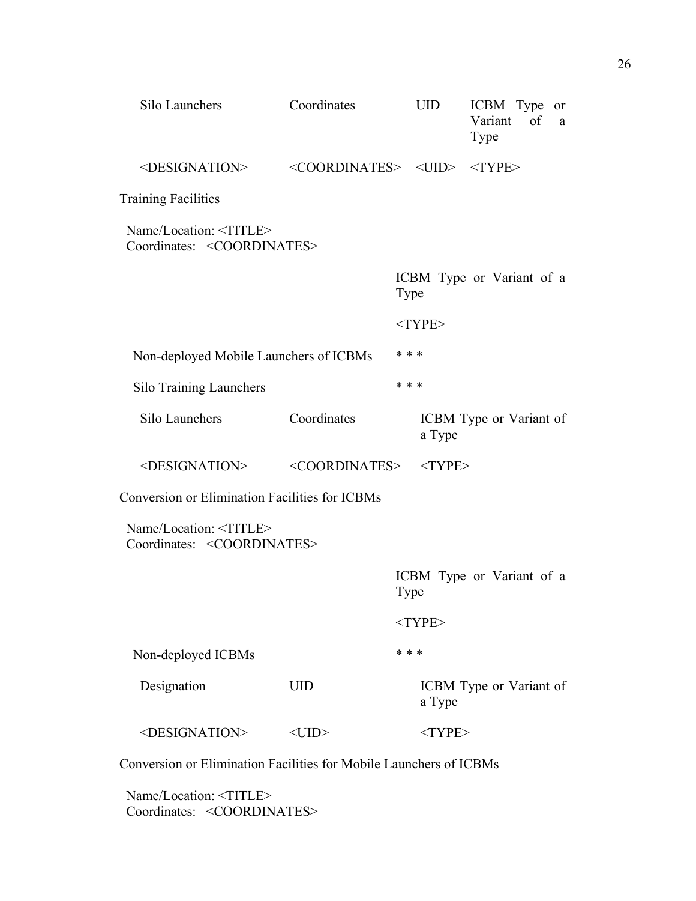| Silo Launchers | Coordinates | UID | ICBM Type or Variant of a Type |
|---|---|---|---|
| <DESIGNATION> | <COORDINATES> | <UID> | <TYPE> |

Training Facilities

Name/Location: <TITLE>
Coordinates: <COORDINATES>

| | ICBM Type or Variant of a Type |
|---|---|
| | <TYPE> |
| Non-deployed Mobile Launchers of ICBMs | * * * |
| Silo Training Launchers | * * * |

| Silo Launchers | Coordinates | ICBM Type or Variant of a Type |
|---|---|---|
| <DESIGNATION> | <COORDINATES> | <TYPE> |

Conversion or Elimination Facilities for ICBMs

Name/Location: <TITLE>
Coordinates: <COORDINATES>

| | ICBM Type or Variant of a Type |
|---|---|
| | <TYPE> |
| Non-deployed ICBMs | * * * |

| Designation | UID | ICBM Type or Variant of a Type |
|---|---|---|
| <DESIGNATION> | <UID> | <TYPE> |

Conversion or Elimination Facilities for Mobile Launchers of ICBMs

Name/Location: <TITLE>
Coordinates: <COORDINATES>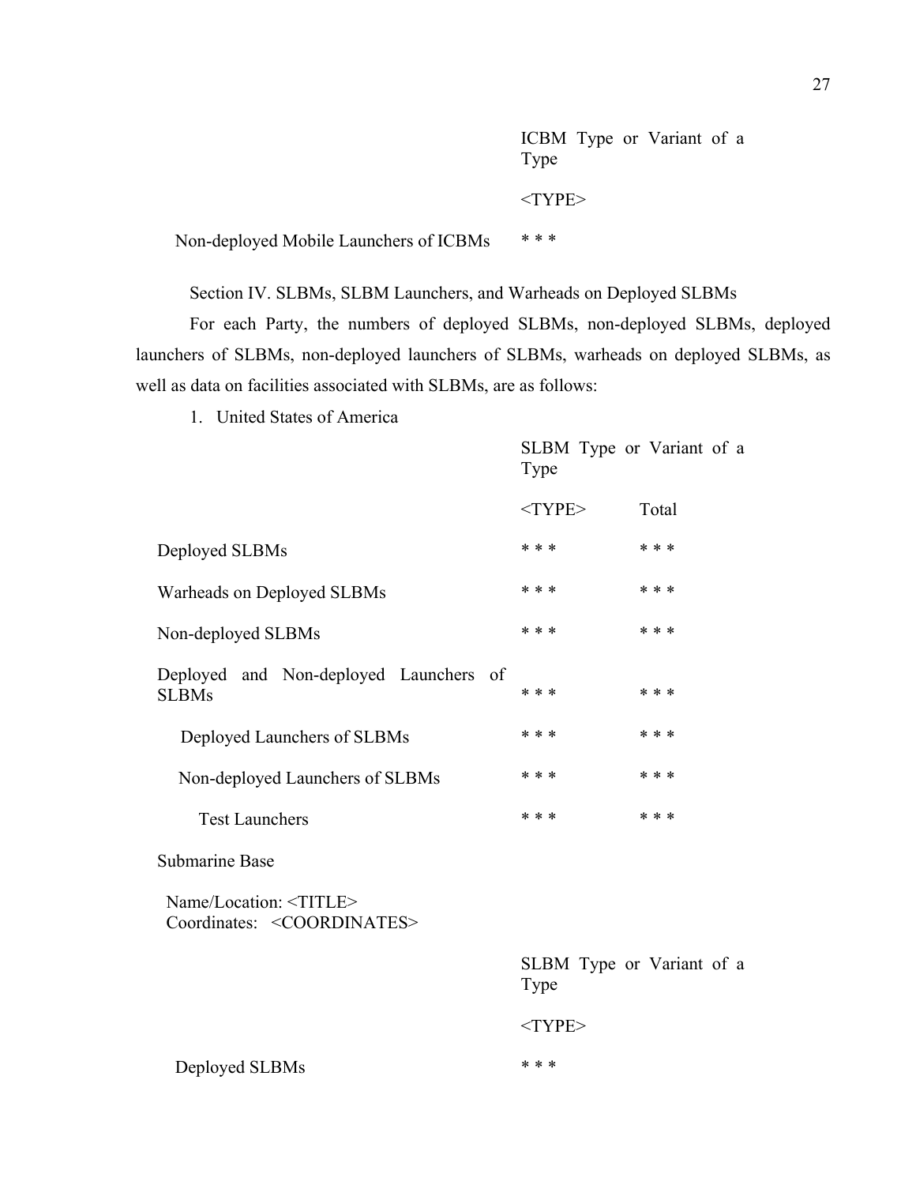| | ICBM Type or Variant of a Type |
|---|---|
| | <TYPE> |
| Non-deployed Mobile Launchers of ICBMs | * * * |

Section IV. SLBMs, SLBM Launchers, and Warheads on Deployed SLBMs

For each Party, the numbers of deployed SLBMs, non-deployed SLBMs, deployed launchers of SLBMs, non-deployed launchers of SLBMs, warheads on deployed SLBMs, as well as data on facilities associated with SLBMs, are as follows:

1. United States of America

| | SLBM Type or Variant of a Type | |
|---|---|---|
| | <TYPE> | Total |
| Deployed SLBMs | * * * | * * * |
| Warheads on Deployed SLBMs | * * * | * * * |
| Non-deployed SLBMs | * * * | * * * |
| Deployed and Non-deployed Launchers of SLBMs | * * * | * * * |
| Deployed Launchers of SLBMs | * * * | * * * |
| Non-deployed Launchers of SLBMs | * * * | * * * |
| Test Launchers | * * * | * * * |

Submarine Base

Name/Location: <TITLE>
Coordinates: <COORDINATES>

| | SLBM Type or Variant of a Type |
|---|---|
| | <TYPE> |
| Deployed SLBMs | * * * |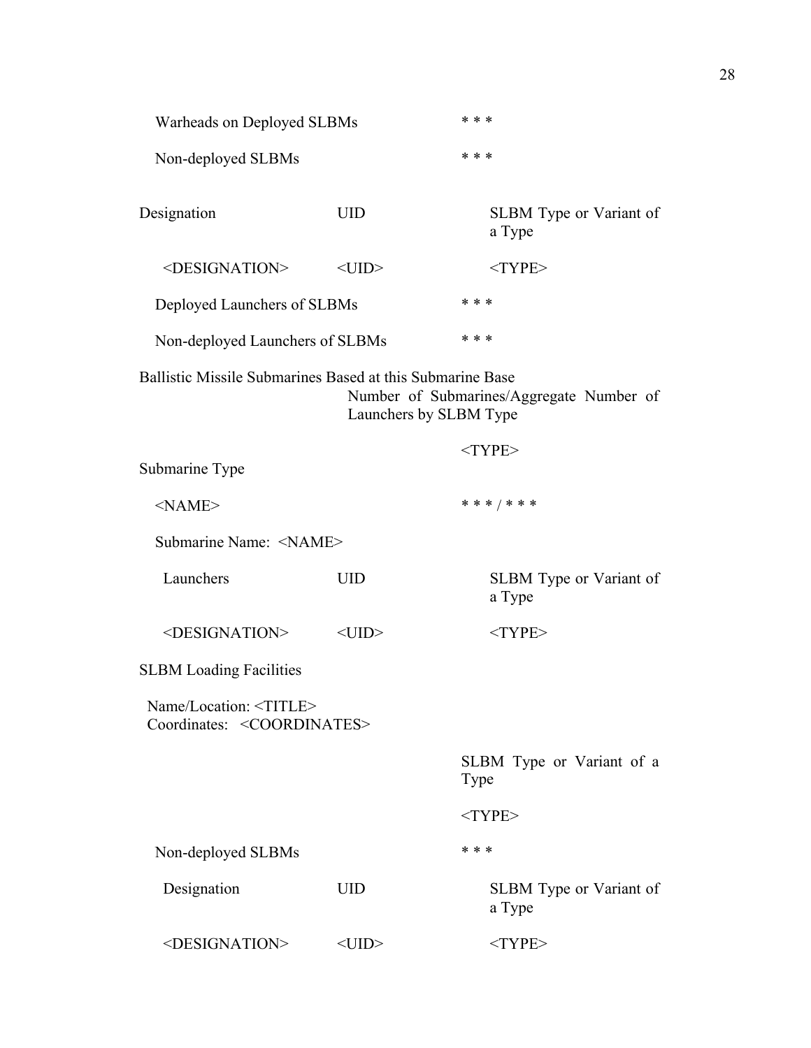Warheads on Deployed SLBMs * * *

Non-deployed SLBMs * * *

| Designation | UID | SLBM Type or Variant of a Type |
|---|---|---|
| <DESIGNATION> | <UID> | <TYPE> |

Deployed Launchers of SLBMs * * *

Non-deployed Launchers of SLBMs * * *

Ballistic Missile Submarines Based at this Submarine Base

| | Number of Submarines/Aggregate Number of Launchers by SLBM Type |
|---|---|
| | <TYPE> |
| Submarine Type | |
| <NAME> | * * * / * * * |

Submarine Name: <NAME>

| Launchers | UID | SLBM Type or Variant of a Type |
|---|---|---|
| <DESIGNATION> | <UID> | <TYPE> |

SLBM Loading Facilities

Name/Location: <TITLE>
Coordinates: <COORDINATES>

| | SLBM Type or Variant of a Type |
|---|---|
| | <TYPE> |
| Non-deployed SLBMs | * * * |

| Designation | UID | SLBM Type or Variant of a Type |
|---|---|---|
| <DESIGNATION> | <UID> | <TYPE> |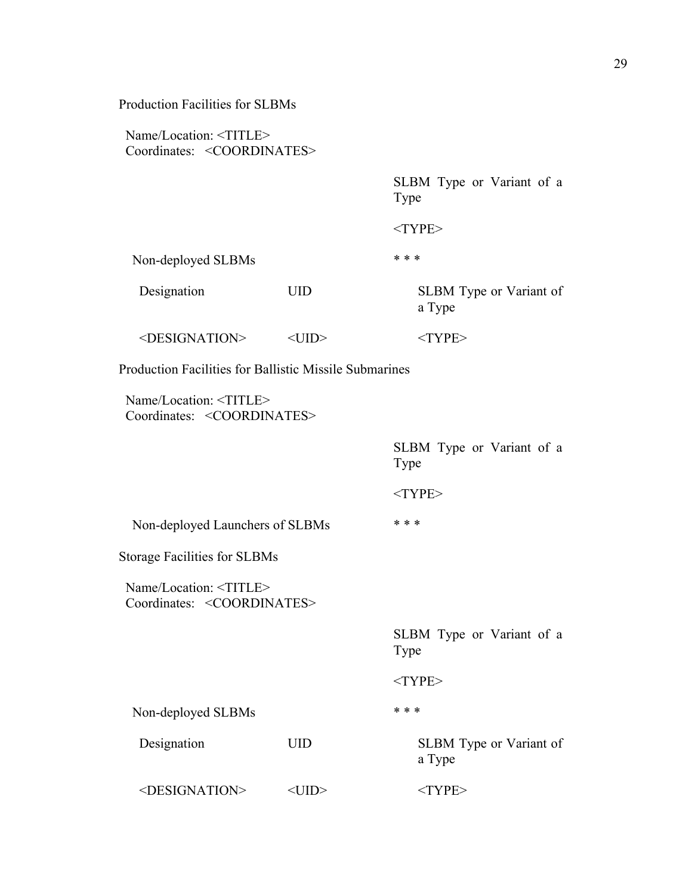Production Facilities for SLBMs

Name/Location: <TITLE>
Coordinates: <COORDINATES>

| | SLBM Type or Variant of a Type |
|---|---|
| | <TYPE> |
| Non-deployed SLBMs | * * * |

| Designation | UID | SLBM Type or Variant of a Type |
|---|---|---|
| <DESIGNATION> | <UID> | <TYPE> |

Production Facilities for Ballistic Missile Submarines

Name/Location: <TITLE>
Coordinates: <COORDINATES>

| | SLBM Type or Variant of a Type |
|---|---|
| | <TYPE> |
| Non-deployed Launchers of SLBMs | * * * |

Storage Facilities for SLBMs

Name/Location: <TITLE>
Coordinates: <COORDINATES>

| | SLBM Type or Variant of a Type |
|---|---|
| | <TYPE> |
| Non-deployed SLBMs | * * * |

| Designation | UID | SLBM Type or Variant of a Type |
|---|---|---|
| <DESIGNATION> | <UID> | <TYPE> |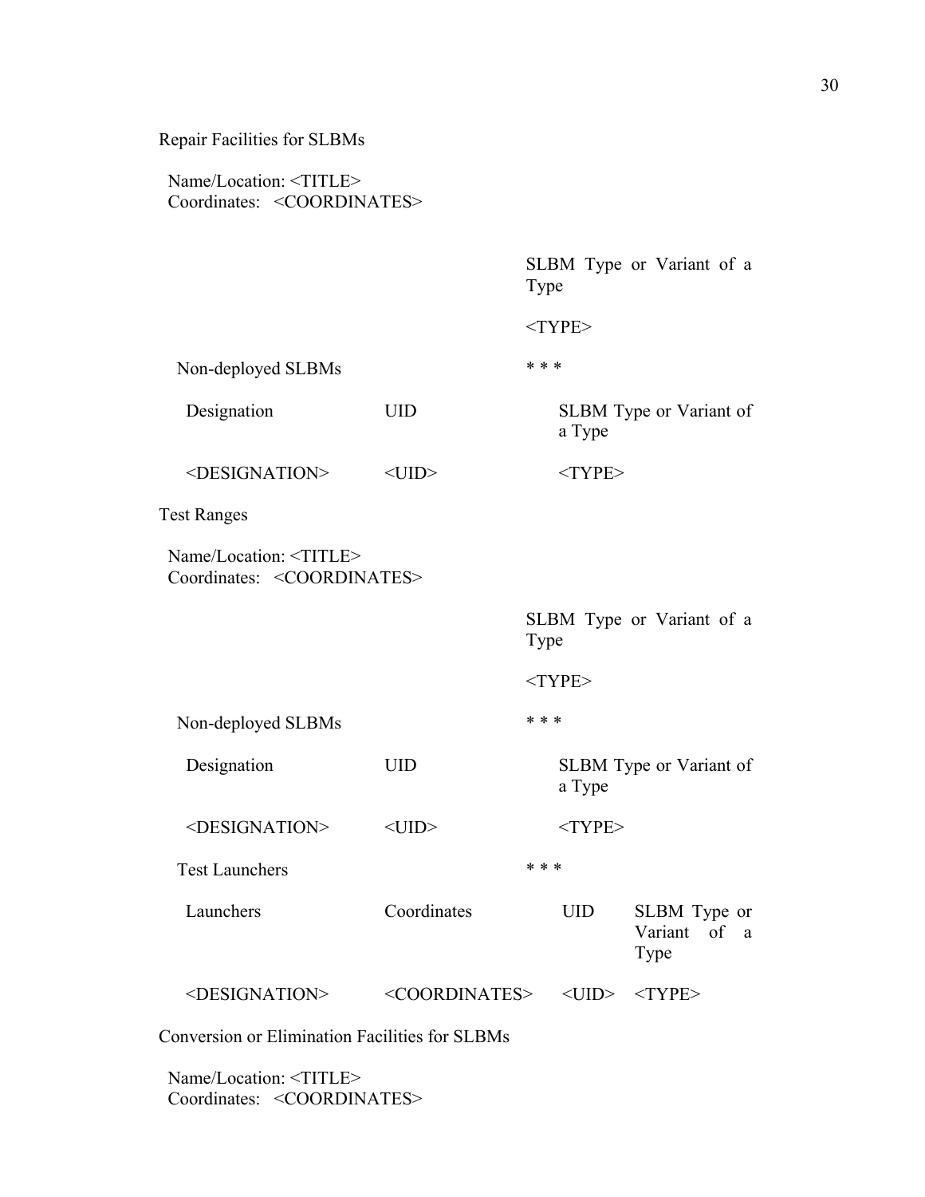Repair Facilities for SLBMs

Name/Location: <TITLE>
Coordinates: <COORDINATES>

| | SLBM Type or Variant of a Type |
|---|---|
| | <TYPE> |
| Non-deployed SLBMs | * * * |

| Designation | UID | SLBM Type or Variant of a Type |
|---|---|---|
| <DESIGNATION> | <UID> | <TYPE> |

Test Ranges

Name/Location: <TITLE>
Coordinates: <COORDINATES>

| | SLBM Type or Variant of a Type |
|---|---|
| | <TYPE> |
| Non-deployed SLBMs | * * * |

| Designation | UID | SLBM Type or Variant of a Type |
|---|---|---|
| <DESIGNATION> | <UID> | <TYPE> |

| Test Launchers | * * * |
|---|---|

| Launchers | Coordinates | UID | SLBM Type or Variant of a Type |
|---|---|---|---|
| <DESIGNATION> | <COORDINATES> | <UID> | <TYPE> |

Conversion or Elimination Facilities for SLBMs

Name/Location: <TITLE>
Coordinates: <COORDINATES>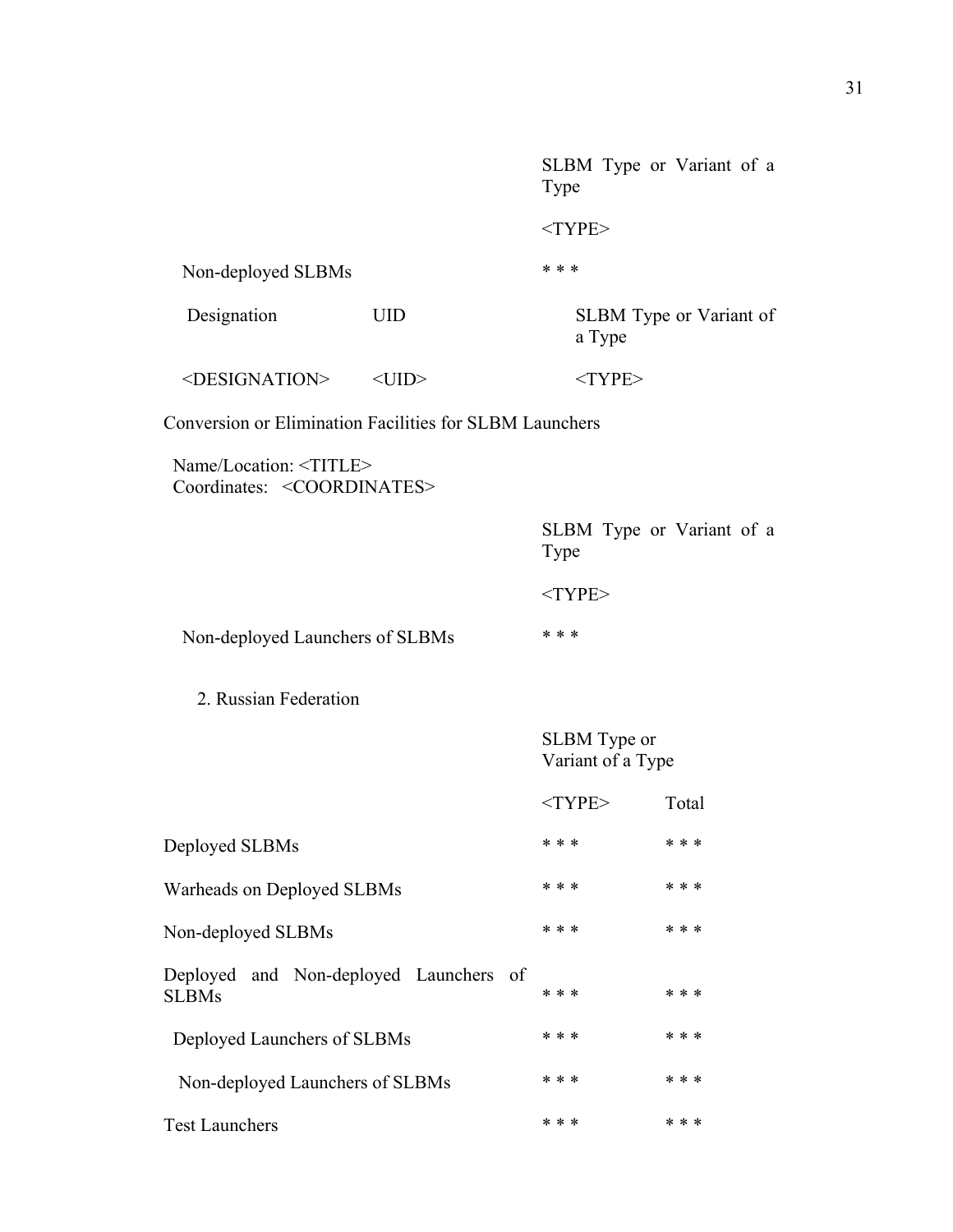| | SLBM Type or Variant of a Type |
|---|---|
| | <TYPE> |
| Non-deployed SLBMs | * * * |

| Designation | UID | SLBM Type or Variant of a Type |
|---|---|---|
| <DESIGNATION> | <UID> | <TYPE> |

Conversion or Elimination Facilities for SLBM Launchers

Name/Location: <TITLE>
Coordinates: <COORDINATES>

| | SLBM Type or Variant of a Type |
|---|---|
| | <TYPE> |
| Non-deployed Launchers of SLBMs | * * * |

2. Russian Federation

| | SLBM Type or Variant of a Type | |
|---|---|---|
| | <TYPE> | Total |
| Deployed SLBMs | * * * | * * * |
| Warheads on Deployed SLBMs | * * * | * * * |
| Non-deployed SLBMs | * * * | * * * |
| Deployed and Non-deployed Launchers of SLBMs | * * * | * * * |
| Deployed Launchers of SLBMs | * * * | * * * |
| Non-deployed Launchers of SLBMs | * * * | * * * |
| Test Launchers | * * * | * * * |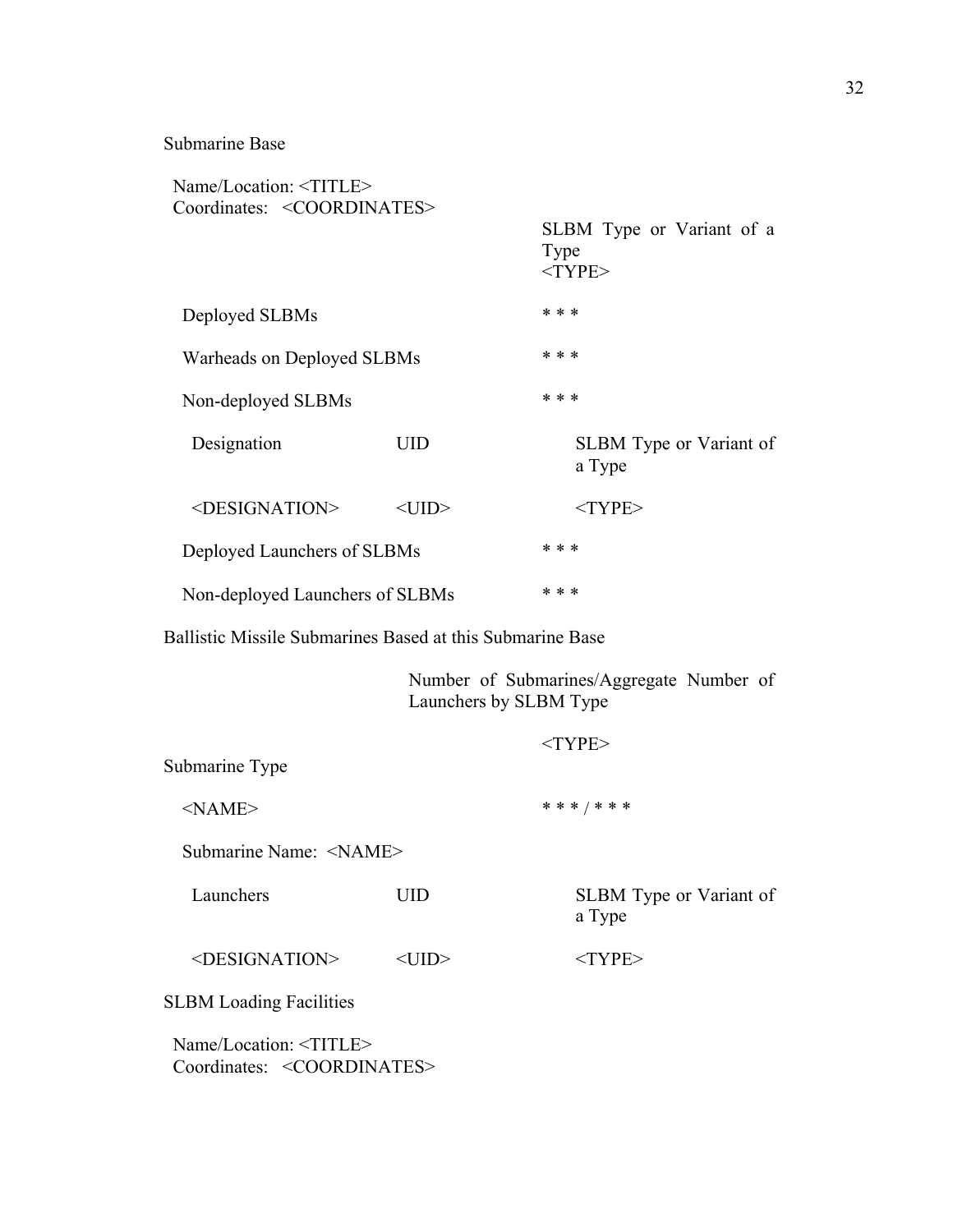Submarine Base

Name/Location: <TITLE>
Coordinates: <COORDINATES>

| | SLBM Type or Variant of a Type <TYPE> |
|---|---|
| Deployed SLBMs | * * * |
| Warheads on Deployed SLBMs | * * * |
| Non-deployed SLBMs | * * * |

| Designation | UID | SLBM Type or Variant of a Type |
|---|---|---|
| <DESIGNATION> | <UID> | <TYPE> |

| | |
|---|---|
| Deployed Launchers of SLBMs | * * * |
| Non-deployed Launchers of SLBMs | * * * |

Ballistic Missile Submarines Based at this Submarine Base

| | Number of Submarines/Aggregate Number of Launchers by SLBM Type |
|---|---|
| | <TYPE> |
| Submarine Type | |
| <NAME> | * * * / * * * |

Submarine Name: <NAME>

| Launchers | UID | SLBM Type or Variant of a Type |
|---|---|---|
| <DESIGNATION> | <UID> | <TYPE> |

SLBM Loading Facilities

Name/Location: <TITLE>
Coordinates: <COORDINATES>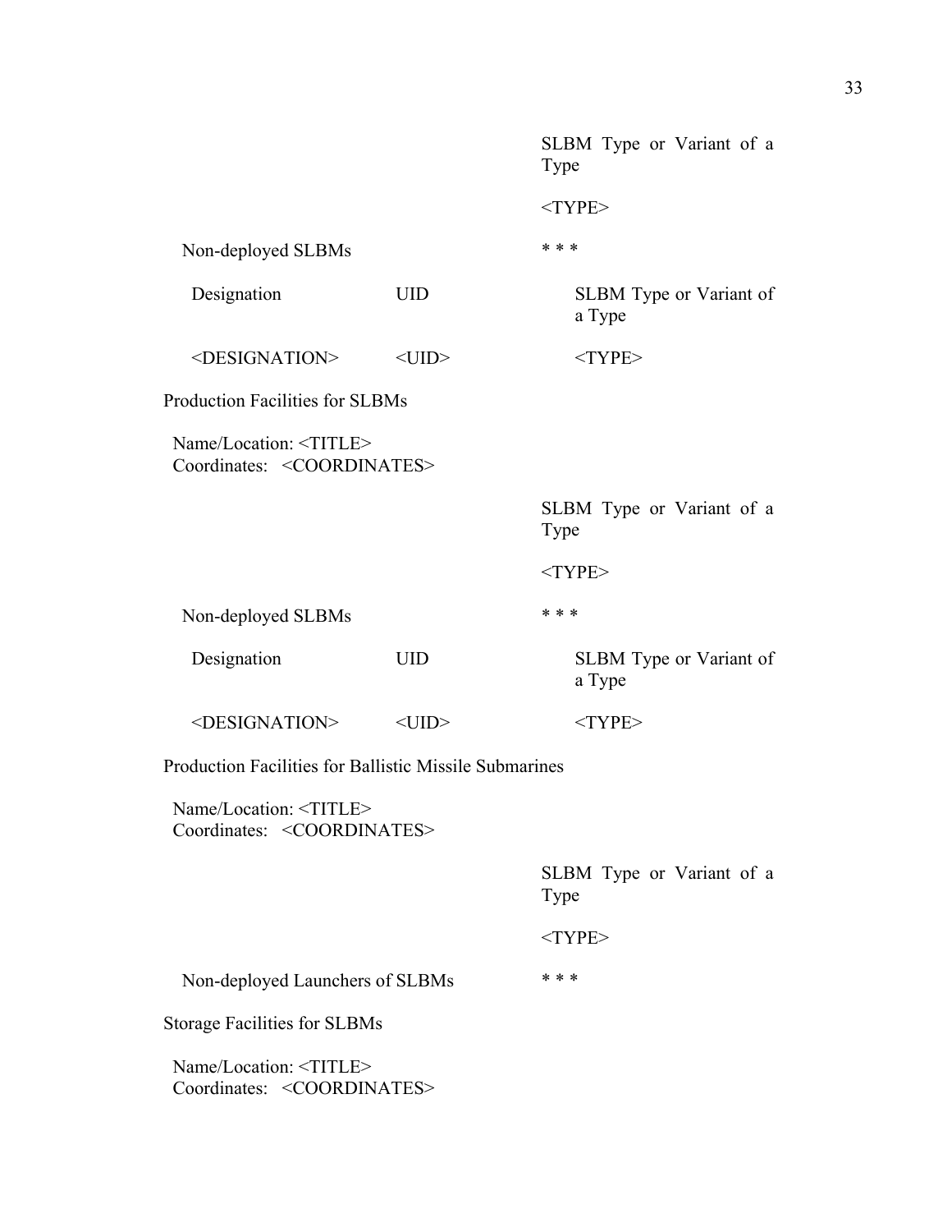SLBM Type or Variant of a Type

<TYPE>

Non-deployed SLBMs * * *

| Designation | UID | SLBM Type or Variant of a Type |
| --- | --- | --- |
| <DESIGNATION> | <UID> | <TYPE> |

Production Facilities for SLBMs

Name/Location: <TITLE>
Coordinates: <COORDINATES>

SLBM Type or Variant of a Type

<TYPE>

Non-deployed SLBMs * * *

| Designation | UID | SLBM Type or Variant of a Type |
| --- | --- | --- |
| <DESIGNATION> | <UID> | <TYPE> |

Production Facilities for Ballistic Missile Submarines

Name/Location: <TITLE>
Coordinates: <COORDINATES>

SLBM Type or Variant of a Type

<TYPE>

Non-deployed Launchers of SLBMs * * *

Storage Facilities for SLBMs

Name/Location: <TITLE>
Coordinates: <COORDINATES>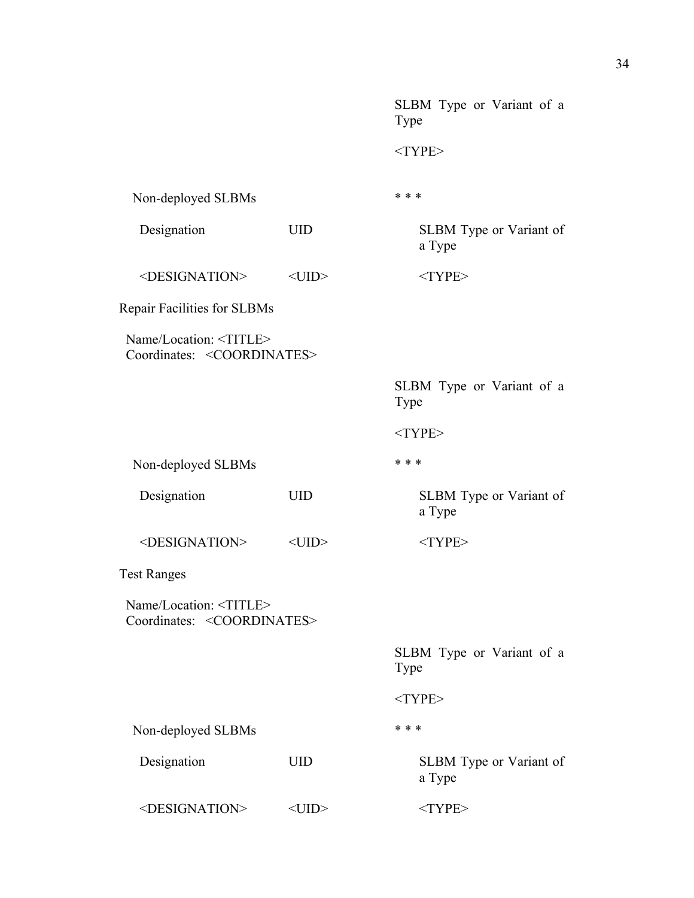| | | SLBM Type or Variant of a Type |
|---|---|---|
| | | <TYPE> |

Non-deployed SLBMs

\* \* \*

| Designation | UID | SLBM Type or Variant of a Type |
|---|---|---|
| <DESIGNATION> | <UID> | <TYPE> |

Repair Facilities for SLBMs

Name/Location: <TITLE>
Coordinates: <COORDINATES>

| | | SLBM Type or Variant of a Type |
|---|---|---|
| | | <TYPE> |

Non-deployed SLBMs

\* \* \*

| Designation | UID | SLBM Type or Variant of a Type |
|---|---|---|
| <DESIGNATION> | <UID> | <TYPE> |

Test Ranges

Name/Location: <TITLE>
Coordinates: <COORDINATES>

| | | SLBM Type or Variant of a Type |
|---|---|---|
| | | <TYPE> |

Non-deployed SLBMs

\* \* \*

| Designation | UID | SLBM Type or Variant of a Type |
|---|---|---|
| <DESIGNATION> | <UID> | <TYPE> |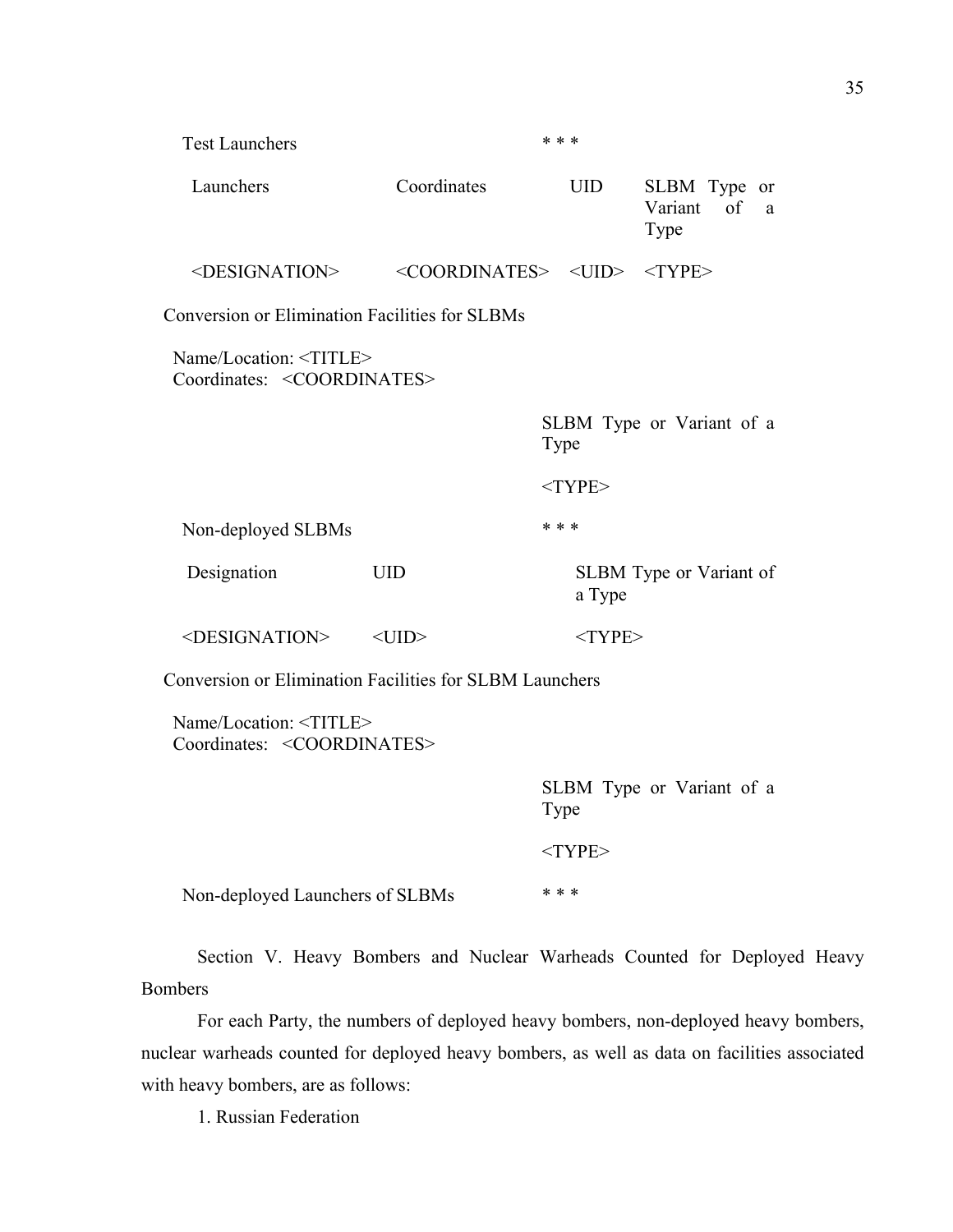Test Launchers * * *

| Launchers | Coordinates | UID | SLBM Type or Variant of a Type |
|---|---|---|---|
| <DESIGNATION> | <COORDINATES> | <UID> | <TYPE> |

Conversion or Elimination Facilities for SLBMs

Name/Location: <TITLE>
Coordinates: <COORDINATES>

| SLBM Type or Variant of a Type |
|---|
| <TYPE> |

Non-deployed SLBMs * * *

| Designation | UID | SLBM Type or Variant of a Type |
|---|---|---|
| <DESIGNATION> | <UID> | <TYPE> |

Conversion or Elimination Facilities for SLBM Launchers

Name/Location: <TITLE>
Coordinates: <COORDINATES>

| SLBM Type or Variant of a Type |
|---|
| <TYPE> |

Non-deployed Launchers of SLBMs * * *

Section V. Heavy Bombers and Nuclear Warheads Counted for Deployed Heavy Bombers

For each Party, the numbers of deployed heavy bombers, non-deployed heavy bombers, nuclear warheads counted for deployed heavy bombers, as well as data on facilities associated with heavy bombers, are as follows:

1. Russian Federation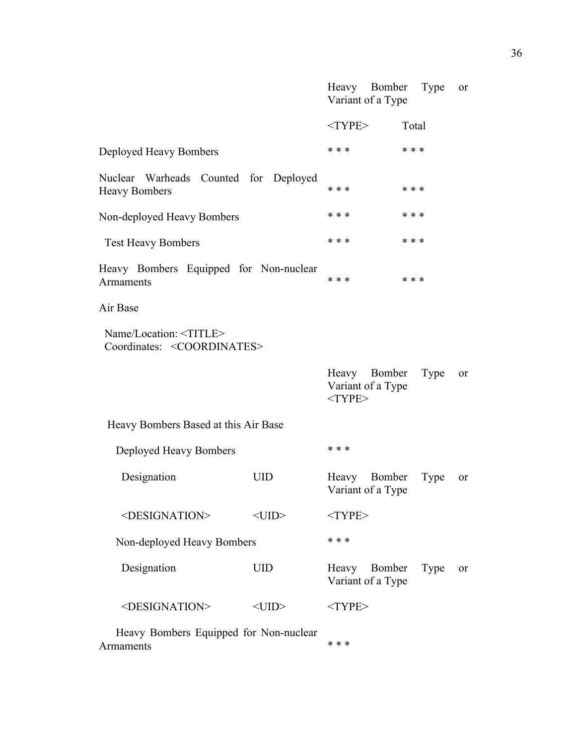| | Heavy Bomber Type or Variant of a Type | |
|---|---|---|
| | <TYPE> | Total |
| Deployed Heavy Bombers | * * * | * * * |
| Nuclear Warheads Counted for Deployed Heavy Bombers | * * * | * * * |
| Non-deployed Heavy Bombers | * * * | * * * |
| Test Heavy Bombers | * * * | * * * |
| Heavy Bombers Equipped for Non-nuclear Armaments | * * * | * * * |

Air Base

Name/Location: <TITLE>
Coordinates: <COORDINATES>

| | | Heavy Bomber Type or Variant of a Type <TYPE> |
|---|---|---|
| Heavy Bombers Based at this Air Base | | |
| Deployed Heavy Bombers | | * * * |
| Designation | UID | Heavy Bomber Type or Variant of a Type |
| <DESIGNATION> | <UID> | <TYPE> |
| Non-deployed Heavy Bombers | | * * * |
| Designation | UID | Heavy Bomber Type or Variant of a Type |
| <DESIGNATION> | <UID> | <TYPE> |
| Heavy Bombers Equipped for Non-nuclear Armaments | | * * * |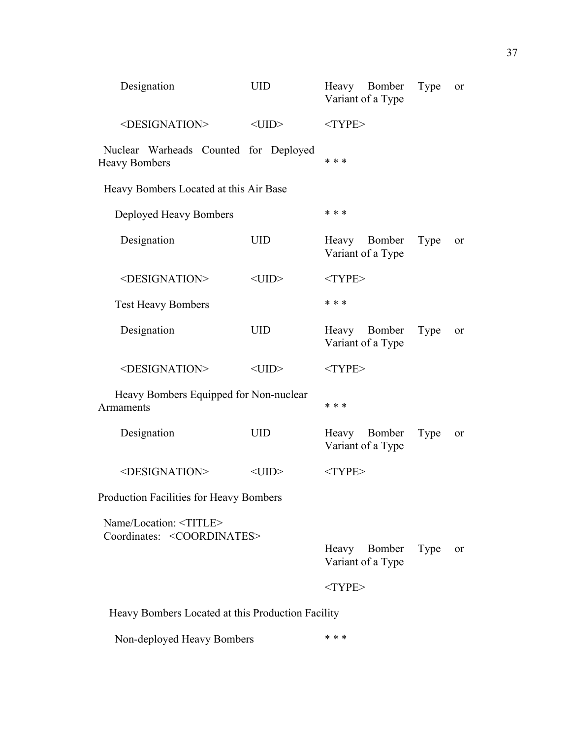| Designation | UID | Heavy Bomber Type or Variant of a Type |
|---|---|---|
| <DESIGNATION> | <UID> | <TYPE> |

Nuclear Warheads Counted for Deployed Heavy Bombers * * *

Heavy Bombers Located at this Air Base

Deployed Heavy Bombers * * *

| Designation | UID | Heavy Bomber Type or Variant of a Type |
|---|---|---|
| <DESIGNATION> | <UID> | <TYPE> |

Test Heavy Bombers * * *

| Designation | UID | Heavy Bomber Type or Variant of a Type |
|---|---|---|
| <DESIGNATION> | <UID> | <TYPE> |

Heavy Bombers Equipped for Non-nuclear Armaments * * *

| Designation | UID | Heavy Bomber Type or Variant of a Type |
|---|---|---|
| <DESIGNATION> | <UID> | <TYPE> |

Production Facilities for Heavy Bombers

Name/Location: <TITLE>
Coordinates: <COORDINATES>

Heavy Bomber Type or Variant of a Type

<TYPE>

Heavy Bombers Located at this Production Facility

Non-deployed Heavy Bombers * * *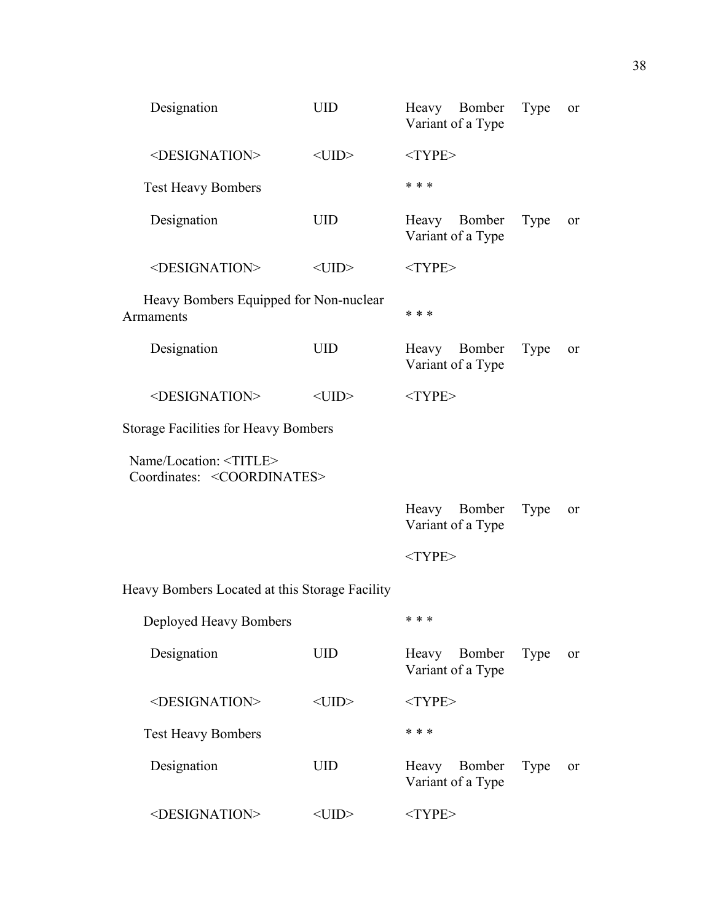| Designation | UID | Heavy Bomber Type or Variant of a Type |
|---|---|---|
| <DESIGNATION> | <UID> | <TYPE> |

Test Heavy Bombers * * *

| Designation | UID | Heavy Bomber Type or Variant of a Type |
|---|---|---|
| <DESIGNATION> | <UID> | <TYPE> |

Heavy Bombers Equipped for Non-nuclear Armaments * * *

| Designation | UID | Heavy Bomber Type or Variant of a Type |
|---|---|---|
| <DESIGNATION> | <UID> | <TYPE> |

Storage Facilities for Heavy Bombers

Name/Location: <TITLE>
Coordinates: <COORDINATES>

| Heavy Bomber Type or Variant of a Type |
|---|
| <TYPE> |

Heavy Bombers Located at this Storage Facility

Deployed Heavy Bombers * * *

| Designation | UID | Heavy Bomber Type or Variant of a Type |
|---|---|---|
| <DESIGNATION> | <UID> | <TYPE> |

Test Heavy Bombers * * *

| Designation | UID | Heavy Bomber Type or Variant of a Type |
|---|---|---|
| <DESIGNATION> | <UID> | <TYPE> |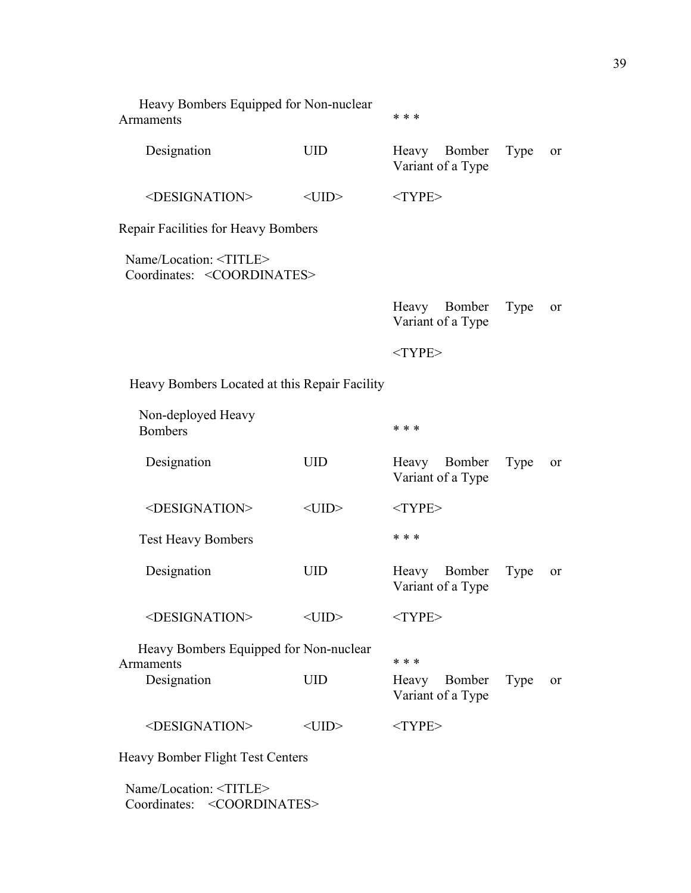Heavy Bombers Equipped for Non-nuclear Armaments * * *

| Designation | UID | Heavy Bomber Type or Variant of a Type |
|---|---|---|
| <DESIGNATION> | <UID> | <TYPE> |

Repair Facilities for Heavy Bombers

Name/Location: <TITLE>
Coordinates: <COORDINATES>

| Heavy Bomber Type or Variant of a Type |
|---|
| <TYPE> |

Heavy Bombers Located at this Repair Facility

Non-deployed Heavy Bombers * * *

| Designation | UID | Heavy Bomber Type or Variant of a Type |
|---|---|---|
| <DESIGNATION> | <UID> | <TYPE> |

Test Heavy Bombers * * *

| Designation | UID | Heavy Bomber Type or Variant of a Type |
|---|---|---|
| <DESIGNATION> | <UID> | <TYPE> |

Heavy Bombers Equipped for Non-nuclear Armaments * * *

| Designation | UID | Heavy Bomber Type or Variant of a Type |
|---|---|---|
| <DESIGNATION> | <UID> | <TYPE> |

Heavy Bomber Flight Test Centers

Name/Location: <TITLE>
Coordinates: <COORDINATES>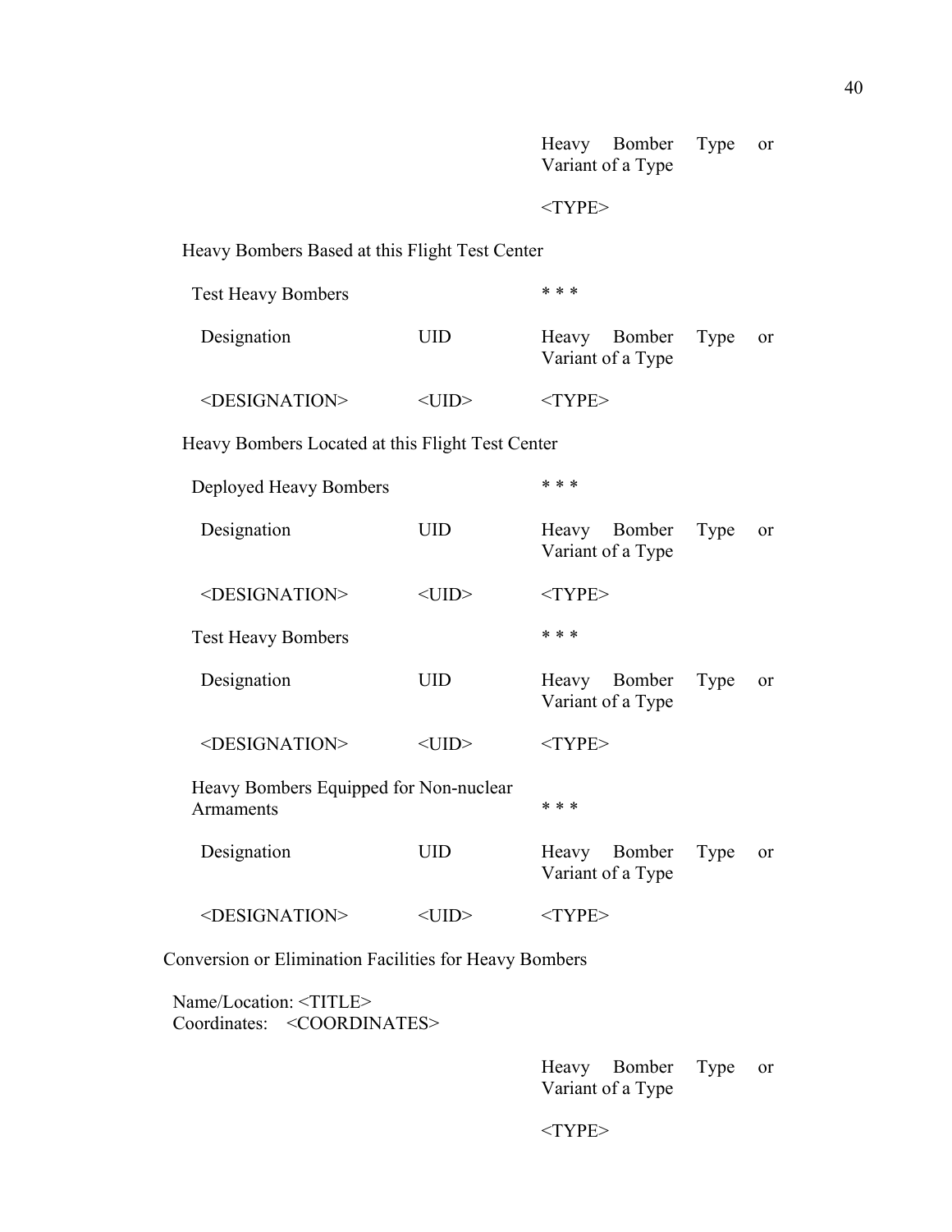| | | Heavy Bomber Type or Variant of a Type |
|---|---|---|
| | | <TYPE> |

Heavy Bombers Based at this Flight Test Center

| Test Heavy Bombers | | * * * |
|---|---|---|
| Designation | UID | Heavy Bomber Type or Variant of a Type |
| <DESIGNATION> | <UID> | <TYPE> |

Heavy Bombers Located at this Flight Test Center

| Deployed Heavy Bombers | | * * * |
|---|---|---|
| Designation | UID | Heavy Bomber Type or Variant of a Type |
| <DESIGNATION> | <UID> | <TYPE> |
| Test Heavy Bombers | | * * * |
| Designation | UID | Heavy Bomber Type or Variant of a Type |
| <DESIGNATION> | <UID> | <TYPE> |
| Heavy Bombers Equipped for Non-nuclear Armaments | | * * * |
| Designation | UID | Heavy Bomber Type or Variant of a Type |
| <DESIGNATION> | <UID> | <TYPE> |

Conversion or Elimination Facilities for Heavy Bombers

Name/Location: <TITLE>
Coordinates: <COORDINATES>

| | | Heavy Bomber Type or Variant of a Type |
|---|---|---|
| | | <TYPE> |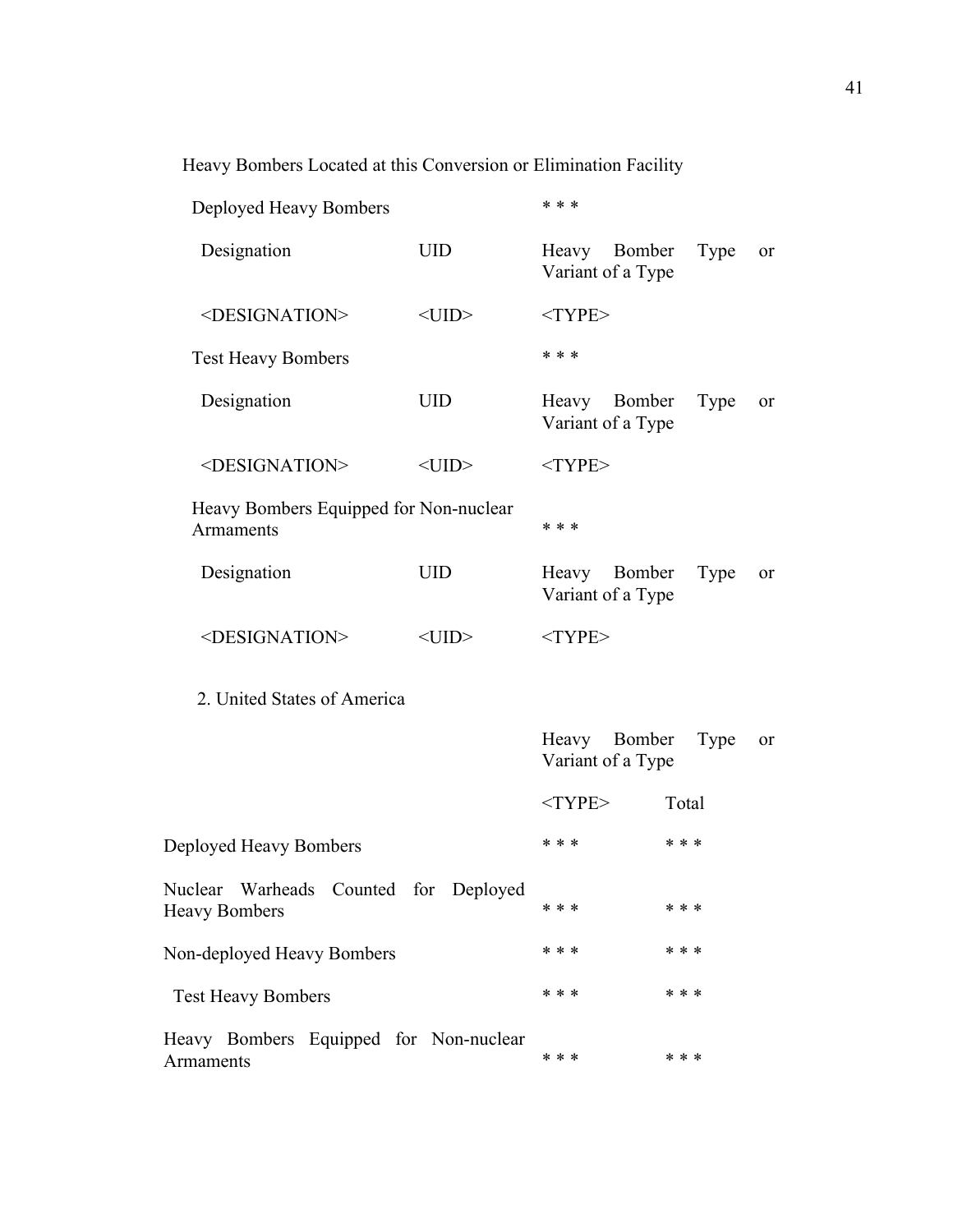Heavy Bombers Located at this Conversion or Elimination Facility

Deployed Heavy Bombers * * *

| Designation | UID | Heavy Bomber Type or Variant of a Type |
|---|---|---|
| <DESIGNATION> | <UID> | <TYPE> |

Test Heavy Bombers * * *

| Designation | UID | Heavy Bomber Type or Variant of a Type |
|---|---|---|
| <DESIGNATION> | <UID> | <TYPE> |

Heavy Bombers Equipped for Non-nuclear Armaments * * *

| Designation | UID | Heavy Bomber Type or Variant of a Type |
|---|---|---|
| <DESIGNATION> | <UID> | <TYPE> |

2. United States of America

| | Heavy Bomber Type or Variant of a Type | |
|---|---|---|
| | <TYPE> | Total |
| Deployed Heavy Bombers | * * * | * * * |
| Nuclear Warheads Counted for Deployed Heavy Bombers | * * * | * * * |
| Non-deployed Heavy Bombers | * * * | * * * |
| Test Heavy Bombers | * * * | * * * |
| Heavy Bombers Equipped for Non-nuclear Armaments | * * * | * * * |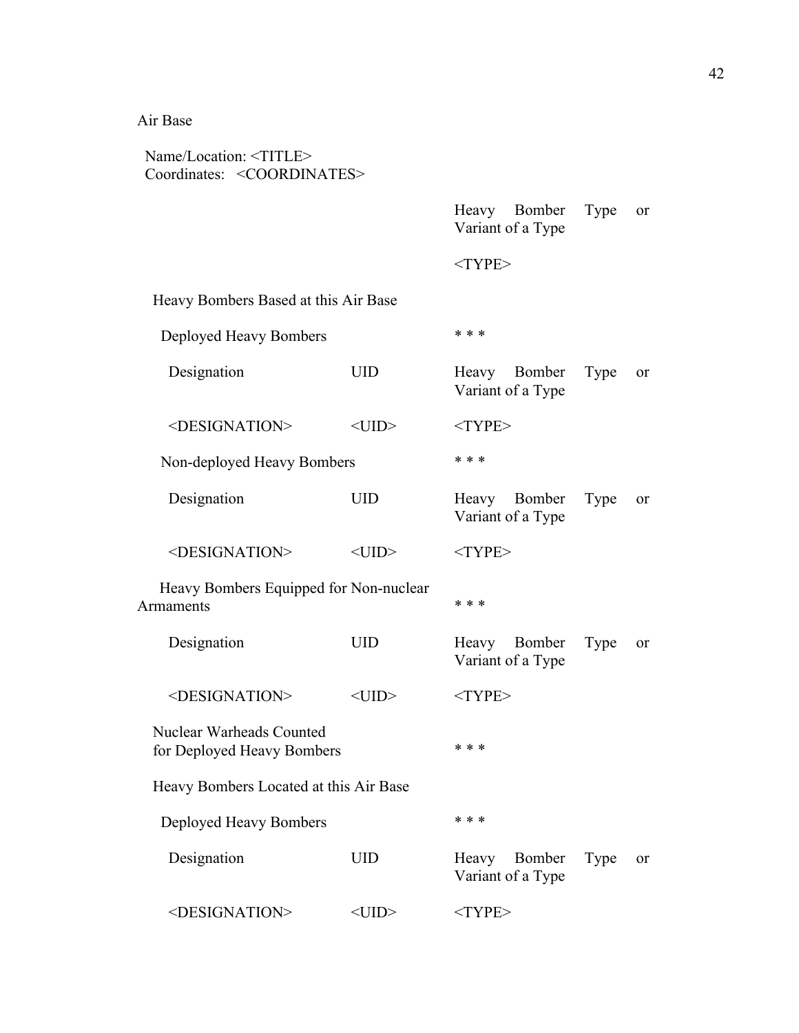Air Base

Name/Location: <TITLE>
Coordinates: <COORDINATES>

| | | Heavy Bomber Type or Variant of a Type |
|---|---|---|
| | | <TYPE> |
| Heavy Bombers Based at this Air Base | | |
| Deployed Heavy Bombers | | * * * |
| Designation | UID | Heavy Bomber Type or Variant of a Type |
| <DESIGNATION> | <UID> | <TYPE> |
| Non-deployed Heavy Bombers | | * * * |
| Designation | UID | Heavy Bomber Type or Variant of a Type |
| <DESIGNATION> | <UID> | <TYPE> |
| Heavy Bombers Equipped for Non-nuclear Armaments | | * * * |
| Designation | UID | Heavy Bomber Type or Variant of a Type |
| <DESIGNATION> | <UID> | <TYPE> |
| Nuclear Warheads Counted for Deployed Heavy Bombers | | * * * |
| Heavy Bombers Located at this Air Base | | |
| Deployed Heavy Bombers | | * * * |
| Designation | UID | Heavy Bomber Type or Variant of a Type |
| <DESIGNATION> | <UID> | <TYPE> |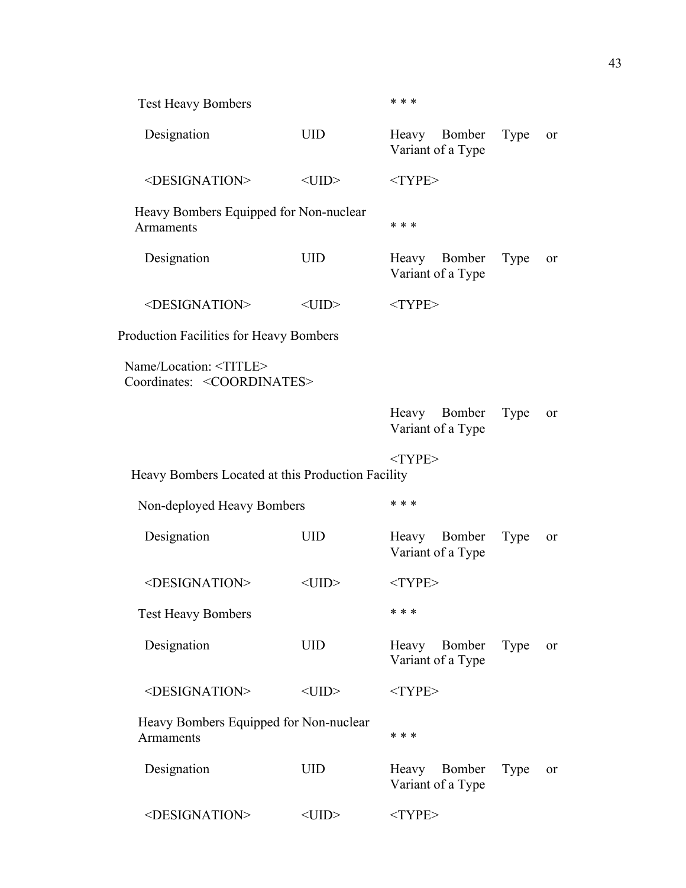Test Heavy Bombers * * *

| Designation | UID | Heavy Bomber Type or Variant of a Type |
|---|---|---|
| <DESIGNATION> | <UID> | <TYPE> |

Heavy Bombers Equipped for Non-nuclear Armaments * * *

| Designation | UID | Heavy Bomber Type or Variant of a Type |
|---|---|---|
| <DESIGNATION> | <UID> | <TYPE> |

Production Facilities for Heavy Bombers

Name/Location: <TITLE>
Coordinates: <COORDINATES>

| Heavy Bomber Type or Variant of a Type |
|---|
| <TYPE> |

Heavy Bombers Located at this Production Facility

Non-deployed Heavy Bombers * * *

| Designation | UID | Heavy Bomber Type or Variant of a Type |
|---|---|---|
| <DESIGNATION> | <UID> | <TYPE> |

Test Heavy Bombers * * *

| Designation | UID | Heavy Bomber Type or Variant of a Type |
|---|---|---|
| <DESIGNATION> | <UID> | <TYPE> |

Heavy Bombers Equipped for Non-nuclear Armaments * * *

| Designation | UID | Heavy Bomber Type or Variant of a Type |
|---|---|---|
| <DESIGNATION> | <UID> | <TYPE> |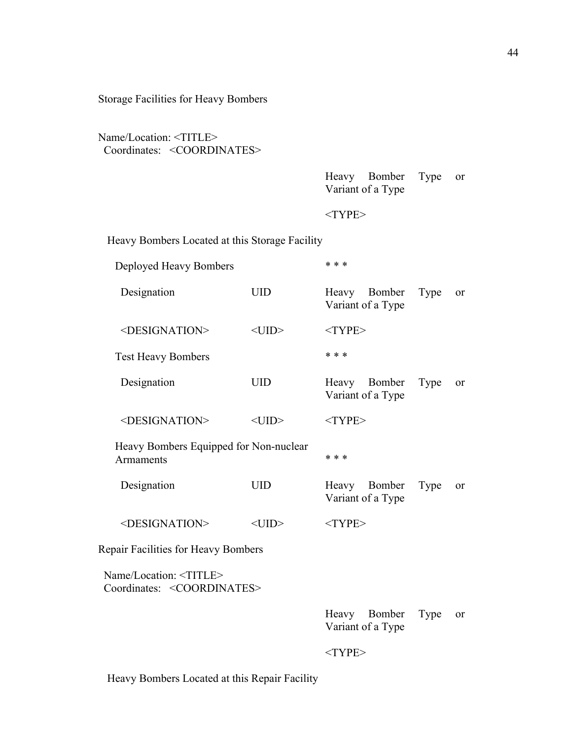Storage Facilities for Heavy Bombers

Name/Location: <TITLE>
Coordinates: <COORDINATES>

| | | Heavy Bomber Type or Variant of a Type |
|---|---|---|
| | | <TYPE> |
| Heavy Bombers Located at this Storage Facility | | |
| Deployed Heavy Bombers | | * * * |
| Designation | UID | Heavy Bomber Type or Variant of a Type |
| <DESIGNATION> | <UID> | <TYPE> |
| Test Heavy Bombers | | * * * |
| Designation | UID | Heavy Bomber Type or Variant of a Type |
| <DESIGNATION> | <UID> | <TYPE> |
| Heavy Bombers Equipped for Non-nuclear Armaments | | * * * |
| Designation | UID | Heavy Bomber Type or Variant of a Type |
| <DESIGNATION> | <UID> | <TYPE> |

Repair Facilities for Heavy Bombers

Name/Location: <TITLE>
Coordinates: <COORDINATES>

| | | Heavy Bomber Type or Variant of a Type |
|---|---|---|
| | | <TYPE> |
| Heavy Bombers Located at this Repair Facility | | |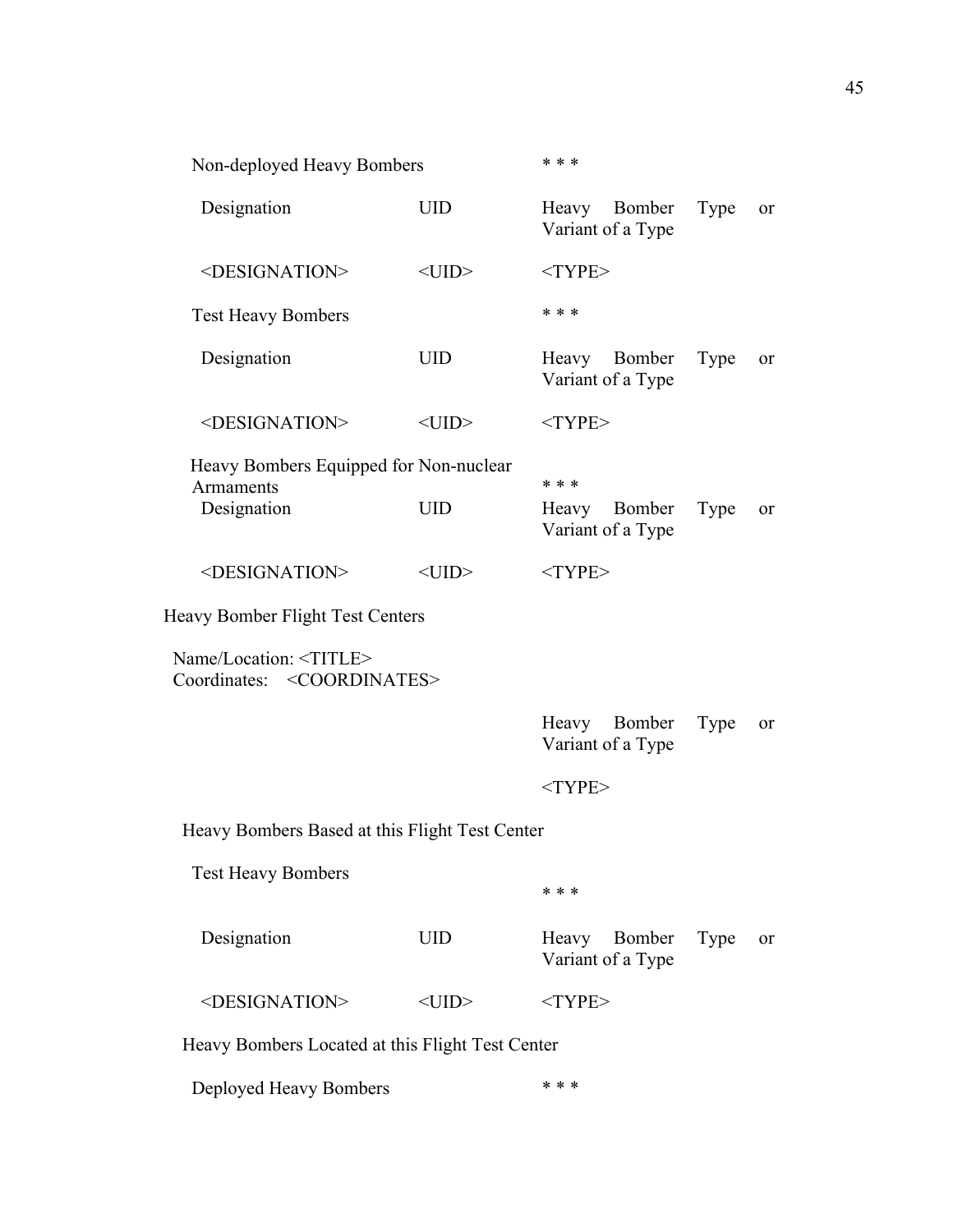Non-deployed Heavy Bombers \* \* \*

| Designation | UID | Heavy Bomber Type or Variant of a Type |
| --- | --- | --- |
| <DESIGNATION> | <UID> | <TYPE> |

Test Heavy Bombers \* \* \*

| Designation | UID | Heavy Bomber Type or Variant of a Type |
| --- | --- | --- |
| <DESIGNATION> | <UID> | <TYPE> |

Heavy Bombers Equipped for Non-nuclear Armaments \* \* \*

| Designation | UID | Heavy Bomber Type or Variant of a Type |
| --- | --- | --- |
| <DESIGNATION> | <UID> | <TYPE> |

Heavy Bomber Flight Test Centers

Name/Location: <TITLE>
Coordinates: <COORDINATES>

| Heavy Bomber Type or Variant of a Type |
| --- |
| <TYPE> |

Heavy Bombers Based at this Flight Test Center

Test Heavy Bombers \* \* \*

| Designation | UID | Heavy Bomber Type or Variant of a Type |
| --- | --- | --- |
| <DESIGNATION> | <UID> | <TYPE> |

Heavy Bombers Located at this Flight Test Center

Deployed Heavy Bombers \* \* \*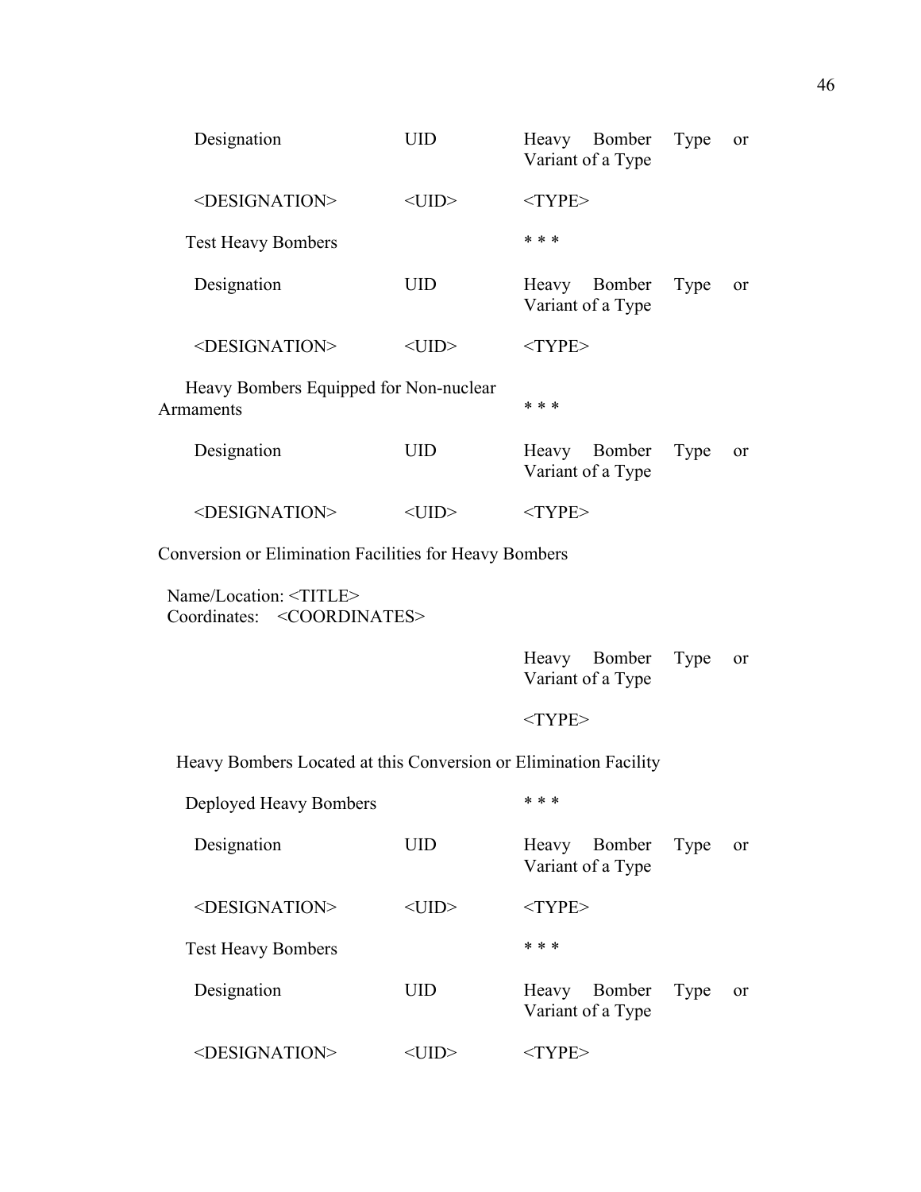| Designation | UID | Heavy Bomber Type or Variant of a Type |
| --- | --- | --- |
| <DESIGNATION> | <UID> | <TYPE> |

Test Heavy Bombers * * *

| Designation | UID | Heavy Bomber Type or Variant of a Type |
| --- | --- | --- |
| <DESIGNATION> | <UID> | <TYPE> |

Heavy Bombers Equipped for Non-nuclear Armaments * * *

| Designation | UID | Heavy Bomber Type or Variant of a Type |
| --- | --- | --- |
| <DESIGNATION> | <UID> | <TYPE> |

Conversion or Elimination Facilities for Heavy Bombers

Name/Location: <TITLE>
Coordinates: <COORDINATES>

| Heavy Bomber Type or Variant of a Type |
| --- |
| <TYPE> |

Heavy Bombers Located at this Conversion or Elimination Facility

Deployed Heavy Bombers * * *

| Designation | UID | Heavy Bomber Type or Variant of a Type |
| --- | --- | --- |
| <DESIGNATION> | <UID> | <TYPE> |

Test Heavy Bombers * * *

| Designation | UID | Heavy Bomber Type or Variant of a Type |
| --- | --- | --- |
| <DESIGNATION> | <UID> | <TYPE> |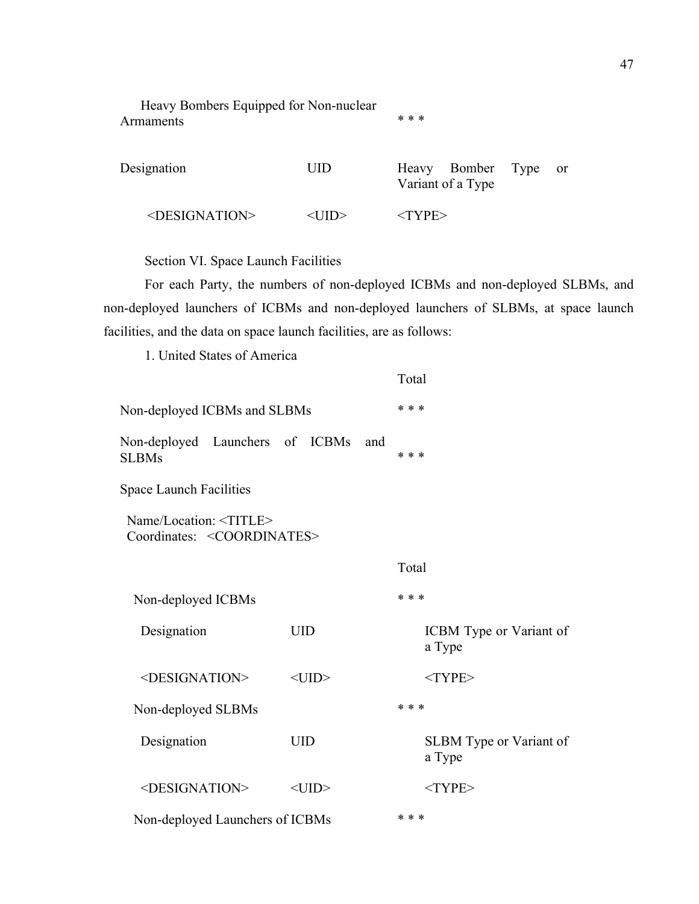| Heavy Bombers Equipped for Non-nuclear Armaments | | * * * |
|---|---|---|
| Designation | UID | Heavy Bomber Type or Variant of a Type |
| <DESIGNATION> | <UID> | <TYPE> |

Section VI. Space Launch Facilities

For each Party, the numbers of non-deployed ICBMs and non-deployed SLBMs, and non-deployed launchers of ICBMs and non-deployed launchers of SLBMs, at space launch facilities, and the data on space launch facilities, are as follows:

1. United States of America

| | Total |
|---|---|
| Non-deployed ICBMs and SLBMs | * * * |
| Non-deployed Launchers of ICBMs and SLBMs | * * * |

Space Launch Facilities

Name/Location: <TITLE>
Coordinates: <COORDINATES>

| | | Total | |
|---|---|---|---|
| Non-deployed ICBMs | | * * * | |
| Designation | UID | | ICBM Type or Variant of a Type |
| <DESIGNATION> | <UID> | | <TYPE> |
| Non-deployed SLBMs | | * * * | |
| Designation | UID | | SLBM Type or Variant of a Type |
| <DESIGNATION> | <UID> | | <TYPE> |
| Non-deployed Launchers of ICBMs | | * * * | |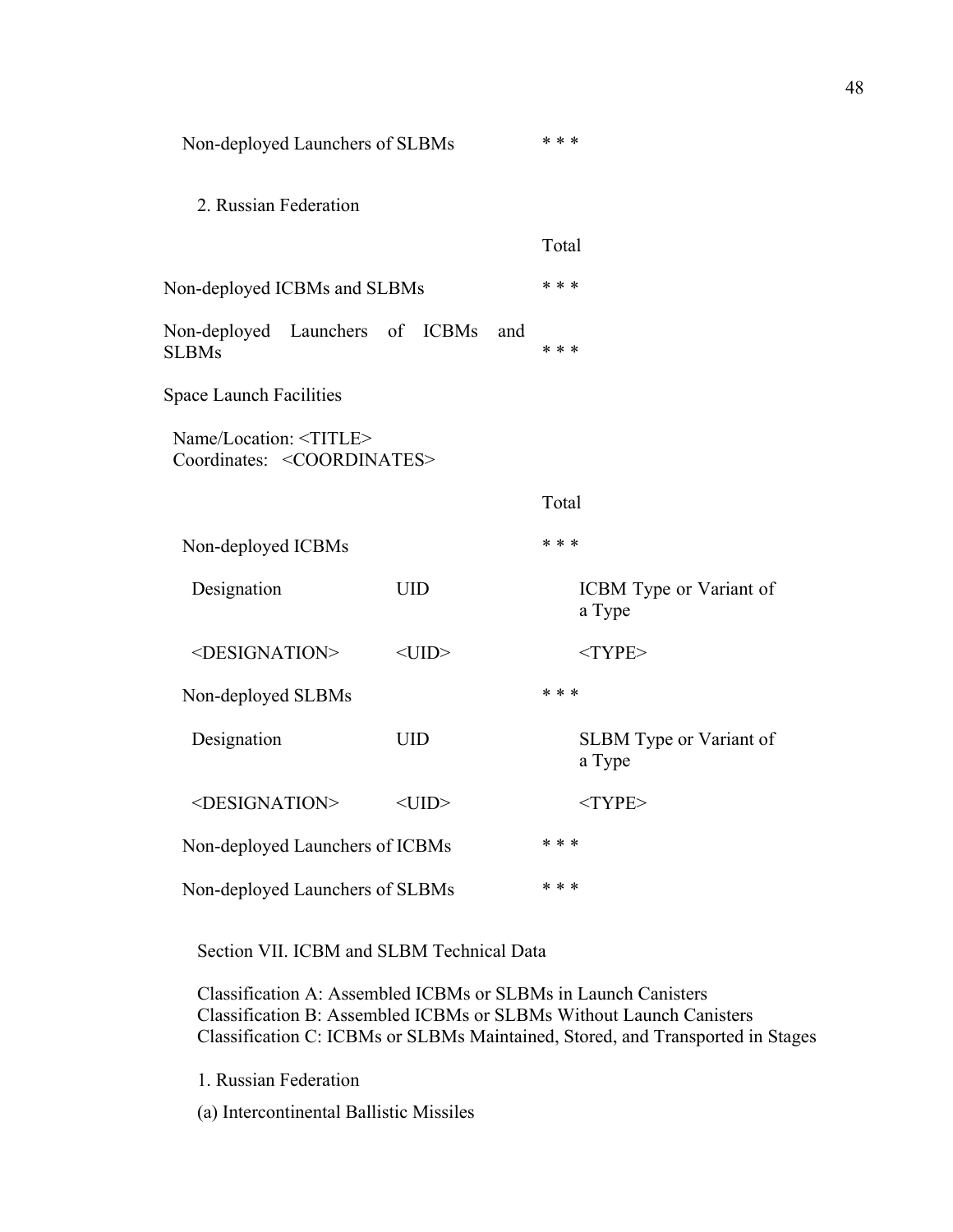| | Total |
|---|---|
| Non-deployed Launchers of SLBMs | * * * |

2. Russian Federation

| | Total |
|---|---|
| Non-deployed ICBMs and SLBMs | * * * |
| Non-deployed Launchers of ICBMs and SLBMs | * * * |

Space Launch Facilities

Name/Location: <TITLE>
Coordinates: <COORDINATES>

| | | Total | |
|---|---|---|---|
| Non-deployed ICBMs | | * * * | |
| Designation | UID | | ICBM Type or Variant of a Type |
| <DESIGNATION> | <UID> | | <TYPE> |
| Non-deployed SLBMs | | * * * | |
| Designation | UID | | SLBM Type or Variant of a Type |
| <DESIGNATION> | <UID> | | <TYPE> |
| Non-deployed Launchers of ICBMs | | * * * | |
| Non-deployed Launchers of SLBMs | | * * * | |

Section VII. ICBM and SLBM Technical Data

Classification A: Assembled ICBMs or SLBMs in Launch Canisters
Classification B: Assembled ICBMs or SLBMs Without Launch Canisters
Classification C: ICBMs or SLBMs Maintained, Stored, and Transported in Stages

1. Russian Federation

(a) Intercontinental Ballistic Missiles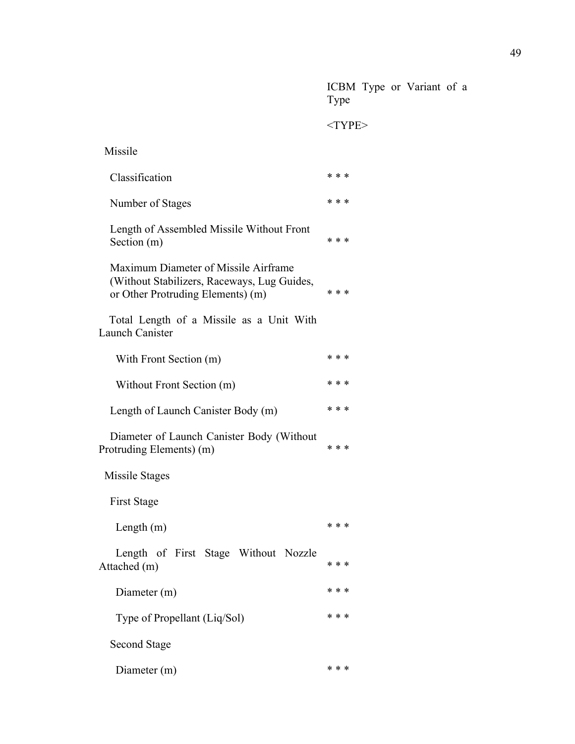| | ICBM Type or Variant of a Type |
|---|---|
| | <TYPE> |
| Missile | |
| Classification | * * * |
| Number of Stages | * * * |
| Length of Assembled Missile Without Front Section (m) | * * * |
| Maximum Diameter of Missile Airframe (Without Stabilizers, Raceways, Lug Guides, or Other Protruding Elements) (m) | * * * |
| Total Length of a Missile as a Unit With Launch Canister | |
| With Front Section (m) | * * * |
| Without Front Section (m) | * * * |
| Length of Launch Canister Body (m) | * * * |
| Diameter of Launch Canister Body (Without Protruding Elements) (m) | * * * |
| Missile Stages | |
| First Stage | |
| Length (m) | * * * |
| Length of First Stage Without Nozzle Attached (m) | * * * |
| Diameter (m) | * * * |
| Type of Propellant (Liq/Sol) | * * * |
| Second Stage | |
| Diameter (m) | * * * |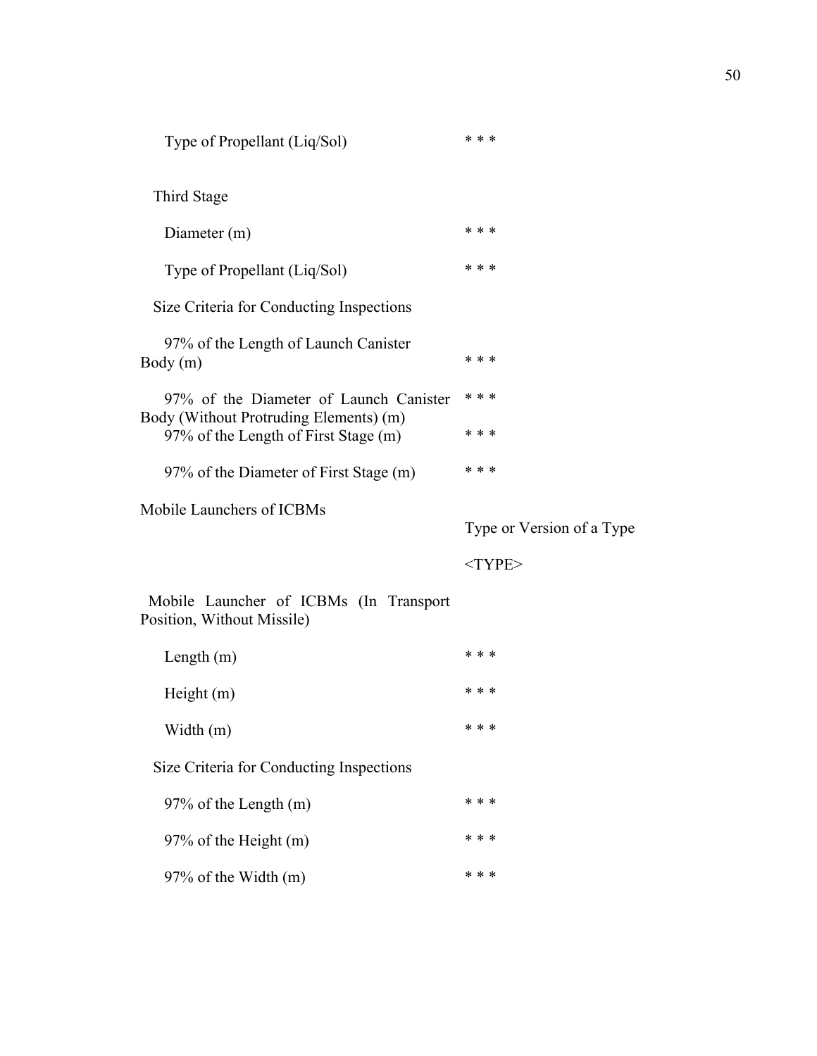| | |
|---|---|
| Type of Propellant (Liq/Sol) | * * * |
| Third Stage | |
| Diameter (m) | * * * |
| Type of Propellant (Liq/Sol) | * * * |
| Size Criteria for Conducting Inspections | |
| 97% of the Length of Launch Canister Body (m) | * * * |
| 97% of the Diameter of Launch Canister Body (Without Protruding Elements) (m) | * * * |
| 97% of the Length of First Stage (m) | * * * |
| 97% of the Diameter of First Stage (m) | * * * |

| Mobile Launchers of ICBMs | Type or Version of a Type |
|---|---|
| | <TYPE> |
| Mobile Launcher of ICBMs (In Transport Position, Without Missile) | |
| Length (m) | * * * |
| Height (m) | * * * |
| Width (m) | * * * |
| Size Criteria for Conducting Inspections | |
| 97% of the Length (m) | * * * |
| 97% of the Height (m) | * * * |
| 97% of the Width (m) | * * * |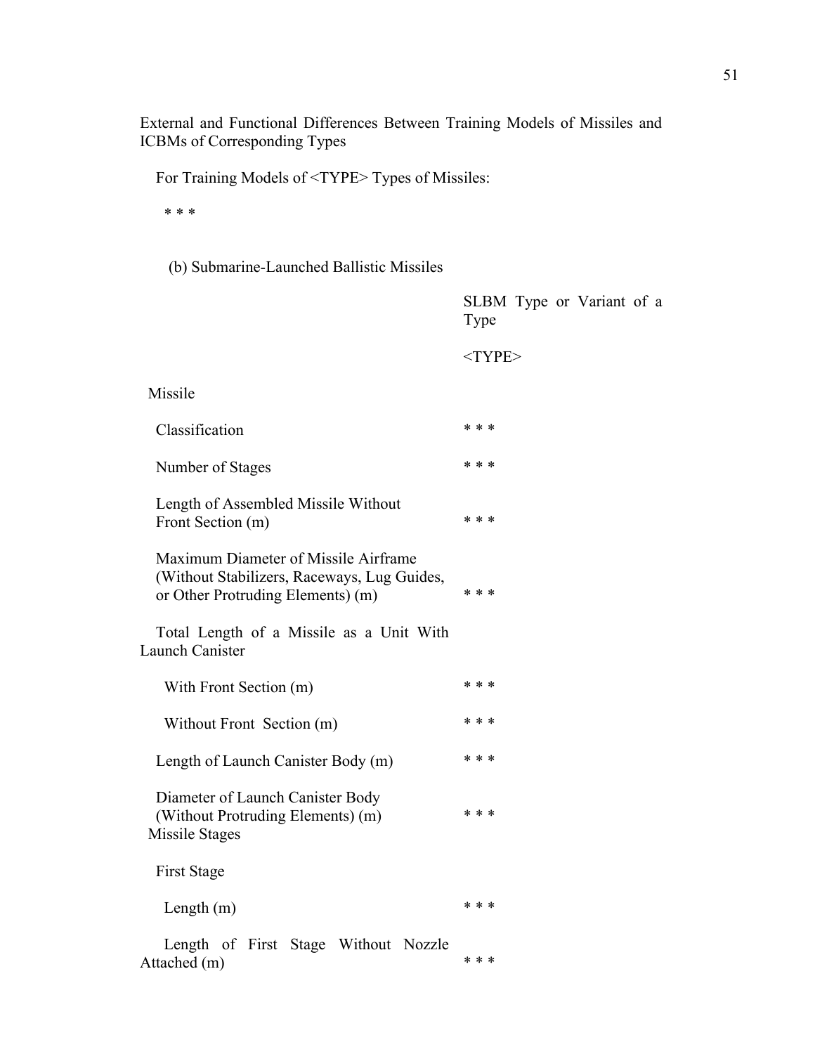External and Functional Differences Between Training Models of Missiles and ICBMs of Corresponding Types

For Training Models of <TYPE> Types of Missiles:

* * *

(b) Submarine-Launched Ballistic Missiles

| | SLBM Type or Variant of a Type |
|---|---|
| | <TYPE> |
| **Missile** | |
| Classification | * * * |
| Number of Stages | * * * |
| Length of Assembled Missile Without Front Section (m) | * * * |
| Maximum Diameter of Missile Airframe (Without Stabilizers, Raceways, Lug Guides, or Other Protruding Elements) (m) | * * * |
| Total Length of a Missile as a Unit With Launch Canister | |
| With Front Section (m) | * * * |
| Without Front Section (m) | * * * |
| Length of Launch Canister Body (m) | * * * |
| Diameter of Launch Canister Body (Without Protruding Elements) (m) | * * * |
| **Missile Stages** | |
| First Stage | |
| Length (m) | * * * |
| Length of First Stage Without Nozzle Attached (m) | * * * |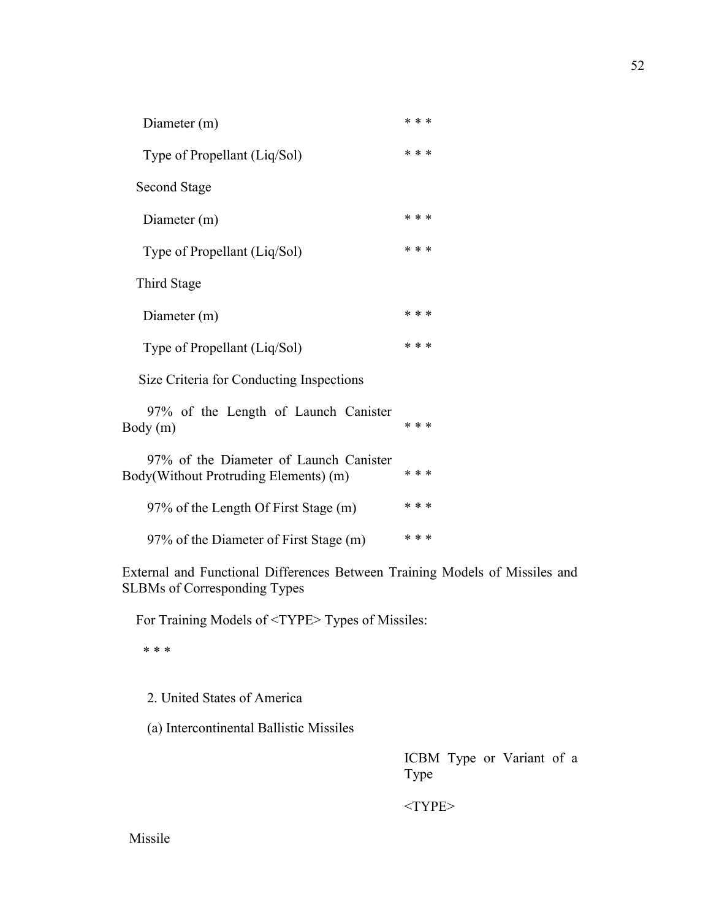| | |
|---|---|
| Diameter (m) | * * * |
| Type of Propellant (Liq/Sol) | * * * |
| Second Stage | |
| Diameter (m) | * * * |
| Type of Propellant (Liq/Sol) | * * * |
| Third Stage | |
| Diameter (m) | * * * |
| Type of Propellant (Liq/Sol) | * * * |
| Size Criteria for Conducting Inspections | |
| 97% of the Length of Launch Canister Body (m) | * * * |
| 97% of the Diameter of Launch Canister Body(Without Protruding Elements) (m) | * * * |
| 97% of the Length Of First Stage (m) | * * * |
| 97% of the Diameter of First Stage (m) | * * * |

External and Functional Differences Between Training Models of Missiles and SLBMs of Corresponding Types

For Training Models of <TYPE> Types of Missiles:

* * *

2. United States of America

(a) Intercontinental Ballistic Missiles

| | ICBM Type or Variant of a Type |
|---|---|
| | <TYPE> |
| Missile | |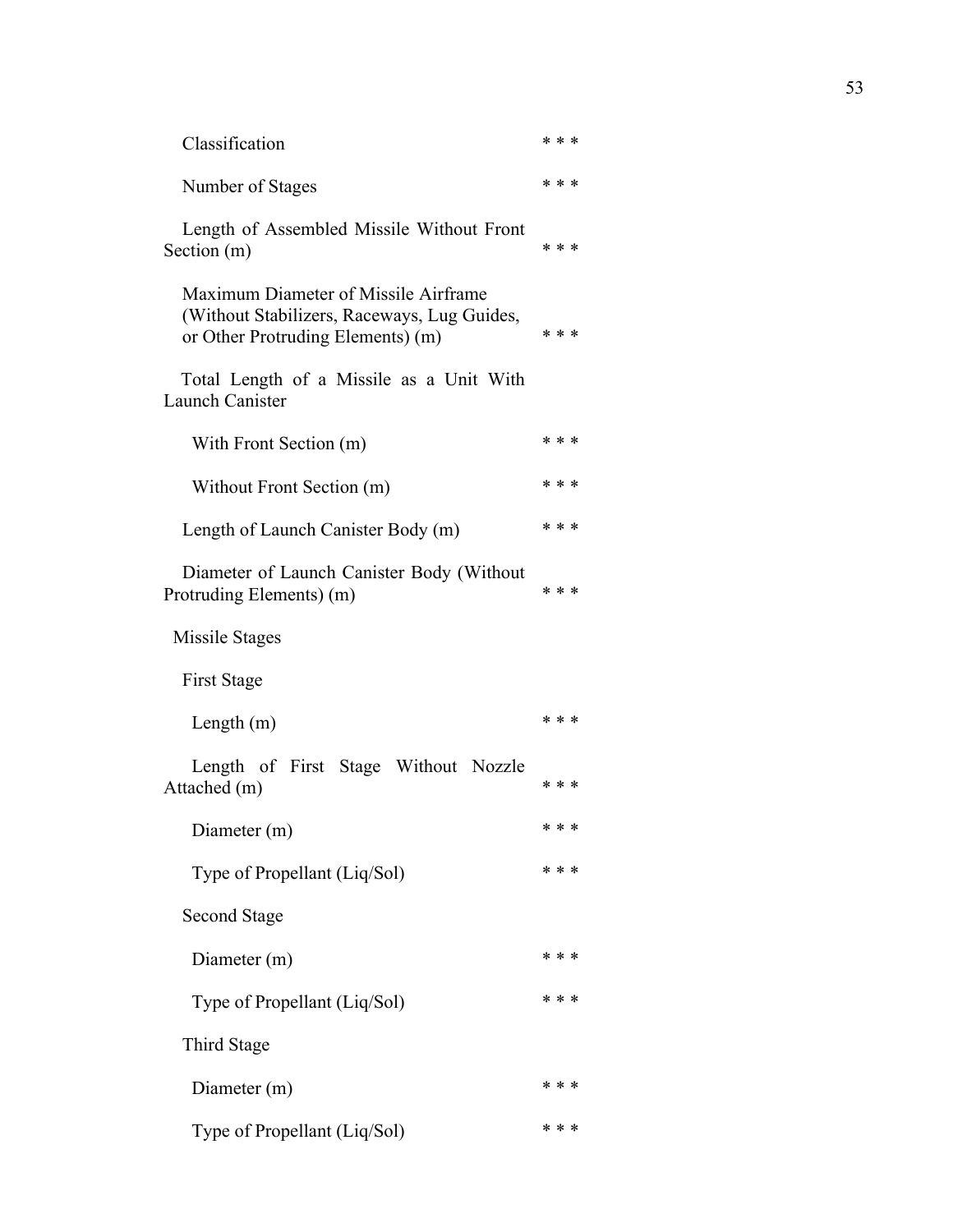| | |
|---|---|
| Classification | * * * |
| Number of Stages | * * * |
| Length of Assembled Missile Without Front Section (m) | * * * |
| Maximum Diameter of Missile Airframe (Without Stabilizers, Raceways, Lug Guides, or Other Protruding Elements) (m) | * * * |
| Total Length of a Missile as a Unit With Launch Canister | |
| With Front Section (m) | * * * |
| Without Front Section (m) | * * * |
| Length of Launch Canister Body (m) | * * * |
| Diameter of Launch Canister Body (Without Protruding Elements) (m) | * * * |
| Missile Stages | |
| First Stage | |
| Length (m) | * * * |
| Length of First Stage Without Nozzle Attached (m) | * * * |
| Diameter (m) | * * * |
| Type of Propellant (Liq/Sol) | * * * |
| Second Stage | |
| Diameter (m) | * * * |
| Type of Propellant (Liq/Sol) | * * * |
| Third Stage | |
| Diameter (m) | * * * |
| Type of Propellant (Liq/Sol) | * * * |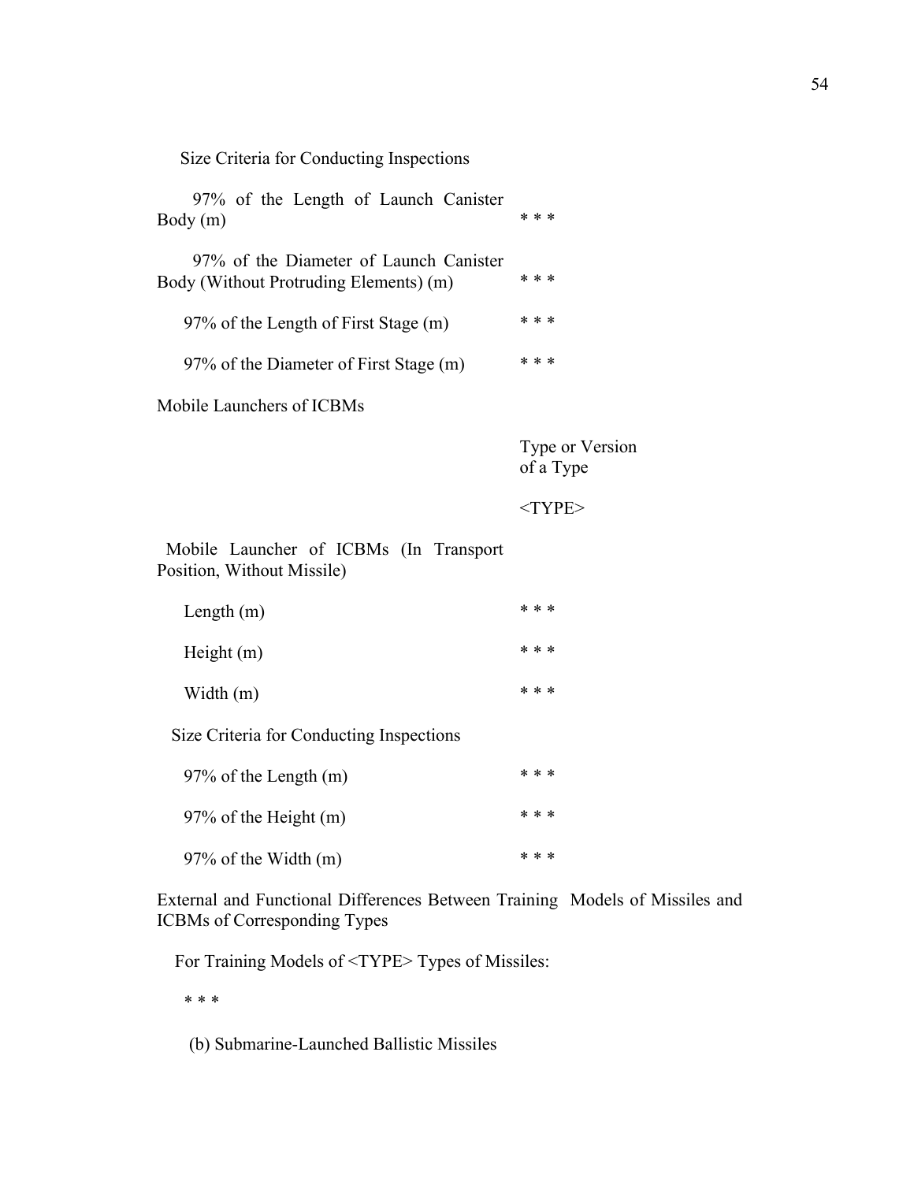Size Criteria for Conducting Inspections

| | |
|---|---|
| 97% of the Length of Launch Canister Body (m) | * * * |
| 97% of the Diameter of Launch Canister Body (Without Protruding Elements) (m) | * * * |
| 97% of the Length of First Stage (m) | * * * |
| 97% of the Diameter of First Stage (m) | * * * |

Mobile Launchers of ICBMs

| | Type or Version of a Type |
|---|---|
| | <TYPE> |
| Mobile Launcher of ICBMs (In Transport Position, Without Missile) | |
| Length (m) | * * * |
| Height (m) | * * * |
| Width (m) | * * * |
| Size Criteria for Conducting Inspections | |
| 97% of the Length (m) | * * * |
| 97% of the Height (m) | * * * |
| 97% of the Width (m) | * * * |

External and Functional Differences Between Training Models of Missiles and ICBMs of Corresponding Types

For Training Models of <TYPE> Types of Missiles:

* * *

(b) Submarine-Launched Ballistic Missiles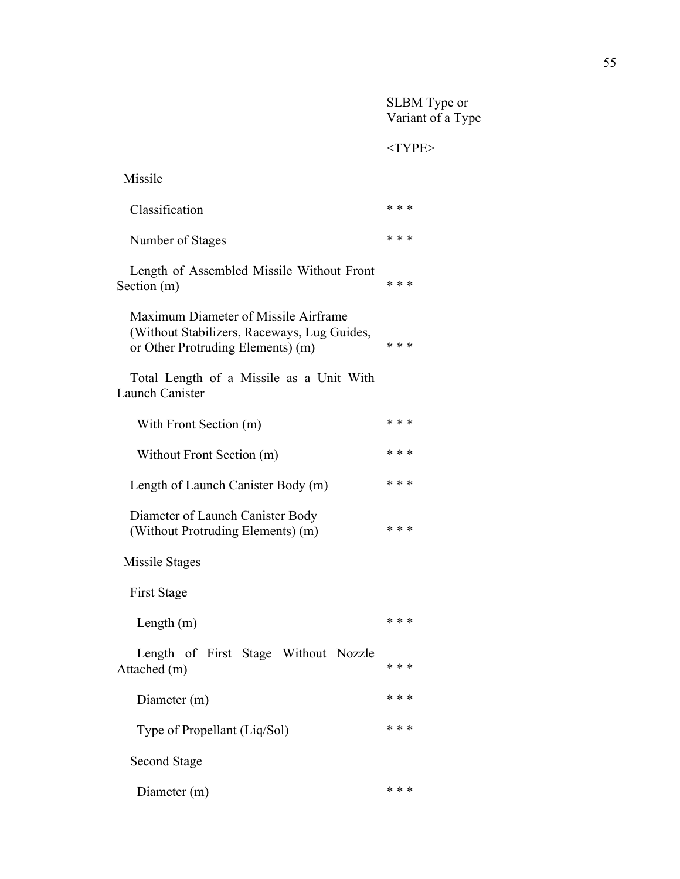| | SLBM Type or Variant of a Type |
|---|---|
| | <TYPE> |
| Missile | |
| Classification | * * * |
| Number of Stages | * * * |
| Length of Assembled Missile Without Front Section (m) | * * * |
| Maximum Diameter of Missile Airframe (Without Stabilizers, Raceways, Lug Guides, or Other Protruding Elements) (m) | * * * |
| Total Length of a Missile as a Unit With Launch Canister | |
| With Front Section (m) | * * * |
| Without Front Section (m) | * * * |
| Length of Launch Canister Body (m) | * * * |
| Diameter of Launch Canister Body (Without Protruding Elements) (m) | * * * |
| Missile Stages | |
| First Stage | |
| Length (m) | * * * |
| Length of First Stage Without Nozzle Attached (m) | * * * |
| Diameter (m) | * * * |
| Type of Propellant (Liq/Sol) | * * * |
| Second Stage | |
| Diameter (m) | * * * |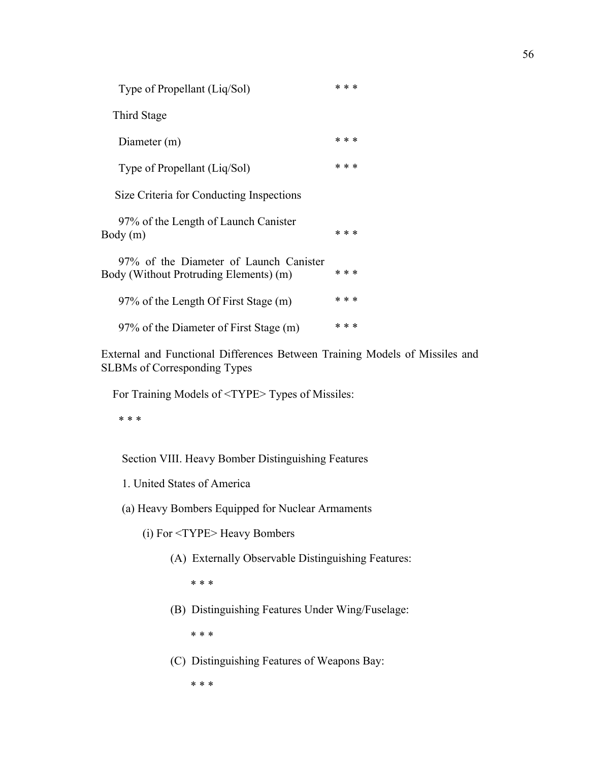| | |
|---|---|
| Type of Propellant (Liq/Sol) | * * * |
| Third Stage | |
| Diameter (m) | * * * |
| Type of Propellant (Liq/Sol) | * * * |
| Size Criteria for Conducting Inspections | |
| 97% of the Length of Launch Canister Body (m) | * * * |
| 97% of the Diameter of Launch Canister Body (Without Protruding Elements) (m) | * * * |
| 97% of the Length Of First Stage (m) | * * * |
| 97% of the Diameter of First Stage (m) | * * * |

External and Functional Differences Between Training Models of Missiles and SLBMs of Corresponding Types

For Training Models of <TYPE> Types of Missiles:

* * *

Section VIII. Heavy Bomber Distinguishing Features

1. United States of America

(a) Heavy Bombers Equipped for Nuclear Armaments

(i) For <TYPE> Heavy Bombers

(A) Externally Observable Distinguishing Features:

* * *

(B) Distinguishing Features Under Wing/Fuselage:

* * *

(C) Distinguishing Features of Weapons Bay:

* * *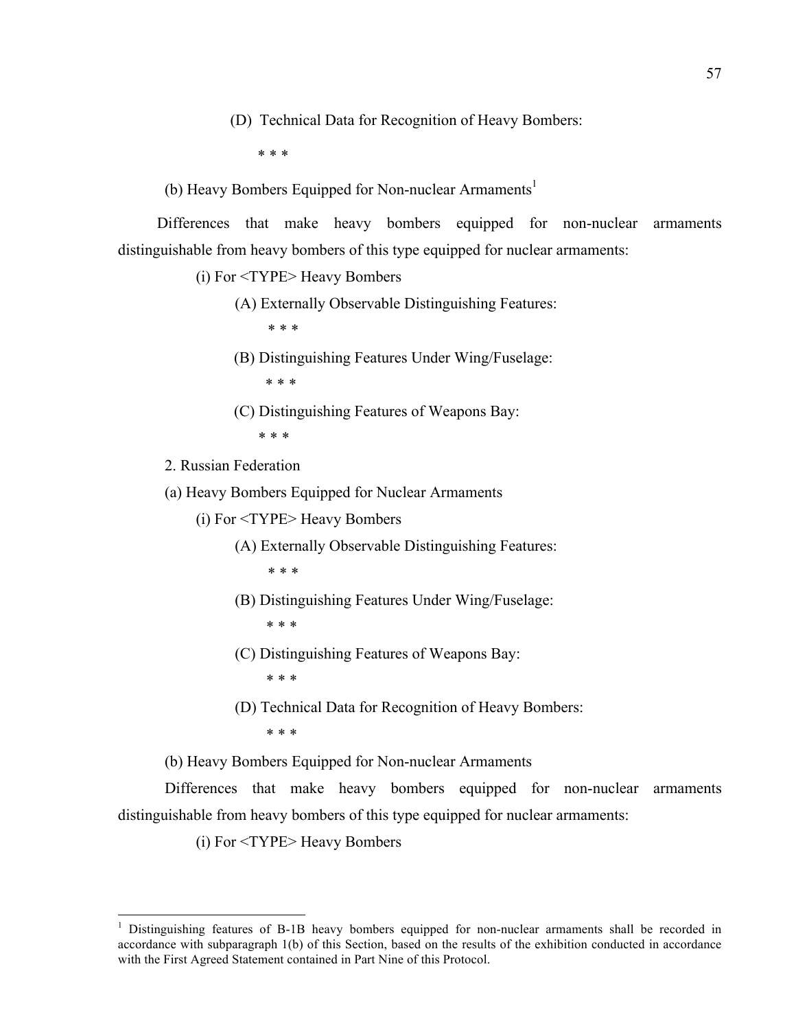(D) Technical Data for Recognition of Heavy Bombers:

* * *

(b) Heavy Bombers Equipped for Non-nuclear Armaments[1]

Differences that make heavy bombers equipped for non-nuclear armaments distinguishable from heavy bombers of this type equipped for nuclear armaments:

(i) For <TYPE> Heavy Bombers

(A) Externally Observable Distinguishing Features:

* * *

(B) Distinguishing Features Under Wing/Fuselage:

* * *

(C) Distinguishing Features of Weapons Bay:

* * *

2. Russian Federation

(a) Heavy Bombers Equipped for Nuclear Armaments

(i) For <TYPE> Heavy Bombers

(A) Externally Observable Distinguishing Features:

* * *

(B) Distinguishing Features Under Wing/Fuselage:

* * *

(C) Distinguishing Features of Weapons Bay:

* * *

(D) Technical Data for Recognition of Heavy Bombers:

* * *

(b) Heavy Bombers Equipped for Non-nuclear Armaments

Differences that make heavy bombers equipped for non-nuclear armaments distinguishable from heavy bombers of this type equipped for nuclear armaments:

(i) For <TYPE> Heavy Bombers

---

[1] Distinguishing features of B-1B heavy bombers equipped for non-nuclear armaments shall be recorded in accordance with subparagraph 1(b) of this Section, based on the results of the exhibition conducted in accordance with the First Agreed Statement contained in Part Nine of this Protocol.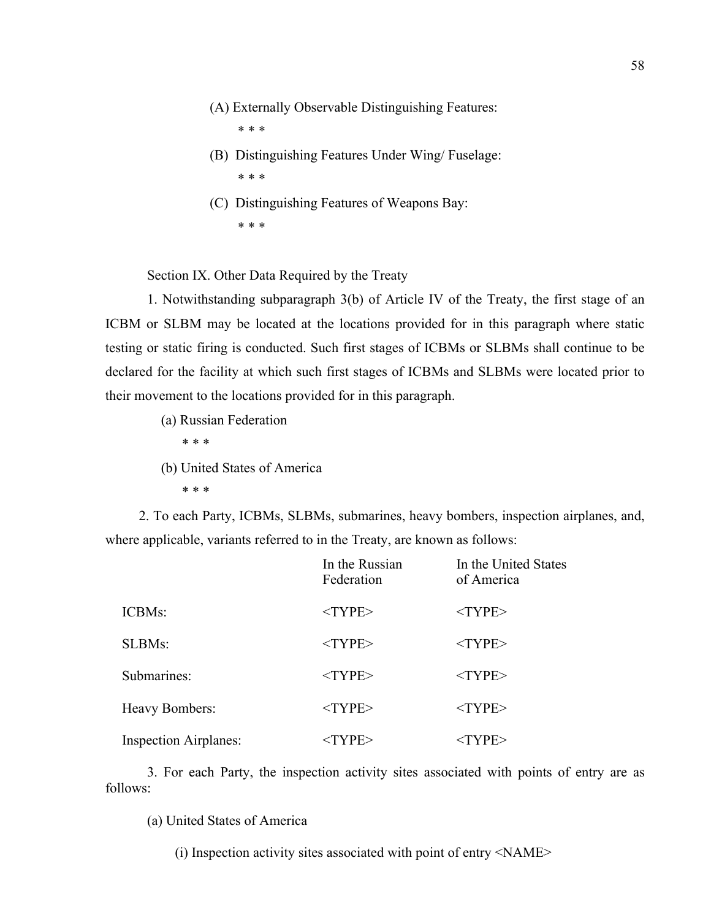(A) Externally Observable Distinguishing Features:

\* \* \*

(B) Distinguishing Features Under Wing/ Fuselage:

\* \* \*

(C) Distinguishing Features of Weapons Bay:

\* \* \*

Section IX. Other Data Required by the Treaty

1. Notwithstanding subparagraph 3(b) of Article IV of the Treaty, the first stage of an ICBM or SLBM may be located at the locations provided for in this paragraph where static testing or static firing is conducted. Such first stages of ICBMs or SLBMs shall continue to be declared for the facility at which such first stages of ICBMs and SLBMs were located prior to their movement to the locations provided for in this paragraph.

(a) Russian Federation

\* \* \*

(b) United States of America

\* \* \*

2. To each Party, ICBMs, SLBMs, submarines, heavy bombers, inspection airplanes, and, where applicable, variants referred to in the Treaty, are known as follows:

| | In the Russian Federation | In the United States of America |
|---|---|---|
| ICBMs: | <TYPE> | <TYPE> |
| SLBMs: | <TYPE> | <TYPE> |
| Submarines: | <TYPE> | <TYPE> |
| Heavy Bombers: | <TYPE> | <TYPE> |
| Inspection Airplanes: | <TYPE> | <TYPE> |

3. For each Party, the inspection activity sites associated with points of entry are as follows:

(a) United States of America

(i) Inspection activity sites associated with point of entry <NAME>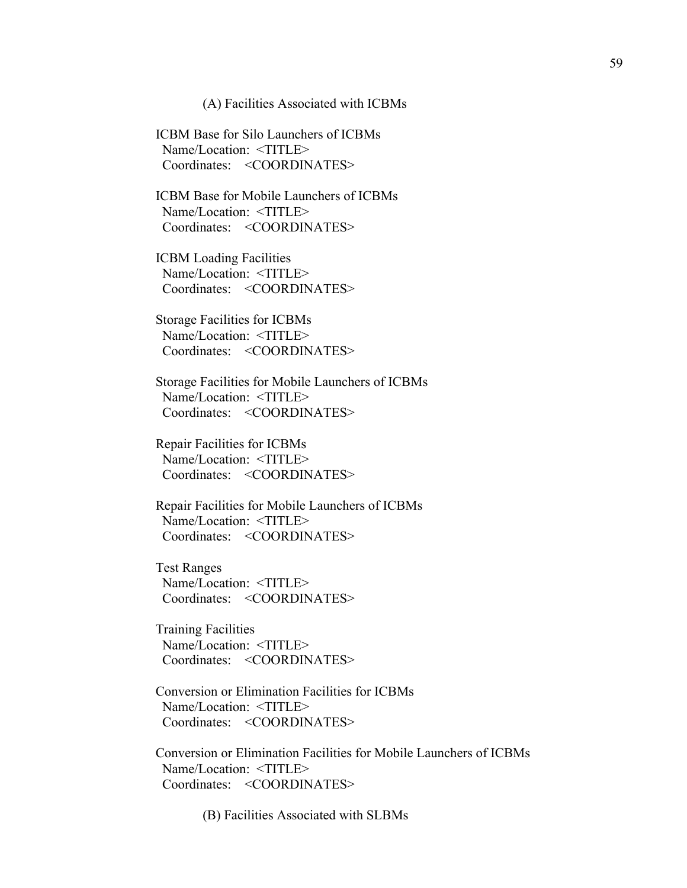(A) Facilities Associated with ICBMs

ICBM Base for Silo Launchers of ICBMs
Name/Location: <TITLE>
Coordinates: <COORDINATES>

ICBM Base for Mobile Launchers of ICBMs
Name/Location: <TITLE>
Coordinates: <COORDINATES>

ICBM Loading Facilities
Name/Location: <TITLE>
Coordinates: <COORDINATES>

Storage Facilities for ICBMs
Name/Location: <TITLE>
Coordinates: <COORDINATES>

Storage Facilities for Mobile Launchers of ICBMs
Name/Location: <TITLE>
Coordinates: <COORDINATES>

Repair Facilities for ICBMs
Name/Location: <TITLE>
Coordinates: <COORDINATES>

Repair Facilities for Mobile Launchers of ICBMs
Name/Location: <TITLE>
Coordinates: <COORDINATES>

Test Ranges
Name/Location: <TITLE>
Coordinates: <COORDINATES>

Training Facilities
Name/Location: <TITLE>
Coordinates: <COORDINATES>

Conversion or Elimination Facilities for ICBMs
Name/Location: <TITLE>
Coordinates: <COORDINATES>

Conversion or Elimination Facilities for Mobile Launchers of ICBMs
Name/Location: <TITLE>
Coordinates: <COORDINATES>

(B) Facilities Associated with SLBMs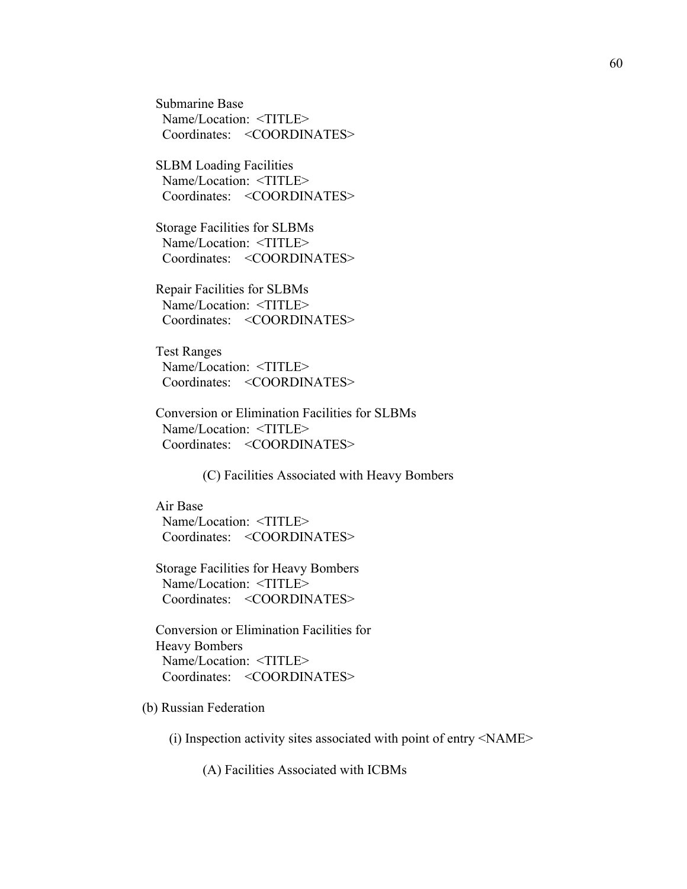Submarine Base
Name/Location: <TITLE>
Coordinates: <COORDINATES>

SLBM Loading Facilities
Name/Location: <TITLE>
Coordinates: <COORDINATES>

Storage Facilities for SLBMs
Name/Location: <TITLE>
Coordinates: <COORDINATES>

Repair Facilities for SLBMs
Name/Location: <TITLE>
Coordinates: <COORDINATES>

Test Ranges
Name/Location: <TITLE>
Coordinates: <COORDINATES>

Conversion or Elimination Facilities for SLBMs
Name/Location: <TITLE>
Coordinates: <COORDINATES>

(C) Facilities Associated with Heavy Bombers

Air Base
Name/Location: <TITLE>
Coordinates: <COORDINATES>

Storage Facilities for Heavy Bombers
Name/Location: <TITLE>
Coordinates: <COORDINATES>

Conversion or Elimination Facilities for Heavy Bombers
Name/Location: <TITLE>
Coordinates: <COORDINATES>

(b) Russian Federation

(i) Inspection activity sites associated with point of entry <NAME>

(A) Facilities Associated with ICBMs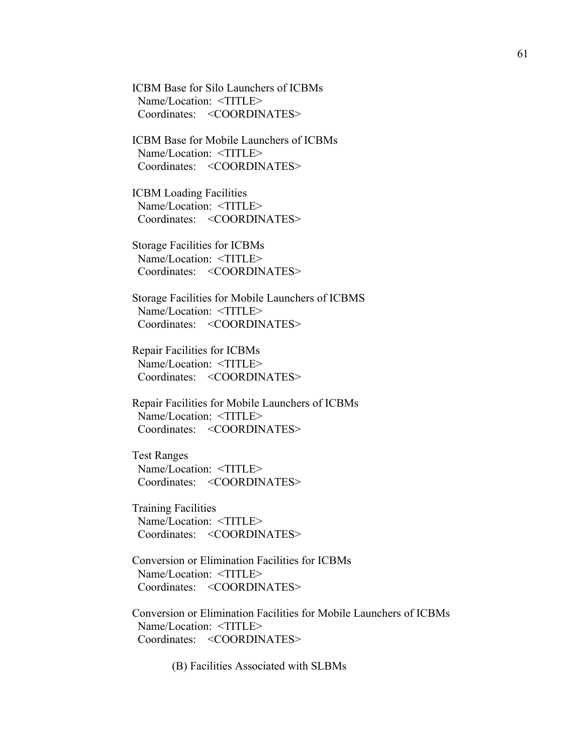ICBM Base for Silo Launchers of ICBMs
 Name/Location: <TITLE>
 Coordinates: <COORDINATES>

ICBM Base for Mobile Launchers of ICBMs
 Name/Location: <TITLE>
 Coordinates: <COORDINATES>

ICBM Loading Facilities
 Name/Location: <TITLE>
 Coordinates: <COORDINATES>

Storage Facilities for ICBMs
 Name/Location: <TITLE>
 Coordinates: <COORDINATES>

Storage Facilities for Mobile Launchers of ICBMS
 Name/Location: <TITLE>
 Coordinates: <COORDINATES>

Repair Facilities for ICBMs
 Name/Location: <TITLE>
 Coordinates: <COORDINATES>

Repair Facilities for Mobile Launchers of ICBMs
 Name/Location: <TITLE>
 Coordinates: <COORDINATES>

Test Ranges
 Name/Location: <TITLE>
 Coordinates: <COORDINATES>

Training Facilities
 Name/Location: <TITLE>
 Coordinates: <COORDINATES>

Conversion or Elimination Facilities for ICBMs
 Name/Location: <TITLE>
 Coordinates: <COORDINATES>

Conversion or Elimination Facilities for Mobile Launchers of ICBMs
 Name/Location: <TITLE>
 Coordinates: <COORDINATES>

(B) Facilities Associated with SLBMs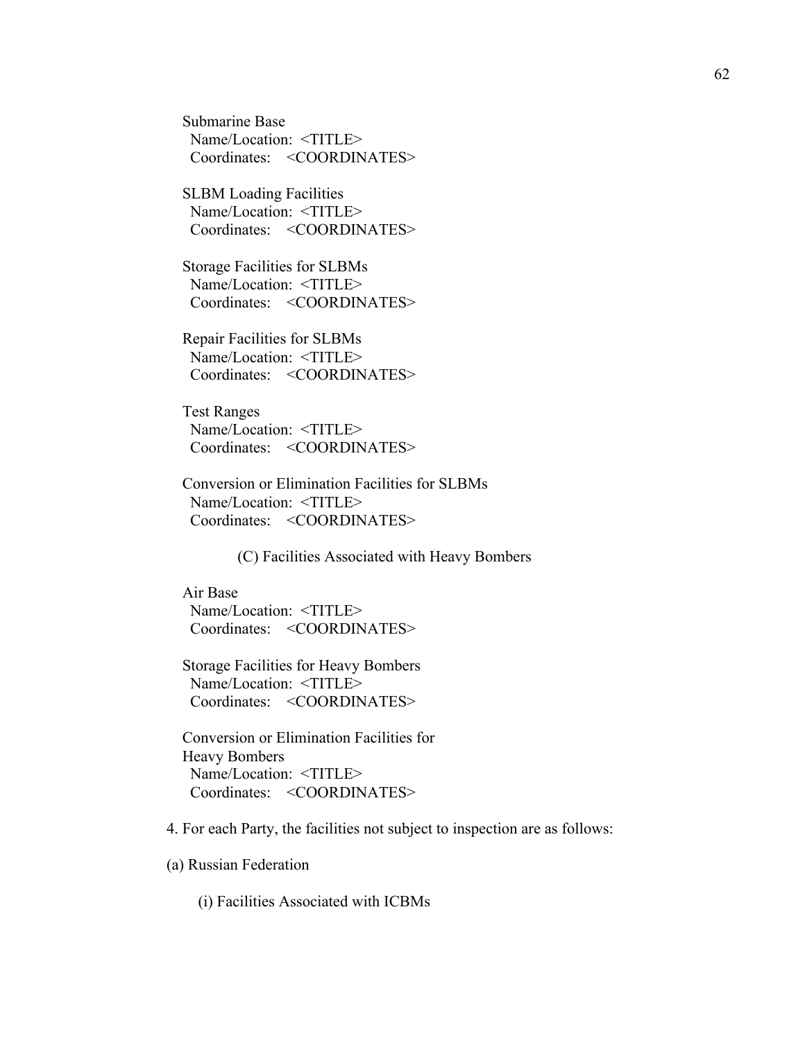Submarine Base
Name/Location: <TITLE>
Coordinates: <COORDINATES>

SLBM Loading Facilities
Name/Location: <TITLE>
Coordinates: <COORDINATES>

Storage Facilities for SLBMs
Name/Location: <TITLE>
Coordinates: <COORDINATES>

Repair Facilities for SLBMs
Name/Location: <TITLE>
Coordinates: <COORDINATES>

Test Ranges
Name/Location: <TITLE>
Coordinates: <COORDINATES>

Conversion or Elimination Facilities for SLBMs
Name/Location: <TITLE>
Coordinates: <COORDINATES>

(C) Facilities Associated with Heavy Bombers

Air Base
Name/Location: <TITLE>
Coordinates: <COORDINATES>

Storage Facilities for Heavy Bombers
Name/Location: <TITLE>
Coordinates: <COORDINATES>

Conversion or Elimination Facilities for Heavy Bombers
Name/Location: <TITLE>
Coordinates: <COORDINATES>

4. For each Party, the facilities not subject to inspection are as follows:

(a) Russian Federation

(i) Facilities Associated with ICBMs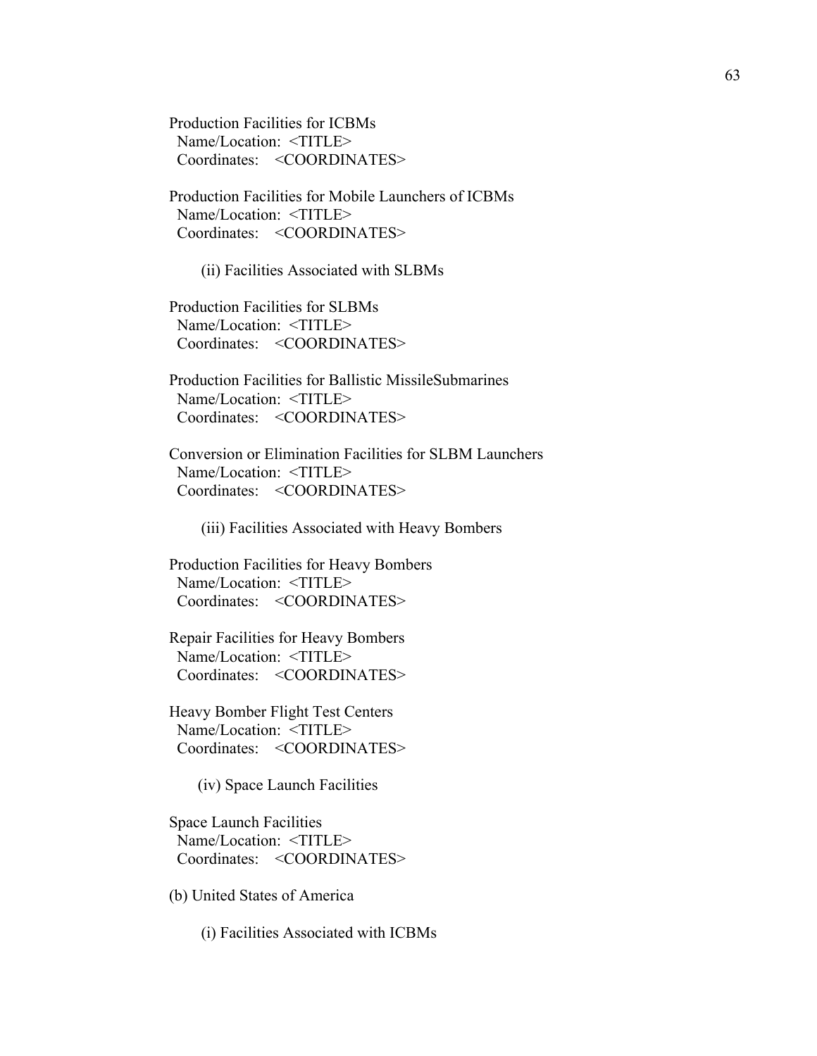Production Facilities for ICBMs
Name/Location: <TITLE>
Coordinates: <COORDINATES>

Production Facilities for Mobile Launchers of ICBMs
Name/Location: <TITLE>
Coordinates: <COORDINATES>

(ii) Facilities Associated with SLBMs

Production Facilities for SLBMs
Name/Location: <TITLE>
Coordinates: <COORDINATES>

Production Facilities for Ballistic MissileSubmarines
Name/Location: <TITLE>
Coordinates: <COORDINATES>

Conversion or Elimination Facilities for SLBM Launchers
Name/Location: <TITLE>
Coordinates: <COORDINATES>

(iii) Facilities Associated with Heavy Bombers

Production Facilities for Heavy Bombers
Name/Location: <TITLE>
Coordinates: <COORDINATES>

Repair Facilities for Heavy Bombers
Name/Location: <TITLE>
Coordinates: <COORDINATES>

Heavy Bomber Flight Test Centers
Name/Location: <TITLE>
Coordinates: <COORDINATES>

(iv) Space Launch Facilities

Space Launch Facilities
Name/Location: <TITLE>
Coordinates: <COORDINATES>

(b) United States of America

(i) Facilities Associated with ICBMs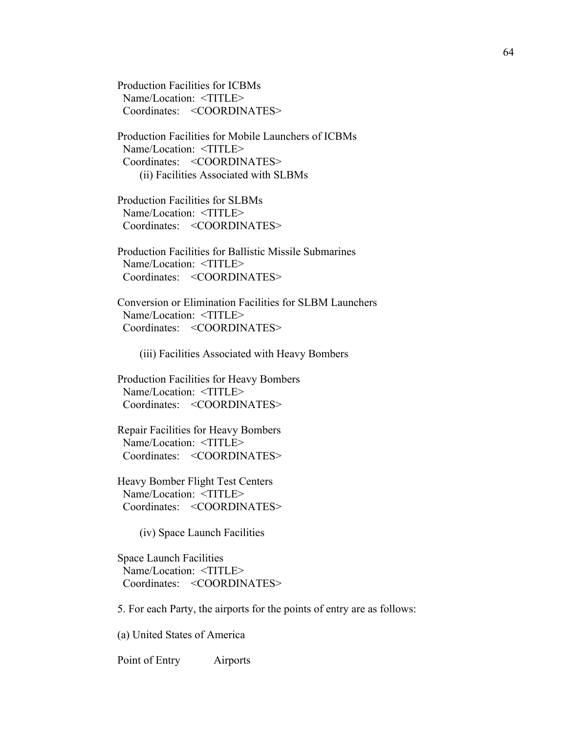Production Facilities for ICBMs
Name/Location: <TITLE>
Coordinates: <COORDINATES>

Production Facilities for Mobile Launchers of ICBMs
Name/Location: <TITLE>
Coordinates: <COORDINATES>

(ii) Facilities Associated with SLBMs

Production Facilities for SLBMs
Name/Location: <TITLE>
Coordinates: <COORDINATES>

Production Facilities for Ballistic Missile Submarines
Name/Location: <TITLE>
Coordinates: <COORDINATES>

Conversion or Elimination Facilities for SLBM Launchers
Name/Location: <TITLE>
Coordinates: <COORDINATES>

(iii) Facilities Associated with Heavy Bombers

Production Facilities for Heavy Bombers
Name/Location: <TITLE>
Coordinates: <COORDINATES>

Repair Facilities for Heavy Bombers
Name/Location: <TITLE>
Coordinates: <COORDINATES>

Heavy Bomber Flight Test Centers
Name/Location: <TITLE>
Coordinates: <COORDINATES>

(iv) Space Launch Facilities

Space Launch Facilities
Name/Location: <TITLE>
Coordinates: <COORDINATES>

5. For each Party, the airports for the points of entry are as follows:

(a) United States of America

Point of Entry Airports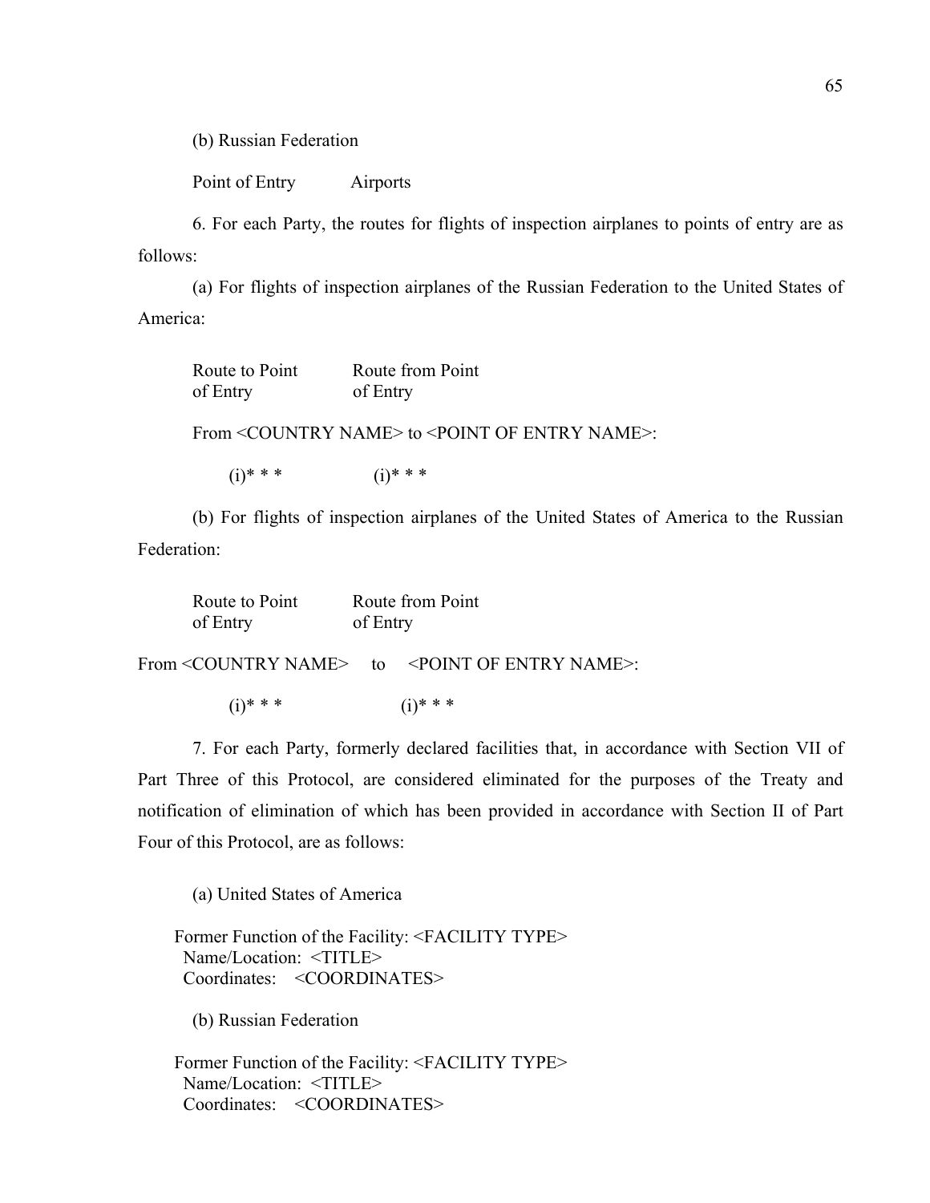(b) Russian Federation

Point of Entry          Airports

6. For each Party, the routes for flights of inspection airplanes to points of entry are as follows:

(a) For flights of inspection airplanes of the Russian Federation to the United States of America:

| Route to Point of Entry | Route from Point of Entry |
|---|---|

From <COUNTRY NAME> to <POINT OF ENTRY NAME>:

| | |
|---|---|
| (i)* * * | (i)* * * |

(b) For flights of inspection airplanes of the United States of America to the Russian Federation:

| Route to Point of Entry | Route from Point of Entry |
|---|---|

From <COUNTRY NAME> to <POINT OF ENTRY NAME>:

| | |
|---|---|
| (i)* * * | (i)* * * |

7. For each Party, formerly declared facilities that, in accordance with Section VII of Part Three of this Protocol, are considered eliminated for the purposes of the Treaty and notification of elimination of which has been provided in accordance with Section II of Part Four of this Protocol, are as follows:

(a) United States of America

Former Function of the Facility: <FACILITY TYPE>
Name/Location: <TITLE>
Coordinates: <COORDINATES>

(b) Russian Federation

Former Function of the Facility: <FACILITY TYPE>
Name/Location: <TITLE>
Coordinates: <COORDINATES>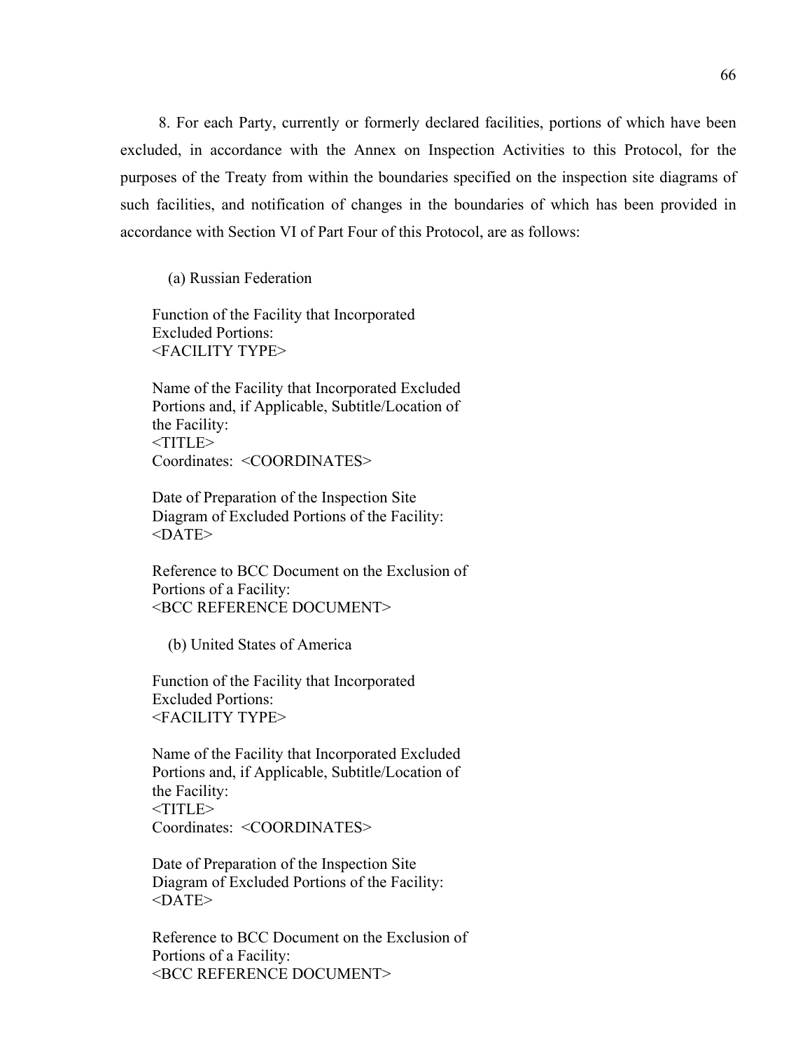8. For each Party, currently or formerly declared facilities, portions of which have been excluded, in accordance with the Annex on Inspection Activities to this Protocol, for the purposes of the Treaty from within the boundaries specified on the inspection site diagrams of such facilities, and notification of changes in the boundaries of which has been provided in accordance with Section VI of Part Four of this Protocol, are as follows:

(a) Russian Federation

Function of the Facility that Incorporated Excluded Portions:
<FACILITY TYPE>

Name of the Facility that Incorporated Excluded Portions and, if Applicable, Subtitle/Location of the Facility:
<TITLE>
Coordinates: <COORDINATES>

Date of Preparation of the Inspection Site Diagram of Excluded Portions of the Facility:
<DATE>

Reference to BCC Document on the Exclusion of Portions of a Facility:
<BCC REFERENCE DOCUMENT>

(b) United States of America

Function of the Facility that Incorporated Excluded Portions:
<FACILITY TYPE>

Name of the Facility that Incorporated Excluded Portions and, if Applicable, Subtitle/Location of the Facility:
<TITLE>
Coordinates: <COORDINATES>

Date of Preparation of the Inspection Site Diagram of Excluded Portions of the Facility:
<DATE>

Reference to BCC Document on the Exclusion of Portions of a Facility:
<BCC REFERENCE DOCUMENT>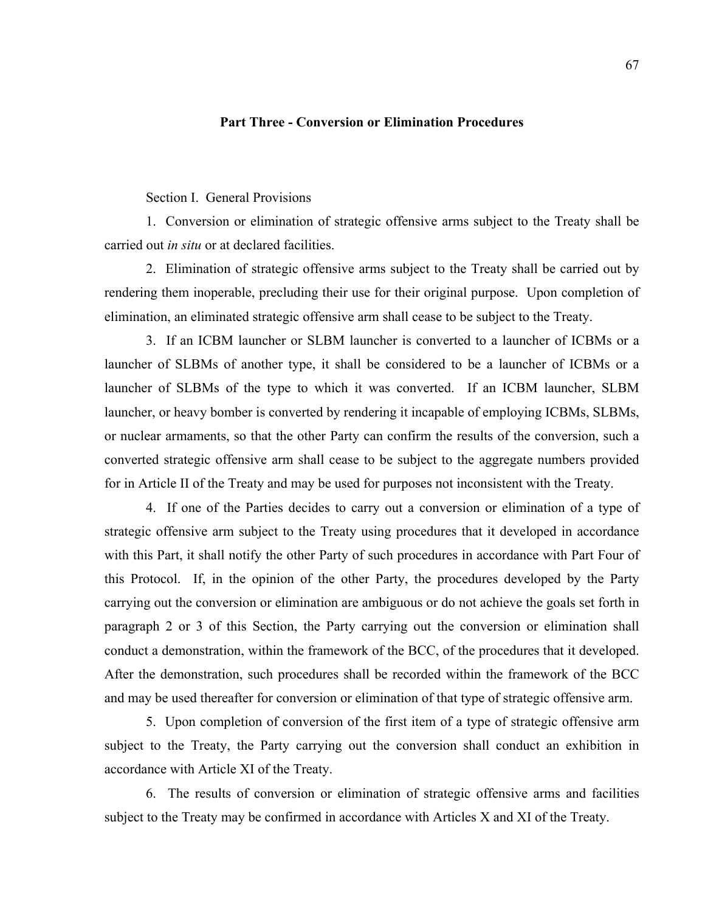## Part Three - Conversion or Elimination Procedures

Section I. General Provisions

1. Conversion or elimination of strategic offensive arms subject to the Treaty shall be carried out *in situ* or at declared facilities.

2. Elimination of strategic offensive arms subject to the Treaty shall be carried out by rendering them inoperable, precluding their use for their original purpose. Upon completion of elimination, an eliminated strategic offensive arm shall cease to be subject to the Treaty.

3. If an ICBM launcher or SLBM launcher is converted to a launcher of ICBMs or a launcher of SLBMs of another type, it shall be considered to be a launcher of ICBMs or a launcher of SLBMs of the type to which it was converted. If an ICBM launcher, SLBM launcher, or heavy bomber is converted by rendering it incapable of employing ICBMs, SLBMs, or nuclear armaments, so that the other Party can confirm the results of the conversion, such a converted strategic offensive arm shall cease to be subject to the aggregate numbers provided for in Article II of the Treaty and may be used for purposes not inconsistent with the Treaty.

4. If one of the Parties decides to carry out a conversion or elimination of a type of strategic offensive arm subject to the Treaty using procedures that it developed in accordance with this Part, it shall notify the other Party of such procedures in accordance with Part Four of this Protocol. If, in the opinion of the other Party, the procedures developed by the Party carrying out the conversion or elimination are ambiguous or do not achieve the goals set forth in paragraph 2 or 3 of this Section, the Party carrying out the conversion or elimination shall conduct a demonstration, within the framework of the BCC, of the procedures that it developed. After the demonstration, such procedures shall be recorded within the framework of the BCC and may be used thereafter for conversion or elimination of that type of strategic offensive arm.

5. Upon completion of conversion of the first item of a type of strategic offensive arm subject to the Treaty, the Party carrying out the conversion shall conduct an exhibition in accordance with Article XI of the Treaty.

6. The results of conversion or elimination of strategic offensive arms and facilities subject to the Treaty may be confirmed in accordance with Articles X and XI of the Treaty.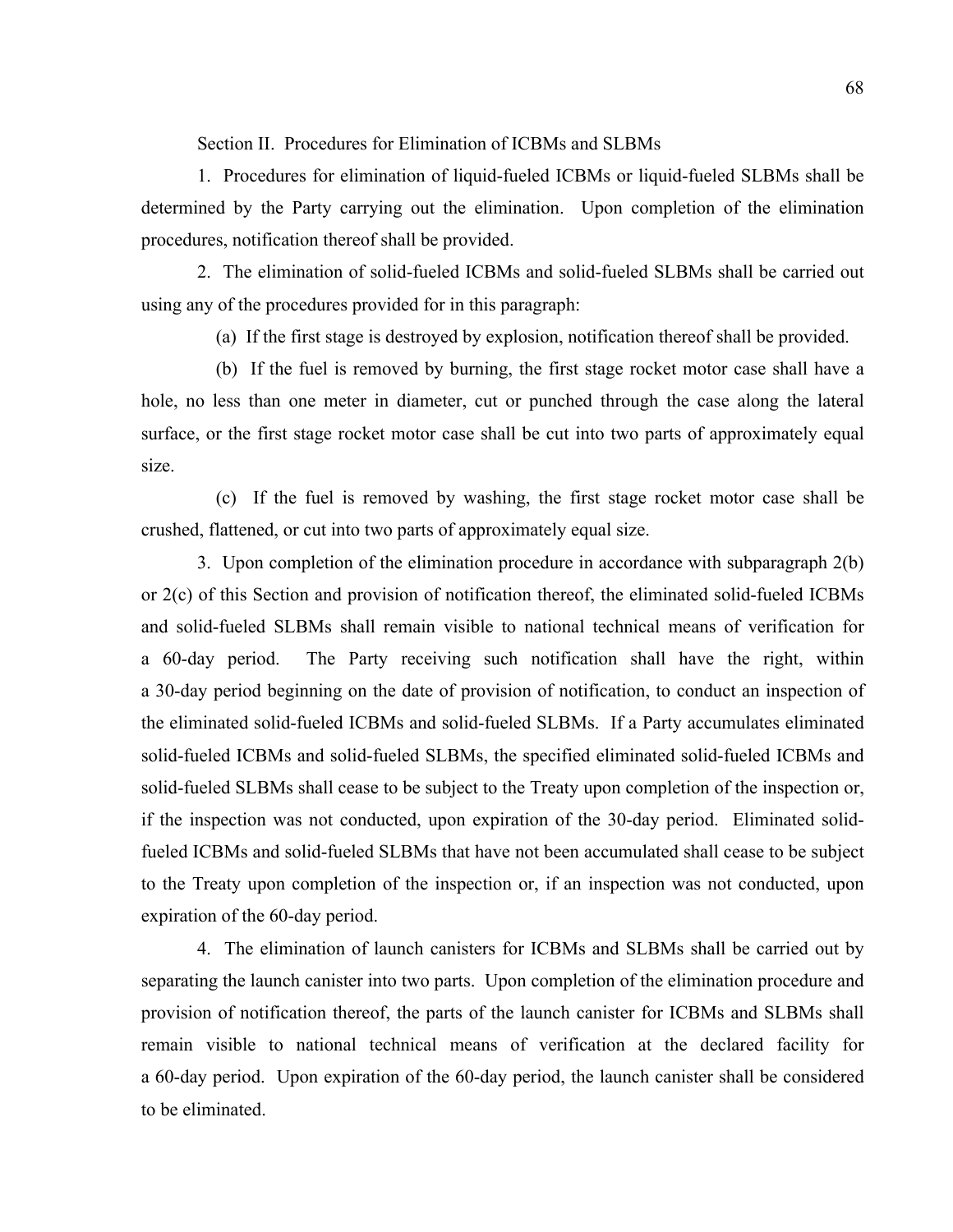Section II. Procedures for Elimination of ICBMs and SLBMs

1. Procedures for elimination of liquid-fueled ICBMs or liquid-fueled SLBMs shall be determined by the Party carrying out the elimination. Upon completion of the elimination procedures, notification thereof shall be provided.

2. The elimination of solid-fueled ICBMs and solid-fueled SLBMs shall be carried out using any of the procedures provided for in this paragraph:

(a) If the first stage is destroyed by explosion, notification thereof shall be provided.

(b) If the fuel is removed by burning, the first stage rocket motor case shall have a hole, no less than one meter in diameter, cut or punched through the case along the lateral surface, or the first stage rocket motor case shall be cut into two parts of approximately equal size.

(c) If the fuel is removed by washing, the first stage rocket motor case shall be crushed, flattened, or cut into two parts of approximately equal size.

3. Upon completion of the elimination procedure in accordance with subparagraph 2(b) or 2(c) of this Section and provision of notification thereof, the eliminated solid-fueled ICBMs and solid-fueled SLBMs shall remain visible to national technical means of verification for a 60-day period. The Party receiving such notification shall have the right, within a 30-day period beginning on the date of provision of notification, to conduct an inspection of the eliminated solid-fueled ICBMs and solid-fueled SLBMs. If a Party accumulates eliminated solid-fueled ICBMs and solid-fueled SLBMs, the specified eliminated solid-fueled ICBMs and solid-fueled SLBMs shall cease to be subject to the Treaty upon completion of the inspection or, if the inspection was not conducted, upon expiration of the 30-day period. Eliminated solid-fueled ICBMs and solid-fueled SLBMs that have not been accumulated shall cease to be subject to the Treaty upon completion of the inspection or, if an inspection was not conducted, upon expiration of the 60-day period.

4. The elimination of launch canisters for ICBMs and SLBMs shall be carried out by separating the launch canister into two parts. Upon completion of the elimination procedure and provision of notification thereof, the parts of the launch canister for ICBMs and SLBMs shall remain visible to national technical means of verification at the declared facility for a 60-day period. Upon expiration of the 60-day period, the launch canister shall be considered to be eliminated.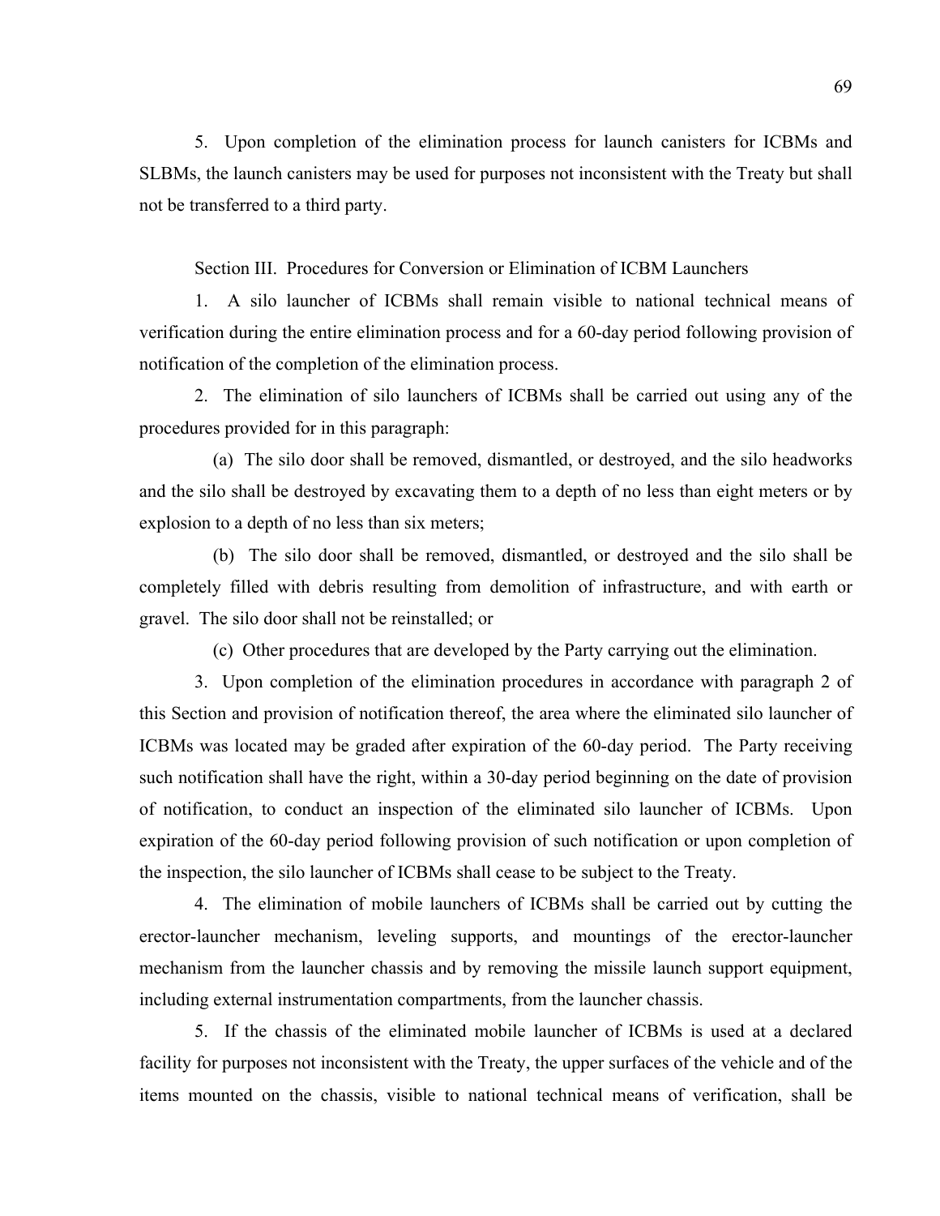5. Upon completion of the elimination process for launch canisters for ICBMs and SLBMs, the launch canisters may be used for purposes not inconsistent with the Treaty but shall not be transferred to a third party.

## Section III. Procedures for Conversion or Elimination of ICBM Launchers

1. A silo launcher of ICBMs shall remain visible to national technical means of verification during the entire elimination process and for a 60-day period following provision of notification of the completion of the elimination process.

2. The elimination of silo launchers of ICBMs shall be carried out using any of the procedures provided for in this paragraph:

(a) The silo door shall be removed, dismantled, or destroyed, and the silo headworks and the silo shall be destroyed by excavating them to a depth of no less than eight meters or by explosion to a depth of no less than six meters;

(b) The silo door shall be removed, dismantled, or destroyed and the silo shall be completely filled with debris resulting from demolition of infrastructure, and with earth or gravel. The silo door shall not be reinstalled; or

(c) Other procedures that are developed by the Party carrying out the elimination.

3. Upon completion of the elimination procedures in accordance with paragraph 2 of this Section and provision of notification thereof, the area where the eliminated silo launcher of ICBMs was located may be graded after expiration of the 60-day period. The Party receiving such notification shall have the right, within a 30-day period beginning on the date of provision of notification, to conduct an inspection of the eliminated silo launcher of ICBMs. Upon expiration of the 60-day period following provision of such notification or upon completion of the inspection, the silo launcher of ICBMs shall cease to be subject to the Treaty.

4. The elimination of mobile launchers of ICBMs shall be carried out by cutting the erector-launcher mechanism, leveling supports, and mountings of the erector-launcher mechanism from the launcher chassis and by removing the missile launch support equipment, including external instrumentation compartments, from the launcher chassis.

5. If the chassis of the eliminated mobile launcher of ICBMs is used at a declared facility for purposes not inconsistent with the Treaty, the upper surfaces of the vehicle and of the items mounted on the chassis, visible to national technical means of verification, shall be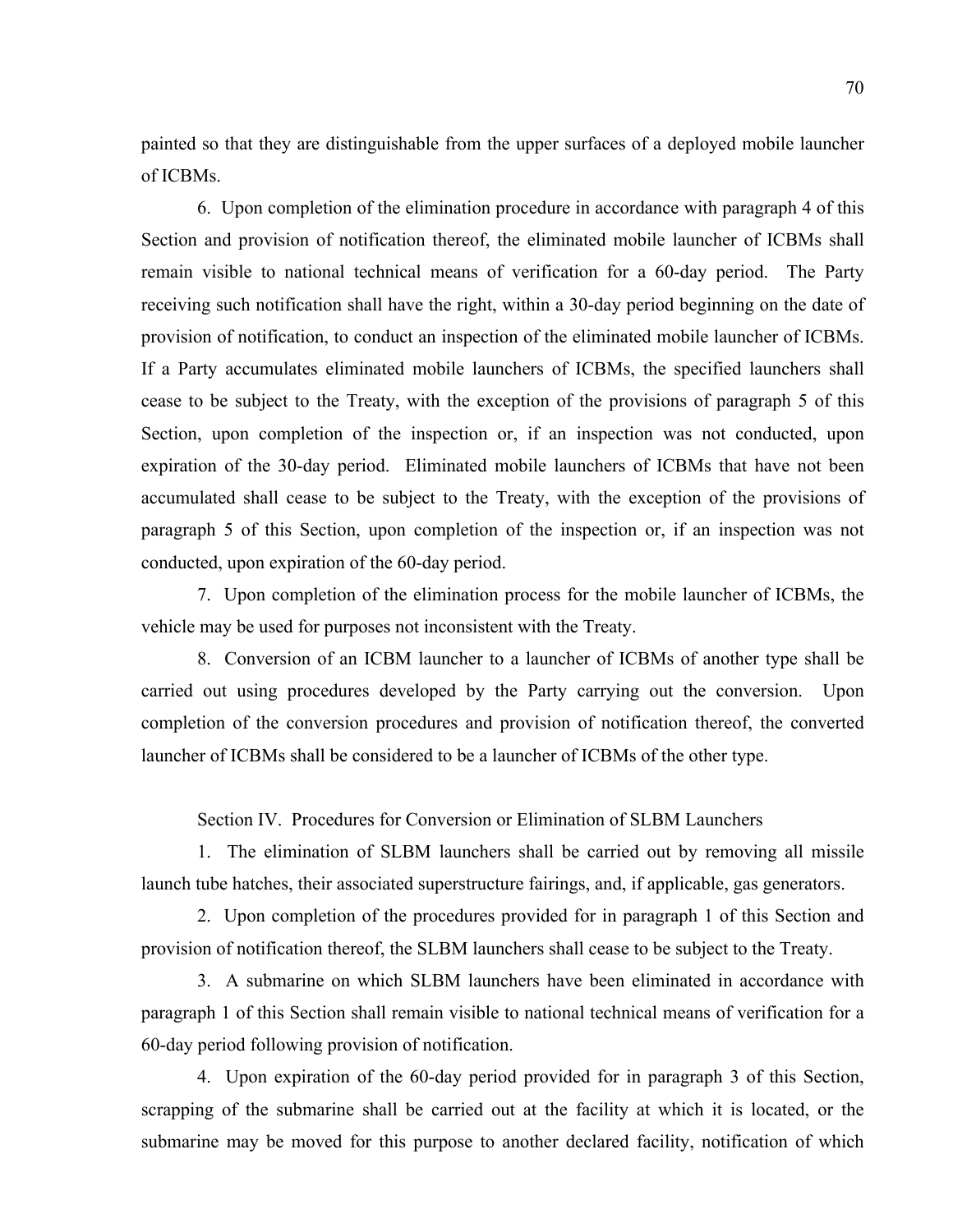painted so that they are distinguishable from the upper surfaces of a deployed mobile launcher of ICBMs.

6. Upon completion of the elimination procedure in accordance with paragraph 4 of this Section and provision of notification thereof, the eliminated mobile launcher of ICBMs shall remain visible to national technical means of verification for a 60-day period. The Party receiving such notification shall have the right, within a 30-day period beginning on the date of provision of notification, to conduct an inspection of the eliminated mobile launcher of ICBMs. If a Party accumulates eliminated mobile launchers of ICBMs, the specified launchers shall cease to be subject to the Treaty, with the exception of the provisions of paragraph 5 of this Section, upon completion of the inspection or, if an inspection was not conducted, upon expiration of the 30-day period. Eliminated mobile launchers of ICBMs that have not been accumulated shall cease to be subject to the Treaty, with the exception of the provisions of paragraph 5 of this Section, upon completion of the inspection or, if an inspection was not conducted, upon expiration of the 60-day period.

7. Upon completion of the elimination process for the mobile launcher of ICBMs, the vehicle may be used for purposes not inconsistent with the Treaty.

8. Conversion of an ICBM launcher to a launcher of ICBMs of another type shall be carried out using procedures developed by the Party carrying out the conversion. Upon completion of the conversion procedures and provision of notification thereof, the converted launcher of ICBMs shall be considered to be a launcher of ICBMs of the other type.

## Section IV. Procedures for Conversion or Elimination of SLBM Launchers

1. The elimination of SLBM launchers shall be carried out by removing all missile launch tube hatches, their associated superstructure fairings, and, if applicable, gas generators.

2. Upon completion of the procedures provided for in paragraph 1 of this Section and provision of notification thereof, the SLBM launchers shall cease to be subject to the Treaty.

3. A submarine on which SLBM launchers have been eliminated in accordance with paragraph 1 of this Section shall remain visible to national technical means of verification for a 60-day period following provision of notification.

4. Upon expiration of the 60-day period provided for in paragraph 3 of this Section, scrapping of the submarine shall be carried out at the facility at which it is located, or the submarine may be moved for this purpose to another declared facility, notification of which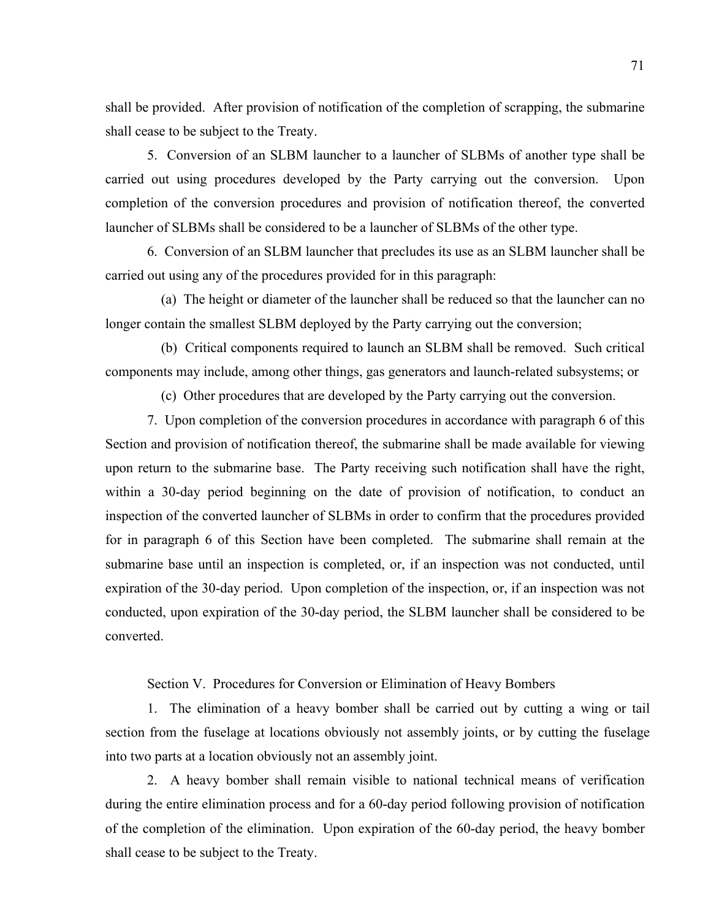shall be provided. After provision of notification of the completion of scrapping, the submarine shall cease to be subject to the Treaty.

5. Conversion of an SLBM launcher to a launcher of SLBMs of another type shall be carried out using procedures developed by the Party carrying out the conversion. Upon completion of the conversion procedures and provision of notification thereof, the converted launcher of SLBMs shall be considered to be a launcher of SLBMs of the other type.

6. Conversion of an SLBM launcher that precludes its use as an SLBM launcher shall be carried out using any of the procedures provided for in this paragraph:

(a) The height or diameter of the launcher shall be reduced so that the launcher can no longer contain the smallest SLBM deployed by the Party carrying out the conversion;

(b) Critical components required to launch an SLBM shall be removed. Such critical components may include, among other things, gas generators and launch-related subsystems; or

(c) Other procedures that are developed by the Party carrying out the conversion.

7. Upon completion of the conversion procedures in accordance with paragraph 6 of this Section and provision of notification thereof, the submarine shall be made available for viewing upon return to the submarine base. The Party receiving such notification shall have the right, within a 30-day period beginning on the date of provision of notification, to conduct an inspection of the converted launcher of SLBMs in order to confirm that the procedures provided for in paragraph 6 of this Section have been completed. The submarine shall remain at the submarine base until an inspection is completed, or, if an inspection was not conducted, until expiration of the 30-day period. Upon completion of the inspection, or, if an inspection was not conducted, upon expiration of the 30-day period, the SLBM launcher shall be considered to be converted.

## Section V. Procedures for Conversion or Elimination of Heavy Bombers

1. The elimination of a heavy bomber shall be carried out by cutting a wing or tail section from the fuselage at locations obviously not assembly joints, or by cutting the fuselage into two parts at a location obviously not an assembly joint.

2. A heavy bomber shall remain visible to national technical means of verification during the entire elimination process and for a 60-day period following provision of notification of the completion of the elimination. Upon expiration of the 60-day period, the heavy bomber shall cease to be subject to the Treaty.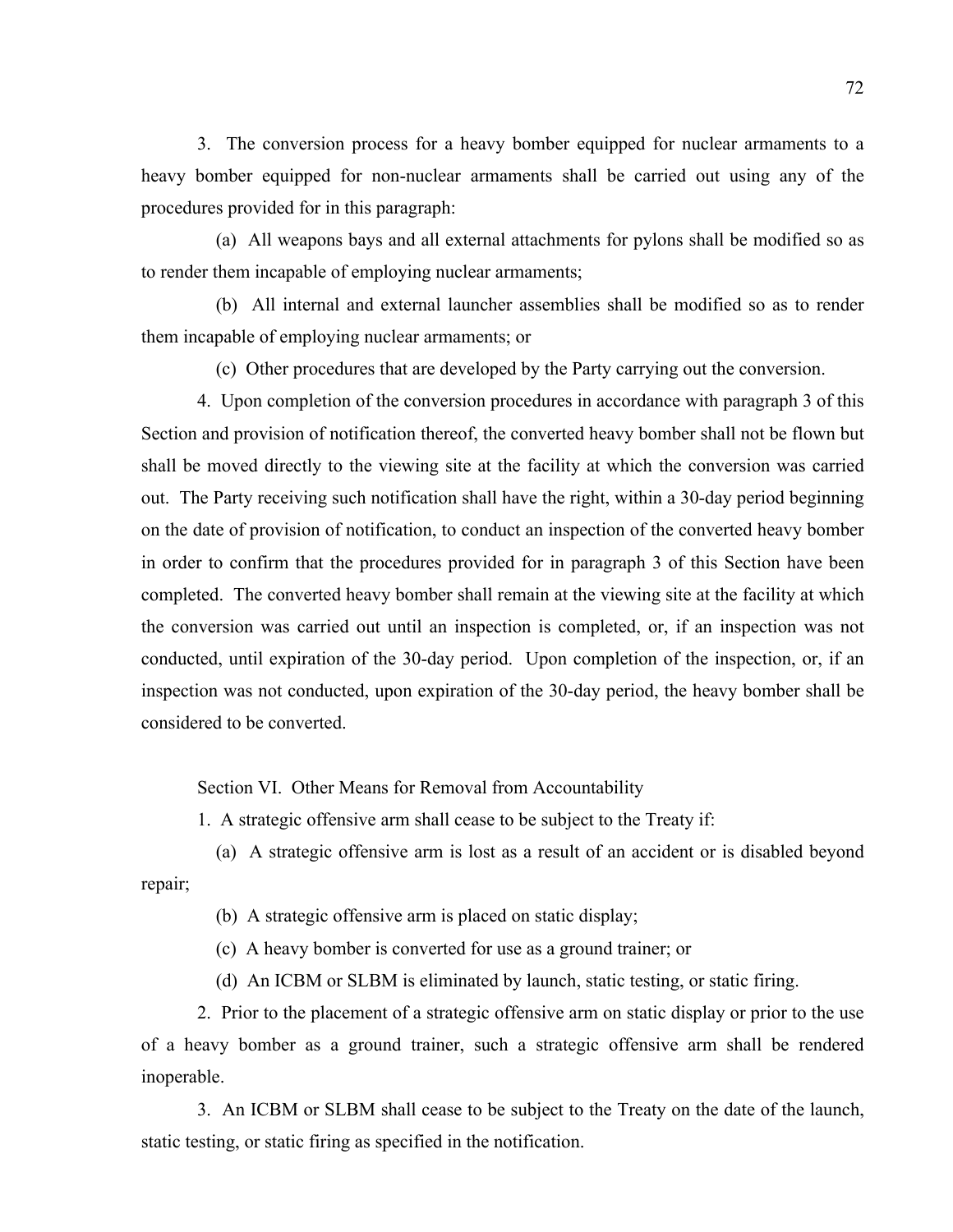3. The conversion process for a heavy bomber equipped for nuclear armaments to a heavy bomber equipped for non-nuclear armaments shall be carried out using any of the procedures provided for in this paragraph:

(a) All weapons bays and all external attachments for pylons shall be modified so as to render them incapable of employing nuclear armaments;

(b) All internal and external launcher assemblies shall be modified so as to render them incapable of employing nuclear armaments; or

(c) Other procedures that are developed by the Party carrying out the conversion.

4. Upon completion of the conversion procedures in accordance with paragraph 3 of this Section and provision of notification thereof, the converted heavy bomber shall not be flown but shall be moved directly to the viewing site at the facility at which the conversion was carried out. The Party receiving such notification shall have the right, within a 30-day period beginning on the date of provision of notification, to conduct an inspection of the converted heavy bomber in order to confirm that the procedures provided for in paragraph 3 of this Section have been completed. The converted heavy bomber shall remain at the viewing site at the facility at which the conversion was carried out until an inspection is completed, or, if an inspection was not conducted, until expiration of the 30-day period. Upon completion of the inspection, or, if an inspection was not conducted, upon expiration of the 30-day period, the heavy bomber shall be considered to be converted.

Section VI. Other Means for Removal from Accountability

1. A strategic offensive arm shall cease to be subject to the Treaty if:

(a) A strategic offensive arm is lost as a result of an accident or is disabled beyond repair;

(b) A strategic offensive arm is placed on static display;

(c) A heavy bomber is converted for use as a ground trainer; or

(d) An ICBM or SLBM is eliminated by launch, static testing, or static firing.

2. Prior to the placement of a strategic offensive arm on static display or prior to the use of a heavy bomber as a ground trainer, such a strategic offensive arm shall be rendered inoperable.

3. An ICBM or SLBM shall cease to be subject to the Treaty on the date of the launch, static testing, or static firing as specified in the notification.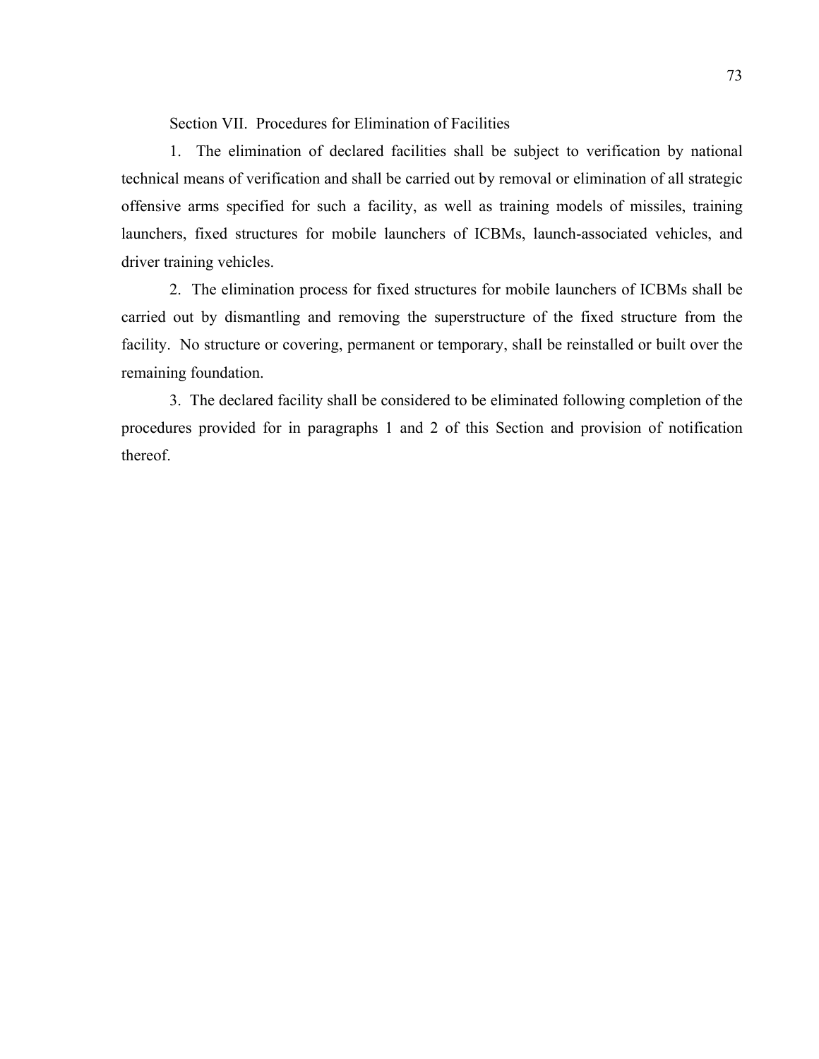## Section VII. Procedures for Elimination of Facilities

1. The elimination of declared facilities shall be subject to verification by national technical means of verification and shall be carried out by removal or elimination of all strategic offensive arms specified for such a facility, as well as training models of missiles, training launchers, fixed structures for mobile launchers of ICBMs, launch-associated vehicles, and driver training vehicles.

2. The elimination process for fixed structures for mobile launchers of ICBMs shall be carried out by dismantling and removing the superstructure of the fixed structure from the facility. No structure or covering, permanent or temporary, shall be reinstalled or built over the remaining foundation.

3. The declared facility shall be considered to be eliminated following completion of the procedures provided for in paragraphs 1 and 2 of this Section and provision of notification thereof.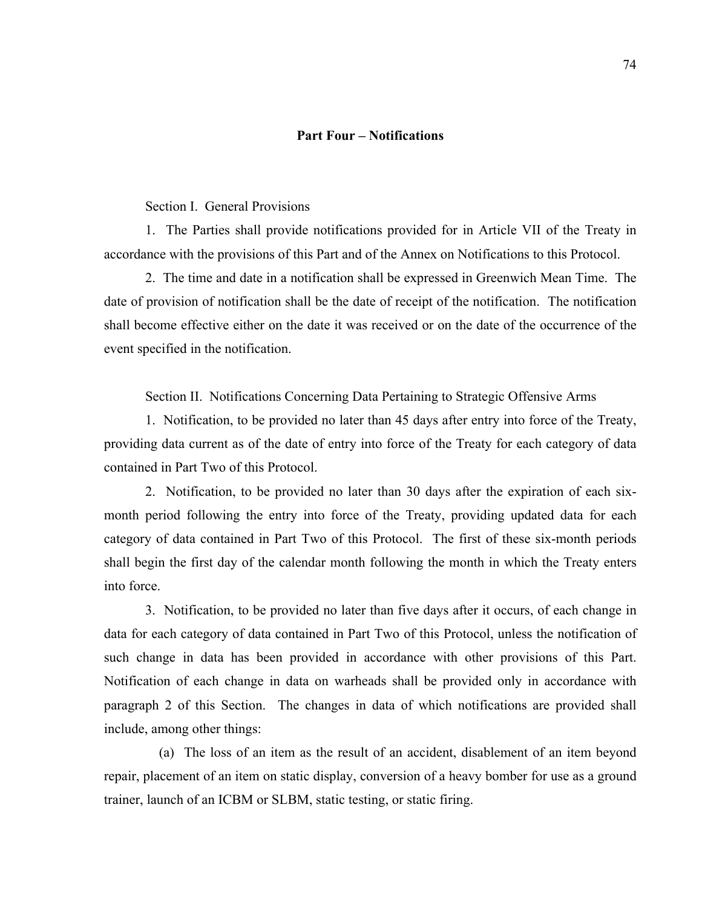## Part Four – Notifications

Section I. General Provisions

1. The Parties shall provide notifications provided for in Article VII of the Treaty in accordance with the provisions of this Part and of the Annex on Notifications to this Protocol.

2. The time and date in a notification shall be expressed in Greenwich Mean Time. The date of provision of notification shall be the date of receipt of the notification. The notification shall become effective either on the date it was received or on the date of the occurrence of the event specified in the notification.

Section II. Notifications Concerning Data Pertaining to Strategic Offensive Arms

1. Notification, to be provided no later than 45 days after entry into force of the Treaty, providing data current as of the date of entry into force of the Treaty for each category of data contained in Part Two of this Protocol.

2. Notification, to be provided no later than 30 days after the expiration of each six-month period following the entry into force of the Treaty, providing updated data for each category of data contained in Part Two of this Protocol. The first of these six-month periods shall begin the first day of the calendar month following the month in which the Treaty enters into force.

3. Notification, to be provided no later than five days after it occurs, of each change in data for each category of data contained in Part Two of this Protocol, unless the notification of such change in data has been provided in accordance with other provisions of this Part. Notification of each change in data on warheads shall be provided only in accordance with paragraph 2 of this Section. The changes in data of which notifications are provided shall include, among other things:

(a) The loss of an item as the result of an accident, disablement of an item beyond repair, placement of an item on static display, conversion of a heavy bomber for use as a ground trainer, launch of an ICBM or SLBM, static testing, or static firing.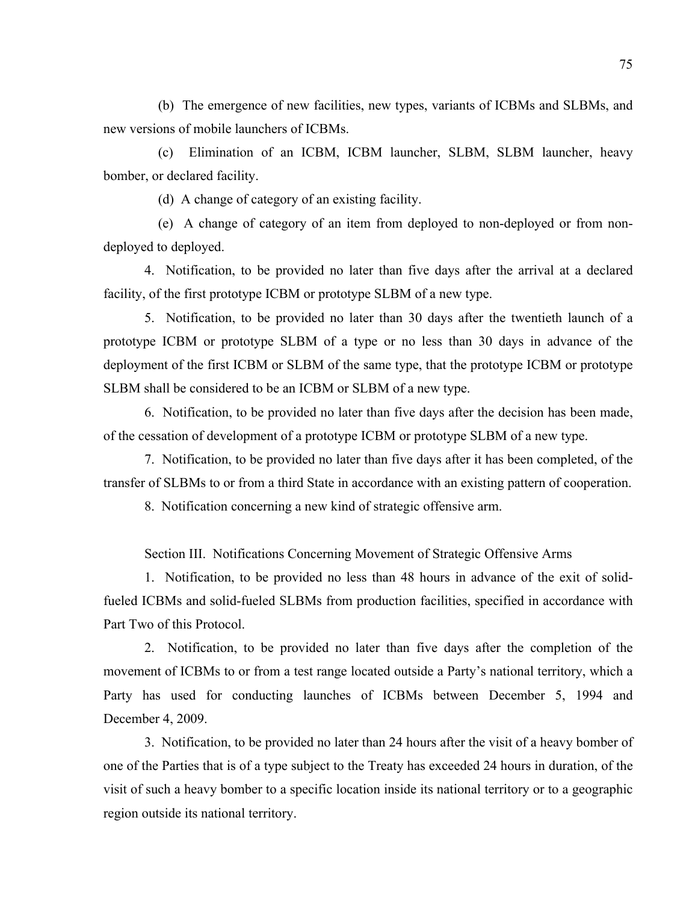(b) The emergence of new facilities, new types, variants of ICBMs and SLBMs, and new versions of mobile launchers of ICBMs.

(c) Elimination of an ICBM, ICBM launcher, SLBM, SLBM launcher, heavy bomber, or declared facility.

(d) A change of category of an existing facility.

(e) A change of category of an item from deployed to non-deployed or from non-deployed to deployed.

4. Notification, to be provided no later than five days after the arrival at a declared facility, of the first prototype ICBM or prototype SLBM of a new type.

5. Notification, to be provided no later than 30 days after the twentieth launch of a prototype ICBM or prototype SLBM of a type or no less than 30 days in advance of the deployment of the first ICBM or SLBM of the same type, that the prototype ICBM or prototype SLBM shall be considered to be an ICBM or SLBM of a new type.

6. Notification, to be provided no later than five days after the decision has been made, of the cessation of development of a prototype ICBM or prototype SLBM of a new type.

7. Notification, to be provided no later than five days after it has been completed, of the transfer of SLBMs to or from a third State in accordance with an existing pattern of cooperation.

8. Notification concerning a new kind of strategic offensive arm.

Section III. Notifications Concerning Movement of Strategic Offensive Arms

1. Notification, to be provided no less than 48 hours in advance of the exit of solid-fueled ICBMs and solid-fueled SLBMs from production facilities, specified in accordance with Part Two of this Protocol.

2. Notification, to be provided no later than five days after the completion of the movement of ICBMs to or from a test range located outside a Party's national territory, which a Party has used for conducting launches of ICBMs between December 5, 1994 and December 4, 2009.

3. Notification, to be provided no later than 24 hours after the visit of a heavy bomber of one of the Parties that is of a type subject to the Treaty has exceeded 24 hours in duration, of the visit of such a heavy bomber to a specific location inside its national territory or to a geographic region outside its national territory.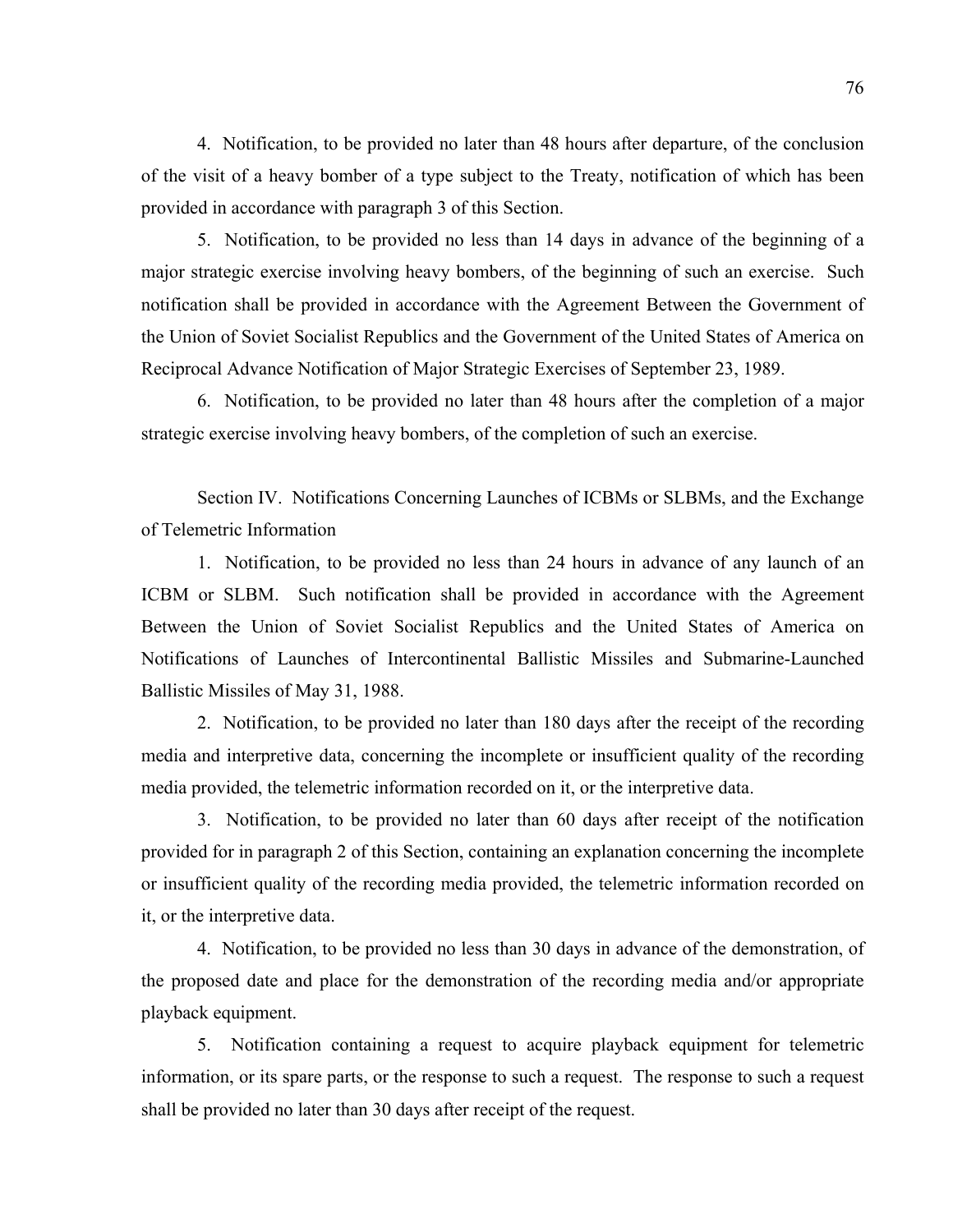4. Notification, to be provided no later than 48 hours after departure, of the conclusion of the visit of a heavy bomber of a type subject to the Treaty, notification of which has been provided in accordance with paragraph 3 of this Section.

5. Notification, to be provided no less than 14 days in advance of the beginning of a major strategic exercise involving heavy bombers, of the beginning of such an exercise. Such notification shall be provided in accordance with the Agreement Between the Government of the Union of Soviet Socialist Republics and the Government of the United States of America on Reciprocal Advance Notification of Major Strategic Exercises of September 23, 1989.

6. Notification, to be provided no later than 48 hours after the completion of a major strategic exercise involving heavy bombers, of the completion of such an exercise.

Section IV. Notifications Concerning Launches of ICBMs or SLBMs, and the Exchange of Telemetric Information

1. Notification, to be provided no less than 24 hours in advance of any launch of an ICBM or SLBM. Such notification shall be provided in accordance with the Agreement Between the Union of Soviet Socialist Republics and the United States of America on Notifications of Launches of Intercontinental Ballistic Missiles and Submarine-Launched Ballistic Missiles of May 31, 1988.

2. Notification, to be provided no later than 180 days after the receipt of the recording media and interpretive data, concerning the incomplete or insufficient quality of the recording media provided, the telemetric information recorded on it, or the interpretive data.

3. Notification, to be provided no later than 60 days after receipt of the notification provided for in paragraph 2 of this Section, containing an explanation concerning the incomplete or insufficient quality of the recording media provided, the telemetric information recorded on it, or the interpretive data.

4. Notification, to be provided no less than 30 days in advance of the demonstration, of the proposed date and place for the demonstration of the recording media and/or appropriate playback equipment.

5. Notification containing a request to acquire playback equipment for telemetric information, or its spare parts, or the response to such a request. The response to such a request shall be provided no later than 30 days after receipt of the request.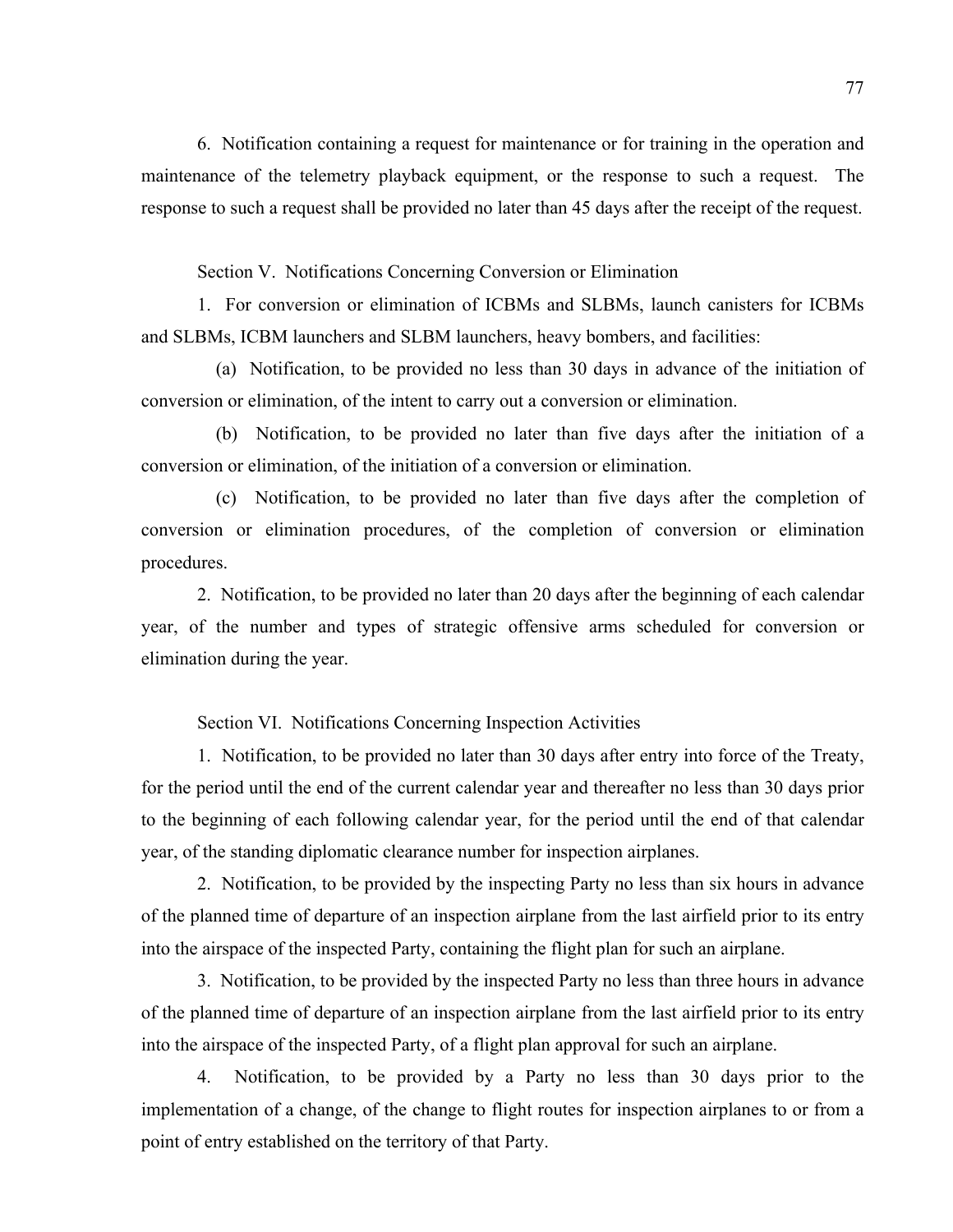6. Notification containing a request for maintenance or for training in the operation and maintenance of the telemetry playback equipment, or the response to such a request. The response to such a request shall be provided no later than 45 days after the receipt of the request.

Section V. Notifications Concerning Conversion or Elimination

1. For conversion or elimination of ICBMs and SLBMs, launch canisters for ICBMs and SLBMs, ICBM launchers and SLBM launchers, heavy bombers, and facilities:

(a) Notification, to be provided no less than 30 days in advance of the initiation of conversion or elimination, of the intent to carry out a conversion or elimination.

(b) Notification, to be provided no later than five days after the initiation of a conversion or elimination, of the initiation of a conversion or elimination.

(c) Notification, to be provided no later than five days after the completion of conversion or elimination procedures, of the completion of conversion or elimination procedures.

2. Notification, to be provided no later than 20 days after the beginning of each calendar year, of the number and types of strategic offensive arms scheduled for conversion or elimination during the year.

Section VI. Notifications Concerning Inspection Activities

1. Notification, to be provided no later than 30 days after entry into force of the Treaty, for the period until the end of the current calendar year and thereafter no less than 30 days prior to the beginning of each following calendar year, for the period until the end of that calendar year, of the standing diplomatic clearance number for inspection airplanes.

2. Notification, to be provided by the inspecting Party no less than six hours in advance of the planned time of departure of an inspection airplane from the last airfield prior to its entry into the airspace of the inspected Party, containing the flight plan for such an airplane.

3. Notification, to be provided by the inspected Party no less than three hours in advance of the planned time of departure of an inspection airplane from the last airfield prior to its entry into the airspace of the inspected Party, of a flight plan approval for such an airplane.

4. Notification, to be provided by a Party no less than 30 days prior to the implementation of a change, of the change to flight routes for inspection airplanes to or from a point of entry established on the territory of that Party.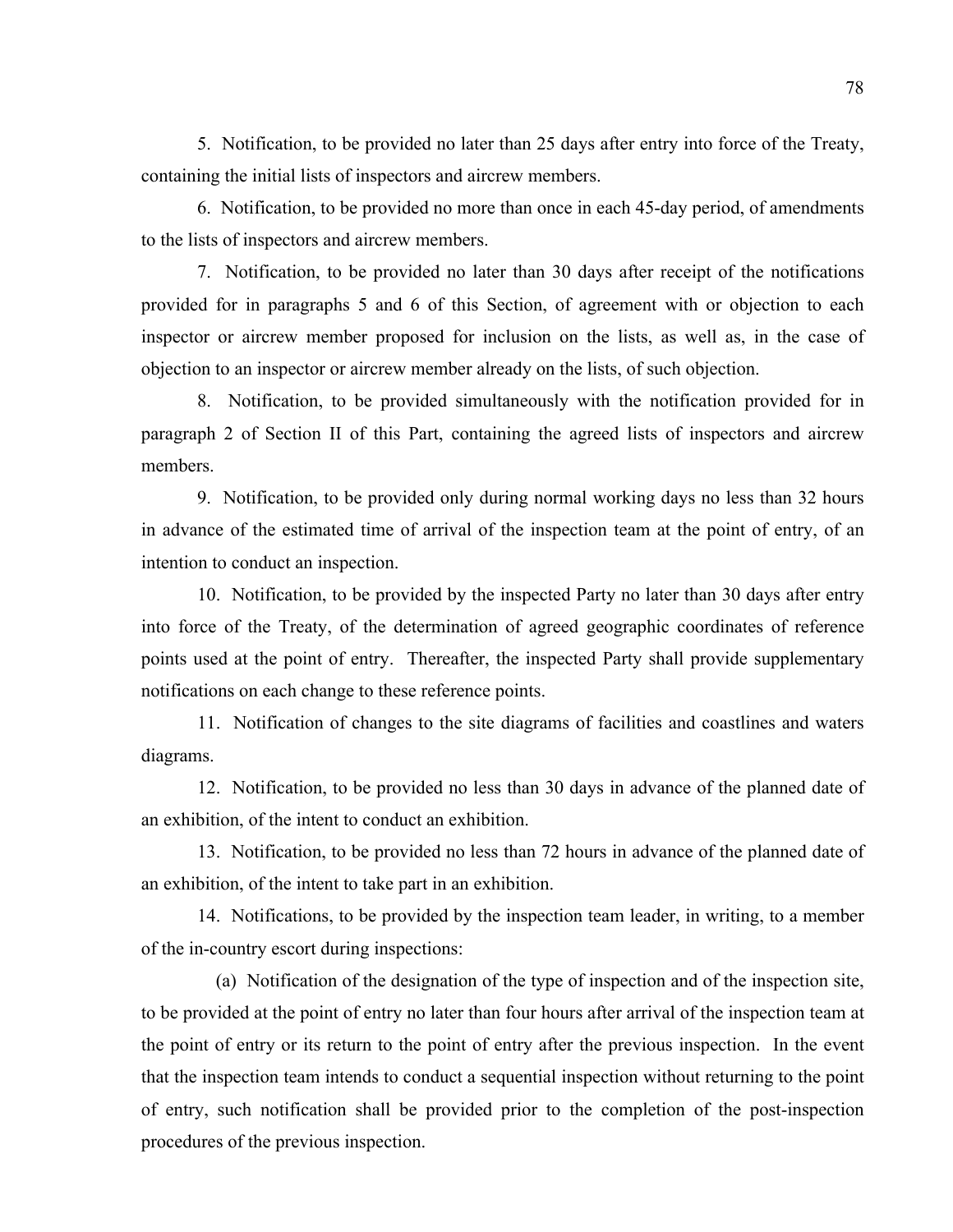5. Notification, to be provided no later than 25 days after entry into force of the Treaty, containing the initial lists of inspectors and aircrew members.

6. Notification, to be provided no more than once in each 45-day period, of amendments to the lists of inspectors and aircrew members.

7. Notification, to be provided no later than 30 days after receipt of the notifications provided for in paragraphs 5 and 6 of this Section, of agreement with or objection to each inspector or aircrew member proposed for inclusion on the lists, as well as, in the case of objection to an inspector or aircrew member already on the lists, of such objection.

8. Notification, to be provided simultaneously with the notification provided for in paragraph 2 of Section II of this Part, containing the agreed lists of inspectors and aircrew members.

9. Notification, to be provided only during normal working days no less than 32 hours in advance of the estimated time of arrival of the inspection team at the point of entry, of an intention to conduct an inspection.

10. Notification, to be provided by the inspected Party no later than 30 days after entry into force of the Treaty, of the determination of agreed geographic coordinates of reference points used at the point of entry. Thereafter, the inspected Party shall provide supplementary notifications on each change to these reference points.

11. Notification of changes to the site diagrams of facilities and coastlines and waters diagrams.

12. Notification, to be provided no less than 30 days in advance of the planned date of an exhibition, of the intent to conduct an exhibition.

13. Notification, to be provided no less than 72 hours in advance of the planned date of an exhibition, of the intent to take part in an exhibition.

14. Notifications, to be provided by the inspection team leader, in writing, to a member of the in-country escort during inspections:

(a) Notification of the designation of the type of inspection and of the inspection site, to be provided at the point of entry no later than four hours after arrival of the inspection team at the point of entry or its return to the point of entry after the previous inspection. In the event that the inspection team intends to conduct a sequential inspection without returning to the point of entry, such notification shall be provided prior to the completion of the post-inspection procedures of the previous inspection.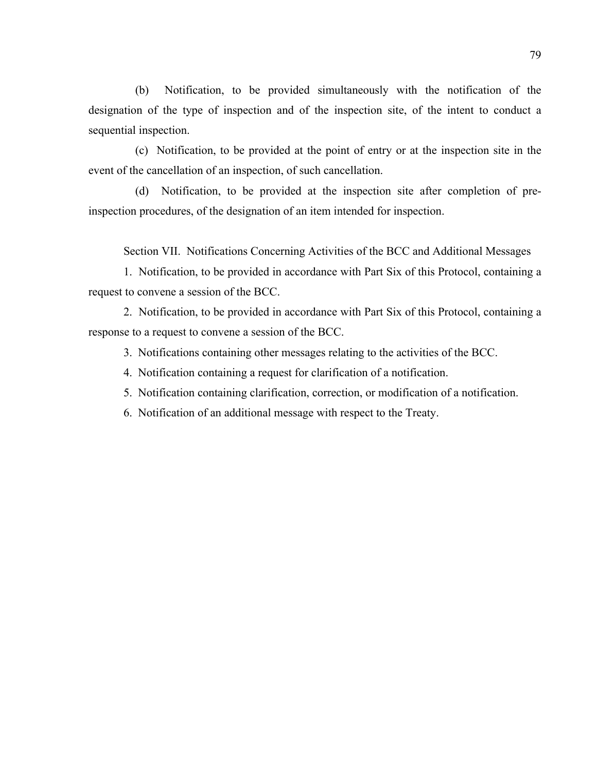(b) Notification, to be provided simultaneously with the notification of the designation of the type of inspection and of the inspection site, of the intent to conduct a sequential inspection.

(c) Notification, to be provided at the point of entry or at the inspection site in the event of the cancellation of an inspection, of such cancellation.

(d) Notification, to be provided at the inspection site after completion of pre-inspection procedures, of the designation of an item intended for inspection.

## Section VII. Notifications Concerning Activities of the BCC and Additional Messages

1. Notification, to be provided in accordance with Part Six of this Protocol, containing a request to convene a session of the BCC.

2. Notification, to be provided in accordance with Part Six of this Protocol, containing a response to a request to convene a session of the BCC.

3. Notifications containing other messages relating to the activities of the BCC.

4. Notification containing a request for clarification of a notification.

5. Notification containing clarification, correction, or modification of a notification.

6. Notification of an additional message with respect to the Treaty.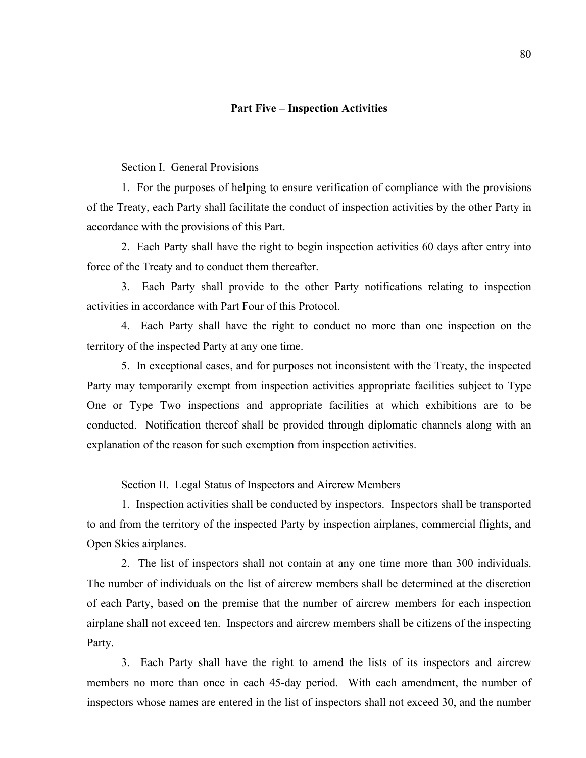## Part Five – Inspection Activities

Section I. General Provisions

1. For the purposes of helping to ensure verification of compliance with the provisions of the Treaty, each Party shall facilitate the conduct of inspection activities by the other Party in accordance with the provisions of this Part.

2. Each Party shall have the right to begin inspection activities 60 days after entry into force of the Treaty and to conduct them thereafter.

3. Each Party shall provide to the other Party notifications relating to inspection activities in accordance with Part Four of this Protocol.

4. Each Party shall have the right to conduct no more than one inspection on the territory of the inspected Party at any one time.

5. In exceptional cases, and for purposes not inconsistent with the Treaty, the inspected Party may temporarily exempt from inspection activities appropriate facilities subject to Type One or Type Two inspections and appropriate facilities at which exhibitions are to be conducted. Notification thereof shall be provided through diplomatic channels along with an explanation of the reason for such exemption from inspection activities.

Section II. Legal Status of Inspectors and Aircrew Members

1. Inspection activities shall be conducted by inspectors. Inspectors shall be transported to and from the territory of the inspected Party by inspection airplanes, commercial flights, and Open Skies airplanes.

2. The list of inspectors shall not contain at any one time more than 300 individuals. The number of individuals on the list of aircrew members shall be determined at the discretion of each Party, based on the premise that the number of aircrew members for each inspection airplane shall not exceed ten. Inspectors and aircrew members shall be citizens of the inspecting Party.

3. Each Party shall have the right to amend the lists of its inspectors and aircrew members no more than once in each 45-day period. With each amendment, the number of inspectors whose names are entered in the list of inspectors shall not exceed 30, and the number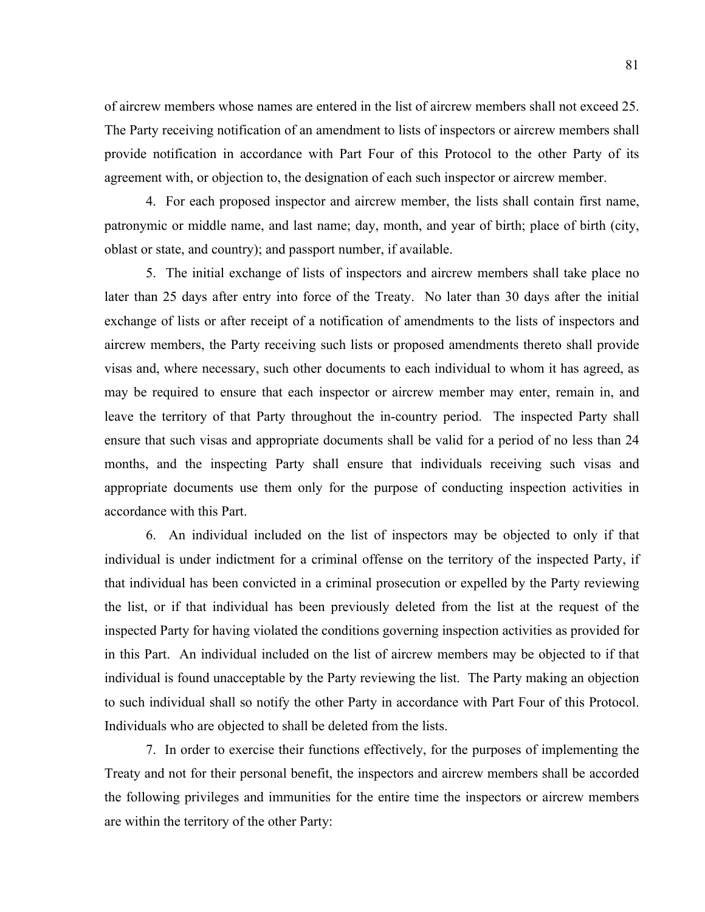of aircrew members whose names are entered in the list of aircrew members shall not exceed 25. The Party receiving notification of an amendment to lists of inspectors or aircrew members shall provide notification in accordance with Part Four of this Protocol to the other Party of its agreement with, or objection to, the designation of each such inspector or aircrew member.

4. For each proposed inspector and aircrew member, the lists shall contain first name, patronymic or middle name, and last name; day, month, and year of birth; place of birth (city, oblast or state, and country); and passport number, if available.

5. The initial exchange of lists of inspectors and aircrew members shall take place no later than 25 days after entry into force of the Treaty. No later than 30 days after the initial exchange of lists or after receipt of a notification of amendments to the lists of inspectors and aircrew members, the Party receiving such lists or proposed amendments thereto shall provide visas and, where necessary, such other documents to each individual to whom it has agreed, as may be required to ensure that each inspector or aircrew member may enter, remain in, and leave the territory of that Party throughout the in-country period. The inspected Party shall ensure that such visas and appropriate documents shall be valid for a period of no less than 24 months, and the inspecting Party shall ensure that individuals receiving such visas and appropriate documents use them only for the purpose of conducting inspection activities in accordance with this Part.

6. An individual included on the list of inspectors may be objected to only if that individual is under indictment for a criminal offense on the territory of the inspected Party, if that individual has been convicted in a criminal prosecution or expelled by the Party reviewing the list, or if that individual has been previously deleted from the list at the request of the inspected Party for having violated the conditions governing inspection activities as provided for in this Part. An individual included on the list of aircrew members may be objected to if that individual is found unacceptable by the Party reviewing the list. The Party making an objection to such individual shall so notify the other Party in accordance with Part Four of this Protocol. Individuals who are objected to shall be deleted from the lists.

7. In order to exercise their functions effectively, for the purposes of implementing the Treaty and not for their personal benefit, the inspectors and aircrew members shall be accorded the following privileges and immunities for the entire time the inspectors or aircrew members are within the territory of the other Party: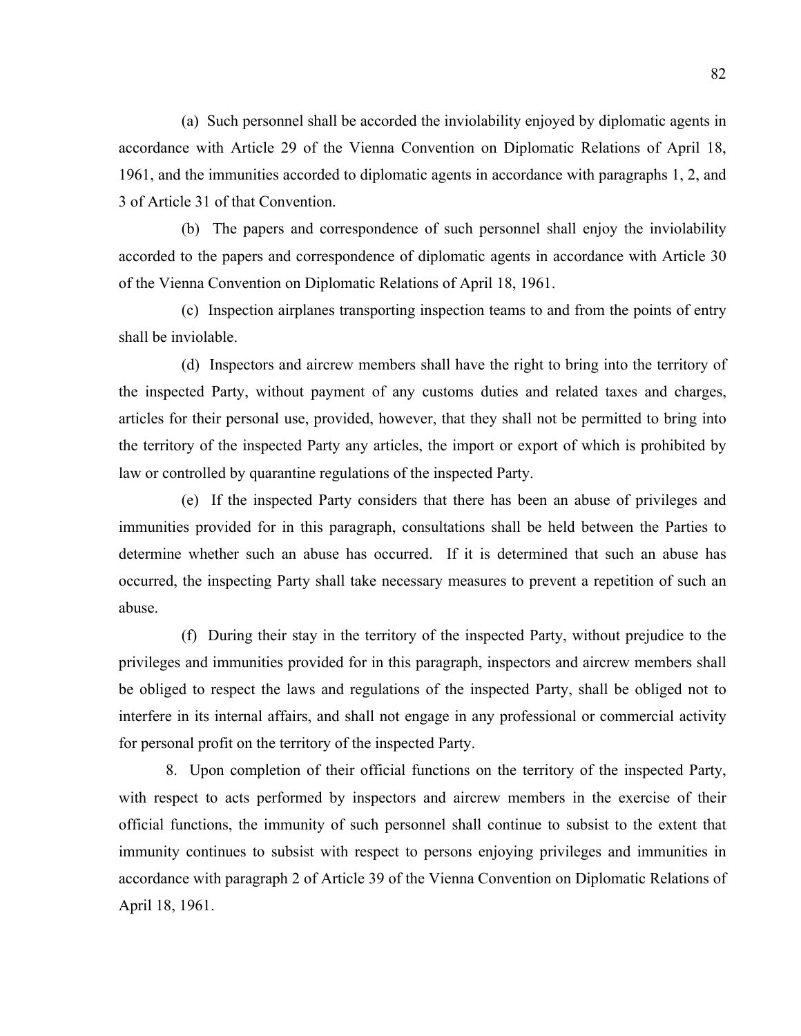(a) Such personnel shall be accorded the inviolability enjoyed by diplomatic agents in accordance with Article 29 of the Vienna Convention on Diplomatic Relations of April 18, 1961, and the immunities accorded to diplomatic agents in accordance with paragraphs 1, 2, and 3 of Article 31 of that Convention.

(b) The papers and correspondence of such personnel shall enjoy the inviolability accorded to the papers and correspondence of diplomatic agents in accordance with Article 30 of the Vienna Convention on Diplomatic Relations of April 18, 1961.

(c) Inspection airplanes transporting inspection teams to and from the points of entry shall be inviolable.

(d) Inspectors and aircrew members shall have the right to bring into the territory of the inspected Party, without payment of any customs duties and related taxes and charges, articles for their personal use, provided, however, that they shall not be permitted to bring into the territory of the inspected Party any articles, the import or export of which is prohibited by law or controlled by quarantine regulations of the inspected Party.

(e) If the inspected Party considers that there has been an abuse of privileges and immunities provided for in this paragraph, consultations shall be held between the Parties to determine whether such an abuse has occurred. If it is determined that such an abuse has occurred, the inspecting Party shall take necessary measures to prevent a repetition of such an abuse.

(f) During their stay in the territory of the inspected Party, without prejudice to the privileges and immunities provided for in this paragraph, inspectors and aircrew members shall be obliged to respect the laws and regulations of the inspected Party, shall be obliged not to interfere in its internal affairs, and shall not engage in any professional or commercial activity for personal profit on the territory of the inspected Party.

8. Upon completion of their official functions on the territory of the inspected Party, with respect to acts performed by inspectors and aircrew members in the exercise of their official functions, the immunity of such personnel shall continue to subsist to the extent that immunity continues to subsist with respect to persons enjoying privileges and immunities in accordance with paragraph 2 of Article 39 of the Vienna Convention on Diplomatic Relations of April 18, 1961.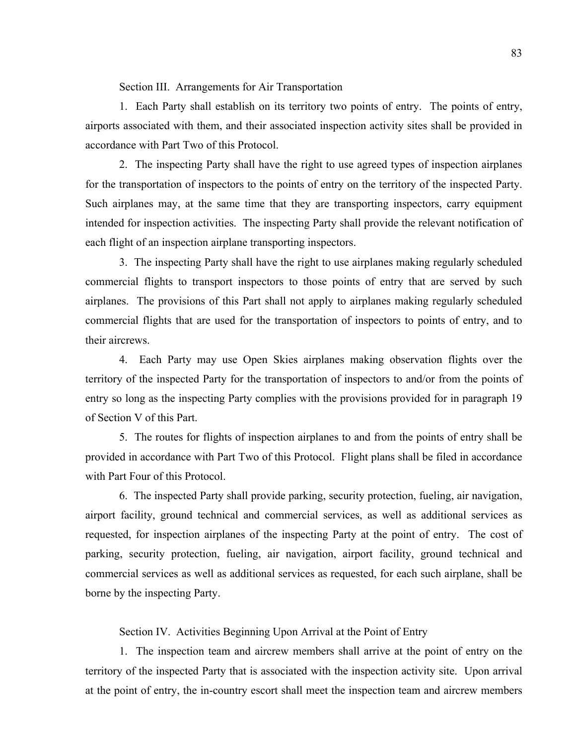Section III. Arrangements for Air Transportation

1. Each Party shall establish on its territory two points of entry. The points of entry, airports associated with them, and their associated inspection activity sites shall be provided in accordance with Part Two of this Protocol.

2. The inspecting Party shall have the right to use agreed types of inspection airplanes for the transportation of inspectors to the points of entry on the territory of the inspected Party. Such airplanes may, at the same time that they are transporting inspectors, carry equipment intended for inspection activities. The inspecting Party shall provide the relevant notification of each flight of an inspection airplane transporting inspectors.

3. The inspecting Party shall have the right to use airplanes making regularly scheduled commercial flights to transport inspectors to those points of entry that are served by such airplanes. The provisions of this Part shall not apply to airplanes making regularly scheduled commercial flights that are used for the transportation of inspectors to points of entry, and to their aircrews.

4. Each Party may use Open Skies airplanes making observation flights over the territory of the inspected Party for the transportation of inspectors to and/or from the points of entry so long as the inspecting Party complies with the provisions provided for in paragraph 19 of Section V of this Part.

5. The routes for flights of inspection airplanes to and from the points of entry shall be provided in accordance with Part Two of this Protocol. Flight plans shall be filed in accordance with Part Four of this Protocol.

6. The inspected Party shall provide parking, security protection, fueling, air navigation, airport facility, ground technical and commercial services, as well as additional services as requested, for inspection airplanes of the inspecting Party at the point of entry. The cost of parking, security protection, fueling, air navigation, airport facility, ground technical and commercial services as well as additional services as requested, for each such airplane, shall be borne by the inspecting Party.

Section IV. Activities Beginning Upon Arrival at the Point of Entry

1. The inspection team and aircrew members shall arrive at the point of entry on the territory of the inspected Party that is associated with the inspection activity site. Upon arrival at the point of entry, the in-country escort shall meet the inspection team and aircrew members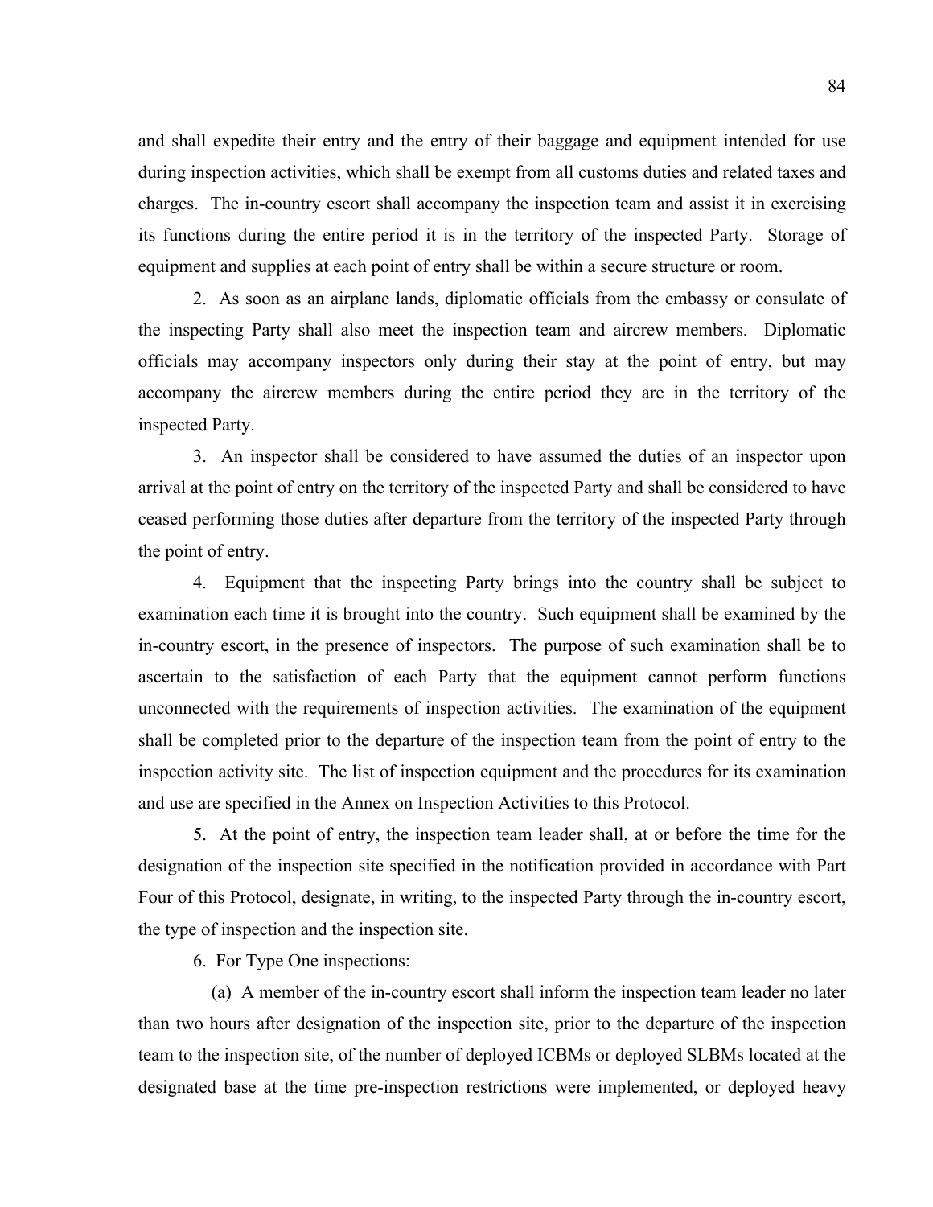and shall expedite their entry and the entry of their baggage and equipment intended for use during inspection activities, which shall be exempt from all customs duties and related taxes and charges. The in-country escort shall accompany the inspection team and assist it in exercising its functions during the entire period it is in the territory of the inspected Party. Storage of equipment and supplies at each point of entry shall be within a secure structure or room.

2. As soon as an airplane lands, diplomatic officials from the embassy or consulate of the inspecting Party shall also meet the inspection team and aircrew members. Diplomatic officials may accompany inspectors only during their stay at the point of entry, but may accompany the aircrew members during the entire period they are in the territory of the inspected Party.

3. An inspector shall be considered to have assumed the duties of an inspector upon arrival at the point of entry on the territory of the inspected Party and shall be considered to have ceased performing those duties after departure from the territory of the inspected Party through the point of entry.

4. Equipment that the inspecting Party brings into the country shall be subject to examination each time it is brought into the country. Such equipment shall be examined by the in-country escort, in the presence of inspectors. The purpose of such examination shall be to ascertain to the satisfaction of each Party that the equipment cannot perform functions unconnected with the requirements of inspection activities. The examination of the equipment shall be completed prior to the departure of the inspection team from the point of entry to the inspection activity site. The list of inspection equipment and the procedures for its examination and use are specified in the Annex on Inspection Activities to this Protocol.

5. At the point of entry, the inspection team leader shall, at or before the time for the designation of the inspection site specified in the notification provided in accordance with Part Four of this Protocol, designate, in writing, to the inspected Party through the in-country escort, the type of inspection and the inspection site.

6. For Type One inspections:

(a) A member of the in-country escort shall inform the inspection team leader no later than two hours after designation of the inspection site, prior to the departure of the inspection team to the inspection site, of the number of deployed ICBMs or deployed SLBMs located at the designated base at the time pre-inspection restrictions were implemented, or deployed heavy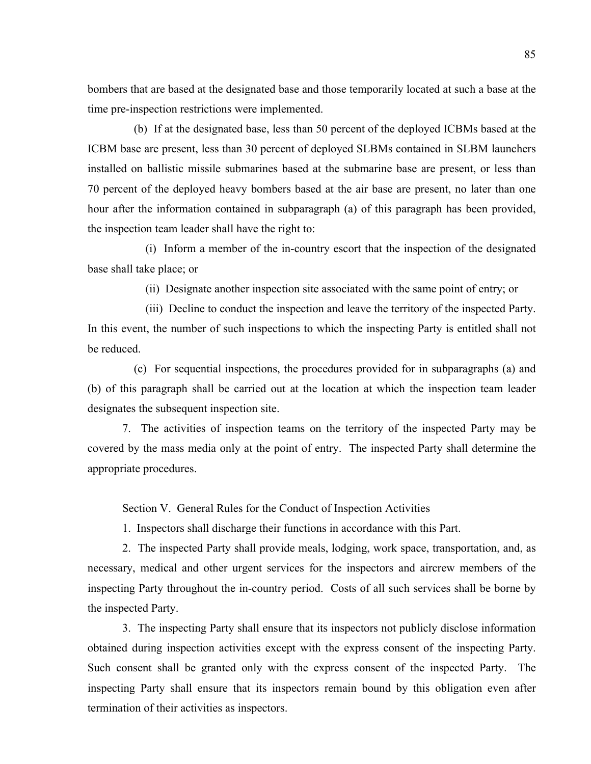bombers that are based at the designated base and those temporarily located at such a base at the time pre-inspection restrictions were implemented.

(b) If at the designated base, less than 50 percent of the deployed ICBMs based at the ICBM base are present, less than 30 percent of deployed SLBMs contained in SLBM launchers installed on ballistic missile submarines based at the submarine base are present, or less than 70 percent of the deployed heavy bombers based at the air base are present, no later than one hour after the information contained in subparagraph (a) of this paragraph has been provided, the inspection team leader shall have the right to:

(i) Inform a member of the in-country escort that the inspection of the designated base shall take place; or

(ii) Designate another inspection site associated with the same point of entry; or

(iii) Decline to conduct the inspection and leave the territory of the inspected Party. In this event, the number of such inspections to which the inspecting Party is entitled shall not be reduced.

(c) For sequential inspections, the procedures provided for in subparagraphs (a) and (b) of this paragraph shall be carried out at the location at which the inspection team leader designates the subsequent inspection site.

7. The activities of inspection teams on the territory of the inspected Party may be covered by the mass media only at the point of entry. The inspected Party shall determine the appropriate procedures.

## Section V. General Rules for the Conduct of Inspection Activities

1. Inspectors shall discharge their functions in accordance with this Part.

2. The inspected Party shall provide meals, lodging, work space, transportation, and, as necessary, medical and other urgent services for the inspectors and aircrew members of the inspecting Party throughout the in-country period. Costs of all such services shall be borne by the inspected Party.

3. The inspecting Party shall ensure that its inspectors not publicly disclose information obtained during inspection activities except with the express consent of the inspecting Party. Such consent shall be granted only with the express consent of the inspected Party. The inspecting Party shall ensure that its inspectors remain bound by this obligation even after termination of their activities as inspectors.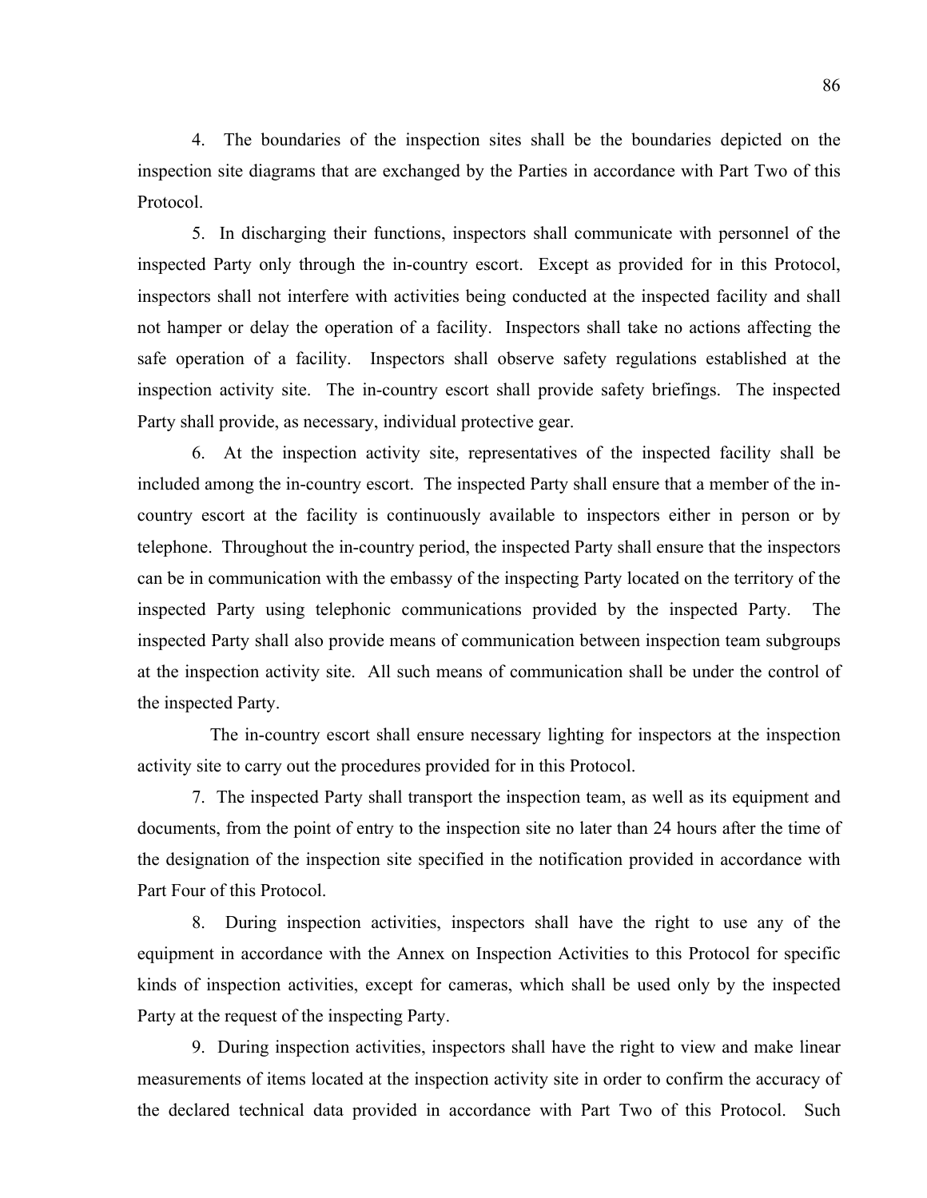4. The boundaries of the inspection sites shall be the boundaries depicted on the inspection site diagrams that are exchanged by the Parties in accordance with Part Two of this Protocol.

5. In discharging their functions, inspectors shall communicate with personnel of the inspected Party only through the in-country escort. Except as provided for in this Protocol, inspectors shall not interfere with activities being conducted at the inspected facility and shall not hamper or delay the operation of a facility. Inspectors shall take no actions affecting the safe operation of a facility. Inspectors shall observe safety regulations established at the inspection activity site. The in-country escort shall provide safety briefings. The inspected Party shall provide, as necessary, individual protective gear.

6. At the inspection activity site, representatives of the inspected facility shall be included among the in-country escort. The inspected Party shall ensure that a member of the in-country escort at the facility is continuously available to inspectors either in person or by telephone. Throughout the in-country period, the inspected Party shall ensure that the inspectors can be in communication with the embassy of the inspecting Party located on the territory of the inspected Party using telephonic communications provided by the inspected Party. The inspected Party shall also provide means of communication between inspection team subgroups at the inspection activity site. All such means of communication shall be under the control of the inspected Party.

The in-country escort shall ensure necessary lighting for inspectors at the inspection activity site to carry out the procedures provided for in this Protocol.

7. The inspected Party shall transport the inspection team, as well as its equipment and documents, from the point of entry to the inspection site no later than 24 hours after the time of the designation of the inspection site specified in the notification provided in accordance with Part Four of this Protocol.

8. During inspection activities, inspectors shall have the right to use any of the equipment in accordance with the Annex on Inspection Activities to this Protocol for specific kinds of inspection activities, except for cameras, which shall be used only by the inspected Party at the request of the inspecting Party.

9. During inspection activities, inspectors shall have the right to view and make linear measurements of items located at the inspection activity site in order to confirm the accuracy of the declared technical data provided in accordance with Part Two of this Protocol. Such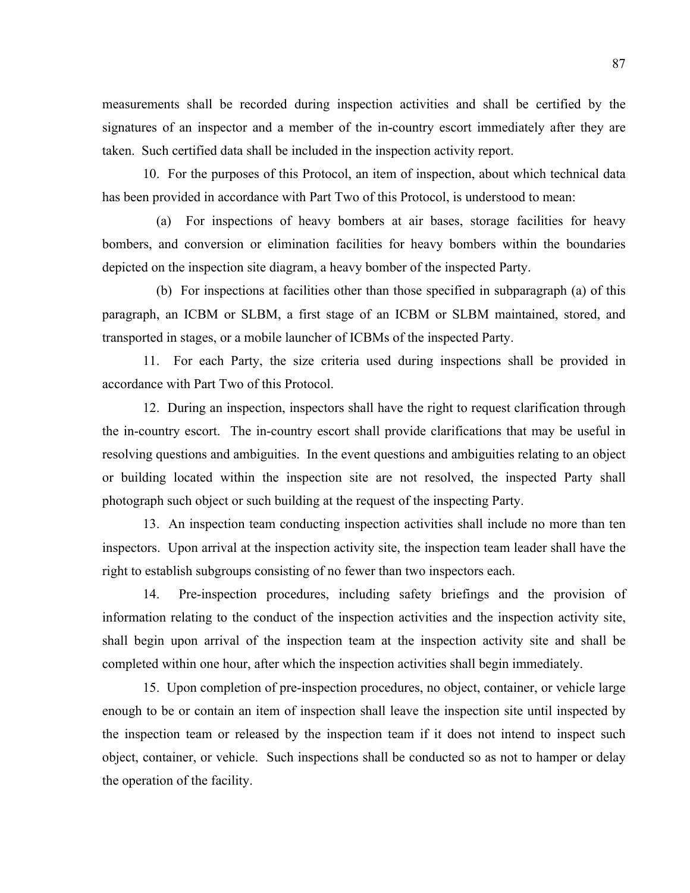measurements shall be recorded during inspection activities and shall be certified by the signatures of an inspector and a member of the in-country escort immediately after they are taken. Such certified data shall be included in the inspection activity report.

10. For the purposes of this Protocol, an item of inspection, about which technical data has been provided in accordance with Part Two of this Protocol, is understood to mean:

(a) For inspections of heavy bombers at air bases, storage facilities for heavy bombers, and conversion or elimination facilities for heavy bombers within the boundaries depicted on the inspection site diagram, a heavy bomber of the inspected Party.

(b) For inspections at facilities other than those specified in subparagraph (a) of this paragraph, an ICBM or SLBM, a first stage of an ICBM or SLBM maintained, stored, and transported in stages, or a mobile launcher of ICBMs of the inspected Party.

11. For each Party, the size criteria used during inspections shall be provided in accordance with Part Two of this Protocol.

12. During an inspection, inspectors shall have the right to request clarification through the in-country escort. The in-country escort shall provide clarifications that may be useful in resolving questions and ambiguities. In the event questions and ambiguities relating to an object or building located within the inspection site are not resolved, the inspected Party shall photograph such object or such building at the request of the inspecting Party.

13. An inspection team conducting inspection activities shall include no more than ten inspectors. Upon arrival at the inspection activity site, the inspection team leader shall have the right to establish subgroups consisting of no fewer than two inspectors each.

14. Pre-inspection procedures, including safety briefings and the provision of information relating to the conduct of the inspection activities and the inspection activity site, shall begin upon arrival of the inspection team at the inspection activity site and shall be completed within one hour, after which the inspection activities shall begin immediately.

15. Upon completion of pre-inspection procedures, no object, container, or vehicle large enough to be or contain an item of inspection shall leave the inspection site until inspected by the inspection team or released by the inspection team if it does not intend to inspect such object, container, or vehicle. Such inspections shall be conducted so as not to hamper or delay the operation of the facility.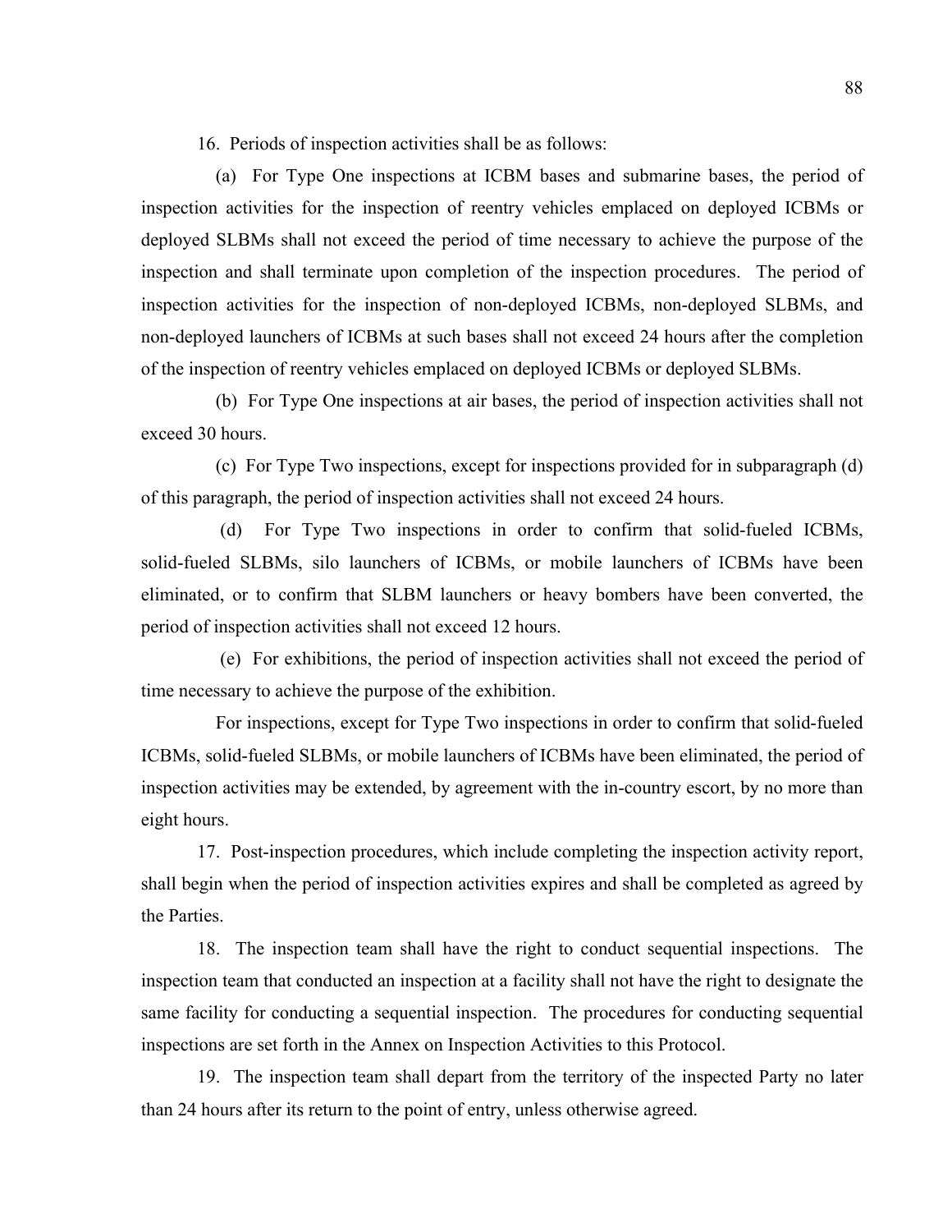16. Periods of inspection activities shall be as follows:

(a) For Type One inspections at ICBM bases and submarine bases, the period of inspection activities for the inspection of reentry vehicles emplaced on deployed ICBMs or deployed SLBMs shall not exceed the period of time necessary to achieve the purpose of the inspection and shall terminate upon completion of the inspection procedures. The period of inspection activities for the inspection of non-deployed ICBMs, non-deployed SLBMs, and non-deployed launchers of ICBMs at such bases shall not exceed 24 hours after the completion of the inspection of reentry vehicles emplaced on deployed ICBMs or deployed SLBMs.

(b) For Type One inspections at air bases, the period of inspection activities shall not exceed 30 hours.

(c) For Type Two inspections, except for inspections provided for in subparagraph (d) of this paragraph, the period of inspection activities shall not exceed 24 hours.

(d) For Type Two inspections in order to confirm that solid-fueled ICBMs, solid-fueled SLBMs, silo launchers of ICBMs, or mobile launchers of ICBMs have been eliminated, or to confirm that SLBM launchers or heavy bombers have been converted, the period of inspection activities shall not exceed 12 hours.

(e) For exhibitions, the period of inspection activities shall not exceed the period of time necessary to achieve the purpose of the exhibition.

For inspections, except for Type Two inspections in order to confirm that solid-fueled ICBMs, solid-fueled SLBMs, or mobile launchers of ICBMs have been eliminated, the period of inspection activities may be extended, by agreement with the in-country escort, by no more than eight hours.

17. Post-inspection procedures, which include completing the inspection activity report, shall begin when the period of inspection activities expires and shall be completed as agreed by the Parties.

18. The inspection team shall have the right to conduct sequential inspections. The inspection team that conducted an inspection at a facility shall not have the right to designate the same facility for conducting a sequential inspection. The procedures for conducting sequential inspections are set forth in the Annex on Inspection Activities to this Protocol.

19. The inspection team shall depart from the territory of the inspected Party no later than 24 hours after its return to the point of entry, unless otherwise agreed.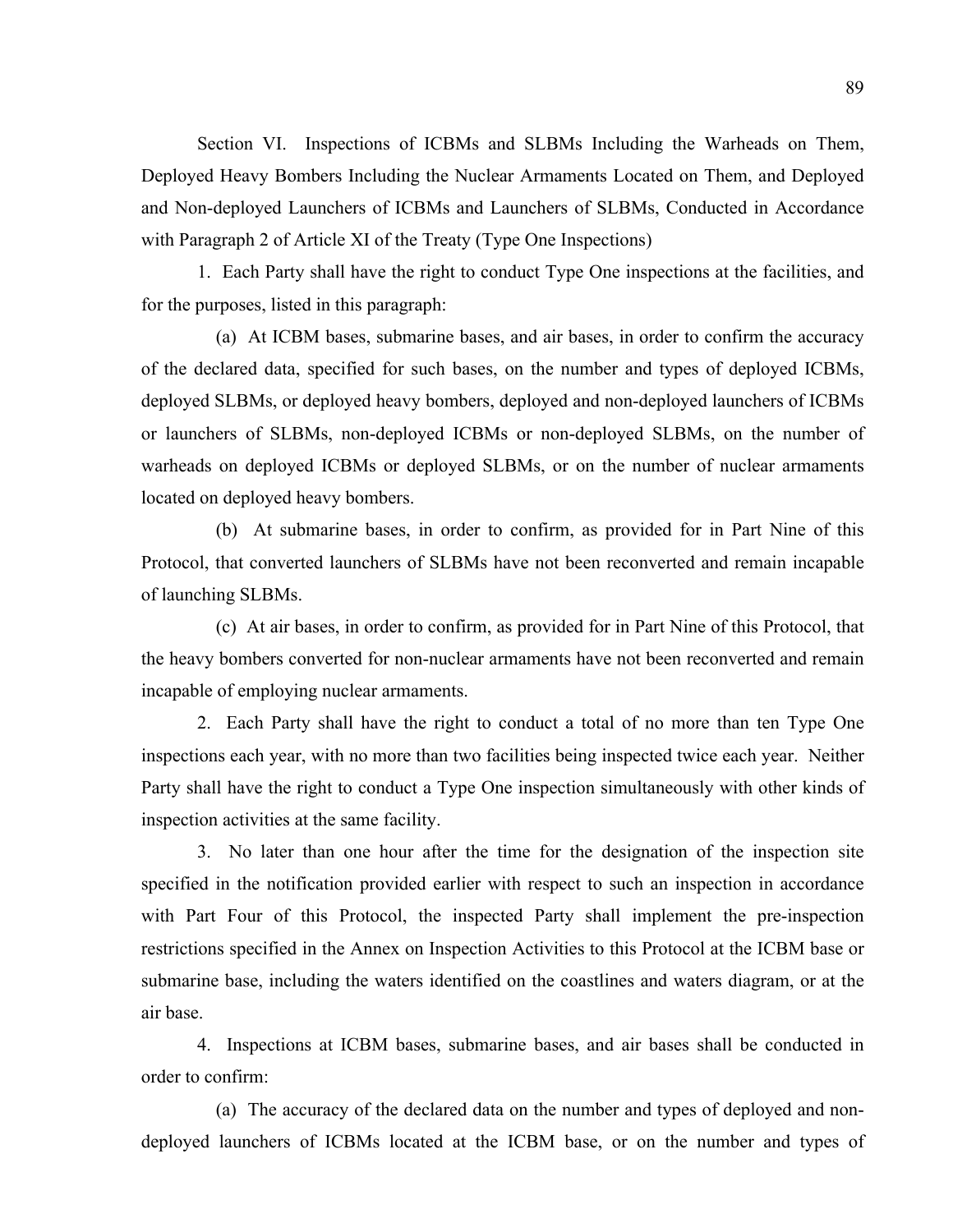Section VI. Inspections of ICBMs and SLBMs Including the Warheads on Them, Deployed Heavy Bombers Including the Nuclear Armaments Located on Them, and Deployed and Non-deployed Launchers of ICBMs and Launchers of SLBMs, Conducted in Accordance with Paragraph 2 of Article XI of the Treaty (Type One Inspections)

1. Each Party shall have the right to conduct Type One inspections at the facilities, and for the purposes, listed in this paragraph:

(a) At ICBM bases, submarine bases, and air bases, in order to confirm the accuracy of the declared data, specified for such bases, on the number and types of deployed ICBMs, deployed SLBMs, or deployed heavy bombers, deployed and non-deployed launchers of ICBMs or launchers of SLBMs, non-deployed ICBMs or non-deployed SLBMs, on the number of warheads on deployed ICBMs or deployed SLBMs, or on the number of nuclear armaments located on deployed heavy bombers.

(b) At submarine bases, in order to confirm, as provided for in Part Nine of this Protocol, that converted launchers of SLBMs have not been reconverted and remain incapable of launching SLBMs.

(c) At air bases, in order to confirm, as provided for in Part Nine of this Protocol, that the heavy bombers converted for non-nuclear armaments have not been reconverted and remain incapable of employing nuclear armaments.

2. Each Party shall have the right to conduct a total of no more than ten Type One inspections each year, with no more than two facilities being inspected twice each year. Neither Party shall have the right to conduct a Type One inspection simultaneously with other kinds of inspection activities at the same facility.

3. No later than one hour after the time for the designation of the inspection site specified in the notification provided earlier with respect to such an inspection in accordance with Part Four of this Protocol, the inspected Party shall implement the pre-inspection restrictions specified in the Annex on Inspection Activities to this Protocol at the ICBM base or submarine base, including the waters identified on the coastlines and waters diagram, or at the air base.

4. Inspections at ICBM bases, submarine bases, and air bases shall be conducted in order to confirm:

(a) The accuracy of the declared data on the number and types of deployed and non-deployed launchers of ICBMs located at the ICBM base, or on the number and types of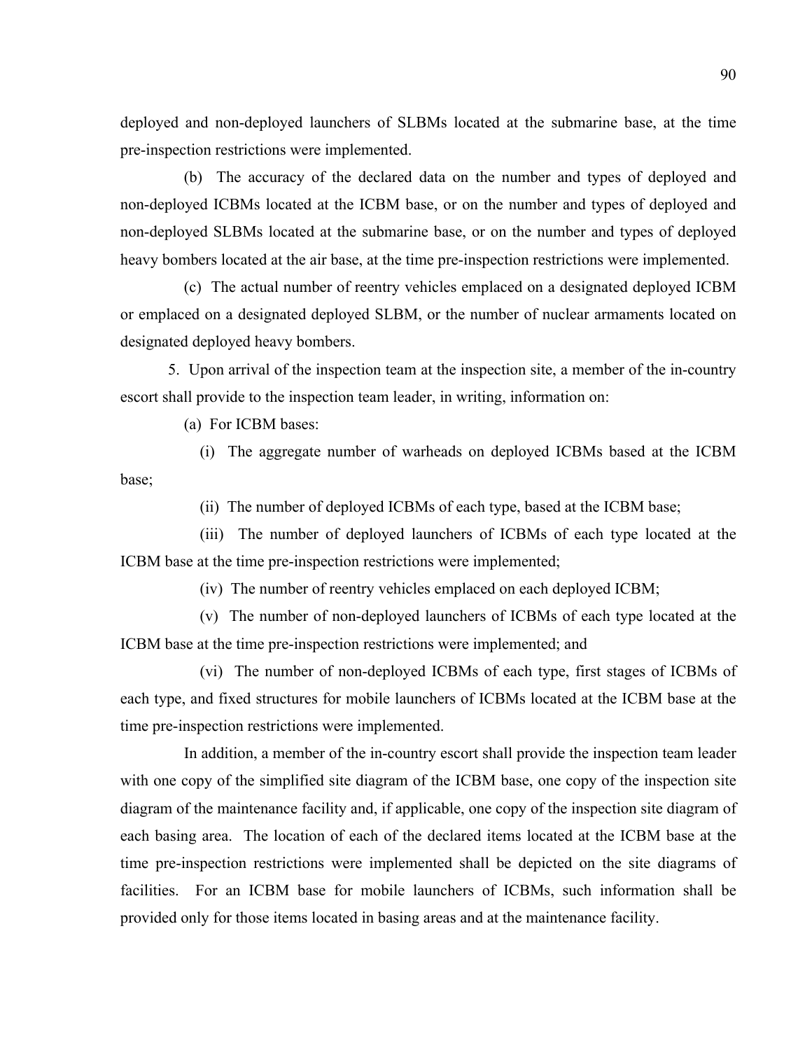deployed and non-deployed launchers of SLBMs located at the submarine base, at the time pre-inspection restrictions were implemented.

(b) The accuracy of the declared data on the number and types of deployed and non-deployed ICBMs located at the ICBM base, or on the number and types of deployed and non-deployed SLBMs located at the submarine base, or on the number and types of deployed heavy bombers located at the air base, at the time pre-inspection restrictions were implemented.

(c) The actual number of reentry vehicles emplaced on a designated deployed ICBM or emplaced on a designated deployed SLBM, or the number of nuclear armaments located on designated deployed heavy bombers.

5. Upon arrival of the inspection team at the inspection site, a member of the in-country escort shall provide to the inspection team leader, in writing, information on:

(a) For ICBM bases:

(i) The aggregate number of warheads on deployed ICBMs based at the ICBM base;

(ii) The number of deployed ICBMs of each type, based at the ICBM base;

(iii) The number of deployed launchers of ICBMs of each type located at the ICBM base at the time pre-inspection restrictions were implemented;

(iv) The number of reentry vehicles emplaced on each deployed ICBM;

(v) The number of non-deployed launchers of ICBMs of each type located at the ICBM base at the time pre-inspection restrictions were implemented; and

(vi) The number of non-deployed ICBMs of each type, first stages of ICBMs of each type, and fixed structures for mobile launchers of ICBMs located at the ICBM base at the time pre-inspection restrictions were implemented.

In addition, a member of the in-country escort shall provide the inspection team leader with one copy of the simplified site diagram of the ICBM base, one copy of the inspection site diagram of the maintenance facility and, if applicable, one copy of the inspection site diagram of each basing area. The location of each of the declared items located at the ICBM base at the time pre-inspection restrictions were implemented shall be depicted on the site diagrams of facilities. For an ICBM base for mobile launchers of ICBMs, such information shall be provided only for those items located in basing areas and at the maintenance facility.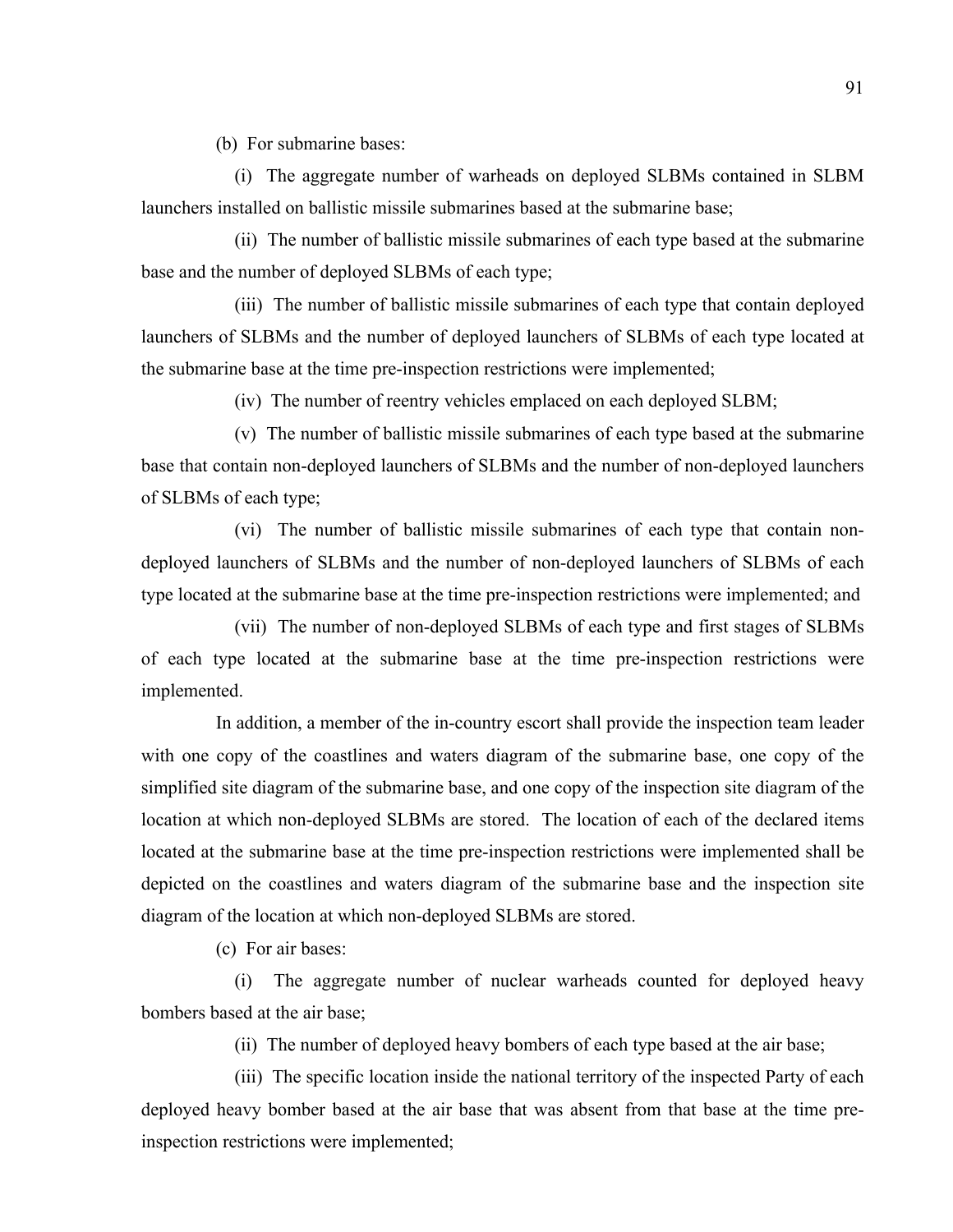(b) For submarine bases:

(i) The aggregate number of warheads on deployed SLBMs contained in SLBM launchers installed on ballistic missile submarines based at the submarine base;

(ii) The number of ballistic missile submarines of each type based at the submarine base and the number of deployed SLBMs of each type;

(iii) The number of ballistic missile submarines of each type that contain deployed launchers of SLBMs and the number of deployed launchers of SLBMs of each type located at the submarine base at the time pre-inspection restrictions were implemented;

(iv) The number of reentry vehicles emplaced on each deployed SLBM;

(v) The number of ballistic missile submarines of each type based at the submarine base that contain non-deployed launchers of SLBMs and the number of non-deployed launchers of SLBMs of each type;

(vi) The number of ballistic missile submarines of each type that contain non-deployed launchers of SLBMs and the number of non-deployed launchers of SLBMs of each type located at the submarine base at the time pre-inspection restrictions were implemented; and

(vii) The number of non-deployed SLBMs of each type and first stages of SLBMs of each type located at the submarine base at the time pre-inspection restrictions were implemented.

In addition, a member of the in-country escort shall provide the inspection team leader with one copy of the coastlines and waters diagram of the submarine base, one copy of the simplified site diagram of the submarine base, and one copy of the inspection site diagram of the location at which non-deployed SLBMs are stored. The location of each of the declared items located at the submarine base at the time pre-inspection restrictions were implemented shall be depicted on the coastlines and waters diagram of the submarine base and the inspection site diagram of the location at which non-deployed SLBMs are stored.

(c) For air bases:

(i) The aggregate number of nuclear warheads counted for deployed heavy bombers based at the air base;

(ii) The number of deployed heavy bombers of each type based at the air base;

(iii) The specific location inside the national territory of the inspected Party of each deployed heavy bomber based at the air base that was absent from that base at the time pre-inspection restrictions were implemented;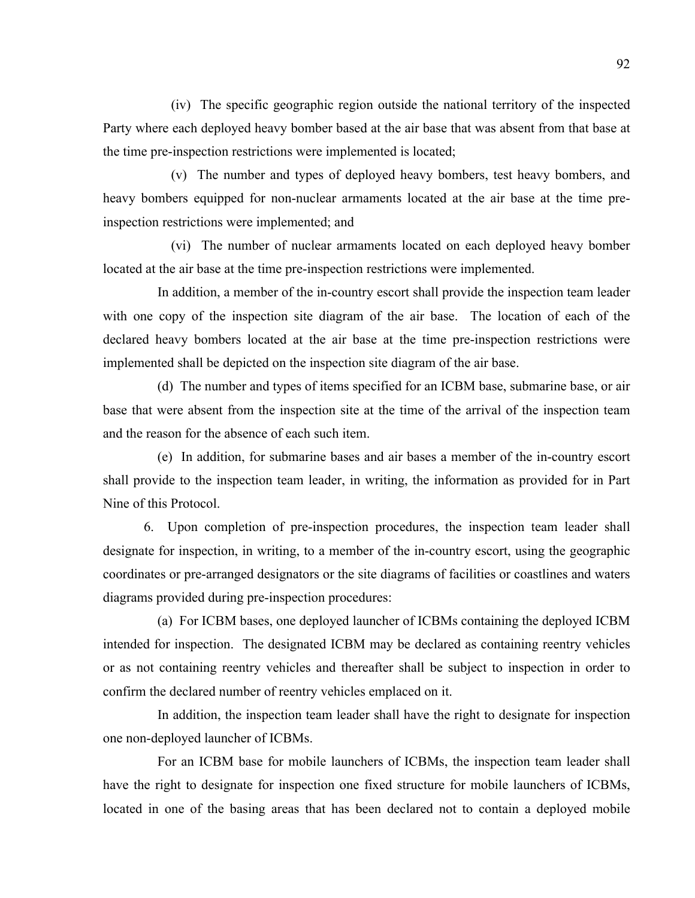(iv) The specific geographic region outside the national territory of the inspected Party where each deployed heavy bomber based at the air base that was absent from that base at the time pre-inspection restrictions were implemented is located;

(v) The number and types of deployed heavy bombers, test heavy bombers, and heavy bombers equipped for non-nuclear armaments located at the air base at the time pre-inspection restrictions were implemented; and

(vi) The number of nuclear armaments located on each deployed heavy bomber located at the air base at the time pre-inspection restrictions were implemented.

In addition, a member of the in-country escort shall provide the inspection team leader with one copy of the inspection site diagram of the air base. The location of each of the declared heavy bombers located at the air base at the time pre-inspection restrictions were implemented shall be depicted on the inspection site diagram of the air base.

(d) The number and types of items specified for an ICBM base, submarine base, or air base that were absent from the inspection site at the time of the arrival of the inspection team and the reason for the absence of each such item.

(e) In addition, for submarine bases and air bases a member of the in-country escort shall provide to the inspection team leader, in writing, the information as provided for in Part Nine of this Protocol.

6. Upon completion of pre-inspection procedures, the inspection team leader shall designate for inspection, in writing, to a member of the in-country escort, using the geographic coordinates or pre-arranged designators or the site diagrams of facilities or coastlines and waters diagrams provided during pre-inspection procedures:

(a) For ICBM bases, one deployed launcher of ICBMs containing the deployed ICBM intended for inspection. The designated ICBM may be declared as containing reentry vehicles or as not containing reentry vehicles and thereafter shall be subject to inspection in order to confirm the declared number of reentry vehicles emplaced on it.

In addition, the inspection team leader shall have the right to designate for inspection one non-deployed launcher of ICBMs.

For an ICBM base for mobile launchers of ICBMs, the inspection team leader shall have the right to designate for inspection one fixed structure for mobile launchers of ICBMs, located in one of the basing areas that has been declared not to contain a deployed mobile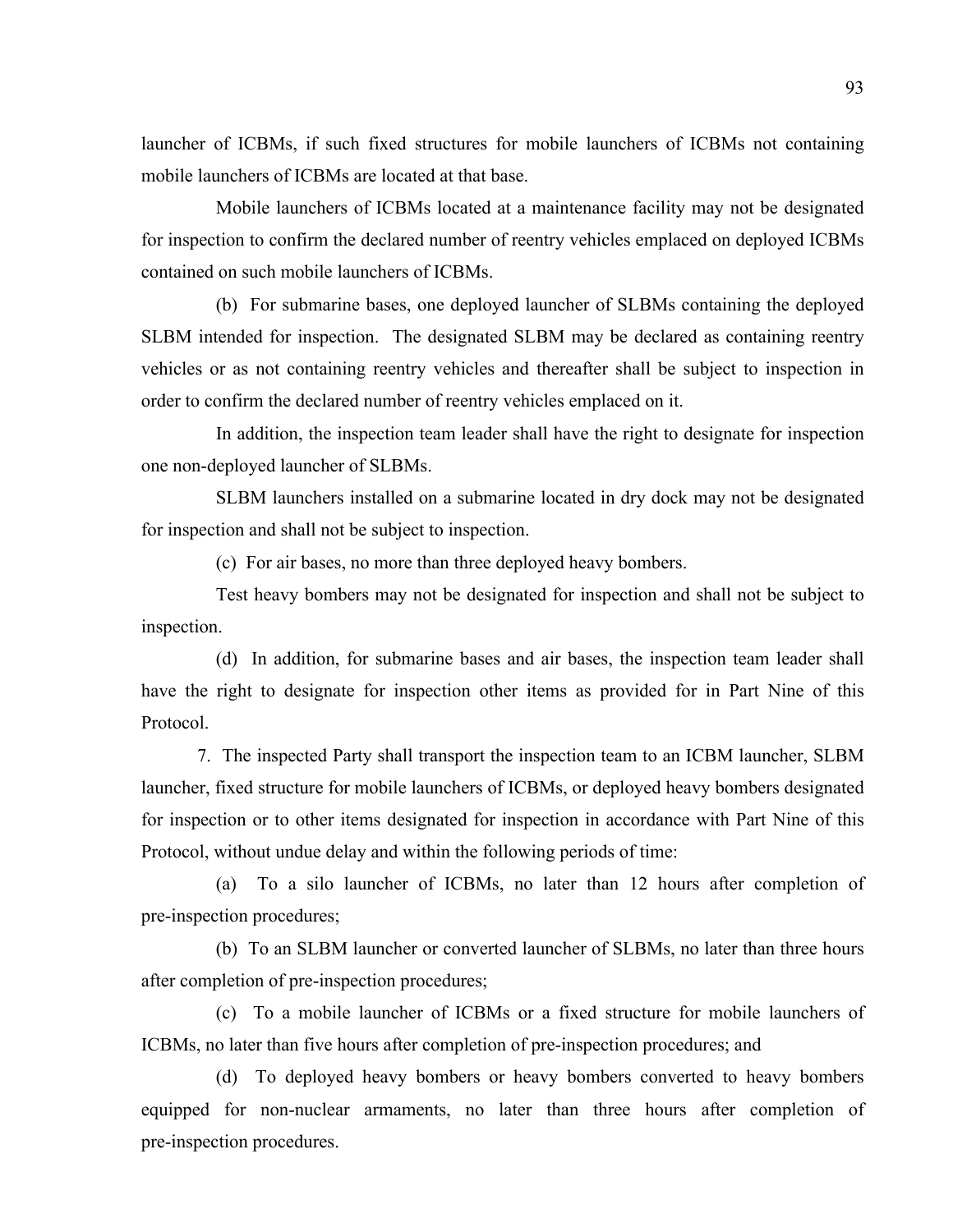launcher of ICBMs, if such fixed structures for mobile launchers of ICBMs not containing mobile launchers of ICBMs are located at that base.

Mobile launchers of ICBMs located at a maintenance facility may not be designated for inspection to confirm the declared number of reentry vehicles emplaced on deployed ICBMs contained on such mobile launchers of ICBMs.

(b) For submarine bases, one deployed launcher of SLBMs containing the deployed SLBM intended for inspection. The designated SLBM may be declared as containing reentry vehicles or as not containing reentry vehicles and thereafter shall be subject to inspection in order to confirm the declared number of reentry vehicles emplaced on it.

In addition, the inspection team leader shall have the right to designate for inspection one non-deployed launcher of SLBMs.

SLBM launchers installed on a submarine located in dry dock may not be designated for inspection and shall not be subject to inspection.

(c) For air bases, no more than three deployed heavy bombers.

Test heavy bombers may not be designated for inspection and shall not be subject to inspection.

(d) In addition, for submarine bases and air bases, the inspection team leader shall have the right to designate for inspection other items as provided for in Part Nine of this Protocol.

7. The inspected Party shall transport the inspection team to an ICBM launcher, SLBM launcher, fixed structure for mobile launchers of ICBMs, or deployed heavy bombers designated for inspection or to other items designated for inspection in accordance with Part Nine of this Protocol, without undue delay and within the following periods of time:

(a) To a silo launcher of ICBMs, no later than 12 hours after completion of pre-inspection procedures;

(b) To an SLBM launcher or converted launcher of SLBMs, no later than three hours after completion of pre-inspection procedures;

(c) To a mobile launcher of ICBMs or a fixed structure for mobile launchers of ICBMs, no later than five hours after completion of pre-inspection procedures; and

(d) To deployed heavy bombers or heavy bombers converted to heavy bombers equipped for non-nuclear armaments, no later than three hours after completion of pre-inspection procedures.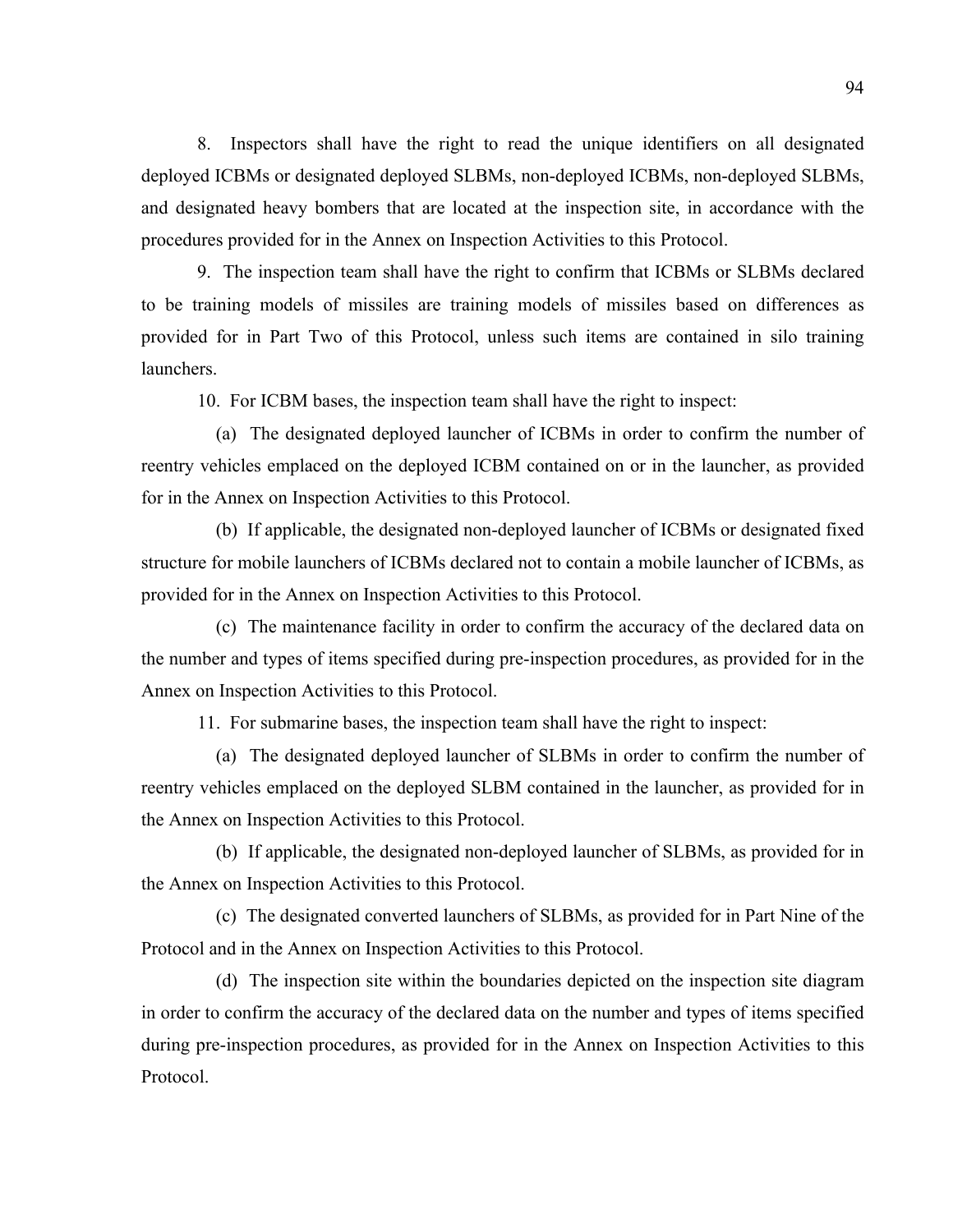8. Inspectors shall have the right to read the unique identifiers on all designated deployed ICBMs or designated deployed SLBMs, non-deployed ICBMs, non-deployed SLBMs, and designated heavy bombers that are located at the inspection site, in accordance with the procedures provided for in the Annex on Inspection Activities to this Protocol.

9. The inspection team shall have the right to confirm that ICBMs or SLBMs declared to be training models of missiles are training models of missiles based on differences as provided for in Part Two of this Protocol, unless such items are contained in silo training launchers.

10. For ICBM bases, the inspection team shall have the right to inspect:

(a) The designated deployed launcher of ICBMs in order to confirm the number of reentry vehicles emplaced on the deployed ICBM contained on or in the launcher, as provided for in the Annex on Inspection Activities to this Protocol.

(b) If applicable, the designated non-deployed launcher of ICBMs or designated fixed structure for mobile launchers of ICBMs declared not to contain a mobile launcher of ICBMs, as provided for in the Annex on Inspection Activities to this Protocol.

(c) The maintenance facility in order to confirm the accuracy of the declared data on the number and types of items specified during pre-inspection procedures, as provided for in the Annex on Inspection Activities to this Protocol.

11. For submarine bases, the inspection team shall have the right to inspect:

(a) The designated deployed launcher of SLBMs in order to confirm the number of reentry vehicles emplaced on the deployed SLBM contained in the launcher, as provided for in the Annex on Inspection Activities to this Protocol.

(b) If applicable, the designated non-deployed launcher of SLBMs, as provided for in the Annex on Inspection Activities to this Protocol.

(c) The designated converted launchers of SLBMs, as provided for in Part Nine of the Protocol and in the Annex on Inspection Activities to this Protocol.

(d) The inspection site within the boundaries depicted on the inspection site diagram in order to confirm the accuracy of the declared data on the number and types of items specified during pre-inspection procedures, as provided for in the Annex on Inspection Activities to this Protocol.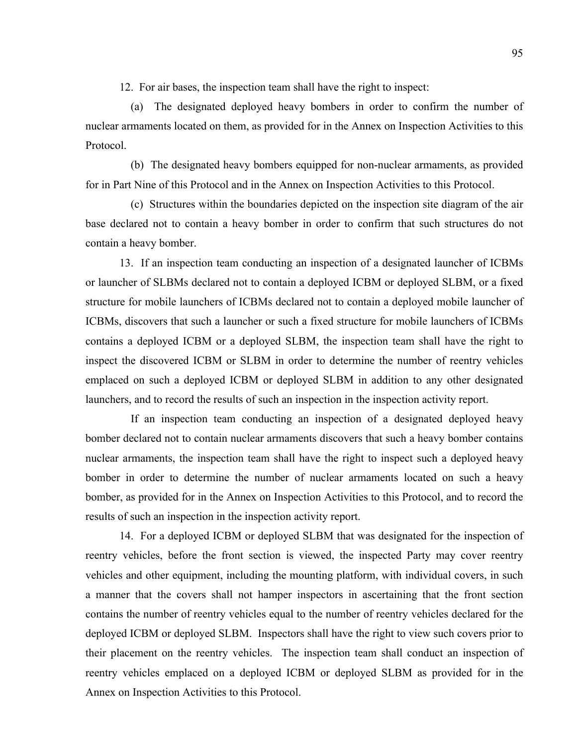12. For air bases, the inspection team shall have the right to inspect:

(a) The designated deployed heavy bombers in order to confirm the number of nuclear armaments located on them, as provided for in the Annex on Inspection Activities to this Protocol.

(b) The designated heavy bombers equipped for non-nuclear armaments, as provided for in Part Nine of this Protocol and in the Annex on Inspection Activities to this Protocol.

(c) Structures within the boundaries depicted on the inspection site diagram of the air base declared not to contain a heavy bomber in order to confirm that such structures do not contain a heavy bomber.

13. If an inspection team conducting an inspection of a designated launcher of ICBMs or launcher of SLBMs declared not to contain a deployed ICBM or deployed SLBM, or a fixed structure for mobile launchers of ICBMs declared not to contain a deployed mobile launcher of ICBMs, discovers that such a launcher or such a fixed structure for mobile launchers of ICBMs contains a deployed ICBM or a deployed SLBM, the inspection team shall have the right to inspect the discovered ICBM or SLBM in order to determine the number of reentry vehicles emplaced on such a deployed ICBM or deployed SLBM in addition to any other designated launchers, and to record the results of such an inspection in the inspection activity report.

If an inspection team conducting an inspection of a designated deployed heavy bomber declared not to contain nuclear armaments discovers that such a heavy bomber contains nuclear armaments, the inspection team shall have the right to inspect such a deployed heavy bomber in order to determine the number of nuclear armaments located on such a heavy bomber, as provided for in the Annex on Inspection Activities to this Protocol, and to record the results of such an inspection in the inspection activity report.

14. For a deployed ICBM or deployed SLBM that was designated for the inspection of reentry vehicles, before the front section is viewed, the inspected Party may cover reentry vehicles and other equipment, including the mounting platform, with individual covers, in such a manner that the covers shall not hamper inspectors in ascertaining that the front section contains the number of reentry vehicles equal to the number of reentry vehicles declared for the deployed ICBM or deployed SLBM. Inspectors shall have the right to view such covers prior to their placement on the reentry vehicles. The inspection team shall conduct an inspection of reentry vehicles emplaced on a deployed ICBM or deployed SLBM as provided for in the Annex on Inspection Activities to this Protocol.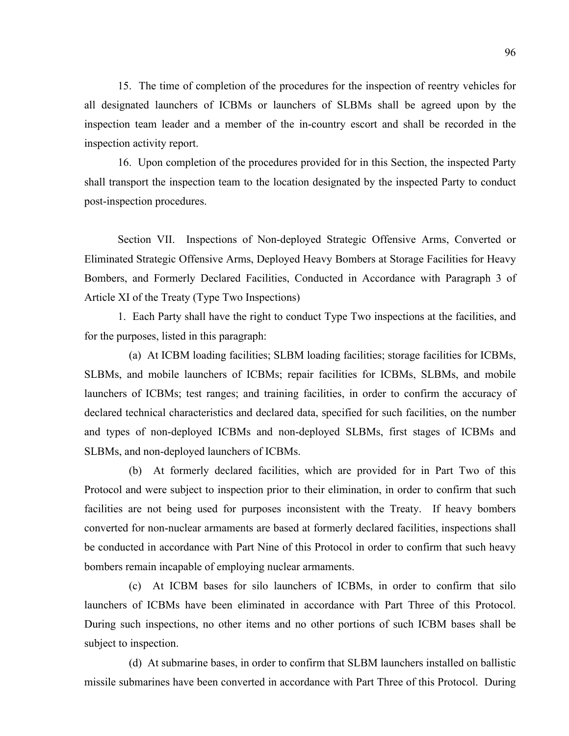15. The time of completion of the procedures for the inspection of reentry vehicles for all designated launchers of ICBMs or launchers of SLBMs shall be agreed upon by the inspection team leader and a member of the in-country escort and shall be recorded in the inspection activity report.

16. Upon completion of the procedures provided for in this Section, the inspected Party shall transport the inspection team to the location designated by the inspected Party to conduct post-inspection procedures.

Section VII. Inspections of Non-deployed Strategic Offensive Arms, Converted or Eliminated Strategic Offensive Arms, Deployed Heavy Bombers at Storage Facilities for Heavy Bombers, and Formerly Declared Facilities, Conducted in Accordance with Paragraph 3 of Article XI of the Treaty (Type Two Inspections)

1. Each Party shall have the right to conduct Type Two inspections at the facilities, and for the purposes, listed in this paragraph:

(a) At ICBM loading facilities; SLBM loading facilities; storage facilities for ICBMs, SLBMs, and mobile launchers of ICBMs; repair facilities for ICBMs, SLBMs, and mobile launchers of ICBMs; test ranges; and training facilities, in order to confirm the accuracy of declared technical characteristics and declared data, specified for such facilities, on the number and types of non-deployed ICBMs and non-deployed SLBMs, first stages of ICBMs and SLBMs, and non-deployed launchers of ICBMs.

(b) At formerly declared facilities, which are provided for in Part Two of this Protocol and were subject to inspection prior to their elimination, in order to confirm that such facilities are not being used for purposes inconsistent with the Treaty. If heavy bombers converted for non-nuclear armaments are based at formerly declared facilities, inspections shall be conducted in accordance with Part Nine of this Protocol in order to confirm that such heavy bombers remain incapable of employing nuclear armaments.

(c) At ICBM bases for silo launchers of ICBMs, in order to confirm that silo launchers of ICBMs have been eliminated in accordance with Part Three of this Protocol. During such inspections, no other items and no other portions of such ICBM bases shall be subject to inspection.

(d) At submarine bases, in order to confirm that SLBM launchers installed on ballistic missile submarines have been converted in accordance with Part Three of this Protocol. During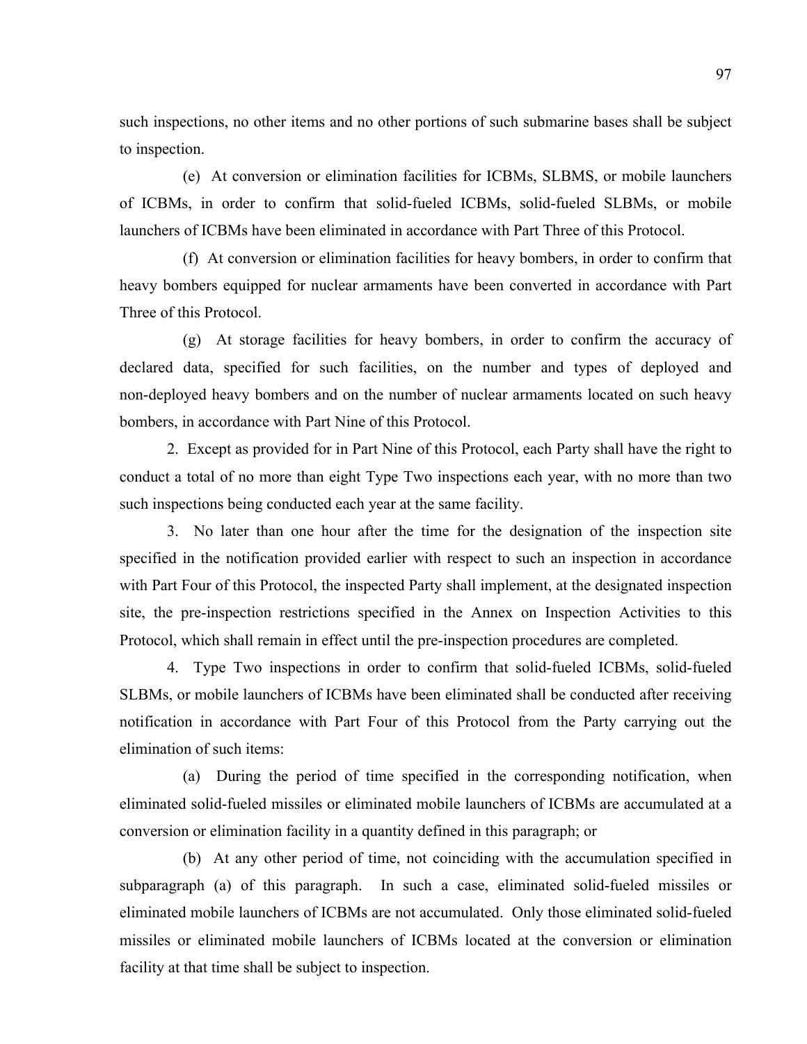such inspections, no other items and no other portions of such submarine bases shall be subject to inspection.

(e) At conversion or elimination facilities for ICBMs, SLBMS, or mobile launchers of ICBMs, in order to confirm that solid-fueled ICBMs, solid-fueled SLBMs, or mobile launchers of ICBMs have been eliminated in accordance with Part Three of this Protocol.

(f) At conversion or elimination facilities for heavy bombers, in order to confirm that heavy bombers equipped for nuclear armaments have been converted in accordance with Part Three of this Protocol.

(g) At storage facilities for heavy bombers, in order to confirm the accuracy of declared data, specified for such facilities, on the number and types of deployed and non-deployed heavy bombers and on the number of nuclear armaments located on such heavy bombers, in accordance with Part Nine of this Protocol.

2. Except as provided for in Part Nine of this Protocol, each Party shall have the right to conduct a total of no more than eight Type Two inspections each year, with no more than two such inspections being conducted each year at the same facility.

3. No later than one hour after the time for the designation of the inspection site specified in the notification provided earlier with respect to such an inspection in accordance with Part Four of this Protocol, the inspected Party shall implement, at the designated inspection site, the pre-inspection restrictions specified in the Annex on Inspection Activities to this Protocol, which shall remain in effect until the pre-inspection procedures are completed.

4. Type Two inspections in order to confirm that solid-fueled ICBMs, solid-fueled SLBMs, or mobile launchers of ICBMs have been eliminated shall be conducted after receiving notification in accordance with Part Four of this Protocol from the Party carrying out the elimination of such items:

(a) During the period of time specified in the corresponding notification, when eliminated solid-fueled missiles or eliminated mobile launchers of ICBMs are accumulated at a conversion or elimination facility in a quantity defined in this paragraph; or

(b) At any other period of time, not coinciding with the accumulation specified in subparagraph (a) of this paragraph. In such a case, eliminated solid-fueled missiles or eliminated mobile launchers of ICBMs are not accumulated. Only those eliminated solid-fueled missiles or eliminated mobile launchers of ICBMs located at the conversion or elimination facility at that time shall be subject to inspection.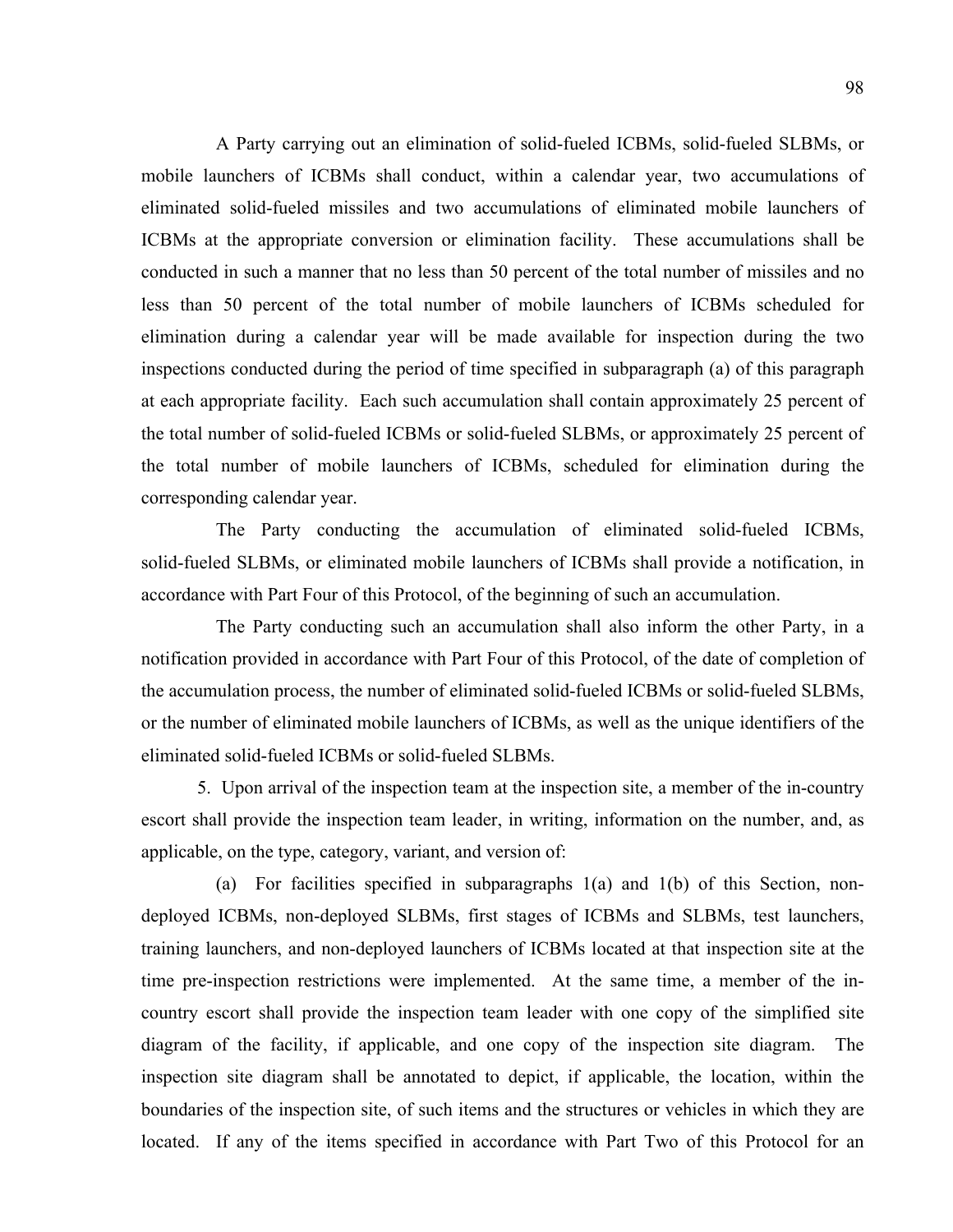A Party carrying out an elimination of solid-fueled ICBMs, solid-fueled SLBMs, or mobile launchers of ICBMs shall conduct, within a calendar year, two accumulations of eliminated solid-fueled missiles and two accumulations of eliminated mobile launchers of ICBMs at the appropriate conversion or elimination facility. These accumulations shall be conducted in such a manner that no less than 50 percent of the total number of missiles and no less than 50 percent of the total number of mobile launchers of ICBMs scheduled for elimination during a calendar year will be made available for inspection during the two inspections conducted during the period of time specified in subparagraph (a) of this paragraph at each appropriate facility. Each such accumulation shall contain approximately 25 percent of the total number of solid-fueled ICBMs or solid-fueled SLBMs, or approximately 25 percent of the total number of mobile launchers of ICBMs, scheduled for elimination during the corresponding calendar year.

The Party conducting the accumulation of eliminated solid-fueled ICBMs, solid-fueled SLBMs, or eliminated mobile launchers of ICBMs shall provide a notification, in accordance with Part Four of this Protocol, of the beginning of such an accumulation.

The Party conducting such an accumulation shall also inform the other Party, in a notification provided in accordance with Part Four of this Protocol, of the date of completion of the accumulation process, the number of eliminated solid-fueled ICBMs or solid-fueled SLBMs, or the number of eliminated mobile launchers of ICBMs, as well as the unique identifiers of the eliminated solid-fueled ICBMs or solid-fueled SLBMs.

5. Upon arrival of the inspection team at the inspection site, a member of the in-country escort shall provide the inspection team leader, in writing, information on the number, and, as applicable, on the type, category, variant, and version of:

(a) For facilities specified in subparagraphs 1(a) and 1(b) of this Section, non-deployed ICBMs, non-deployed SLBMs, first stages of ICBMs and SLBMs, test launchers, training launchers, and non-deployed launchers of ICBMs located at that inspection site at the time pre-inspection restrictions were implemented. At the same time, a member of the in-country escort shall provide the inspection team leader with one copy of the simplified site diagram of the facility, if applicable, and one copy of the inspection site diagram. The inspection site diagram shall be annotated to depict, if applicable, the location, within the boundaries of the inspection site, of such items and the structures or vehicles in which they are located. If any of the items specified in accordance with Part Two of this Protocol for an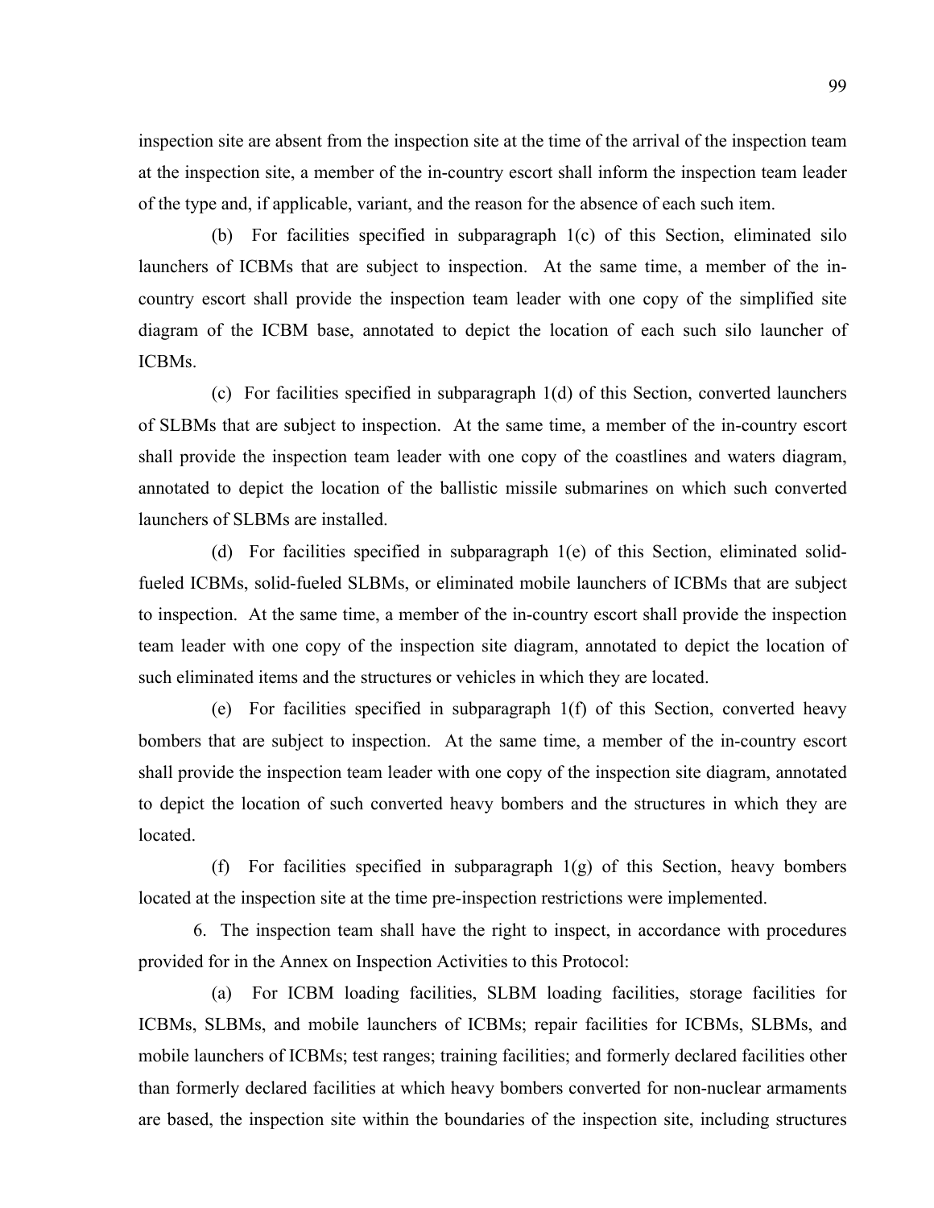inspection site are absent from the inspection site at the time of the arrival of the inspection team at the inspection site, a member of the in-country escort shall inform the inspection team leader of the type and, if applicable, variant, and the reason for the absence of each such item.

(b) For facilities specified in subparagraph 1(c) of this Section, eliminated silo launchers of ICBMs that are subject to inspection. At the same time, a member of the in-country escort shall provide the inspection team leader with one copy of the simplified site diagram of the ICBM base, annotated to depict the location of each such silo launcher of ICBMs.

(c) For facilities specified in subparagraph 1(d) of this Section, converted launchers of SLBMs that are subject to inspection. At the same time, a member of the in-country escort shall provide the inspection team leader with one copy of the coastlines and waters diagram, annotated to depict the location of the ballistic missile submarines on which such converted launchers of SLBMs are installed.

(d) For facilities specified in subparagraph 1(e) of this Section, eliminated solid-fueled ICBMs, solid-fueled SLBMs, or eliminated mobile launchers of ICBMs that are subject to inspection. At the same time, a member of the in-country escort shall provide the inspection team leader with one copy of the inspection site diagram, annotated to depict the location of such eliminated items and the structures or vehicles in which they are located.

(e) For facilities specified in subparagraph 1(f) of this Section, converted heavy bombers that are subject to inspection. At the same time, a member of the in-country escort shall provide the inspection team leader with one copy of the inspection site diagram, annotated to depict the location of such converted heavy bombers and the structures in which they are located.

(f) For facilities specified in subparagraph 1(g) of this Section, heavy bombers located at the inspection site at the time pre-inspection restrictions were implemented.

6. The inspection team shall have the right to inspect, in accordance with procedures provided for in the Annex on Inspection Activities to this Protocol:

(a) For ICBM loading facilities, SLBM loading facilities, storage facilities for ICBMs, SLBMs, and mobile launchers of ICBMs; repair facilities for ICBMs, SLBMs, and mobile launchers of ICBMs; test ranges; training facilities; and formerly declared facilities other than formerly declared facilities at which heavy bombers converted for non-nuclear armaments are based, the inspection site within the boundaries of the inspection site, including structures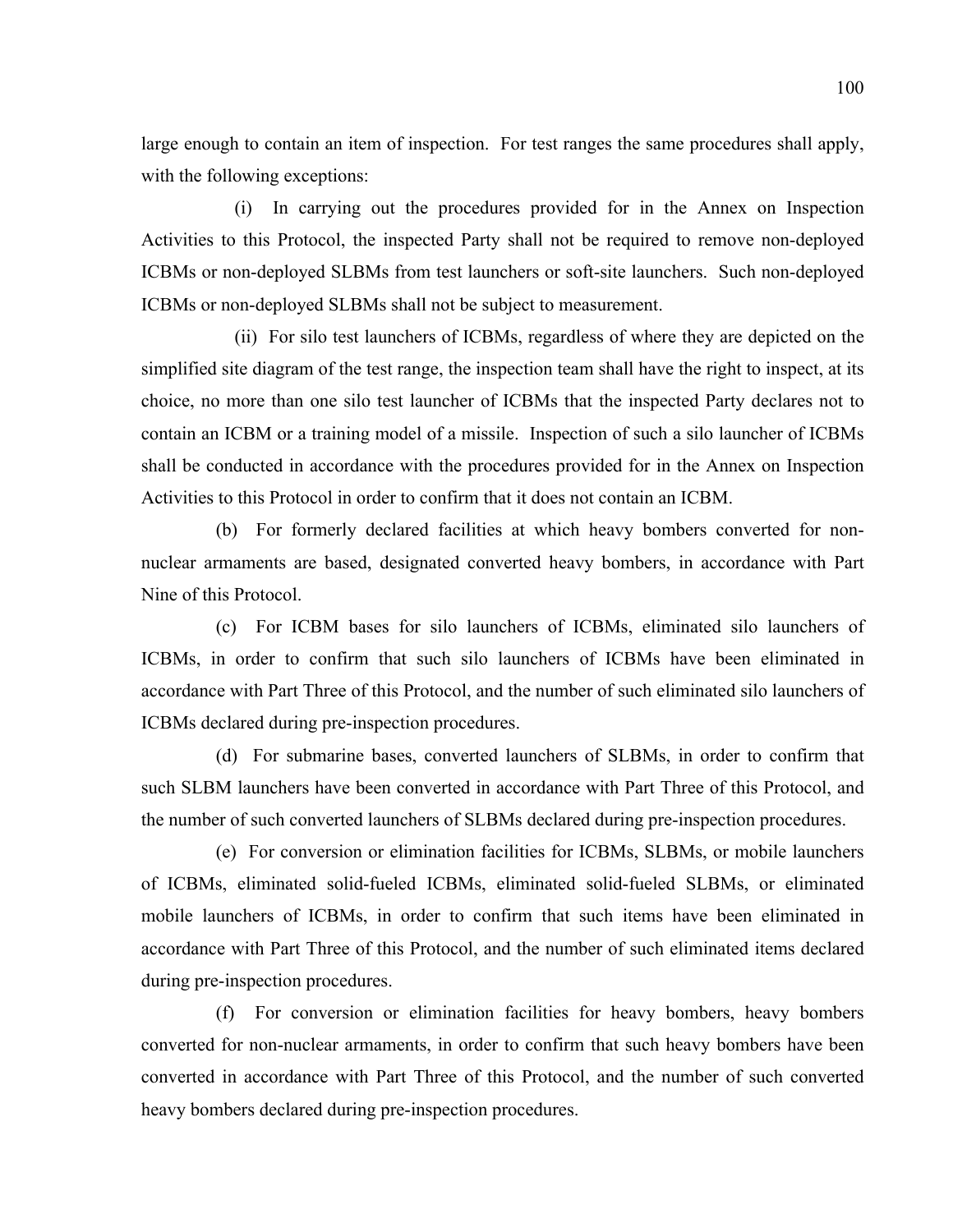large enough to contain an item of inspection. For test ranges the same procedures shall apply, with the following exceptions:

(i) In carrying out the procedures provided for in the Annex on Inspection Activities to this Protocol, the inspected Party shall not be required to remove non-deployed ICBMs or non-deployed SLBMs from test launchers or soft-site launchers. Such non-deployed ICBMs or non-deployed SLBMs shall not be subject to measurement.

(ii) For silo test launchers of ICBMs, regardless of where they are depicted on the simplified site diagram of the test range, the inspection team shall have the right to inspect, at its choice, no more than one silo test launcher of ICBMs that the inspected Party declares not to contain an ICBM or a training model of a missile. Inspection of such a silo launcher of ICBMs shall be conducted in accordance with the procedures provided for in the Annex on Inspection Activities to this Protocol in order to confirm that it does not contain an ICBM.

(b) For formerly declared facilities at which heavy bombers converted for non-nuclear armaments are based, designated converted heavy bombers, in accordance with Part Nine of this Protocol.

(c) For ICBM bases for silo launchers of ICBMs, eliminated silo launchers of ICBMs, in order to confirm that such silo launchers of ICBMs have been eliminated in accordance with Part Three of this Protocol, and the number of such eliminated silo launchers of ICBMs declared during pre-inspection procedures.

(d) For submarine bases, converted launchers of SLBMs, in order to confirm that such SLBM launchers have been converted in accordance with Part Three of this Protocol, and the number of such converted launchers of SLBMs declared during pre-inspection procedures.

(e) For conversion or elimination facilities for ICBMs, SLBMs, or mobile launchers of ICBMs, eliminated solid-fueled ICBMs, eliminated solid-fueled SLBMs, or eliminated mobile launchers of ICBMs, in order to confirm that such items have been eliminated in accordance with Part Three of this Protocol, and the number of such eliminated items declared during pre-inspection procedures.

(f) For conversion or elimination facilities for heavy bombers, heavy bombers converted for non-nuclear armaments, in order to confirm that such heavy bombers have been converted in accordance with Part Three of this Protocol, and the number of such converted heavy bombers declared during pre-inspection procedures.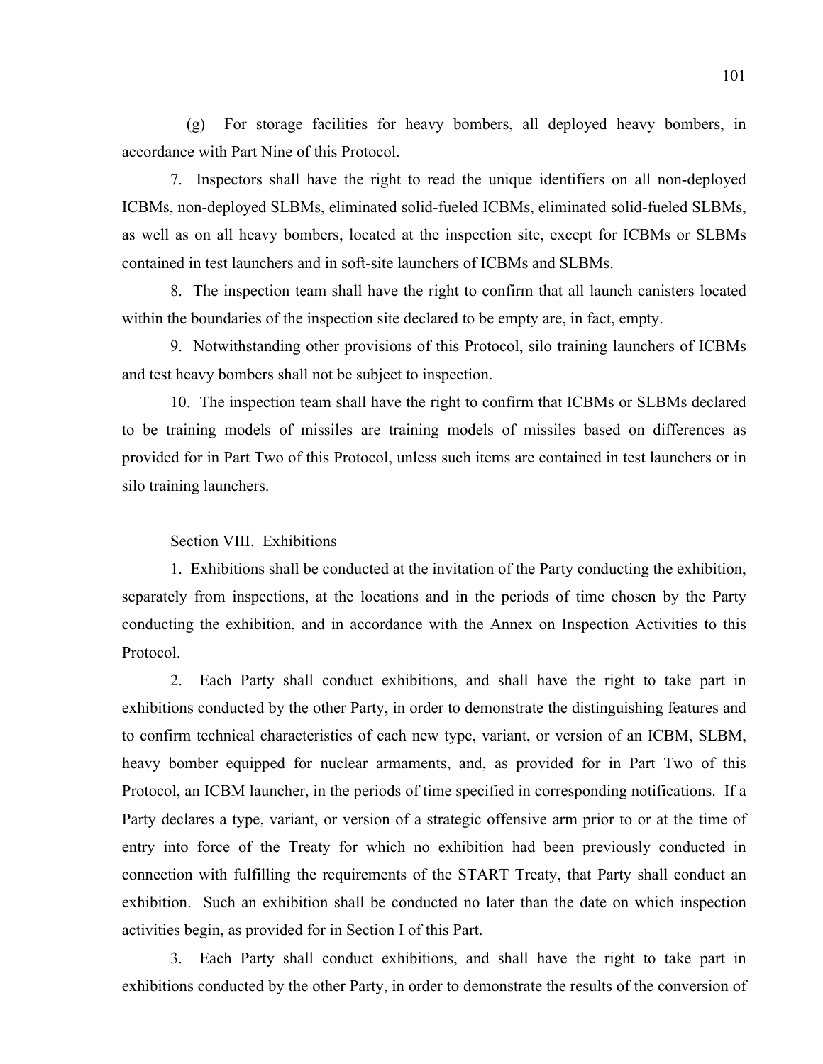(g) For storage facilities for heavy bombers, all deployed heavy bombers, in accordance with Part Nine of this Protocol.

7. Inspectors shall have the right to read the unique identifiers on all non-deployed ICBMs, non-deployed SLBMs, eliminated solid-fueled ICBMs, eliminated solid-fueled SLBMs, as well as on all heavy bombers, located at the inspection site, except for ICBMs or SLBMs contained in test launchers and in soft-site launchers of ICBMs and SLBMs.

8. The inspection team shall have the right to confirm that all launch canisters located within the boundaries of the inspection site declared to be empty are, in fact, empty.

9. Notwithstanding other provisions of this Protocol, silo training launchers of ICBMs and test heavy bombers shall not be subject to inspection.

10. The inspection team shall have the right to confirm that ICBMs or SLBMs declared to be training models of missiles are training models of missiles based on differences as provided for in Part Two of this Protocol, unless such items are contained in test launchers or in silo training launchers.

Section VIII. Exhibitions

1. Exhibitions shall be conducted at the invitation of the Party conducting the exhibition, separately from inspections, at the locations and in the periods of time chosen by the Party conducting the exhibition, and in accordance with the Annex on Inspection Activities to this Protocol.

2. Each Party shall conduct exhibitions, and shall have the right to take part in exhibitions conducted by the other Party, in order to demonstrate the distinguishing features and to confirm technical characteristics of each new type, variant, or version of an ICBM, SLBM, heavy bomber equipped for nuclear armaments, and, as provided for in Part Two of this Protocol, an ICBM launcher, in the periods of time specified in corresponding notifications. If a Party declares a type, variant, or version of a strategic offensive arm prior to or at the time of entry into force of the Treaty for which no exhibition had been previously conducted in connection with fulfilling the requirements of the START Treaty, that Party shall conduct an exhibition. Such an exhibition shall be conducted no later than the date on which inspection activities begin, as provided for in Section I of this Part.

3. Each Party shall conduct exhibitions, and shall have the right to take part in exhibitions conducted by the other Party, in order to demonstrate the results of the conversion of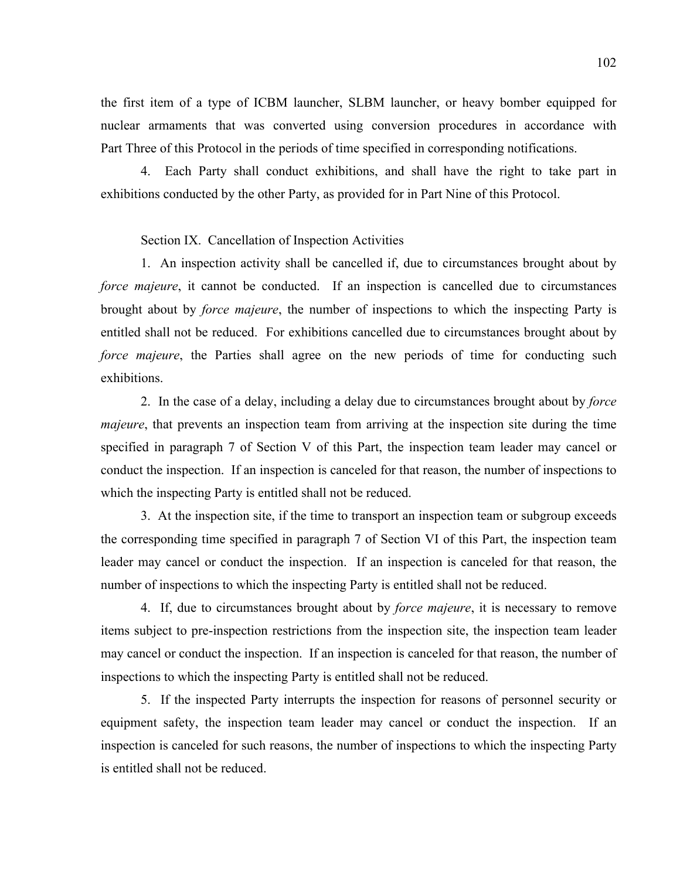the first item of a type of ICBM launcher, SLBM launcher, or heavy bomber equipped for nuclear armaments that was converted using conversion procedures in accordance with Part Three of this Protocol in the periods of time specified in corresponding notifications.

4. Each Party shall conduct exhibitions, and shall have the right to take part in exhibitions conducted by the other Party, as provided for in Part Nine of this Protocol.

Section IX. Cancellation of Inspection Activities

1. An inspection activity shall be cancelled if, due to circumstances brought about by *force majeure*, it cannot be conducted. If an inspection is cancelled due to circumstances brought about by *force majeure*, the number of inspections to which the inspecting Party is entitled shall not be reduced. For exhibitions cancelled due to circumstances brought about by *force majeure*, the Parties shall agree on the new periods of time for conducting such exhibitions.

2. In the case of a delay, including a delay due to circumstances brought about by *force majeure*, that prevents an inspection team from arriving at the inspection site during the time specified in paragraph 7 of Section V of this Part, the inspection team leader may cancel or conduct the inspection. If an inspection is canceled for that reason, the number of inspections to which the inspecting Party is entitled shall not be reduced.

3. At the inspection site, if the time to transport an inspection team or subgroup exceeds the corresponding time specified in paragraph 7 of Section VI of this Part, the inspection team leader may cancel or conduct the inspection. If an inspection is canceled for that reason, the number of inspections to which the inspecting Party is entitled shall not be reduced.

4. If, due to circumstances brought about by *force majeure*, it is necessary to remove items subject to pre-inspection restrictions from the inspection site, the inspection team leader may cancel or conduct the inspection. If an inspection is canceled for that reason, the number of inspections to which the inspecting Party is entitled shall not be reduced.

5. If the inspected Party interrupts the inspection for reasons of personnel security or equipment safety, the inspection team leader may cancel or conduct the inspection. If an inspection is canceled for such reasons, the number of inspections to which the inspecting Party is entitled shall not be reduced.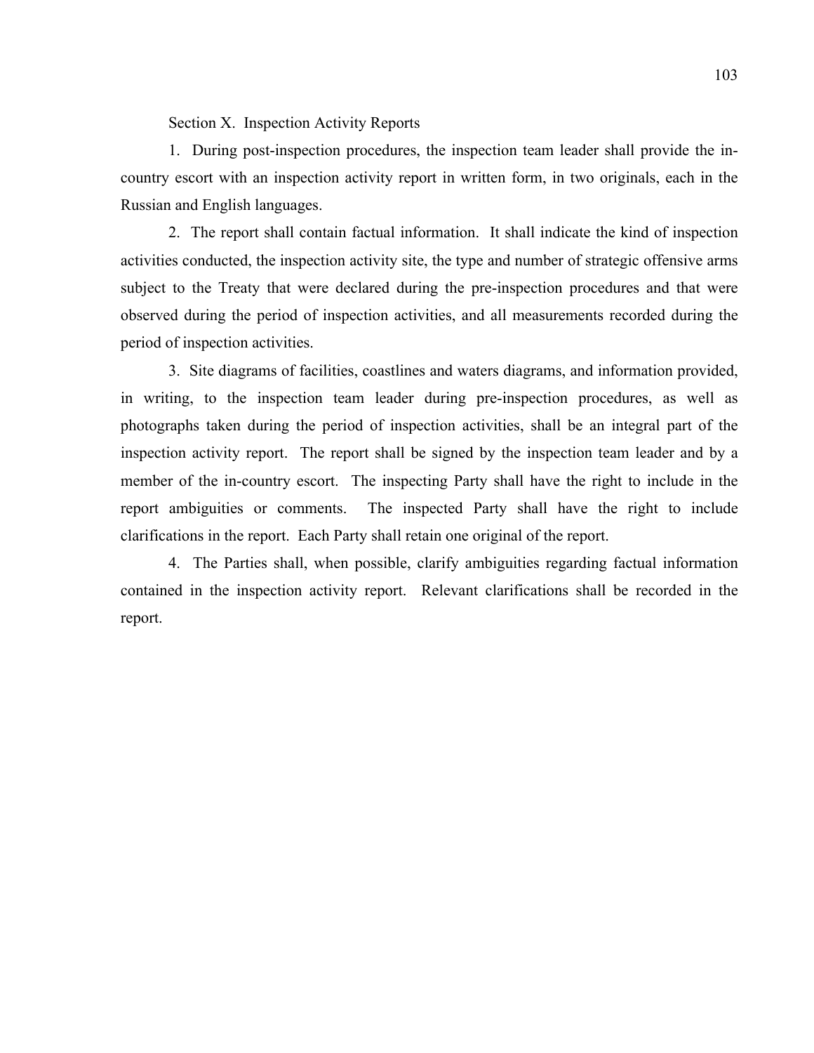## Section X. Inspection Activity Reports

1. During post-inspection procedures, the inspection team leader shall provide the in-country escort with an inspection activity report in written form, in two originals, each in the Russian and English languages.

2. The report shall contain factual information. It shall indicate the kind of inspection activities conducted, the inspection activity site, the type and number of strategic offensive arms subject to the Treaty that were declared during the pre-inspection procedures and that were observed during the period of inspection activities, and all measurements recorded during the period of inspection activities.

3. Site diagrams of facilities, coastlines and waters diagrams, and information provided, in writing, to the inspection team leader during pre-inspection procedures, as well as photographs taken during the period of inspection activities, shall be an integral part of the inspection activity report. The report shall be signed by the inspection team leader and by a member of the in-country escort. The inspecting Party shall have the right to include in the report ambiguities or comments. The inspected Party shall have the right to include clarifications in the report. Each Party shall retain one original of the report.

4. The Parties shall, when possible, clarify ambiguities regarding factual information contained in the inspection activity report. Relevant clarifications shall be recorded in the report.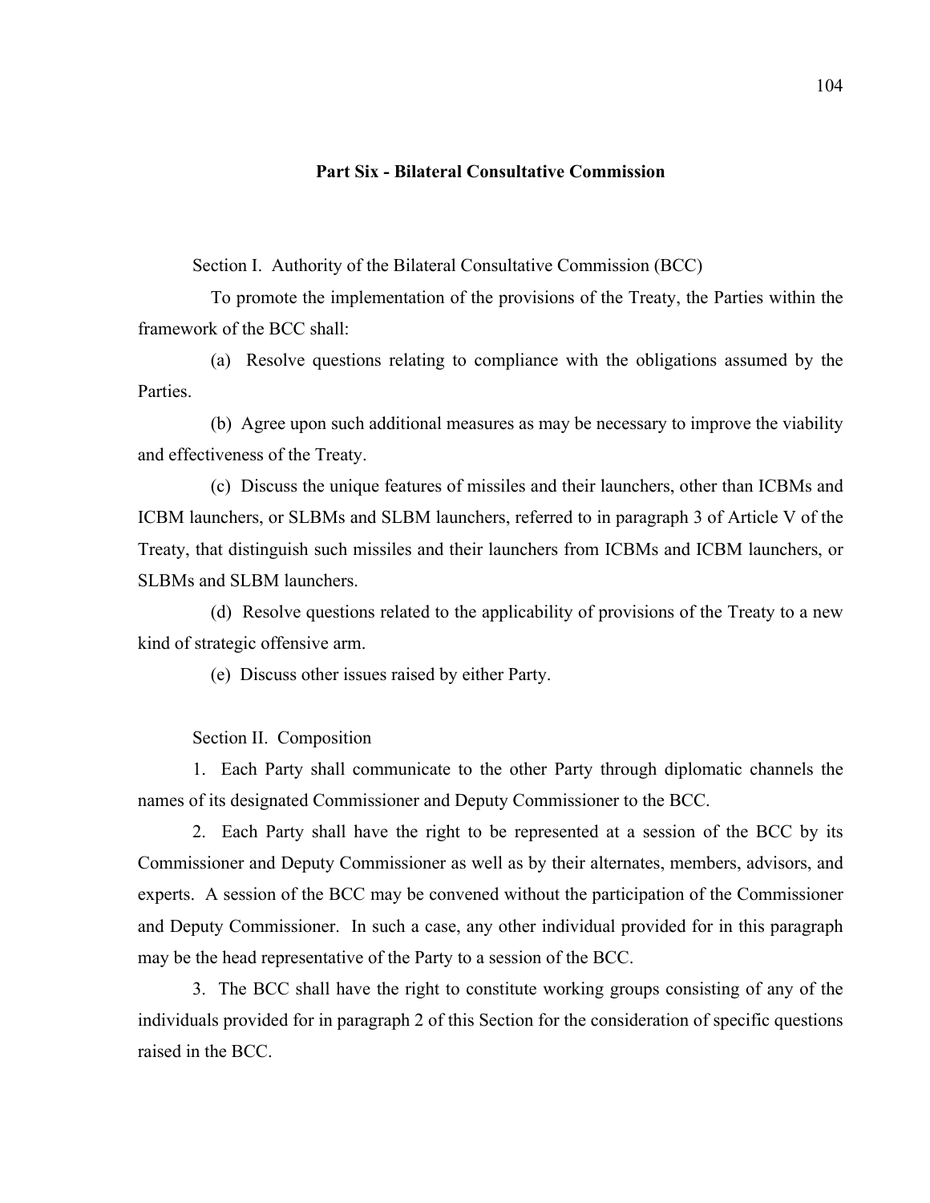## Part Six - Bilateral Consultative Commission

Section I. Authority of the Bilateral Consultative Commission (BCC)

To promote the implementation of the provisions of the Treaty, the Parties within the framework of the BCC shall:

(a) Resolve questions relating to compliance with the obligations assumed by the Parties.

(b) Agree upon such additional measures as may be necessary to improve the viability and effectiveness of the Treaty.

(c) Discuss the unique features of missiles and their launchers, other than ICBMs and ICBM launchers, or SLBMs and SLBM launchers, referred to in paragraph 3 of Article V of the Treaty, that distinguish such missiles and their launchers from ICBMs and ICBM launchers, or SLBMs and SLBM launchers.

(d) Resolve questions related to the applicability of provisions of the Treaty to a new kind of strategic offensive arm.

(e) Discuss other issues raised by either Party.

Section II. Composition

1. Each Party shall communicate to the other Party through diplomatic channels the names of its designated Commissioner and Deputy Commissioner to the BCC.

2. Each Party shall have the right to be represented at a session of the BCC by its Commissioner and Deputy Commissioner as well as by their alternates, members, advisors, and experts. A session of the BCC may be convened without the participation of the Commissioner and Deputy Commissioner. In such a case, any other individual provided for in this paragraph may be the head representative of the Party to a session of the BCC.

3. The BCC shall have the right to constitute working groups consisting of any of the individuals provided for in paragraph 2 of this Section for the consideration of specific questions raised in the BCC.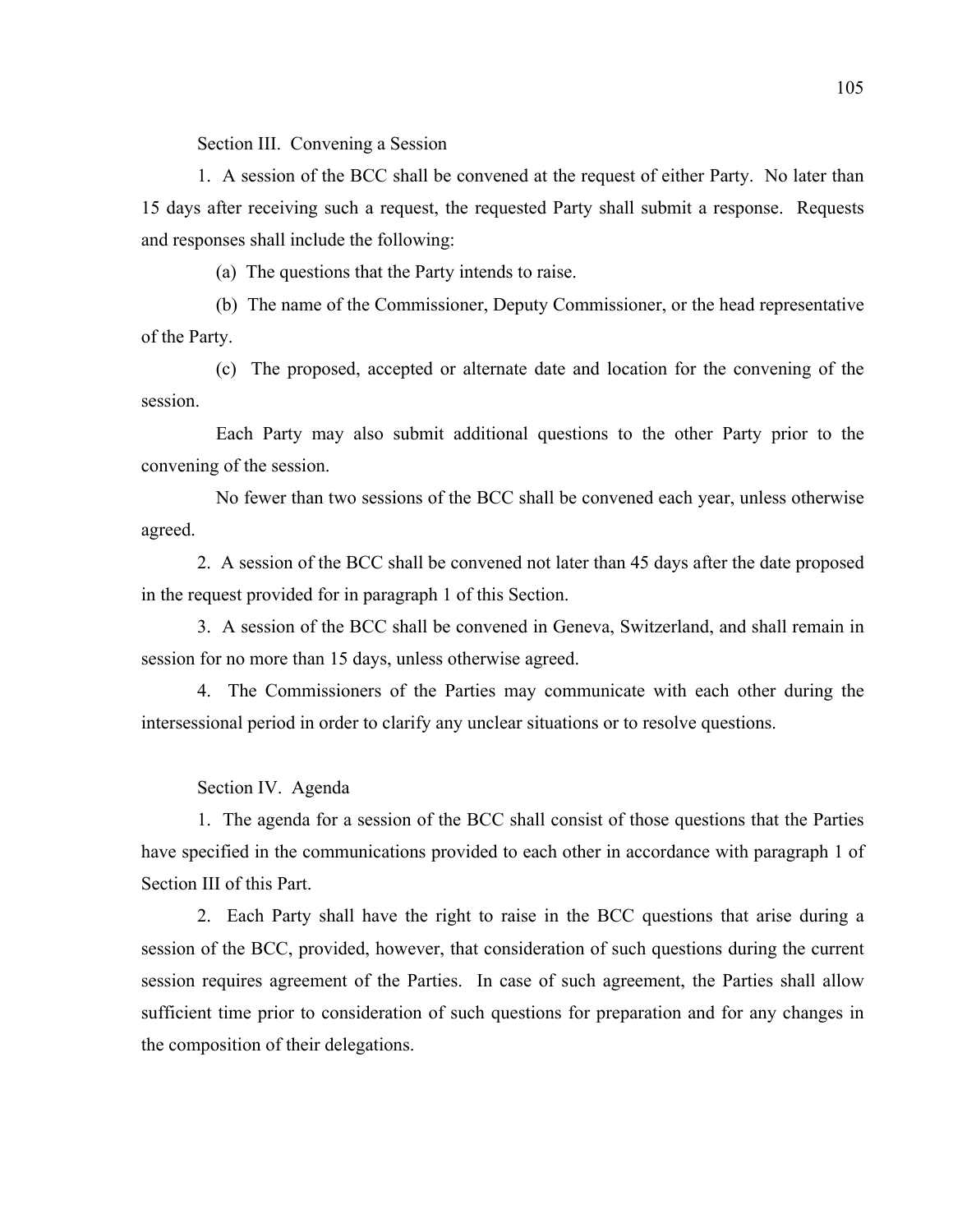Section III. Convening a Session

1. A session of the BCC shall be convened at the request of either Party. No later than 15 days after receiving such a request, the requested Party shall submit a response. Requests and responses shall include the following:

(a) The questions that the Party intends to raise.

(b) The name of the Commissioner, Deputy Commissioner, or the head representative of the Party.

(c) The proposed, accepted or alternate date and location for the convening of the session.

Each Party may also submit additional questions to the other Party prior to the convening of the session.

No fewer than two sessions of the BCC shall be convened each year, unless otherwise agreed.

2. A session of the BCC shall be convened not later than 45 days after the date proposed in the request provided for in paragraph 1 of this Section.

3. A session of the BCC shall be convened in Geneva, Switzerland, and shall remain in session for no more than 15 days, unless otherwise agreed.

4. The Commissioners of the Parties may communicate with each other during the intersessional period in order to clarify any unclear situations or to resolve questions.

Section IV. Agenda

1. The agenda for a session of the BCC shall consist of those questions that the Parties have specified in the communications provided to each other in accordance with paragraph 1 of Section III of this Part.

2. Each Party shall have the right to raise in the BCC questions that arise during a session of the BCC, provided, however, that consideration of such questions during the current session requires agreement of the Parties. In case of such agreement, the Parties shall allow sufficient time prior to consideration of such questions for preparation and for any changes in the composition of their delegations.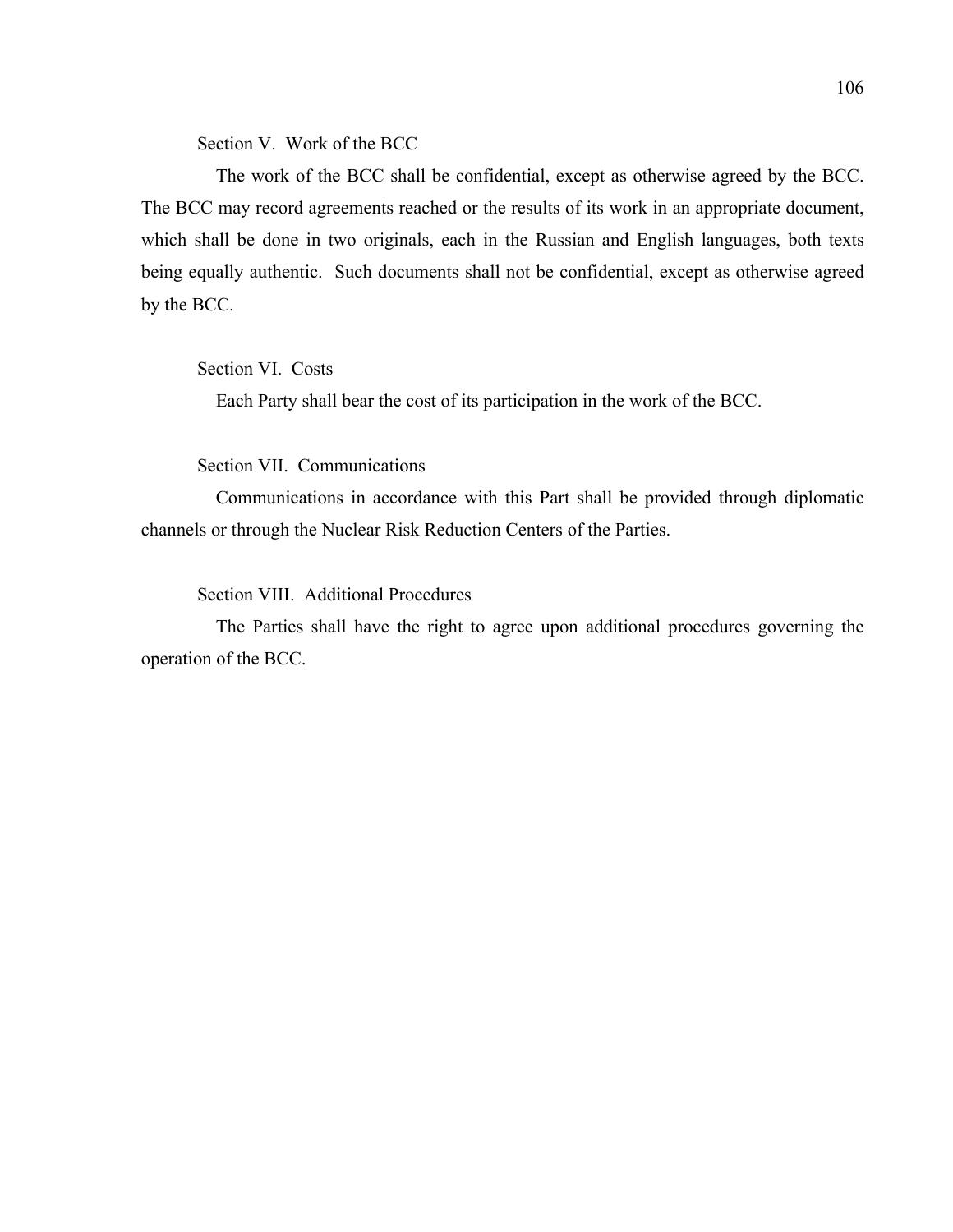Section V. Work of the BCC

The work of the BCC shall be confidential, except as otherwise agreed by the BCC. The BCC may record agreements reached or the results of its work in an appropriate document, which shall be done in two originals, each in the Russian and English languages, both texts being equally authentic. Such documents shall not be confidential, except as otherwise agreed by the BCC.

Section VI. Costs

Each Party shall bear the cost of its participation in the work of the BCC.

Section VII. Communications

Communications in accordance with this Part shall be provided through diplomatic channels or through the Nuclear Risk Reduction Centers of the Parties.

Section VIII. Additional Procedures

The Parties shall have the right to agree upon additional procedures governing the operation of the BCC.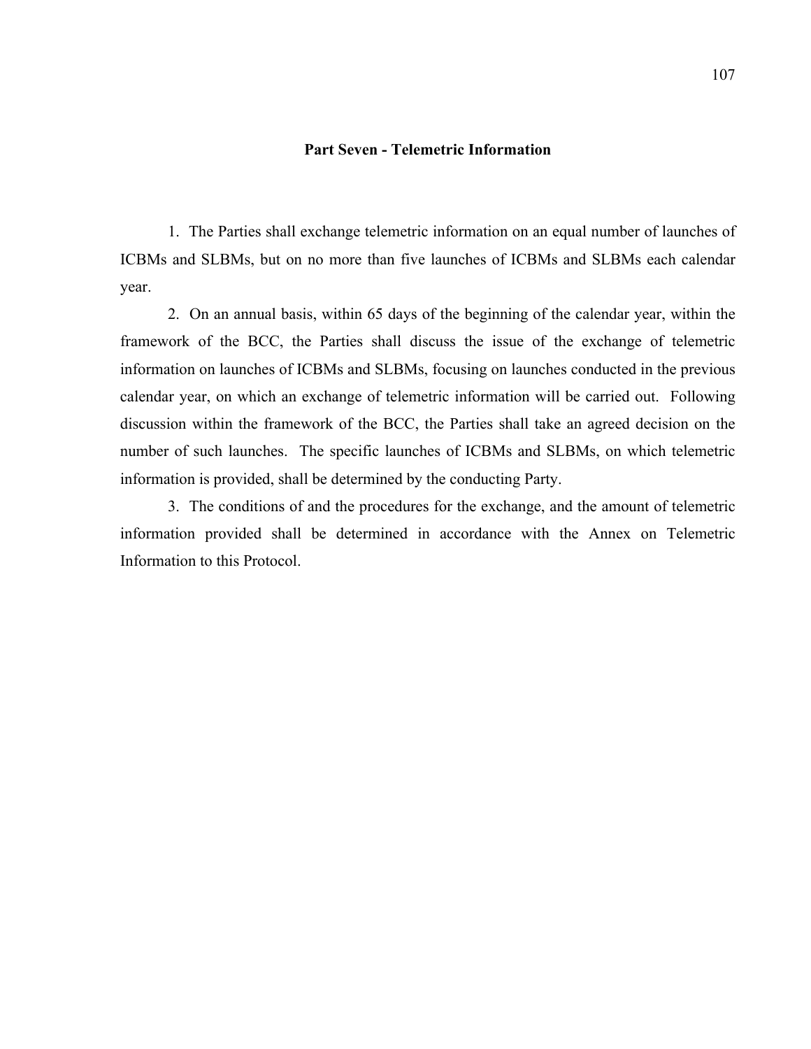## Part Seven - Telemetric Information

1. The Parties shall exchange telemetric information on an equal number of launches of ICBMs and SLBMs, but on no more than five launches of ICBMs and SLBMs each calendar year.

2. On an annual basis, within 65 days of the beginning of the calendar year, within the framework of the BCC, the Parties shall discuss the issue of the exchange of telemetric information on launches of ICBMs and SLBMs, focusing on launches conducted in the previous calendar year, on which an exchange of telemetric information will be carried out. Following discussion within the framework of the BCC, the Parties shall take an agreed decision on the number of such launches. The specific launches of ICBMs and SLBMs, on which telemetric information is provided, shall be determined by the conducting Party.

3. The conditions of and the procedures for the exchange, and the amount of telemetric information provided shall be determined in accordance with the Annex on Telemetric Information to this Protocol.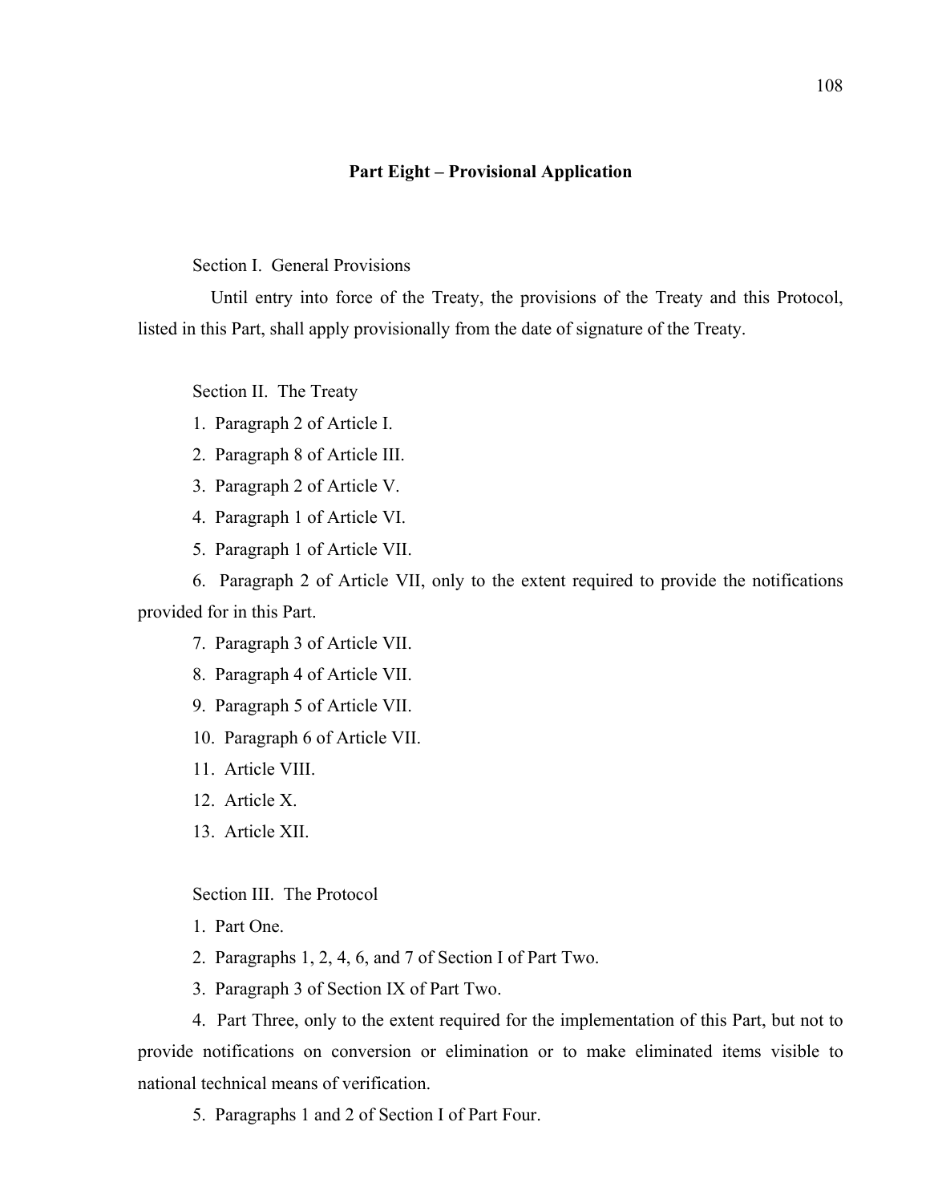## Part Eight – Provisional Application

Section I. General Provisions

Until entry into force of the Treaty, the provisions of the Treaty and this Protocol, listed in this Part, shall apply provisionally from the date of signature of the Treaty.

Section II. The Treaty

1. Paragraph 2 of Article I.
2. Paragraph 8 of Article III.
3. Paragraph 2 of Article V.
4. Paragraph 1 of Article VI.
5. Paragraph 1 of Article VII.
6. Paragraph 2 of Article VII, only to the extent required to provide the notifications provided for in this Part.
7. Paragraph 3 of Article VII.
8. Paragraph 4 of Article VII.
9. Paragraph 5 of Article VII.
10. Paragraph 6 of Article VII.
11. Article VIII.
12. Article X.
13. Article XII.

Section III. The Protocol

1. Part One.
2. Paragraphs 1, 2, 4, 6, and 7 of Section I of Part Two.
3. Paragraph 3 of Section IX of Part Two.
4. Part Three, only to the extent required for the implementation of this Part, but not to provide notifications on conversion or elimination or to make eliminated items visible to national technical means of verification.
5. Paragraphs 1 and 2 of Section I of Part Four.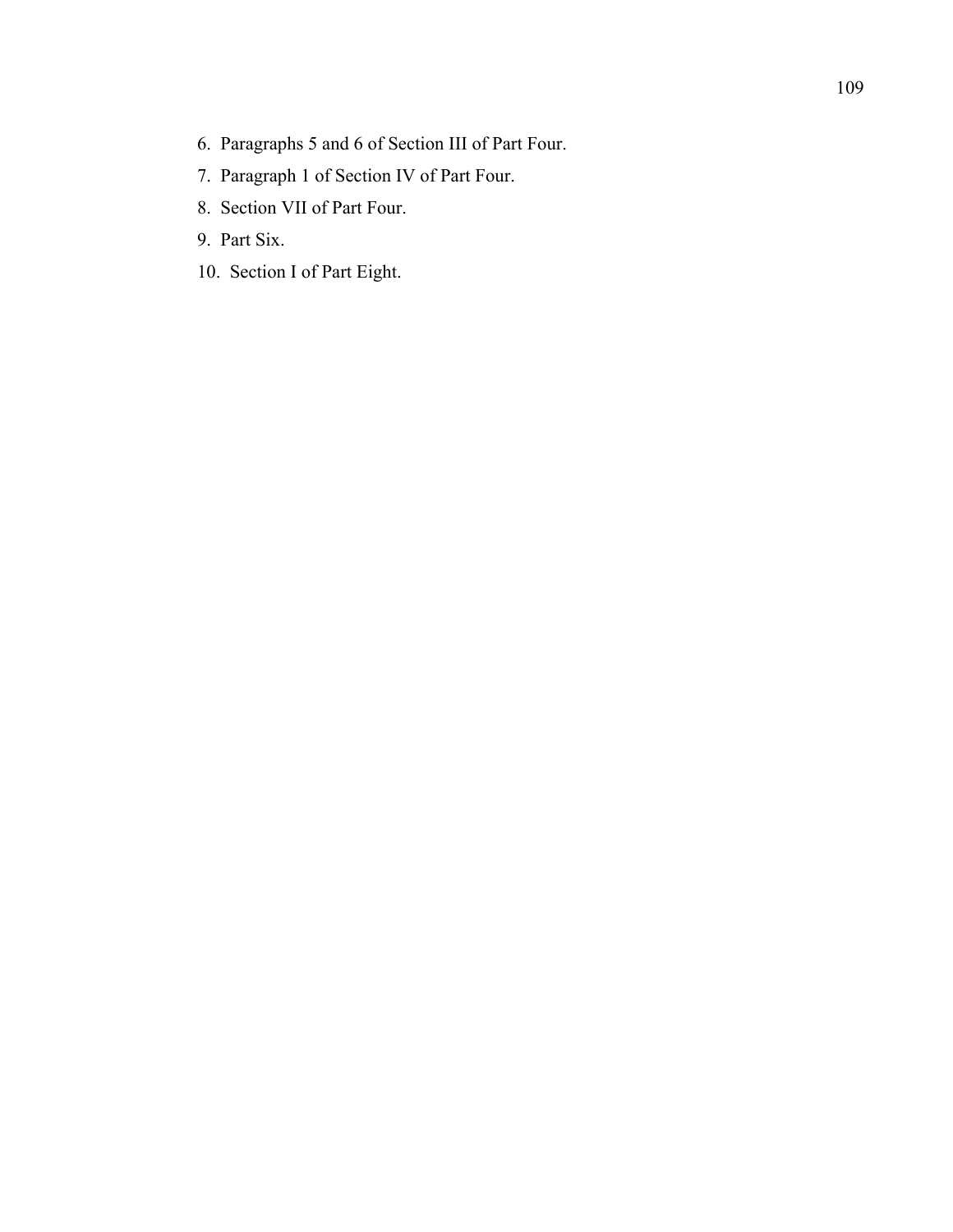6. Paragraphs 5 and 6 of Section III of Part Four.
7. Paragraph 1 of Section IV of Part Four.
8. Section VII of Part Four.
9. Part Six.
10. Section I of Part Eight.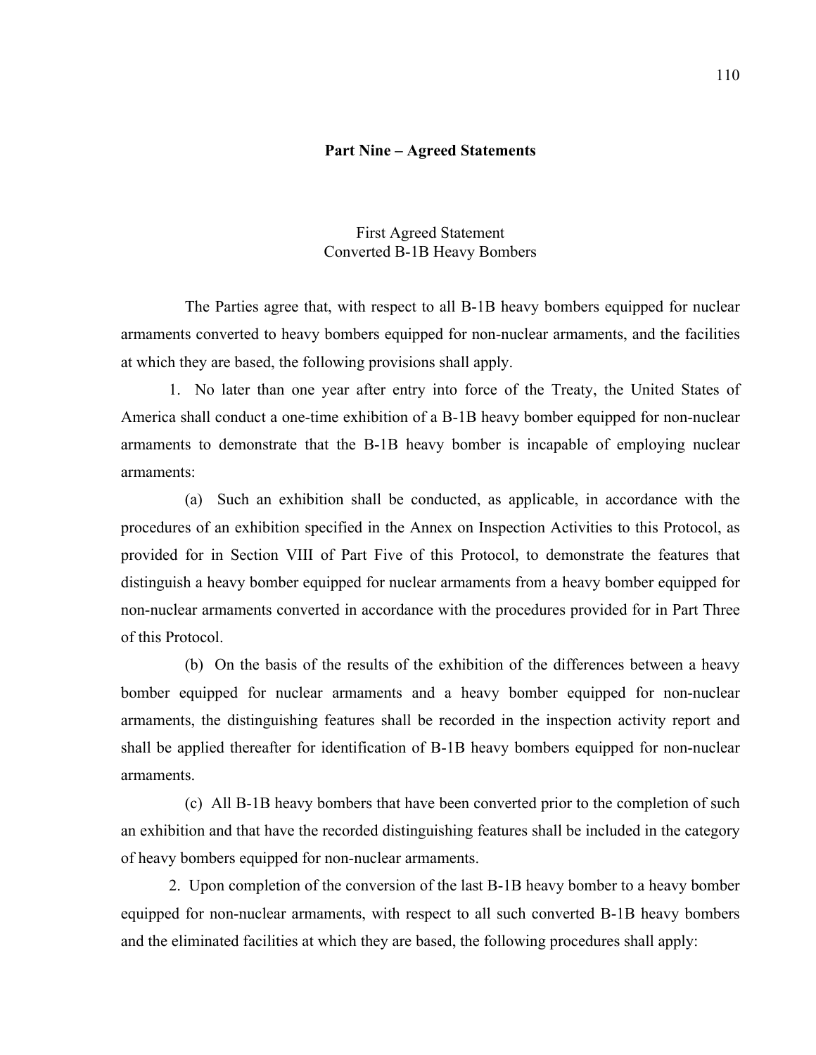## Part Nine – Agreed Statements

### First Agreed Statement
### Converted B-1B Heavy Bombers

The Parties agree that, with respect to all B-1B heavy bombers equipped for nuclear armaments converted to heavy bombers equipped for non-nuclear armaments, and the facilities at which they are based, the following provisions shall apply.

1. No later than one year after entry into force of the Treaty, the United States of America shall conduct a one-time exhibition of a B-1B heavy bomber equipped for non-nuclear armaments to demonstrate that the B-1B heavy bomber is incapable of employing nuclear armaments:

(a) Such an exhibition shall be conducted, as applicable, in accordance with the procedures of an exhibition specified in the Annex on Inspection Activities to this Protocol, as provided for in Section VIII of Part Five of this Protocol, to demonstrate the features that distinguish a heavy bomber equipped for nuclear armaments from a heavy bomber equipped for non-nuclear armaments converted in accordance with the procedures provided for in Part Three of this Protocol.

(b) On the basis of the results of the exhibition of the differences between a heavy bomber equipped for nuclear armaments and a heavy bomber equipped for non-nuclear armaments, the distinguishing features shall be recorded in the inspection activity report and shall be applied thereafter for identification of B-1B heavy bombers equipped for non-nuclear armaments.

(c) All B-1B heavy bombers that have been converted prior to the completion of such an exhibition and that have the recorded distinguishing features shall be included in the category of heavy bombers equipped for non-nuclear armaments.

2. Upon completion of the conversion of the last B-1B heavy bomber to a heavy bomber equipped for non-nuclear armaments, with respect to all such converted B-1B heavy bombers and the eliminated facilities at which they are based, the following procedures shall apply: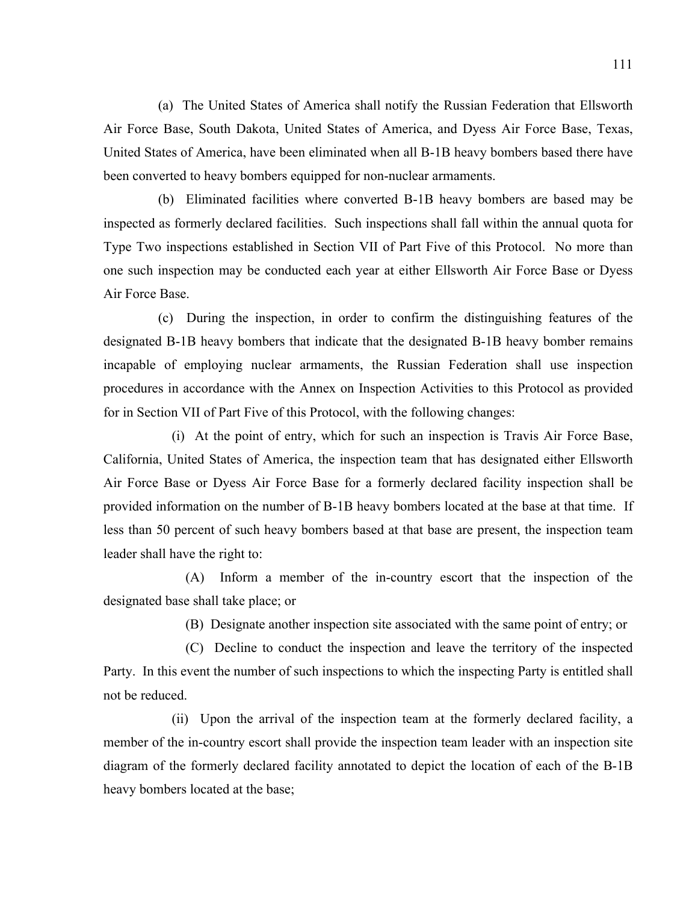(a) The United States of America shall notify the Russian Federation that Ellsworth Air Force Base, South Dakota, United States of America, and Dyess Air Force Base, Texas, United States of America, have been eliminated when all B-1B heavy bombers based there have been converted to heavy bombers equipped for non-nuclear armaments.

(b) Eliminated facilities where converted B-1B heavy bombers are based may be inspected as formerly declared facilities. Such inspections shall fall within the annual quota for Type Two inspections established in Section VII of Part Five of this Protocol. No more than one such inspection may be conducted each year at either Ellsworth Air Force Base or Dyess Air Force Base.

(c) During the inspection, in order to confirm the distinguishing features of the designated B-1B heavy bombers that indicate that the designated B-1B heavy bomber remains incapable of employing nuclear armaments, the Russian Federation shall use inspection procedures in accordance with the Annex on Inspection Activities to this Protocol as provided for in Section VII of Part Five of this Protocol, with the following changes:

(i) At the point of entry, which for such an inspection is Travis Air Force Base, California, United States of America, the inspection team that has designated either Ellsworth Air Force Base or Dyess Air Force Base for a formerly declared facility inspection shall be provided information on the number of B-1B heavy bombers located at the base at that time. If less than 50 percent of such heavy bombers based at that base are present, the inspection team leader shall have the right to:

(A) Inform a member of the in-country escort that the inspection of the designated base shall take place; or

(B) Designate another inspection site associated with the same point of entry; or

(C) Decline to conduct the inspection and leave the territory of the inspected Party. In this event the number of such inspections to which the inspecting Party is entitled shall not be reduced.

(ii) Upon the arrival of the inspection team at the formerly declared facility, a member of the in-country escort shall provide the inspection team leader with an inspection site diagram of the formerly declared facility annotated to depict the location of each of the B-1B heavy bombers located at the base;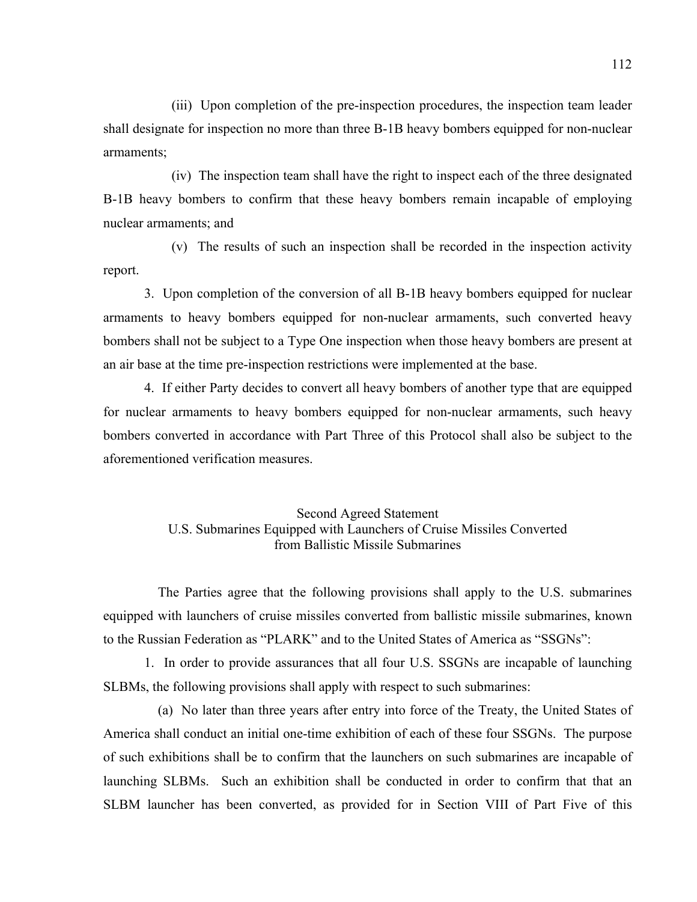(iii) Upon completion of the pre-inspection procedures, the inspection team leader shall designate for inspection no more than three B-1B heavy bombers equipped for non-nuclear armaments;

(iv) The inspection team shall have the right to inspect each of the three designated B-1B heavy bombers to confirm that these heavy bombers remain incapable of employing nuclear armaments; and

(v) The results of such an inspection shall be recorded in the inspection activity report.

3. Upon completion of the conversion of all B-1B heavy bombers equipped for nuclear armaments to heavy bombers equipped for non-nuclear armaments, such converted heavy bombers shall not be subject to a Type One inspection when those heavy bombers are present at an air base at the time pre-inspection restrictions were implemented at the base.

4. If either Party decides to convert all heavy bombers of another type that are equipped for nuclear armaments to heavy bombers equipped for non-nuclear armaments, such heavy bombers converted in accordance with Part Three of this Protocol shall also be subject to the aforementioned verification measures.

## Second Agreed Statement
## U.S. Submarines Equipped with Launchers of Cruise Missiles Converted from Ballistic Missile Submarines

The Parties agree that the following provisions shall apply to the U.S. submarines equipped with launchers of cruise missiles converted from ballistic missile submarines, known to the Russian Federation as "PLARK" and to the United States of America as "SSGNs":

1. In order to provide assurances that all four U.S. SSGNs are incapable of launching SLBMs, the following provisions shall apply with respect to such submarines:

(a) No later than three years after entry into force of the Treaty, the United States of America shall conduct an initial one-time exhibition of each of these four SSGNs. The purpose of such exhibitions shall be to confirm that the launchers on such submarines are incapable of launching SLBMs. Such an exhibition shall be conducted in order to confirm that that an SLBM launcher has been converted, as provided for in Section VIII of Part Five of this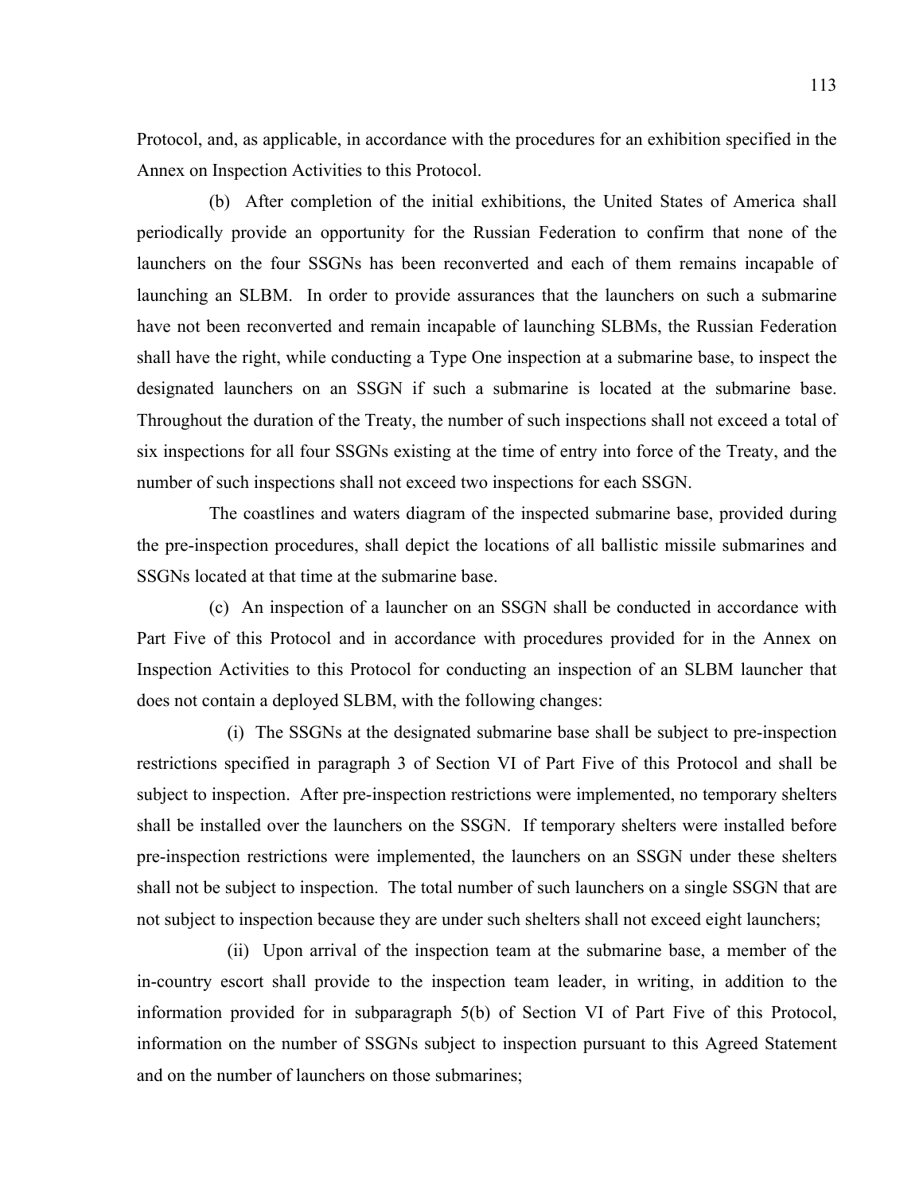Protocol, and, as applicable, in accordance with the procedures for an exhibition specified in the Annex on Inspection Activities to this Protocol.

(b) After completion of the initial exhibitions, the United States of America shall periodically provide an opportunity for the Russian Federation to confirm that none of the launchers on the four SSGNs has been reconverted and each of them remains incapable of launching an SLBM. In order to provide assurances that the launchers on such a submarine have not been reconverted and remain incapable of launching SLBMs, the Russian Federation shall have the right, while conducting a Type One inspection at a submarine base, to inspect the designated launchers on an SSGN if such a submarine is located at the submarine base. Throughout the duration of the Treaty, the number of such inspections shall not exceed a total of six inspections for all four SSGNs existing at the time of entry into force of the Treaty, and the number of such inspections shall not exceed two inspections for each SSGN.

The coastlines and waters diagram of the inspected submarine base, provided during the pre-inspection procedures, shall depict the locations of all ballistic missile submarines and SSGNs located at that time at the submarine base.

(c) An inspection of a launcher on an SSGN shall be conducted in accordance with Part Five of this Protocol and in accordance with procedures provided for in the Annex on Inspection Activities to this Protocol for conducting an inspection of an SLBM launcher that does not contain a deployed SLBM, with the following changes:

(i) The SSGNs at the designated submarine base shall be subject to pre-inspection restrictions specified in paragraph 3 of Section VI of Part Five of this Protocol and shall be subject to inspection. After pre-inspection restrictions were implemented, no temporary shelters shall be installed over the launchers on the SSGN. If temporary shelters were installed before pre-inspection restrictions were implemented, the launchers on an SSGN under these shelters shall not be subject to inspection. The total number of such launchers on a single SSGN that are not subject to inspection because they are under such shelters shall not exceed eight launchers;

(ii) Upon arrival of the inspection team at the submarine base, a member of the in-country escort shall provide to the inspection team leader, in writing, in addition to the information provided for in subparagraph 5(b) of Section VI of Part Five of this Protocol, information on the number of SSGNs subject to inspection pursuant to this Agreed Statement and on the number of launchers on those submarines;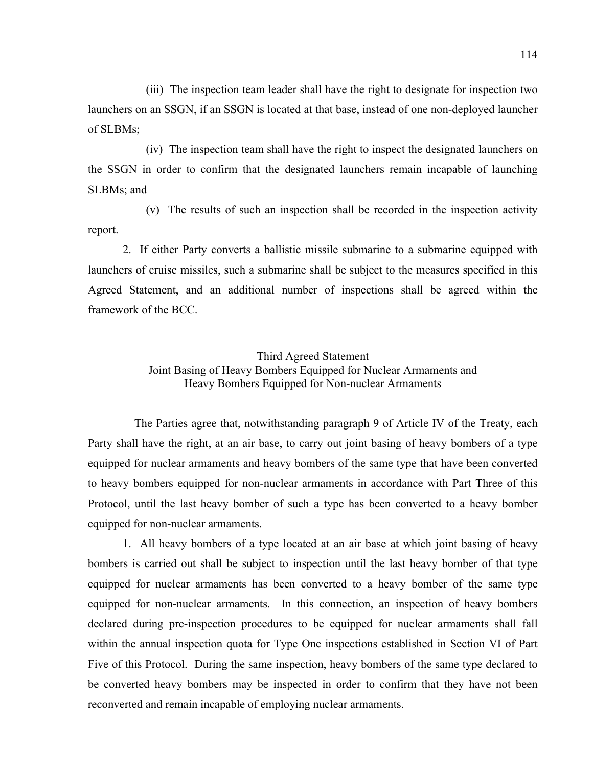(iii) The inspection team leader shall have the right to designate for inspection two launchers on an SSGN, if an SSGN is located at that base, instead of one non-deployed launcher of SLBMs;

(iv) The inspection team shall have the right to inspect the designated launchers on the SSGN in order to confirm that the designated launchers remain incapable of launching SLBMs; and

(v) The results of such an inspection shall be recorded in the inspection activity report.

2. If either Party converts a ballistic missile submarine to a submarine equipped with launchers of cruise missiles, such a submarine shall be subject to the measures specified in this Agreed Statement, and an additional number of inspections shall be agreed within the framework of the BCC.

## Third Agreed Statement
## Joint Basing of Heavy Bombers Equipped for Nuclear Armaments and Heavy Bombers Equipped for Non-nuclear Armaments

The Parties agree that, notwithstanding paragraph 9 of Article IV of the Treaty, each Party shall have the right, at an air base, to carry out joint basing of heavy bombers of a type equipped for nuclear armaments and heavy bombers of the same type that have been converted to heavy bombers equipped for non-nuclear armaments in accordance with Part Three of this Protocol, until the last heavy bomber of such a type has been converted to a heavy bomber equipped for non-nuclear armaments.

1. All heavy bombers of a type located at an air base at which joint basing of heavy bombers is carried out shall be subject to inspection until the last heavy bomber of that type equipped for nuclear armaments has been converted to a heavy bomber of the same type equipped for non-nuclear armaments. In this connection, an inspection of heavy bombers declared during pre-inspection procedures to be equipped for nuclear armaments shall fall within the annual inspection quota for Type One inspections established in Section VI of Part Five of this Protocol. During the same inspection, heavy bombers of the same type declared to be converted heavy bombers may be inspected in order to confirm that they have not been reconverted and remain incapable of employing nuclear armaments.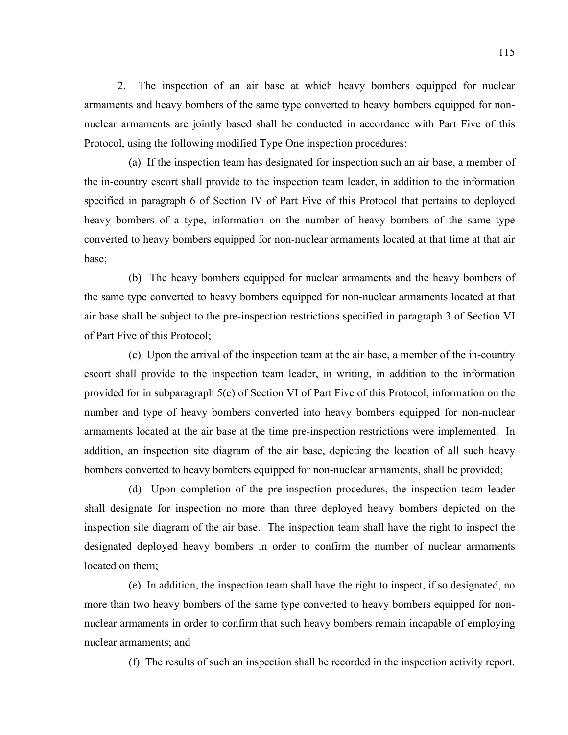2. The inspection of an air base at which heavy bombers equipped for nuclear armaments and heavy bombers of the same type converted to heavy bombers equipped for non-nuclear armaments are jointly based shall be conducted in accordance with Part Five of this Protocol, using the following modified Type One inspection procedures:

(a) If the inspection team has designated for inspection such an air base, a member of the in-country escort shall provide to the inspection team leader, in addition to the information specified in paragraph 6 of Section IV of Part Five of this Protocol that pertains to deployed heavy bombers of a type, information on the number of heavy bombers of the same type converted to heavy bombers equipped for non-nuclear armaments located at that time at that air base;

(b) The heavy bombers equipped for nuclear armaments and the heavy bombers of the same type converted to heavy bombers equipped for non-nuclear armaments located at that air base shall be subject to the pre-inspection restrictions specified in paragraph 3 of Section VI of Part Five of this Protocol;

(c) Upon the arrival of the inspection team at the air base, a member of the in-country escort shall provide to the inspection team leader, in writing, in addition to the information provided for in subparagraph 5(c) of Section VI of Part Five of this Protocol, information on the number and type of heavy bombers converted into heavy bombers equipped for non-nuclear armaments located at the air base at the time pre-inspection restrictions were implemented. In addition, an inspection site diagram of the air base, depicting the location of all such heavy bombers converted to heavy bombers equipped for non-nuclear armaments, shall be provided;

(d) Upon completion of the pre-inspection procedures, the inspection team leader shall designate for inspection no more than three deployed heavy bombers depicted on the inspection site diagram of the air base. The inspection team shall have the right to inspect the designated deployed heavy bombers in order to confirm the number of nuclear armaments located on them;

(e) In addition, the inspection team shall have the right to inspect, if so designated, no more than two heavy bombers of the same type converted to heavy bombers equipped for non-nuclear armaments in order to confirm that such heavy bombers remain incapable of employing nuclear armaments; and

(f) The results of such an inspection shall be recorded in the inspection activity report.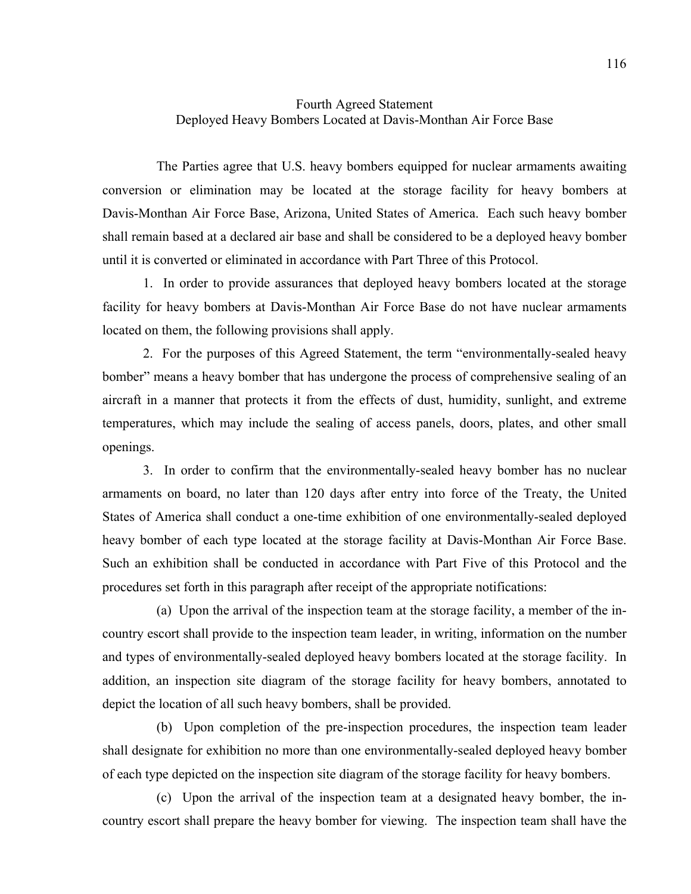# Fourth Agreed Statement
## Deployed Heavy Bombers Located at Davis-Monthan Air Force Base

The Parties agree that U.S. heavy bombers equipped for nuclear armaments awaiting conversion or elimination may be located at the storage facility for heavy bombers at Davis-Monthan Air Force Base, Arizona, United States of America. Each such heavy bomber shall remain based at a declared air base and shall be considered to be a deployed heavy bomber until it is converted or eliminated in accordance with Part Three of this Protocol.

1. In order to provide assurances that deployed heavy bombers located at the storage facility for heavy bombers at Davis-Monthan Air Force Base do not have nuclear armaments located on them, the following provisions shall apply.

2. For the purposes of this Agreed Statement, the term "environmentally-sealed heavy bomber" means a heavy bomber that has undergone the process of comprehensive sealing of an aircraft in a manner that protects it from the effects of dust, humidity, sunlight, and extreme temperatures, which may include the sealing of access panels, doors, plates, and other small openings.

3. In order to confirm that the environmentally-sealed heavy bomber has no nuclear armaments on board, no later than 120 days after entry into force of the Treaty, the United States of America shall conduct a one-time exhibition of one environmentally-sealed deployed heavy bomber of each type located at the storage facility at Davis-Monthan Air Force Base. Such an exhibition shall be conducted in accordance with Part Five of this Protocol and the procedures set forth in this paragraph after receipt of the appropriate notifications:

(a) Upon the arrival of the inspection team at the storage facility, a member of the in-country escort shall provide to the inspection team leader, in writing, information on the number and types of environmentally-sealed deployed heavy bombers located at the storage facility. In addition, an inspection site diagram of the storage facility for heavy bombers, annotated to depict the location of all such heavy bombers, shall be provided.

(b) Upon completion of the pre-inspection procedures, the inspection team leader shall designate for exhibition no more than one environmentally-sealed deployed heavy bomber of each type depicted on the inspection site diagram of the storage facility for heavy bombers.

(c) Upon the arrival of the inspection team at a designated heavy bomber, the in-country escort shall prepare the heavy bomber for viewing. The inspection team shall have the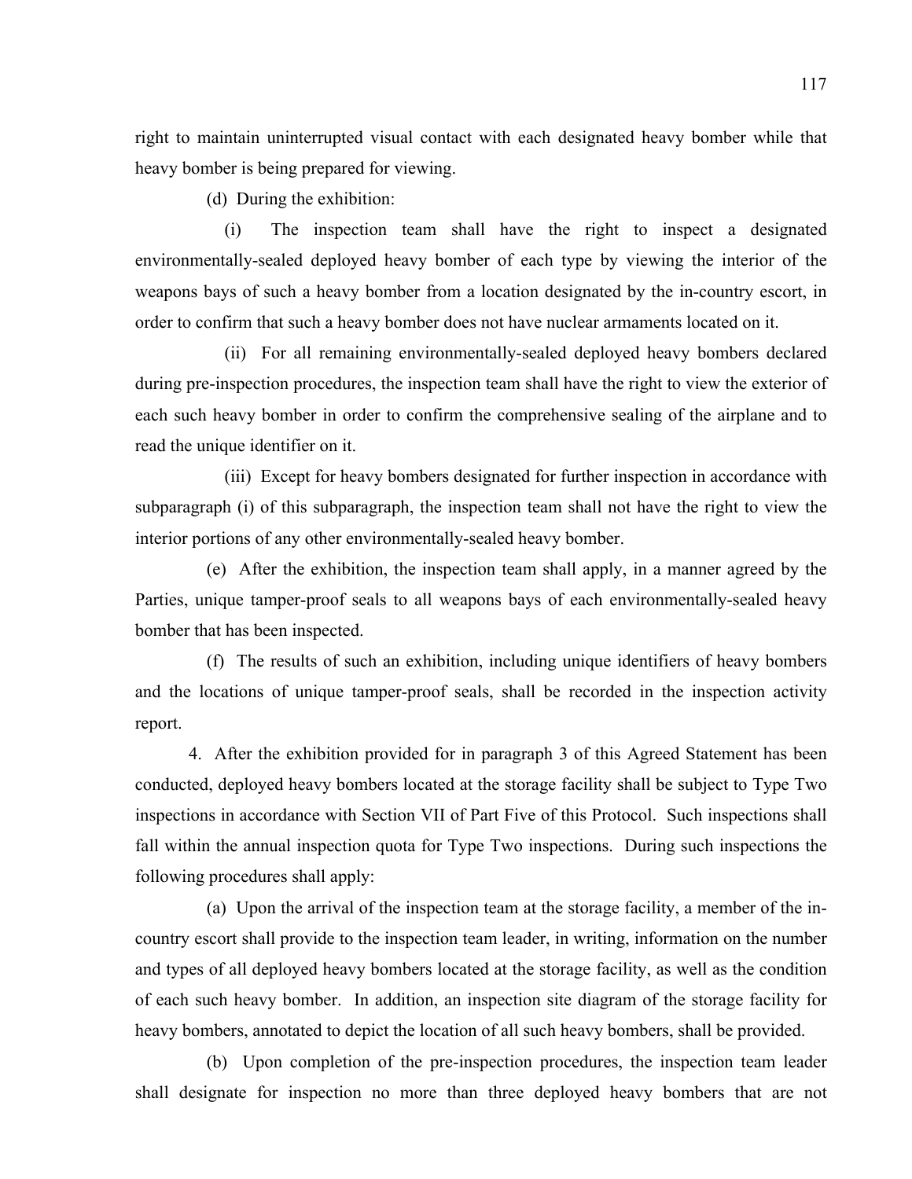right to maintain uninterrupted visual contact with each designated heavy bomber while that heavy bomber is being prepared for viewing.

(d) During the exhibition:

(i) The inspection team shall have the right to inspect a designated environmentally-sealed deployed heavy bomber of each type by viewing the interior of the weapons bays of such a heavy bomber from a location designated by the in-country escort, in order to confirm that such a heavy bomber does not have nuclear armaments located on it.

(ii) For all remaining environmentally-sealed deployed heavy bombers declared during pre-inspection procedures, the inspection team shall have the right to view the exterior of each such heavy bomber in order to confirm the comprehensive sealing of the airplane and to read the unique identifier on it.

(iii) Except for heavy bombers designated for further inspection in accordance with subparagraph (i) of this subparagraph, the inspection team shall not have the right to view the interior portions of any other environmentally-sealed heavy bomber.

(e) After the exhibition, the inspection team shall apply, in a manner agreed by the Parties, unique tamper-proof seals to all weapons bays of each environmentally-sealed heavy bomber that has been inspected.

(f) The results of such an exhibition, including unique identifiers of heavy bombers and the locations of unique tamper-proof seals, shall be recorded in the inspection activity report.

4. After the exhibition provided for in paragraph 3 of this Agreed Statement has been conducted, deployed heavy bombers located at the storage facility shall be subject to Type Two inspections in accordance with Section VII of Part Five of this Protocol. Such inspections shall fall within the annual inspection quota for Type Two inspections. During such inspections the following procedures shall apply:

(a) Upon the arrival of the inspection team at the storage facility, a member of the in-country escort shall provide to the inspection team leader, in writing, information on the number and types of all deployed heavy bombers located at the storage facility, as well as the condition of each such heavy bomber. In addition, an inspection site diagram of the storage facility for heavy bombers, annotated to depict the location of all such heavy bombers, shall be provided.

(b) Upon completion of the pre-inspection procedures, the inspection team leader shall designate for inspection no more than three deployed heavy bombers that are not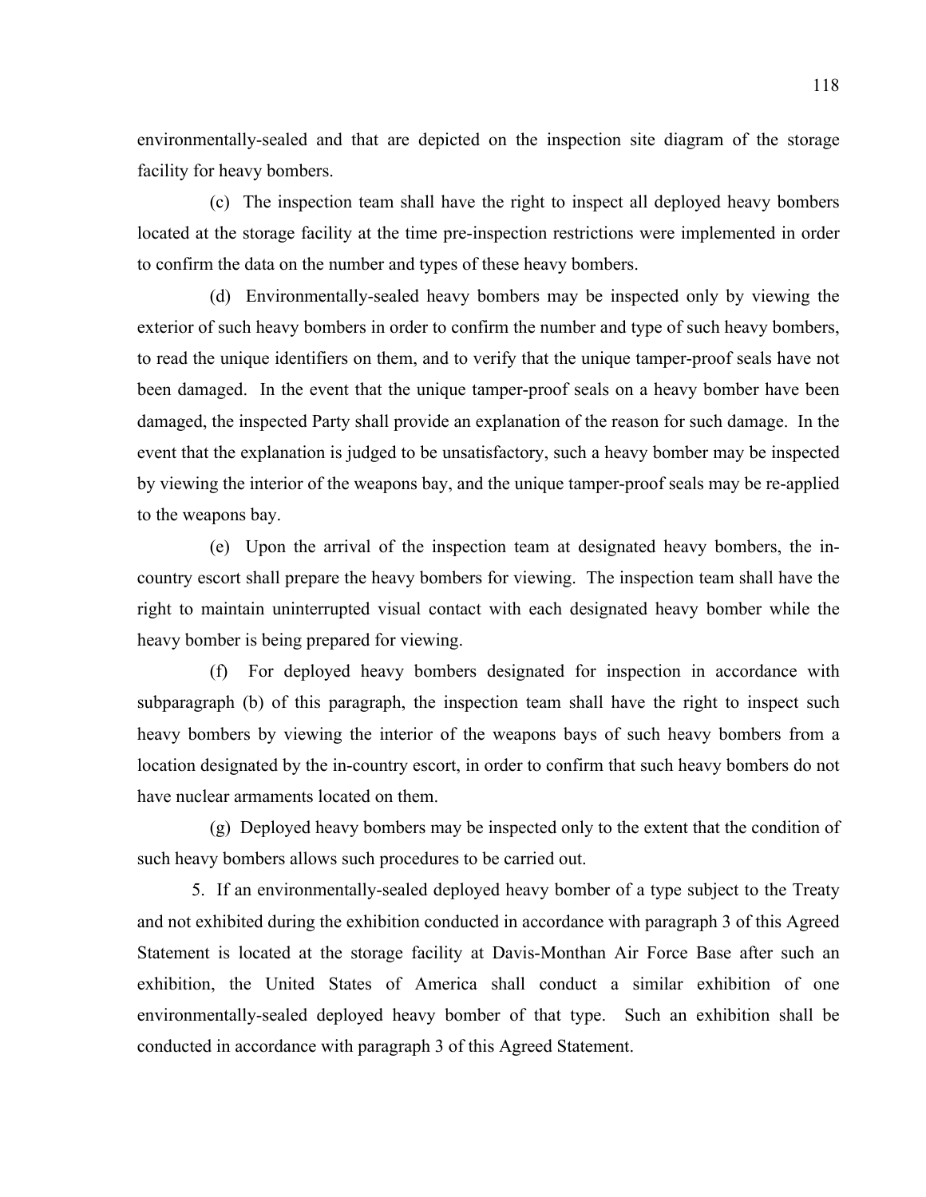environmentally-sealed and that are depicted on the inspection site diagram of the storage facility for heavy bombers.

(c) The inspection team shall have the right to inspect all deployed heavy bombers located at the storage facility at the time pre-inspection restrictions were implemented in order to confirm the data on the number and types of these heavy bombers.

(d) Environmentally-sealed heavy bombers may be inspected only by viewing the exterior of such heavy bombers in order to confirm the number and type of such heavy bombers, to read the unique identifiers on them, and to verify that the unique tamper-proof seals have not been damaged. In the event that the unique tamper-proof seals on a heavy bomber have been damaged, the inspected Party shall provide an explanation of the reason for such damage. In the event that the explanation is judged to be unsatisfactory, such a heavy bomber may be inspected by viewing the interior of the weapons bay, and the unique tamper-proof seals may be re-applied to the weapons bay.

(e) Upon the arrival of the inspection team at designated heavy bombers, the in-country escort shall prepare the heavy bombers for viewing. The inspection team shall have the right to maintain uninterrupted visual contact with each designated heavy bomber while the heavy bomber is being prepared for viewing.

(f) For deployed heavy bombers designated for inspection in accordance with subparagraph (b) of this paragraph, the inspection team shall have the right to inspect such heavy bombers by viewing the interior of the weapons bays of such heavy bombers from a location designated by the in-country escort, in order to confirm that such heavy bombers do not have nuclear armaments located on them.

(g) Deployed heavy bombers may be inspected only to the extent that the condition of such heavy bombers allows such procedures to be carried out.

5. If an environmentally-sealed deployed heavy bomber of a type subject to the Treaty and not exhibited during the exhibition conducted in accordance with paragraph 3 of this Agreed Statement is located at the storage facility at Davis-Monthan Air Force Base after such an exhibition, the United States of America shall conduct a similar exhibition of one environmentally-sealed deployed heavy bomber of that type. Such an exhibition shall be conducted in accordance with paragraph 3 of this Agreed Statement.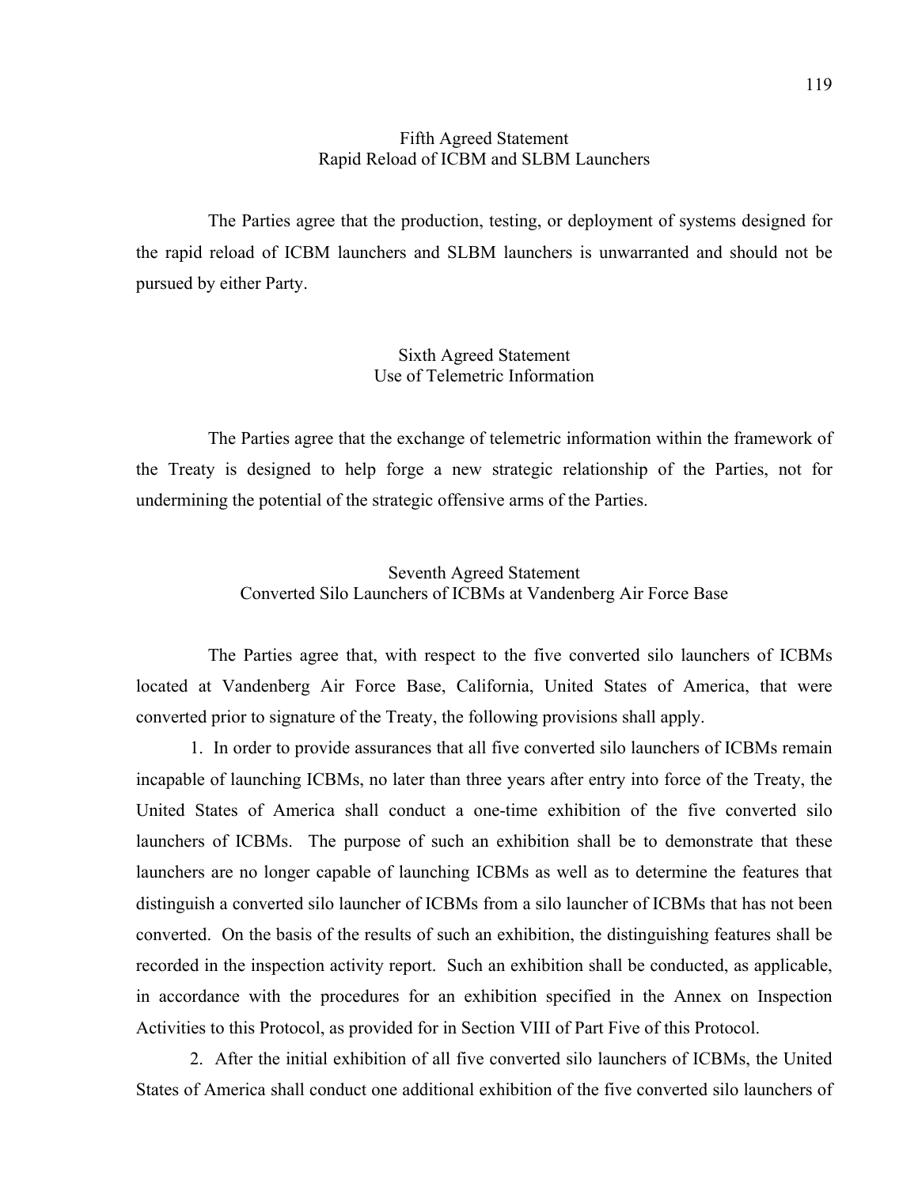## Fifth Agreed Statement
## Rapid Reload of ICBM and SLBM Launchers

The Parties agree that the production, testing, or deployment of systems designed for the rapid reload of ICBM launchers and SLBM launchers is unwarranted and should not be pursued by either Party.

## Sixth Agreed Statement
## Use of Telemetric Information

The Parties agree that the exchange of telemetric information within the framework of the Treaty is designed to help forge a new strategic relationship of the Parties, not for undermining the potential of the strategic offensive arms of the Parties.

## Seventh Agreed Statement
## Converted Silo Launchers of ICBMs at Vandenberg Air Force Base

The Parties agree that, with respect to the five converted silo launchers of ICBMs located at Vandenberg Air Force Base, California, United States of America, that were converted prior to signature of the Treaty, the following provisions shall apply.

1. In order to provide assurances that all five converted silo launchers of ICBMs remain incapable of launching ICBMs, no later than three years after entry into force of the Treaty, the United States of America shall conduct a one-time exhibition of the five converted silo launchers of ICBMs. The purpose of such an exhibition shall be to demonstrate that these launchers are no longer capable of launching ICBMs as well as to determine the features that distinguish a converted silo launcher of ICBMs from a silo launcher of ICBMs that has not been converted. On the basis of the results of such an exhibition, the distinguishing features shall be recorded in the inspection activity report. Such an exhibition shall be conducted, as applicable, in accordance with the procedures for an exhibition specified in the Annex on Inspection Activities to this Protocol, as provided for in Section VIII of Part Five of this Protocol.

2. After the initial exhibition of all five converted silo launchers of ICBMs, the United States of America shall conduct one additional exhibition of the five converted silo launchers of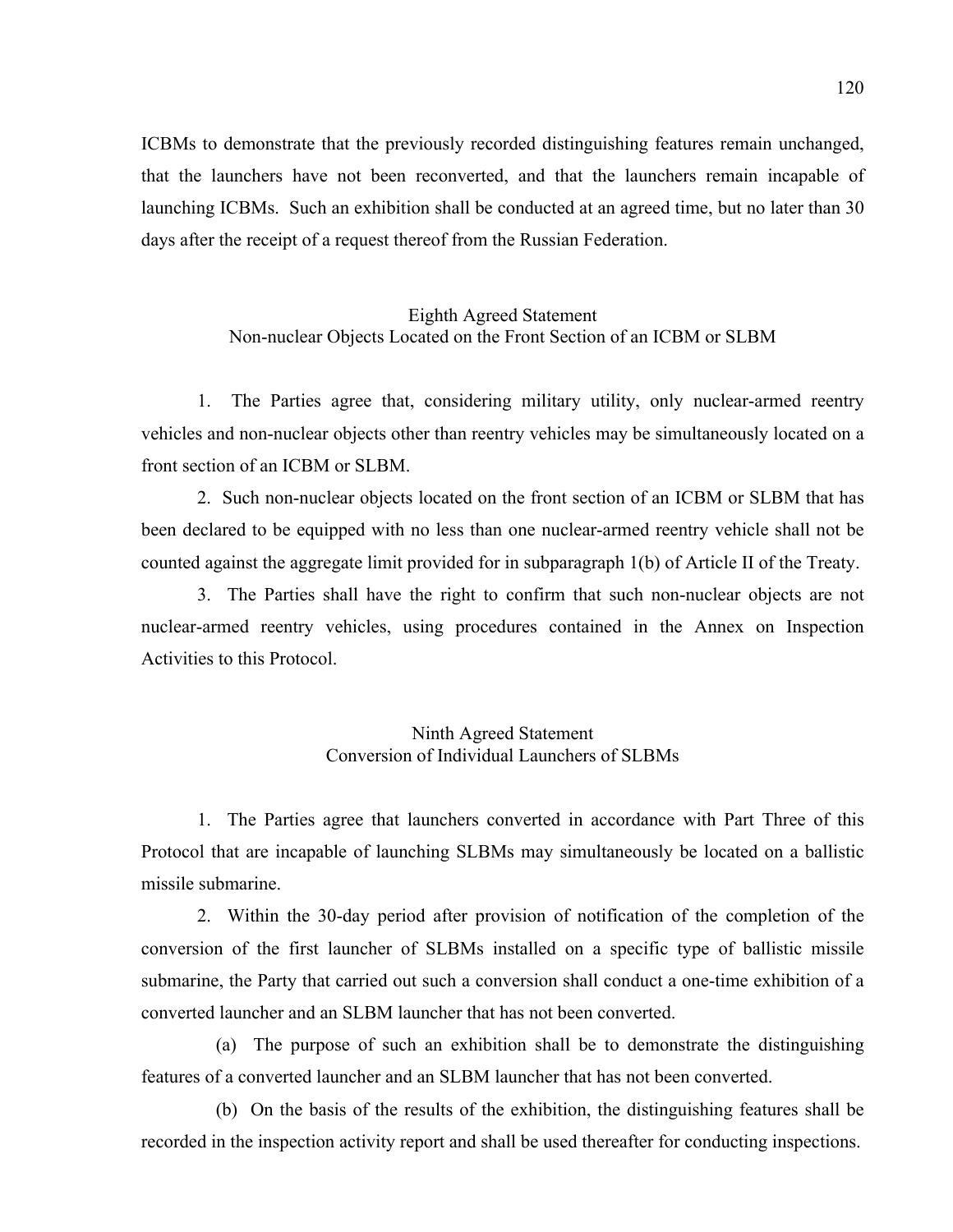ICBMs to demonstrate that the previously recorded distinguishing features remain unchanged, that the launchers have not been reconverted, and that the launchers remain incapable of launching ICBMs. Such an exhibition shall be conducted at an agreed time, but no later than 30 days after the receipt of a request thereof from the Russian Federation.

## Eighth Agreed Statement
## Non-nuclear Objects Located on the Front Section of an ICBM or SLBM

1. The Parties agree that, considering military utility, only nuclear-armed reentry vehicles and non-nuclear objects other than reentry vehicles may be simultaneously located on a front section of an ICBM or SLBM.

2. Such non-nuclear objects located on the front section of an ICBM or SLBM that has been declared to be equipped with no less than one nuclear-armed reentry vehicle shall not be counted against the aggregate limit provided for in subparagraph 1(b) of Article II of the Treaty.

3. The Parties shall have the right to confirm that such non-nuclear objects are not nuclear-armed reentry vehicles, using procedures contained in the Annex on Inspection Activities to this Protocol.

## Ninth Agreed Statement
## Conversion of Individual Launchers of SLBMs

1. The Parties agree that launchers converted in accordance with Part Three of this Protocol that are incapable of launching SLBMs may simultaneously be located on a ballistic missile submarine.

2. Within the 30-day period after provision of notification of the completion of the conversion of the first launcher of SLBMs installed on a specific type of ballistic missile submarine, the Party that carried out such a conversion shall conduct a one-time exhibition of a converted launcher and an SLBM launcher that has not been converted.

(a) The purpose of such an exhibition shall be to demonstrate the distinguishing features of a converted launcher and an SLBM launcher that has not been converted.

(b) On the basis of the results of the exhibition, the distinguishing features shall be recorded in the inspection activity report and shall be used thereafter for conducting inspections.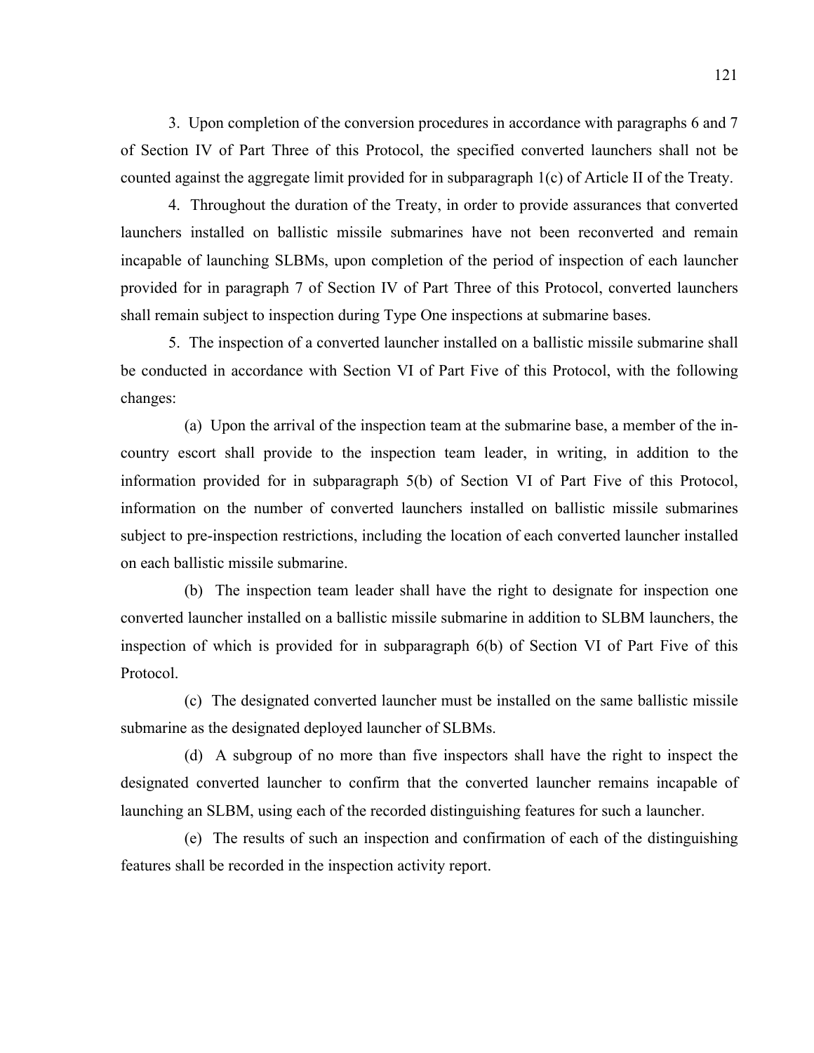3. Upon completion of the conversion procedures in accordance with paragraphs 6 and 7 of Section IV of Part Three of this Protocol, the specified converted launchers shall not be counted against the aggregate limit provided for in subparagraph 1(c) of Article II of the Treaty.

4. Throughout the duration of the Treaty, in order to provide assurances that converted launchers installed on ballistic missile submarines have not been reconverted and remain incapable of launching SLBMs, upon completion of the period of inspection of each launcher provided for in paragraph 7 of Section IV of Part Three of this Protocol, converted launchers shall remain subject to inspection during Type One inspections at submarine bases.

5. The inspection of a converted launcher installed on a ballistic missile submarine shall be conducted in accordance with Section VI of Part Five of this Protocol, with the following changes:

(a) Upon the arrival of the inspection team at the submarine base, a member of the in-country escort shall provide to the inspection team leader, in writing, in addition to the information provided for in subparagraph 5(b) of Section VI of Part Five of this Protocol, information on the number of converted launchers installed on ballistic missile submarines subject to pre-inspection restrictions, including the location of each converted launcher installed on each ballistic missile submarine.

(b) The inspection team leader shall have the right to designate for inspection one converted launcher installed on a ballistic missile submarine in addition to SLBM launchers, the inspection of which is provided for in subparagraph 6(b) of Section VI of Part Five of this Protocol.

(c) The designated converted launcher must be installed on the same ballistic missile submarine as the designated deployed launcher of SLBMs.

(d) A subgroup of no more than five inspectors shall have the right to inspect the designated converted launcher to confirm that the converted launcher remains incapable of launching an SLBM, using each of the recorded distinguishing features for such a launcher.

(e) The results of such an inspection and confirmation of each of the distinguishing features shall be recorded in the inspection activity report.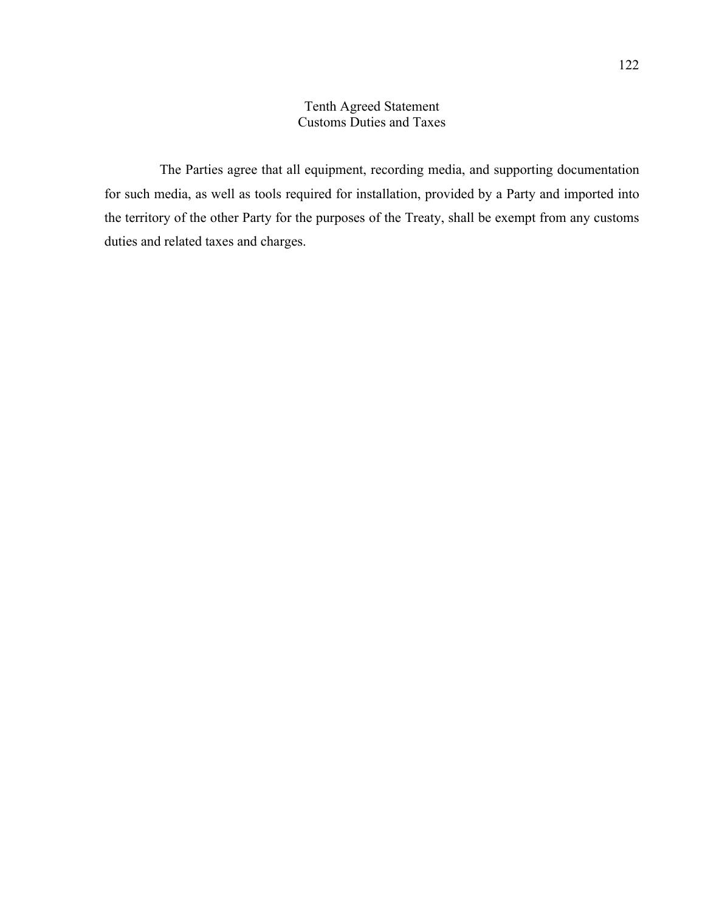## Tenth Agreed Statement
## Customs Duties and Taxes

The Parties agree that all equipment, recording media, and supporting documentation for such media, as well as tools required for installation, provided by a Party and imported into the territory of the other Party for the purposes of the Treaty, shall be exempt from any customs duties and related taxes and charges.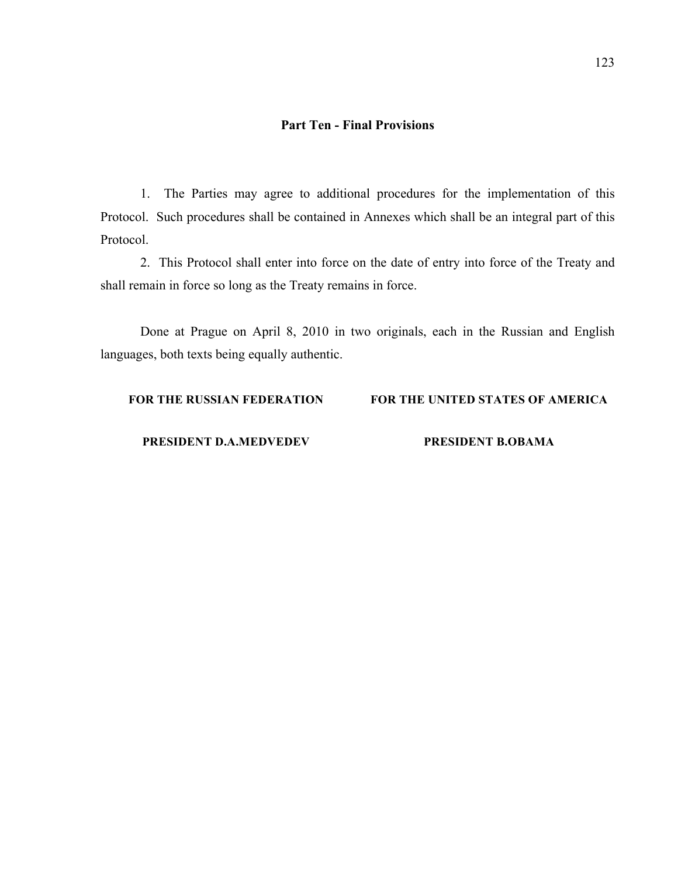## Part Ten - Final Provisions

1. The Parties may agree to additional procedures for the implementation of this Protocol. Such procedures shall be contained in Annexes which shall be an integral part of this Protocol.

2. This Protocol shall enter into force on the date of entry into force of the Treaty and shall remain in force so long as the Treaty remains in force.

Done at Prague on April 8, 2010 in two originals, each in the Russian and English languages, both texts being equally authentic.

| | |
|---|---|
| **FOR THE RUSSIAN FEDERATION** | **FOR THE UNITED STATES OF AMERICA** |
| **PRESIDENT D.A.MEDVEDEV** | **PRESIDENT B.OBAMA** |